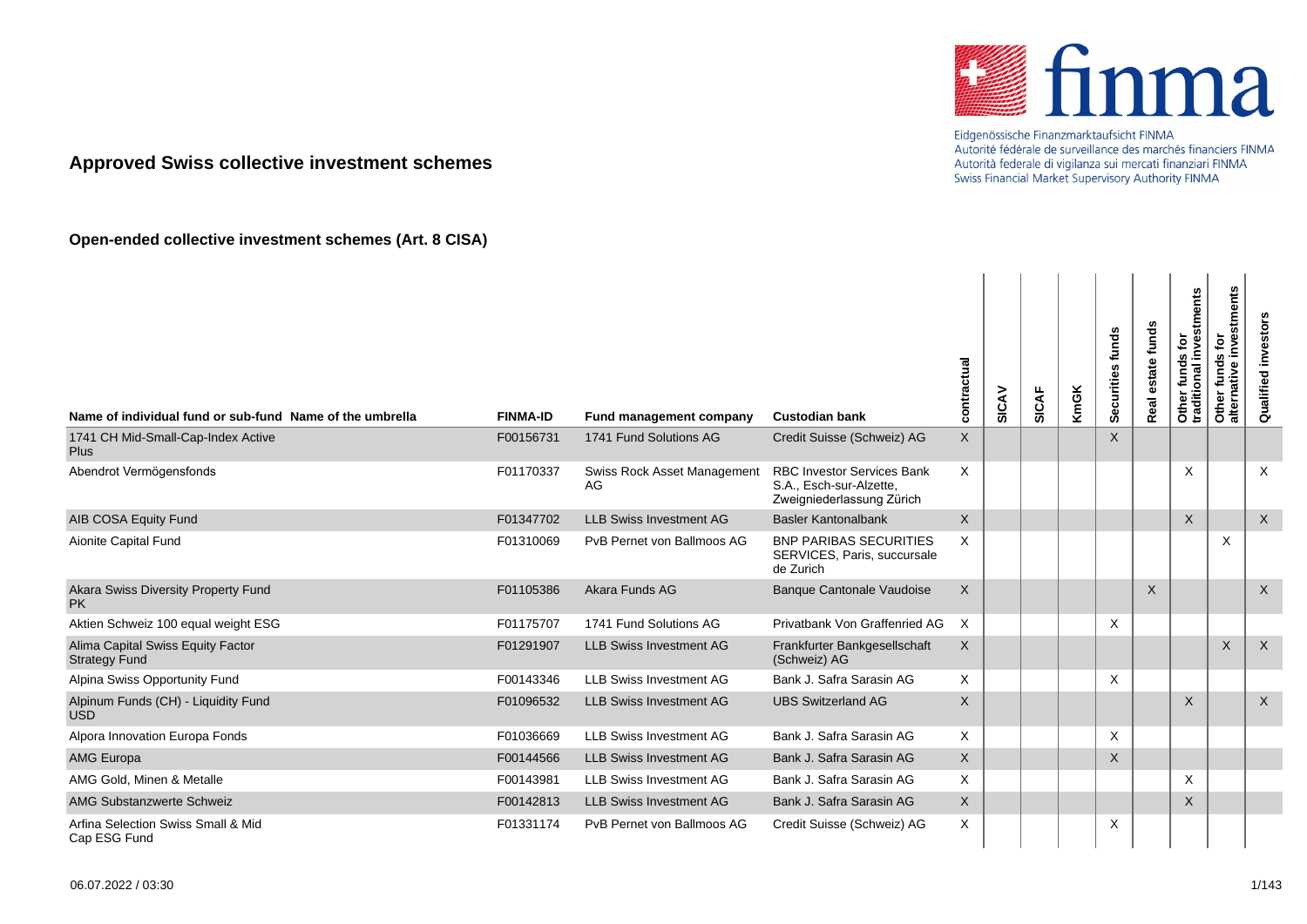Eidgenössische Finanzmarktaufsicht FINMA
Autorité fédérale de surveillance des marchés financiers FINMA
Autorità federale di vigilanza sui mercati finanziari FINMA
Swiss Financial Market Supervisory Authority FINMA

# Approved Swiss collective investment schemes

## Open-ended collective investment schemes (Art. 8 CISA)

| Name of individual fund or sub-fund | Name of the umbrella | FINMA-ID | Fund management company | Custodian bank | contractual | SICAV | SICAF | KmGK | Securities funds | Real estate funds | Other funds for traditional investments | Other funds for alternative investments | Qualified investors |
|---|---|---|---|---|---|---|---|---|---|---|---|---|---|
| 1741 CH Mid-Small-Cap-Index Active Plus | | F00156731 | 1741 Fund Solutions AG | Credit Suisse (Schweiz) AG | X | | | | X | | | | |
| Abendrot Vermögensfonds | | F01170337 | Swiss Rock Asset Management AG | RBC Investor Services Bank S.A., Esch-sur-Alzette, Zweigniederlassung Zürich | X | | | | | | X | | X |
| AIB COSA Equity Fund | | F01347702 | LLB Swiss Investment AG | Basler Kantonalbank | X | | | | | | X | | X |
| Aionite Capital Fund | | F01310069 | PvB Pernet von Ballmoos AG | BNP PARIBAS SECURITIES SERVICES, Paris, succursale de Zurich | X | | | | | | | X | |
| Akara Swiss Diversity Property Fund PK | | F01105386 | Akara Funds AG | Banque Cantonale Vaudoise | X | | | | | X | | | X |
| Aktien Schweiz 100 equal weight ESG | | F01175707 | 1741 Fund Solutions AG | Privatbank Von Graffenried AG | X | | | | X | | | | |
| Alima Capital Swiss Equity Factor Strategy Fund | | F01291907 | LLB Swiss Investment AG | Frankfurter Bankgesellschaft (Schweiz) AG | X | | | | | | | X | X |
| Alpina Swiss Opportunity Fund | | F00143346 | LLB Swiss Investment AG | Bank J. Safra Sarasin AG | X | | | | X | | | | |
| Alpinum Funds (CH) - Liquidity Fund USD | | F01096532 | LLB Swiss Investment AG | UBS Switzerland AG | X | | | | | | X | | X |
| Alpora Innovation Europa Fonds | | F01036669 | LLB Swiss Investment AG | Bank J. Safra Sarasin AG | X | | | | X | | | | |
| AMG Europa | | F00144566 | LLB Swiss Investment AG | Bank J. Safra Sarasin AG | X | | | | X | | | | |
| AMG Gold, Minen & Metalle | | F00143981 | LLB Swiss Investment AG | Bank J. Safra Sarasin AG | X | | | | | | X | | |
| AMG Substanzwerte Schweiz | | F00142813 | LLB Swiss Investment AG | Bank J. Safra Sarasin AG | X | | | | | | X | | |
| Arfina Selection Swiss Small & Mid Cap ESG Fund | | F01331174 | PvB Pernet von Ballmoos AG | Credit Suisse (Schweiz) AG | X | | | | X | | | | |

06.07.2022 / 03:30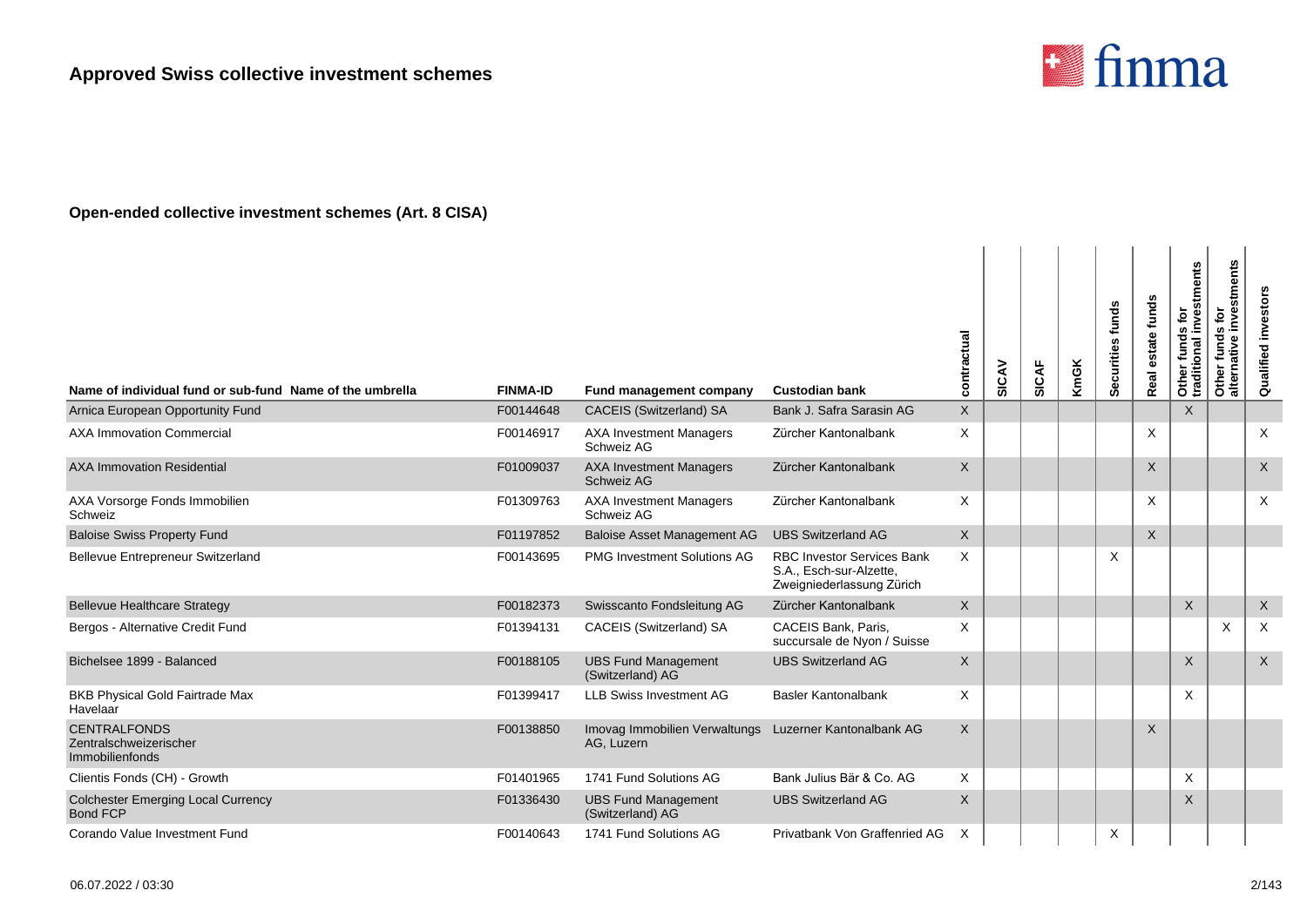# Approved Swiss collective investment schemes

## Open-ended collective investment schemes (Art. 8 CISA)

| Name of individual fund or sub-fund | Name of the umbrella | FINMA-ID | Fund management company | Custodian bank | contractual | SICAV | SICAF | KmGK | Securities funds | Real estate funds | Other funds for traditional investments | Other funds for alternative investments | Qualified investors |
|---|---|---|---|---|---|---|---|---|---|---|---|---|---|
| Arnica European Opportunity Fund | | F00144648 | CACEIS (Switzerland) SA | Bank J. Safra Sarasin AG | X | | | | | | X | | |
| AXA Immovation Commercial | | F00146917 | AXA Investment Managers Schweiz AG | Zürcher Kantonalbank | X | | | | | X | | | X |
| AXA Immovation Residential | | F01009037 | AXA Investment Managers Schweiz AG | Zürcher Kantonalbank | X | | | | | X | | | X |
| AXA Vorsorge Fonds Immobilien Schweiz | | F01309763 | AXA Investment Managers Schweiz AG | Zürcher Kantonalbank | X | | | | | X | | | X |
| Baloise Swiss Property Fund | | F01197852 | Baloise Asset Management AG | UBS Switzerland AG | X | | | | | X | | | |
| Bellevue Entrepreneur Switzerland | | F00143695 | PMG Investment Solutions AG | RBC Investor Services Bank S.A., Esch-sur-Alzette, Zweigniederlassung Zürich | X | | | | X | | | | |
| Bellevue Healthcare Strategy | | F00182373 | Swisscanto Fondsleitung AG | Zürcher Kantonalbank | X | | | | | | X | | X |
| Bergos - Alternative Credit Fund | | F01394131 | CACEIS (Switzerland) SA | CACEIS Bank, Paris, succursale de Nyon / Suisse | X | | | | | | | X | X |
| Bichelsee 1899 - Balanced | | F00188105 | UBS Fund Management (Switzerland) AG | UBS Switzerland AG | X | | | | | | X | | X |
| BKB Physical Gold Fairtrade Max Havelaar | | F01399417 | LLB Swiss Investment AG | Basler Kantonalbank | X | | | | | | X | | |
| CENTRALFONDS Zentralschweizerischer Immobilienfonds | | F00138850 | Imovag Immobilien Verwaltungs AG, Luzern | Luzerner Kantonalbank AG | X | | | | | X | | | |
| Clientis Fonds (CH) - Growth | | F01401965 | 1741 Fund Solutions AG | Bank Julius Bär & Co. AG | X | | | | | | X | | |
| Colchester Emerging Local Currency Bond FCP | | F01336430 | UBS Fund Management (Switzerland) AG | UBS Switzerland AG | X | | | | | | X | | |
| Corando Value Investment Fund | | F00140643 | 1741 Fund Solutions AG | Privatbank Von Graffenried AG | X | | | | X | | | | |

06.07.2022 / 03:30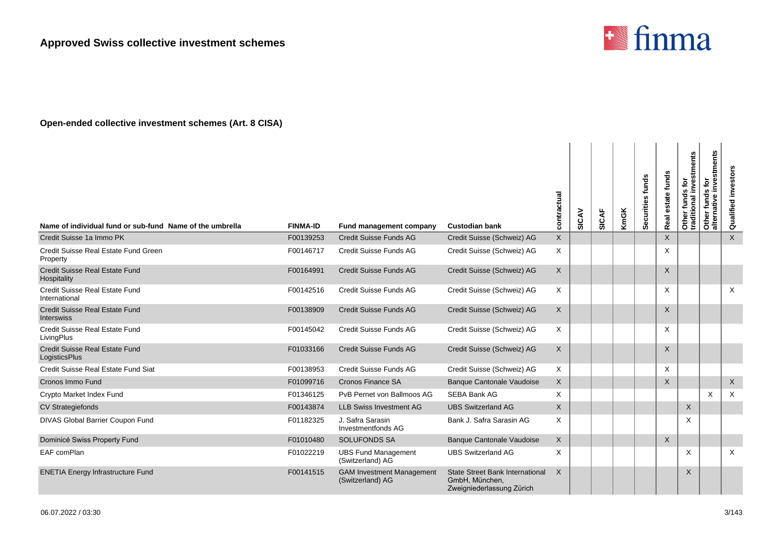# Approved Swiss collective investment schemes

## Open-ended collective investment schemes (Art. 8 CISA)

| Name of individual fund or sub-fund | Name of the umbrella | FINMA-ID | Fund management company | Custodian bank | contractual | SICAV | SICAF | KmGK | Securities funds | Real estate funds | Other funds for traditional investments | Other funds for alternative investments | Qualified investors |
|---|---|---|---|---|---|---|---|---|---|---|---|---|---|
| Credit Suisse 1a Immo PK | | F00139253 | Credit Suisse Funds AG | Credit Suisse (Schweiz) AG | X | | | | | X | | | X |
| Credit Suisse Real Estate Fund Green Property | | F00146717 | Credit Suisse Funds AG | Credit Suisse (Schweiz) AG | X | | | | | X | | | |
| Credit Suisse Real Estate Fund Hospitality | | F00164991 | Credit Suisse Funds AG | Credit Suisse (Schweiz) AG | X | | | | | X | | | |
| Credit Suisse Real Estate Fund International | | F00142516 | Credit Suisse Funds AG | Credit Suisse (Schweiz) AG | X | | | | | X | | | X |
| Credit Suisse Real Estate Fund Interswiss | | F00138909 | Credit Suisse Funds AG | Credit Suisse (Schweiz) AG | X | | | | | X | | | |
| Credit Suisse Real Estate Fund LivingPlus | | F00145042 | Credit Suisse Funds AG | Credit Suisse (Schweiz) AG | X | | | | | X | | | |
| Credit Suisse Real Estate Fund LogisticsPlus | | F01033166 | Credit Suisse Funds AG | Credit Suisse (Schweiz) AG | X | | | | | X | | | |
| Credit Suisse Real Estate Fund Siat | | F00138953 | Credit Suisse Funds AG | Credit Suisse (Schweiz) AG | X | | | | | X | | | |
| Cronos Immo Fund | | F01099716 | Cronos Finance SA | Banque Cantonale Vaudoise | X | | | | | X | | | X |
| Crypto Market Index Fund | | F01346125 | PvB Pernet von Ballmoos AG | SEBA Bank AG | X | | | | | | | X | X |
| CV Strategiefonds | | F00143874 | LLB Swiss Investment AG | UBS Switzerland AG | X | | | | | | X | | |
| DIVAS Global Barrier Coupon Fund | | F01182325 | J. Safra Sarasin Investmentfonds AG | Bank J. Safra Sarasin AG | X | | | | | | X | | |
| Dominicé Swiss Property Fund | | F01010480 | SOLUFONDS SA | Banque Cantonale Vaudoise | X | | | | | X | | | |
| EAF comPlan | | F01022219 | UBS Fund Management (Switzerland) AG | UBS Switzerland AG | X | | | | | | X | | X |
| ENETIA Energy Infrastructure Fund | | F00141515 | GAM Investment Management (Switzerland) AG | State Street Bank International GmbH, München, Zweigniederlassung Zürich | X | | | | | | X | | |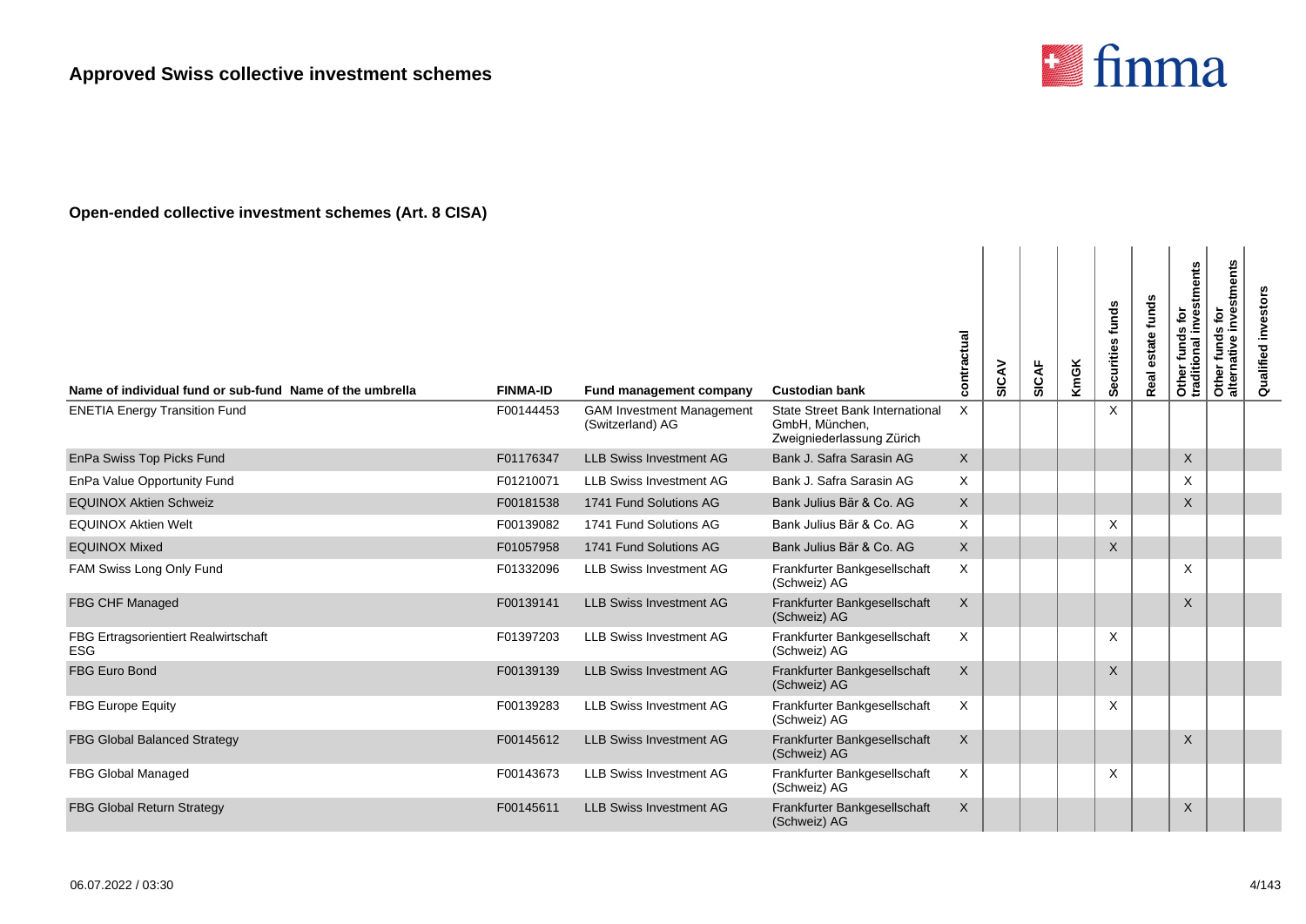# Approved Swiss collective investment schemes

## Open-ended collective investment schemes (Art. 8 CISA)

| Name of individual fund or sub-fund | Name of the umbrella | FINMA-ID | Fund management company | Custodian bank | contractual | SICAV | SICAF | KmGK | Securities funds | Real estate funds | Other funds for traditional investments | Other funds for alternative investments | Qualified investors |
|---|---|---|---|---|---|---|---|---|---|---|---|---|---|
| ENETIA Energy Transition Fund | | F00144453 | GAM Investment Management (Switzerland) AG | State Street Bank International GmbH, München, Zweigniederlassung Zürich | X | | | | X | | | | |
| EnPa Swiss Top Picks Fund | | F01176347 | LLB Swiss Investment AG | Bank J. Safra Sarasin AG | X | | | | | | X | | |
| EnPa Value Opportunity Fund | | F01210071 | LLB Swiss Investment AG | Bank J. Safra Sarasin AG | X | | | | | | X | | |
| EQUINOX Aktien Schweiz | | F00181538 | 1741 Fund Solutions AG | Bank Julius Bär & Co. AG | X | | | | | | X | | |
| EQUINOX Aktien Welt | | F00139082 | 1741 Fund Solutions AG | Bank Julius Bär & Co. AG | X | | | | X | | | | |
| EQUINOX Mixed | | F01057958 | 1741 Fund Solutions AG | Bank Julius Bär & Co. AG | X | | | | X | | | | |
| FAM Swiss Long Only Fund | | F01332096 | LLB Swiss Investment AG | Frankfurter Bankgesellschaft (Schweiz) AG | X | | | | | | X | | |
| FBG CHF Managed | | F00139141 | LLB Swiss Investment AG | Frankfurter Bankgesellschaft (Schweiz) AG | X | | | | | | X | | |
| FBG Ertragsorientiert Realwirtschaft ESG | | F01397203 | LLB Swiss Investment AG | Frankfurter Bankgesellschaft (Schweiz) AG | X | | | | X | | | | |
| FBG Euro Bond | | F00139139 | LLB Swiss Investment AG | Frankfurter Bankgesellschaft (Schweiz) AG | X | | | | X | | | | |
| FBG Europe Equity | | F00139283 | LLB Swiss Investment AG | Frankfurter Bankgesellschaft (Schweiz) AG | X | | | | X | | | | |
| FBG Global Balanced Strategy | | F00145612 | LLB Swiss Investment AG | Frankfurter Bankgesellschaft (Schweiz) AG | X | | | | | | X | | |
| FBG Global Managed | | F00143673 | LLB Swiss Investment AG | Frankfurter Bankgesellschaft (Schweiz) AG | X | | | | X | | | | |
| FBG Global Return Strategy | | F00145611 | LLB Swiss Investment AG | Frankfurter Bankgesellschaft (Schweiz) AG | X | | | | | | X | | |

06.07.2022 / 03:30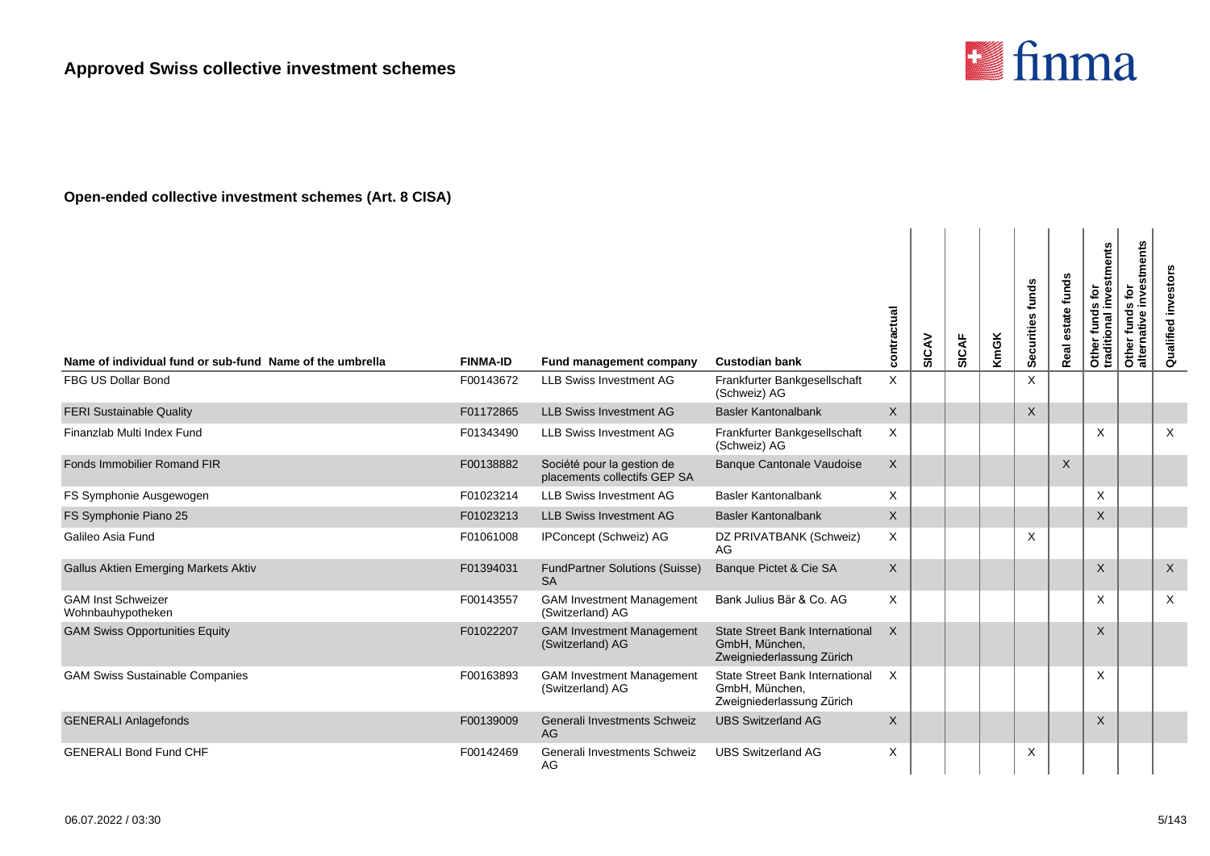# Approved Swiss collective investment schemes

## Open-ended collective investment schemes (Art. 8 CISA)

| Name of individual fund or sub-fund | Name of the umbrella | FINMA-ID | Fund management company | Custodian bank | contractual | SICAV | SICAF | KmGK | Securities funds | Real estate funds | Other funds for traditional investments | Other funds for alternative investments | Qualified investors |
|---|---|---|---|---|---|---|---|---|---|---|---|---|---|
| FBG US Dollar Bond | | F00143672 | LLB Swiss Investment AG | Frankfurter Bankgesellschaft (Schweiz) AG | X | | | | X | | | | |
| FERI Sustainable Quality | | F01172865 | LLB Swiss Investment AG | Basler Kantonalbank | X | | | | X | | | | |
| Finanzlab Multi Index Fund | | F01343490 | LLB Swiss Investment AG | Frankfurter Bankgesellschaft (Schweiz) AG | X | | | | | | X | | X |
| Fonds Immobilier Romand FIR | | F00138882 | Société pour la gestion de placements collectifs GEP SA | Banque Cantonale Vaudoise | X | | | | | X | | | |
| FS Symphonie Ausgewogen | | F01023214 | LLB Swiss Investment AG | Basler Kantonalbank | X | | | | | | X | | |
| FS Symphonie Piano 25 | | F01023213 | LLB Swiss Investment AG | Basler Kantonalbank | X | | | | | | X | | |
| Galileo Asia Fund | | F01061008 | IPConcept (Schweiz) AG | DZ PRIVATBANK (Schweiz) AG | X | | | | X | | | | |
| Gallus Aktien Emerging Markets Aktiv | | F01394031 | FundPartner Solutions (Suisse) SA | Banque Pictet & Cie SA | X | | | | | | X | | X |
| GAM Inst Schweizer Wohnbauhypotheken | | F00143557 | GAM Investment Management (Switzerland) AG | Bank Julius Bär & Co. AG | X | | | | | | X | | X |
| GAM Swiss Opportunities Equity | | F01022207 | GAM Investment Management (Switzerland) AG | State Street Bank International GmbH, München, Zweigniederlassung Zürich | X | | | | | | X | | |
| GAM Swiss Sustainable Companies | | F00163893 | GAM Investment Management (Switzerland) AG | State Street Bank International GmbH, München, Zweigniederlassung Zürich | X | | | | | | X | | |
| GENERALI Anlagefonds | | F00139009 | Generali Investments Schweiz AG | UBS Switzerland AG | X | | | | | | X | | |
| GENERALI Bond Fund CHF | | F00142469 | Generali Investments Schweiz AG | UBS Switzerland AG | X | | | | X | | | | |

06.07.2022 / 03:30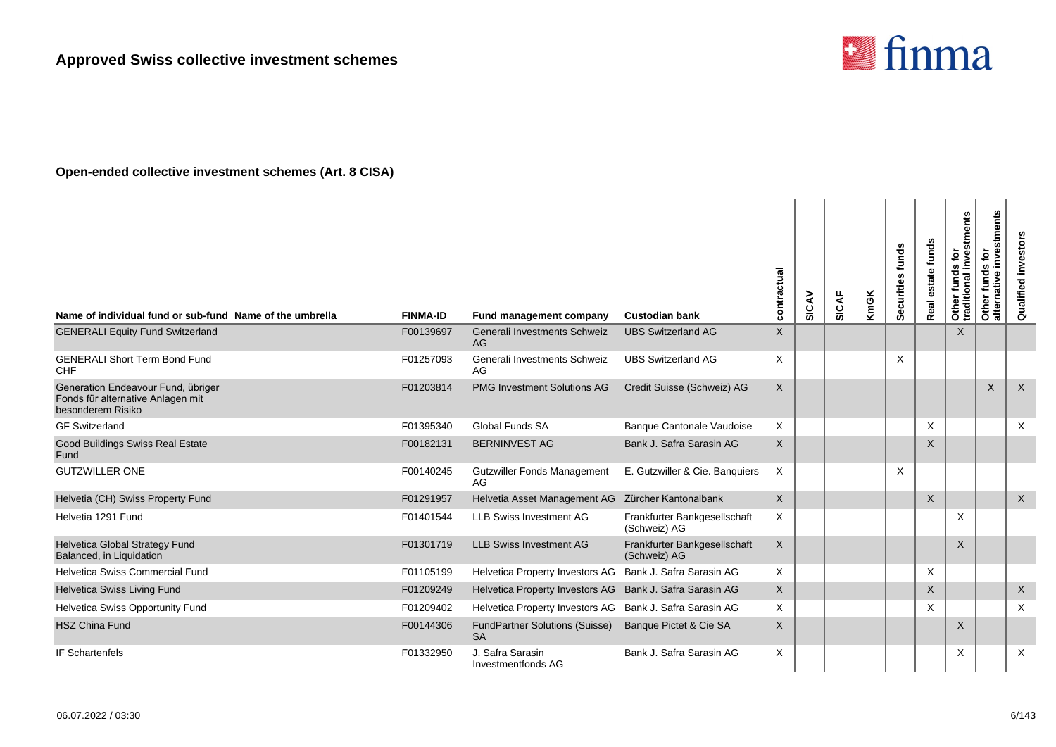# Approved Swiss collective investment schemes

## Open-ended collective investment schemes (Art. 8 CISA)

| Name of individual fund or sub-fund | Name of the umbrella | FINMA-ID | Fund management company | Custodian bank | contractual | SICAV | SICAF | KmGK | Securities funds | Real estate funds | Other funds for traditional investments | Other funds for alternative investments | Qualified investors |
|---|---|---|---|---|---|---|---|---|---|---|---|---|---|
| GENERALI Equity Fund Switzerland | | F00139697 | Generali Investments Schweiz AG | UBS Switzerland AG | X | | | | | | X | | |
| GENERALI Short Term Bond Fund CHF | | F01257093 | Generali Investments Schweiz AG | UBS Switzerland AG | X | | | | X | | | | |
| Generation Endeavour Fund, übriger Fonds für alternative Anlagen mit besonderem Risiko | | F01203814 | PMG Investment Solutions AG | Credit Suisse (Schweiz) AG | X | | | | | | | X | X |
| GF Switzerland | | F01395340 | Global Funds SA | Banque Cantonale Vaudoise | X | | | | | X | | | X |
| Good Buildings Swiss Real Estate Fund | | F00182131 | BERNINVEST AG | Bank J. Safra Sarasin AG | X | | | | | X | | | |
| GUTZWILLER ONE | | F00140245 | Gutzwiller Fonds Management AG | E. Gutzwiller & Cie. Banquiers | X | | | | X | | | | |
| Helvetia (CH) Swiss Property Fund | | F01291957 | Helvetia Asset Management AG | Zürcher Kantonalbank | X | | | | | X | | | X |
| Helvetia 1291 Fund | | F01401544 | LLB Swiss Investment AG | Frankfurter Bankgesellschaft (Schweiz) AG | X | | | | | | X | | |
| Helvetica Global Strategy Fund Balanced, in Liquidation | | F01301719 | LLB Swiss Investment AG | Frankfurter Bankgesellschaft (Schweiz) AG | X | | | | | | X | | |
| Helvetica Swiss Commercial Fund | | F01105199 | Helvetica Property Investors AG | Bank J. Safra Sarasin AG | X | | | | | X | | | |
| Helvetica Swiss Living Fund | | F01209249 | Helvetica Property Investors AG | Bank J. Safra Sarasin AG | X | | | | | X | | | X |
| Helvetica Swiss Opportunity Fund | | F01209402 | Helvetica Property Investors AG | Bank J. Safra Sarasin AG | X | | | | | X | | | X |
| HSZ China Fund | | F00144306 | FundPartner Solutions (Suisse) SA | Banque Pictet & Cie SA | X | | | | | | X | | |
| IF Schartenfels | | F01332950 | J. Safra Sarasin Investmentfonds AG | Bank J. Safra Sarasin AG | X | | | | | | X | | X |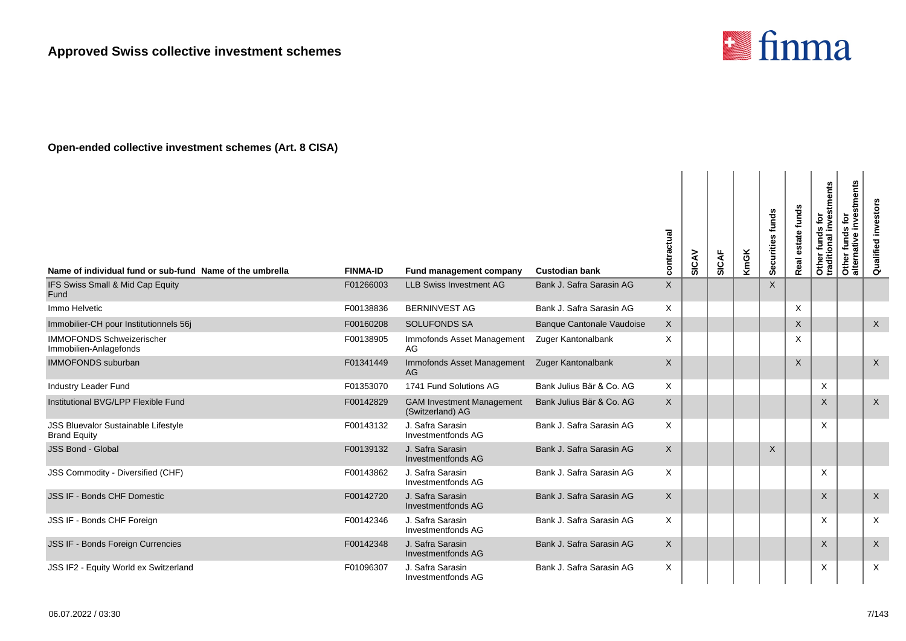## Approved Swiss collective investment schemes

### Open-ended collective investment schemes (Art. 8 CISA)

| Name of individual fund or sub-fund | Name of the umbrella | FINMA-ID | Fund management company | Custodian bank | contractual | SICAV | SICAF | KmGK | Securities funds | Real estate funds | Other funds for traditional investments | Other funds for alternative investments | Qualified investors |
|---|---|---|---|---|---|---|---|---|---|---|---|---|---|
| IFS Swiss Small & Mid Cap Equity Fund | | F01266003 | LLB Swiss Investment AG | Bank J. Safra Sarasin AG | X | | | | X | | | | |
| Immo Helvetic | | F00138836 | BERNINVEST AG | Bank J. Safra Sarasin AG | X | | | | | X | | | |
| Immobilier-CH pour Institutionnels 56j | | F00160208 | SOLUFONDS SA | Banque Cantonale Vaudoise | X | | | | | X | | | X |
| IMMOFONDS Schweizerischer Immobilien-Anlagefonds | | F00138905 | Immofonds Asset Management AG | Zuger Kantonalbank | X | | | | | X | | | |
| IMMOFONDS suburban | | F01341449 | Immofonds Asset Management AG | Zuger Kantonalbank | X | | | | | X | | | X |
| Industry Leader Fund | | F01353070 | 1741 Fund Solutions AG | Bank Julius Bär & Co. AG | X | | | | | | X | | |
| Institutional BVG/LPP Flexible Fund | | F00142829 | GAM Investment Management (Switzerland) AG | Bank Julius Bär & Co. AG | X | | | | | | X | | X |
| JSS Bluevalor Sustainable Lifestyle Brand Equity | | F00143132 | J. Safra Sarasin Investmentfonds AG | Bank J. Safra Sarasin AG | X | | | | | | X | | |
| JSS Bond - Global | | F00139132 | J. Safra Sarasin Investmentfonds AG | Bank J. Safra Sarasin AG | X | | | | X | | | | |
| JSS Commodity - Diversified (CHF) | | F00143862 | J. Safra Sarasin Investmentfonds AG | Bank J. Safra Sarasin AG | X | | | | | | X | | |
| JSS IF - Bonds CHF Domestic | | F00142720 | J. Safra Sarasin Investmentfonds AG | Bank J. Safra Sarasin AG | X | | | | | | X | | X |
| JSS IF - Bonds CHF Foreign | | F00142346 | J. Safra Sarasin Investmentfonds AG | Bank J. Safra Sarasin AG | X | | | | | | X | | X |
| JSS IF - Bonds Foreign Currencies | | F00142348 | J. Safra Sarasin Investmentfonds AG | Bank J. Safra Sarasin AG | X | | | | | | X | | X |
| JSS IF2 - Equity World ex Switzerland | | F01096307 | J. Safra Sarasin Investmentfonds AG | Bank J. Safra Sarasin AG | X | | | | | | X | | X |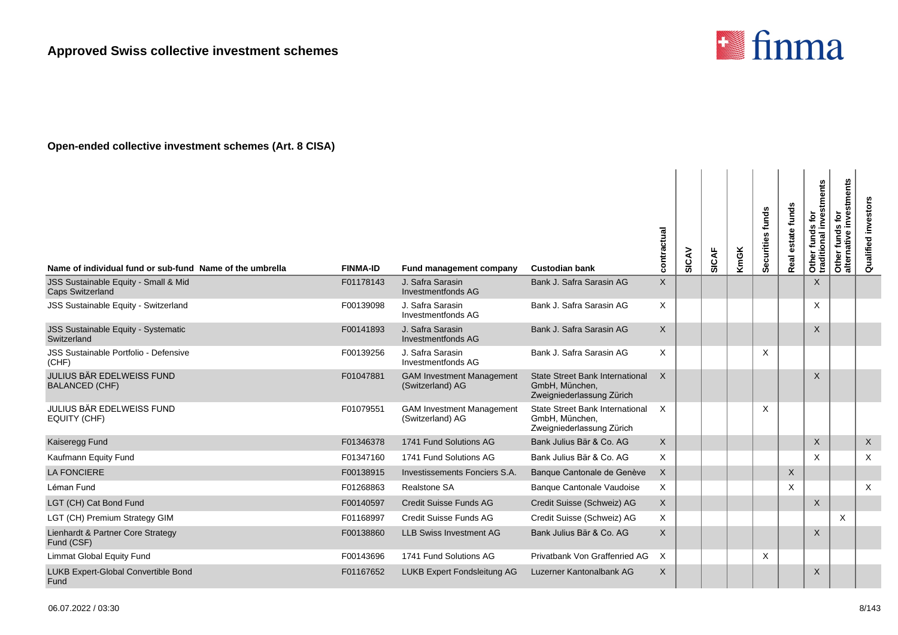## Approved Swiss collective investment schemes

### Open-ended collective investment schemes (Art. 8 CISA)

| Name of individual fund or sub-fund | Name of the umbrella | FINMA-ID | Fund management company | Custodian bank | contractual | SICAV | SICAF | KmGK | Securities funds | Real estate funds | Other funds for traditional investments | Other funds for alternative investments | Qualified investors |
|---|---|---|---|---|---|---|---|---|---|---|---|---|---|
| JSS Sustainable Equity - Small & Mid Caps Switzerland | | F01178143 | J. Safra Sarasin Investmentfonds AG | Bank J. Safra Sarasin AG | X | | | | | | X | | |
| JSS Sustainable Equity - Switzerland | | F00139098 | J. Safra Sarasin Investmentfonds AG | Bank J. Safra Sarasin AG | X | | | | | | X | | |
| JSS Sustainable Equity - Systematic Switzerland | | F00141893 | J. Safra Sarasin Investmentfonds AG | Bank J. Safra Sarasin AG | X | | | | | | X | | |
| JSS Sustainable Portfolio - Defensive (CHF) | | F00139256 | J. Safra Sarasin Investmentfonds AG | Bank J. Safra Sarasin AG | X | | | | X | | | | |
| JULIUS BÄR EDELWEISS FUND BALANCED (CHF) | | F01047881 | GAM Investment Management (Switzerland) AG | State Street Bank International GmbH, München, Zweigniederlassung Zürich | X | | | | | | X | | |
| JULIUS BÄR EDELWEISS FUND EQUITY (CHF) | | F01079551 | GAM Investment Management (Switzerland) AG | State Street Bank International GmbH, München, Zweigniederlassung Zürich | X | | | | X | | | | |
| Kaiseregg Fund | | F01346378 | 1741 Fund Solutions AG | Bank Julius Bär & Co. AG | X | | | | | | X | | X |
| Kaufmann Equity Fund | | F01347160 | 1741 Fund Solutions AG | Bank Julius Bär & Co. AG | X | | | | | | X | | X |
| LA FONCIERE | | F00138915 | Investissements Fonciers S.A. | Banque Cantonale de Genève | X | | | | | X | | | |
| Léman Fund | | F01268863 | Realstone SA | Banque Cantonale Vaudoise | X | | | | | X | | | X |
| LGT (CH) Cat Bond Fund | | F00140597 | Credit Suisse Funds AG | Credit Suisse (Schweiz) AG | X | | | | | | X | | |
| LGT (CH) Premium Strategy GIM | | F01168997 | Credit Suisse Funds AG | Credit Suisse (Schweiz) AG | X | | | | | | | X | |
| Lienhardt & Partner Core Strategy Fund (CSF) | | F00138860 | LLB Swiss Investment AG | Bank Julius Bär & Co. AG | X | | | | | | X | | |
| Limmat Global Equity Fund | | F00143696 | 1741 Fund Solutions AG | Privatbank Von Graffenried AG | X | | | | X | | | | |
| LUKB Expert-Global Convertible Bond Fund | | F01167652 | LUKB Expert Fondsleitung AG | Luzerner Kantonalbank AG | X | | | | | | X | | |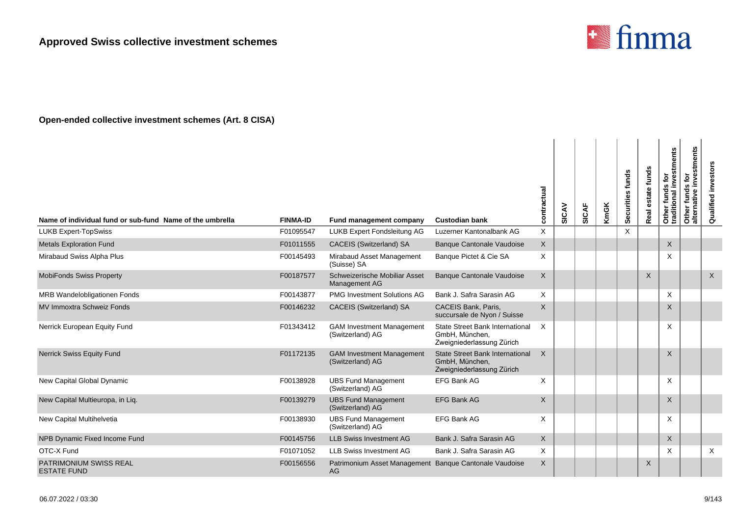## Approved Swiss collective investment schemes

### Open-ended collective investment schemes (Art. 8 CISA)

| Name of individual fund or sub-fund Name of the umbrella | FINMA-ID | Fund management company | Custodian bank | contractual | SICAV | SICAF | KmGK | Securities funds | Real estate funds | Other funds for traditional investments | Other funds for alternative investments | Qualified investors |
|---|---|---|---|---|---|---|---|---|---|---|---|---|
| LUKB Expert-TopSwiss | F01095547 | LUKB Expert Fondsleitung AG | Luzerner Kantonalbank AG | X | | | | X | | | | |
| Metals Exploration Fund | F01011555 | CACEIS (Switzerland) SA | Banque Cantonale Vaudoise | X | | | | | | X | | |
| Mirabaud Swiss Alpha Plus | F00145493 | Mirabaud Asset Management (Suisse) SA | Banque Pictet & Cie SA | X | | | | | | X | | |
| MobiFonds Swiss Property | F00187577 | Schweizerische Mobiliar Asset Management AG | Banque Cantonale Vaudoise | X | | | | | X | | | X |
| MRB Wandelobligationen Fonds | F00143877 | PMG Investment Solutions AG | Bank J. Safra Sarasin AG | X | | | | | | X | | |
| MV Immoxtra Schweiz Fonds | F00146232 | CACEIS (Switzerland) SA | CACEIS Bank, Paris, succursale de Nyon / Suisse | X | | | | | | X | | |
| Nerrick European Equity Fund | F01343412 | GAM Investment Management (Switzerland) AG | State Street Bank International GmbH, München, Zweigniederlassung Zürich | X | | | | | | X | | |
| Nerrick Swiss Equity Fund | F01172135 | GAM Investment Management (Switzerland) AG | State Street Bank International GmbH, München, Zweigniederlassung Zürich | X | | | | | | X | | |
| New Capital Global Dynamic | F00138928 | UBS Fund Management (Switzerland) AG | EFG Bank AG | X | | | | | | X | | |
| New Capital Multieuropa, in Liq. | F00139279 | UBS Fund Management (Switzerland) AG | EFG Bank AG | X | | | | | | X | | |
| New Capital Multihelvetia | F00138930 | UBS Fund Management (Switzerland) AG | EFG Bank AG | X | | | | | | X | | |
| NPB Dynamic Fixed Income Fund | F00145756 | LLB Swiss Investment AG | Bank J. Safra Sarasin AG | X | | | | | | X | | |
| OTC-X Fund | F01071052 | LLB Swiss Investment AG | Bank J. Safra Sarasin AG | X | | | | | | X | | X |
| PATRIMONIUM SWISS REAL ESTATE FUND | F00156556 | Patrimonium Asset Management AG | Banque Cantonale Vaudoise | X | | | | | X | | | |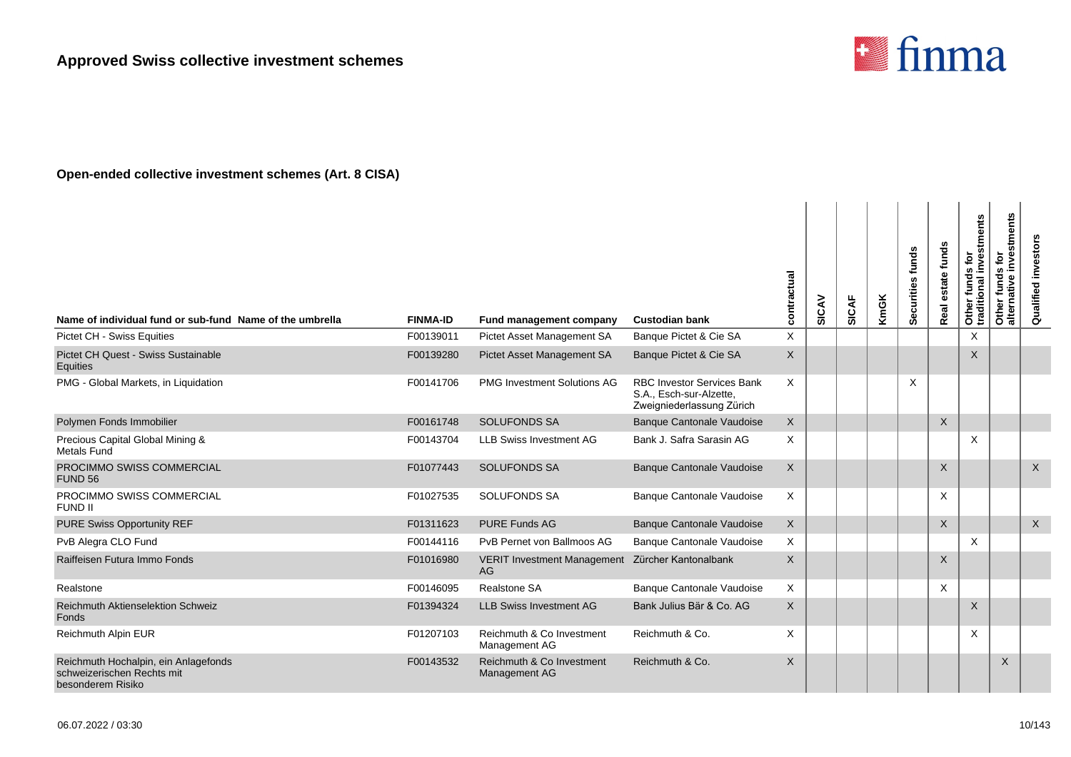# Approved Swiss collective investment schemes

## Open-ended collective investment schemes (Art. 8 CISA)

| Name of individual fund or sub-fund Name of the umbrella | FINMA-ID | Fund management company | Custodian bank | contractual | SICAV | SICAF | KmGK | Securities funds | Real estate funds | Other funds for traditional investments | Other funds for alternative investments | Qualified investors |
|---|---|---|---|---|---|---|---|---|---|---|---|---|
| Pictet CH - Swiss Equities | F00139011 | Pictet Asset Management SA | Banque Pictet & Cie SA | X | | | | | | X | | |
| Pictet CH Quest - Swiss Sustainable Equities | F00139280 | Pictet Asset Management SA | Banque Pictet & Cie SA | X | | | | | | X | | |
| PMG - Global Markets, in Liquidation | F00141706 | PMG Investment Solutions AG | RBC Investor Services Bank S.A., Esch-sur-Alzette, Zweigniederlassung Zürich | X | | | | X | | | | |
| Polymen Fonds Immobilier | F00161748 | SOLUFONDS SA | Banque Cantonale Vaudoise | X | | | | | X | | | |
| Precious Capital Global Mining & Metals Fund | F00143704 | LLB Swiss Investment AG | Bank J. Safra Sarasin AG | X | | | | | | X | | |
| PROCIMMO SWISS COMMERCIAL FUND 56 | F01077443 | SOLUFONDS SA | Banque Cantonale Vaudoise | X | | | | | X | | | X |
| PROCIMMO SWISS COMMERCIAL FUND II | F01027535 | SOLUFONDS SA | Banque Cantonale Vaudoise | X | | | | | X | | | |
| PURE Swiss Opportunity REF | F01311623 | PURE Funds AG | Banque Cantonale Vaudoise | X | | | | | X | | | X |
| PvB Alegra CLO Fund | F00144116 | PvB Pernet von Ballmoos AG | Banque Cantonale Vaudoise | X | | | | | | X | | |
| Raiffeisen Futura Immo Fonds | F01016980 | VERIT Investment Management AG | Zürcher Kantonalbank | X | | | | | X | | | |
| Realstone | F00146095 | Realstone SA | Banque Cantonale Vaudoise | X | | | | | X | | | |
| Reichmuth Aktienselektion Schweiz Fonds | F01394324 | LLB Swiss Investment AG | Bank Julius Bär & Co. AG | X | | | | | | X | | |
| Reichmuth Alpin EUR | F01207103 | Reichmuth & Co Investment Management AG | Reichmuth & Co. | X | | | | | | X | | |
| Reichmuth Hochalpin, ein Anlagefonds schweizerischen Rechts mit besonderem Risiko | F00143532 | Reichmuth & Co Investment Management AG | Reichmuth & Co. | X | | | | | | | X | |

06.07.2022 / 03:30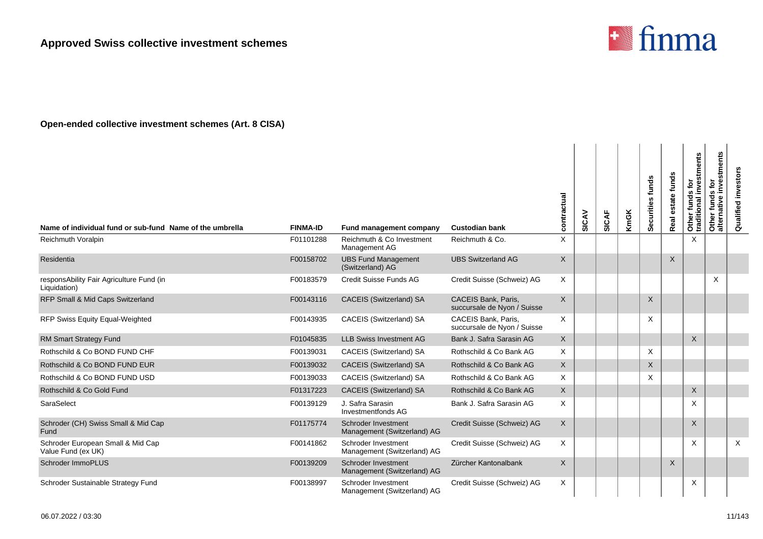# Approved Swiss collective investment schemes

## Open-ended collective investment schemes (Art. 8 CISA)

| Name of individual fund or sub-fund | Name of the umbrella | FINMA-ID | Fund management company | Custodian bank | contractual | SICAV | SICAF | KmGK | Securities funds | Real estate funds | Other funds for traditional investments | Other funds for alternative investments | Qualified investors |
|---|---|---|---|---|---|---|---|---|---|---|---|---|---|
| Reichmuth Voralpin | | F01101288 | Reichmuth & Co Investment Management AG | Reichmuth & Co. | X | | | | | | X | | |
| Residentia | | F00158702 | UBS Fund Management (Switzerland) AG | UBS Switzerland AG | X | | | | | X | | | |
| responsAbility Fair Agriculture Fund (in Liquidation) | | F00183579 | Credit Suisse Funds AG | Credit Suisse (Schweiz) AG | X | | | | | | | X | |
| RFP Small & Mid Caps Switzerland | | F00143116 | CACEIS (Switzerland) SA | CACEIS Bank, Paris, succursale de Nyon / Suisse | X | | | | X | | | | |
| RFP Swiss Equity Equal-Weighted | | F00143935 | CACEIS (Switzerland) SA | CACEIS Bank, Paris, succursale de Nyon / Suisse | X | | | | X | | | | |
| RM Smart Strategy Fund | | F01045835 | LLB Swiss Investment AG | Bank J. Safra Sarasin AG | X | | | | | | X | | |
| Rothschild & Co BOND FUND CHF | | F00139031 | CACEIS (Switzerland) SA | Rothschild & Co Bank AG | X | | | | X | | | | |
| Rothschild & Co BOND FUND EUR | | F00139032 | CACEIS (Switzerland) SA | Rothschild & Co Bank AG | X | | | | X | | | | |
| Rothschild & Co BOND FUND USD | | F00139033 | CACEIS (Switzerland) SA | Rothschild & Co Bank AG | X | | | | X | | | | |
| Rothschild & Co Gold Fund | | F01317223 | CACEIS (Switzerland) SA | Rothschild & Co Bank AG | X | | | | | | X | | |
| SaraSelect | | F00139129 | J. Safra Sarasin Investmentfonds AG | Bank J. Safra Sarasin AG | X | | | | | | X | | |
| Schroder (CH) Swiss Small & Mid Cap Fund | | F01175774 | Schroder Investment Management (Switzerland) AG | Credit Suisse (Schweiz) AG | X | | | | | | X | | |
| Schroder European Small & Mid Cap Value Fund (ex UK) | | F00141862 | Schroder Investment Management (Switzerland) AG | Credit Suisse (Schweiz) AG | X | | | | | | X | | X |
| Schroder ImmoPLUS | | F00139209 | Schroder Investment Management (Switzerland) AG | Zürcher Kantonalbank | X | | | | | X | | | |
| Schroder Sustainable Strategy Fund | | F00138997 | Schroder Investment Management (Switzerland) AG | Credit Suisse (Schweiz) AG | X | | | | | | X | | |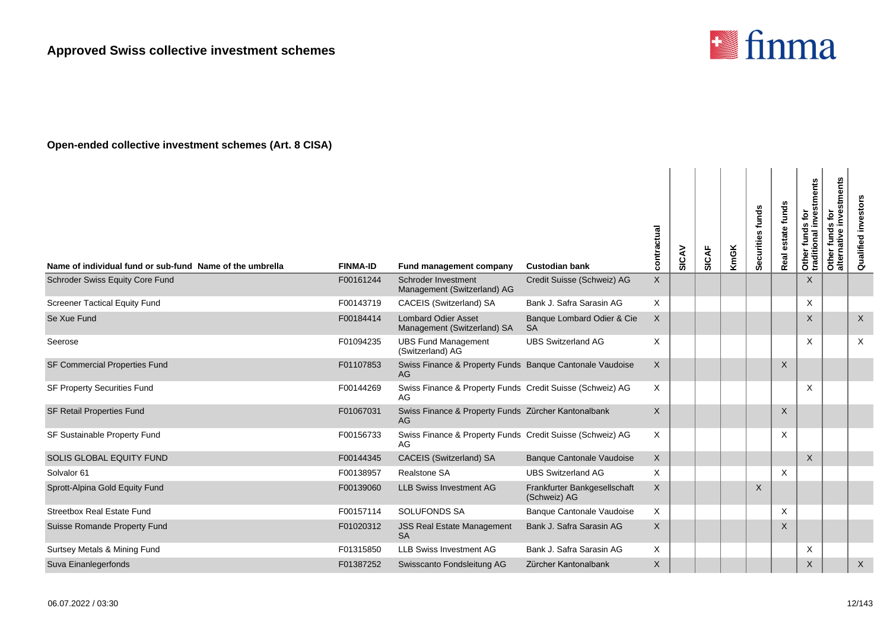# Approved Swiss collective investment schemes

## Open-ended collective investment schemes (Art. 8 CISA)

| Name of individual fund or sub-fund | Name of the umbrella | FINMA-ID | Fund management company | Custodian bank | contractual | SICAV | SICAF | KmGK | Securities funds | Real estate funds | Other funds for traditional investments | Other funds for alternative investments | Qualified investors |
|---|---|---|---|---|---|---|---|---|---|---|---|---|---|
| Schroder Swiss Equity Core Fund | | F00161244 | Schroder Investment Management (Switzerland) AG | Credit Suisse (Schweiz) AG | X | | | | | | X | | |
| Screener Tactical Equity Fund | | F00143719 | CACEIS (Switzerland) SA | Bank J. Safra Sarasin AG | X | | | | | | X | | |
| Se Xue Fund | | F00184414 | Lombard Odier Asset Management (Switzerland) SA | Banque Lombard Odier & Cie SA | X | | | | | | X | | X |
| Seerose | | F01094235 | UBS Fund Management (Switzerland) AG | UBS Switzerland AG | X | | | | | | X | | X |
| SF Commercial Properties Fund | | F01107853 | Swiss Finance & Property Funds AG | Banque Cantonale Vaudoise | X | | | | | X | | | |
| SF Property Securities Fund | | F00144269 | Swiss Finance & Property Funds AG | Credit Suisse (Schweiz) AG | X | | | | | | X | | |
| SF Retail Properties Fund | | F01067031 | Swiss Finance & Property Funds AG | Zürcher Kantonalbank | X | | | | | X | | | |
| SF Sustainable Property Fund | | F00156733 | Swiss Finance & Property Funds AG | Credit Suisse (Schweiz) AG | X | | | | | X | | | |
| SOLIS GLOBAL EQUITY FUND | | F00144345 | CACEIS (Switzerland) SA | Banque Cantonale Vaudoise | X | | | | | | X | | |
| Solvalor 61 | | F00138957 | Realstone SA | UBS Switzerland AG | X | | | | | X | | | |
| Sprott-Alpina Gold Equity Fund | | F00139060 | LLB Swiss Investment AG | Frankfurter Bankgesellschaft (Schweiz) AG | X | | | | X | | | | |
| Streetbox Real Estate Fund | | F00157114 | SOLUFONDS SA | Banque Cantonale Vaudoise | X | | | | | X | | | |
| Suisse Romande Property Fund | | F01020312 | JSS Real Estate Management SA | Bank J. Safra Sarasin AG | X | | | | | X | | | |
| Surtsey Metals & Mining Fund | | F01315850 | LLB Swiss Investment AG | Bank J. Safra Sarasin AG | X | | | | | | X | | |
| Suva Einanlegerfonds | | F01387252 | Swisscanto Fondsleitung AG | Zürcher Kantonalbank | X | | | | | | X | | X |

06.07.2022 / 03:30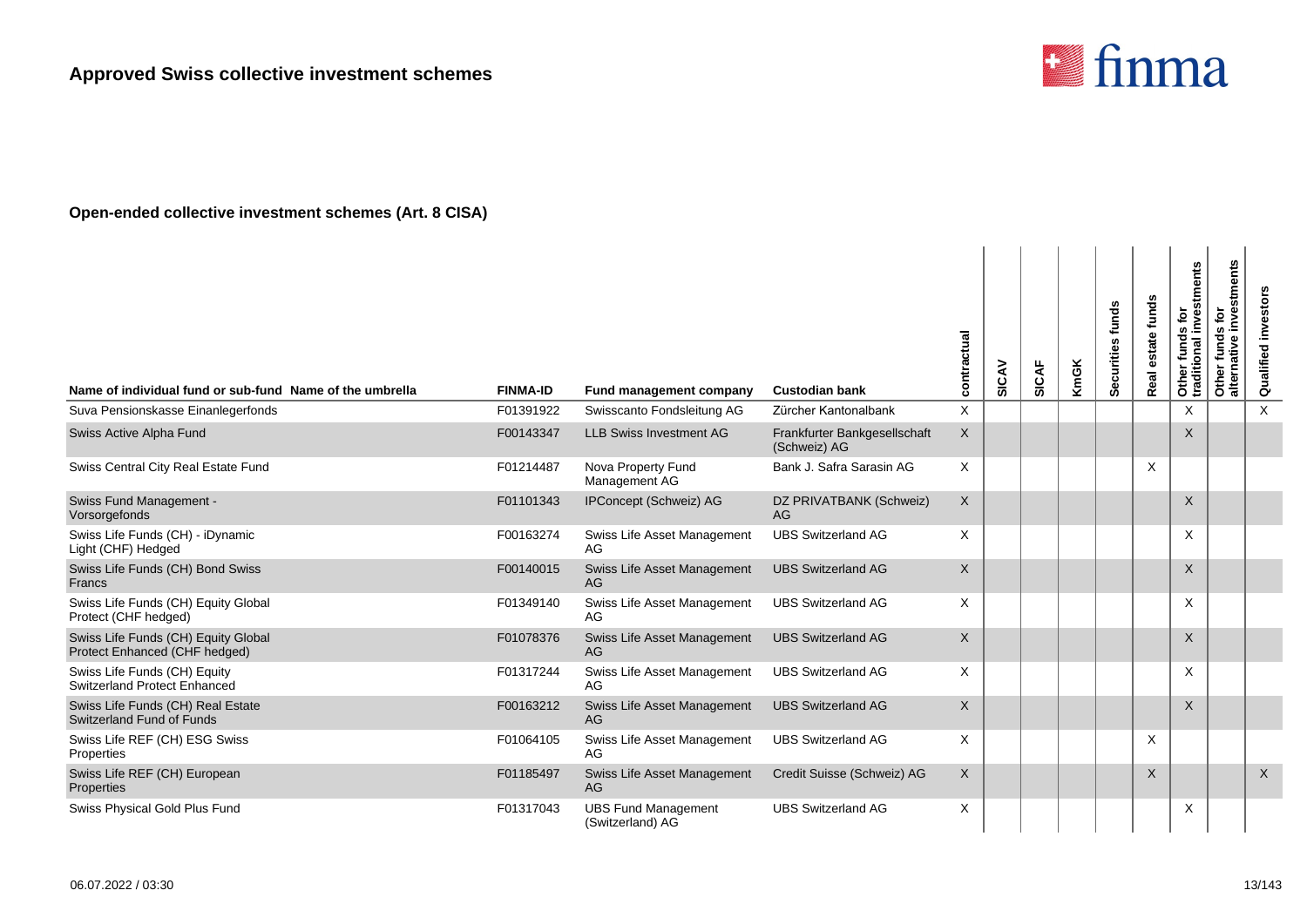# Approved Swiss collective investment schemes

## Open-ended collective investment schemes (Art. 8 CISA)

| Name of individual fund or sub-fund | Name of the umbrella | FINMA-ID | Fund management company | Custodian bank | contractual | SICAV | SICAF | KmGK | Securities funds | Real estate funds | Other funds for traditional investments | Other funds for alternative investments | Qualified investors |
|---|---|---|---|---|---|---|---|---|---|---|---|---|---|
| Suva Pensionskasse Einanlegerfonds | | F01391922 | Swisscanto Fondsleitung AG | Zürcher Kantonalbank | X | | | | | | X | | X |
| Swiss Active Alpha Fund | | F00143347 | LLB Swiss Investment AG | Frankfurter Bankgesellschaft (Schweiz) AG | X | | | | | | X | | |
| Swiss Central City Real Estate Fund | | F01214487 | Nova Property Fund Management AG | Bank J. Safra Sarasin AG | X | | | | | X | | | |
| Swiss Fund Management - Vorsorgefonds | | F01101343 | IPConcept (Schweiz) AG | DZ PRIVATBANK (Schweiz) AG | X | | | | | | X | | |
| Swiss Life Funds (CH) - iDynamic Light (CHF) Hedged | | F00163274 | Swiss Life Asset Management AG | UBS Switzerland AG | X | | | | | | X | | |
| Swiss Life Funds (CH) Bond Swiss Francs | | F00140015 | Swiss Life Asset Management AG | UBS Switzerland AG | X | | | | | | X | | |
| Swiss Life Funds (CH) Equity Global Protect (CHF hedged) | | F01349140 | Swiss Life Asset Management AG | UBS Switzerland AG | X | | | | | | X | | |
| Swiss Life Funds (CH) Equity Global Protect Enhanced (CHF hedged) | | F01078376 | Swiss Life Asset Management AG | UBS Switzerland AG | X | | | | | | X | | |
| Swiss Life Funds (CH) Equity Switzerland Protect Enhanced | | F01317244 | Swiss Life Asset Management AG | UBS Switzerland AG | X | | | | | | X | | |
| Swiss Life Funds (CH) Real Estate Switzerland Fund of Funds | | F00163212 | Swiss Life Asset Management AG | UBS Switzerland AG | X | | | | | | X | | |
| Swiss Life REF (CH) ESG Swiss Properties | | F01064105 | Swiss Life Asset Management AG | UBS Switzerland AG | X | | | | | X | | | |
| Swiss Life REF (CH) European Properties | | F01185497 | Swiss Life Asset Management AG | Credit Suisse (Schweiz) AG | X | | | | | X | | | X |
| Swiss Physical Gold Plus Fund | | F01317043 | UBS Fund Management (Switzerland) AG | UBS Switzerland AG | X | | | | | | X | | |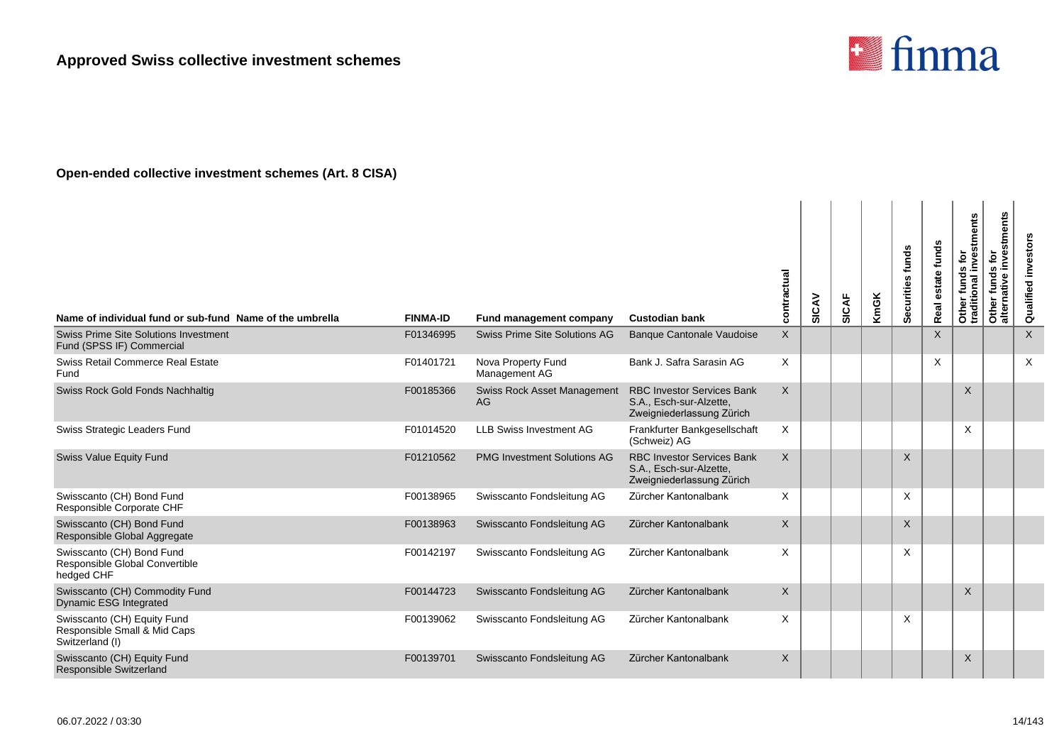## Approved Swiss collective investment schemes

### Open-ended collective investment schemes (Art. 8 CISA)

| Name of individual fund or sub-fund | Name of the umbrella | FINMA-ID | Fund management company | Custodian bank | contractual | SICAV | SICAF | KmGK | Securities funds | Real estate funds | Other funds for traditional investments | Other funds for alternative investments | Qualified investors |
|---|---|---|---|---|---|---|---|---|---|---|---|---|---|
| Swiss Prime Site Solutions Investment Fund (SPSS IF) Commercial | | F01346995 | Swiss Prime Site Solutions AG | Banque Cantonale Vaudoise | X | | | | | X | | | X |
| Swiss Retail Commerce Real Estate Fund | | F01401721 | Nova Property Fund Management AG | Bank J. Safra Sarasin AG | X | | | | | X | | | X |
| Swiss Rock Gold Fonds Nachhaltig | | F00185366 | Swiss Rock Asset Management AG | RBC Investor Services Bank S.A., Esch-sur-Alzette, Zweigniederlassung Zürich | X | | | | | | X | | |
| Swiss Strategic Leaders Fund | | F01014520 | LLB Swiss Investment AG | Frankfurter Bankgesellschaft (Schweiz) AG | X | | | | | | X | | |
| Swiss Value Equity Fund | | F01210562 | PMG Investment Solutions AG | RBC Investor Services Bank S.A., Esch-sur-Alzette, Zweigniederlassung Zürich | X | | | | X | | | | |
| Swisscanto (CH) Bond Fund Responsible Corporate CHF | | F00138965 | Swisscanto Fondsleitung AG | Zürcher Kantonalbank | X | | | | X | | | | |
| Swisscanto (CH) Bond Fund Responsible Global Aggregate | | F00138963 | Swisscanto Fondsleitung AG | Zürcher Kantonalbank | X | | | | X | | | | |
| Swisscanto (CH) Bond Fund Responsible Global Convertible hedged CHF | | F00142197 | Swisscanto Fondsleitung AG | Zürcher Kantonalbank | X | | | | X | | | | |
| Swisscanto (CH) Commodity Fund Dynamic ESG Integrated | | F00144723 | Swisscanto Fondsleitung AG | Zürcher Kantonalbank | X | | | | | | X | | |
| Swisscanto (CH) Equity Fund Responsible Small & Mid Caps Switzerland (I) | | F00139062 | Swisscanto Fondsleitung AG | Zürcher Kantonalbank | X | | | | X | | | | |
| Swisscanto (CH) Equity Fund Responsible Switzerland | | F00139701 | Swisscanto Fondsleitung AG | Zürcher Kantonalbank | X | | | | | | X | | |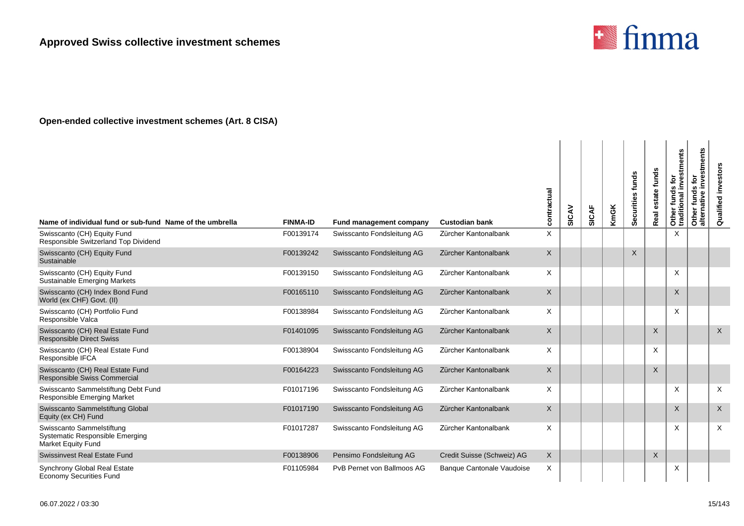# Approved Swiss collective investment schemes

## Open-ended collective investment schemes (Art. 8 CISA)

| Name of individual fund or sub-fund Name of the umbrella | FINMA-ID | Fund management company | Custodian bank | contractual | SICAV | SICAF | KmGK | Securities funds | Real estate funds | Other funds for traditional investments | Other funds for alternative investments | Qualified investors |
|---|---|---|---|---|---|---|---|---|---|---|---|---|
| Swisscanto (CH) Equity Fund Responsible Switzerland Top Dividend | F00139174 | Swisscanto Fondsleitung AG | Zürcher Kantonalbank | X | | | | | | X | | |
| Swisscanto (CH) Equity Fund Sustainable | F00139242 | Swisscanto Fondsleitung AG | Zürcher Kantonalbank | X | | | | X | | | | |
| Swisscanto (CH) Equity Fund Sustainable Emerging Markets | F00139150 | Swisscanto Fondsleitung AG | Zürcher Kantonalbank | X | | | | | | X | | |
| Swisscanto (CH) Index Bond Fund World (ex CHF) Govt. (II) | F00165110 | Swisscanto Fondsleitung AG | Zürcher Kantonalbank | X | | | | | | X | | |
| Swisscanto (CH) Portfolio Fund Responsible Valca | F00138984 | Swisscanto Fondsleitung AG | Zürcher Kantonalbank | X | | | | | | X | | |
| Swisscanto (CH) Real Estate Fund Responsible Direct Swiss | F01401095 | Swisscanto Fondsleitung AG | Zürcher Kantonalbank | X | | | | | X | | | X |
| Swisscanto (CH) Real Estate Fund Responsible IFCA | F00138904 | Swisscanto Fondsleitung AG | Zürcher Kantonalbank | X | | | | | X | | | |
| Swisscanto (CH) Real Estate Fund Responsible Swiss Commercial | F00164223 | Swisscanto Fondsleitung AG | Zürcher Kantonalbank | X | | | | | X | | | |
| Swisscanto Sammelstiftung Debt Fund Responsible Emerging Market | F01017196 | Swisscanto Fondsleitung AG | Zürcher Kantonalbank | X | | | | | | X | | X |
| Swisscanto Sammelstiftung Global Equity (ex CH) Fund | F01017190 | Swisscanto Fondsleitung AG | Zürcher Kantonalbank | X | | | | | | X | | X |
| Swisscanto Sammelstiftung Systematic Responsible Emerging Market Equity Fund | F01017287 | Swisscanto Fondsleitung AG | Zürcher Kantonalbank | X | | | | | | X | | X |
| Swissinvest Real Estate Fund | F00138906 | Pensimo Fondsleitung AG | Credit Suisse (Schweiz) AG | X | | | | | X | | | |
| Synchrony Global Real Estate Economy Securities Fund | F01105984 | PvB Pernet von Ballmoos AG | Banque Cantonale Vaudoise | X | | | | | | X | | |

06.07.2022 / 03:30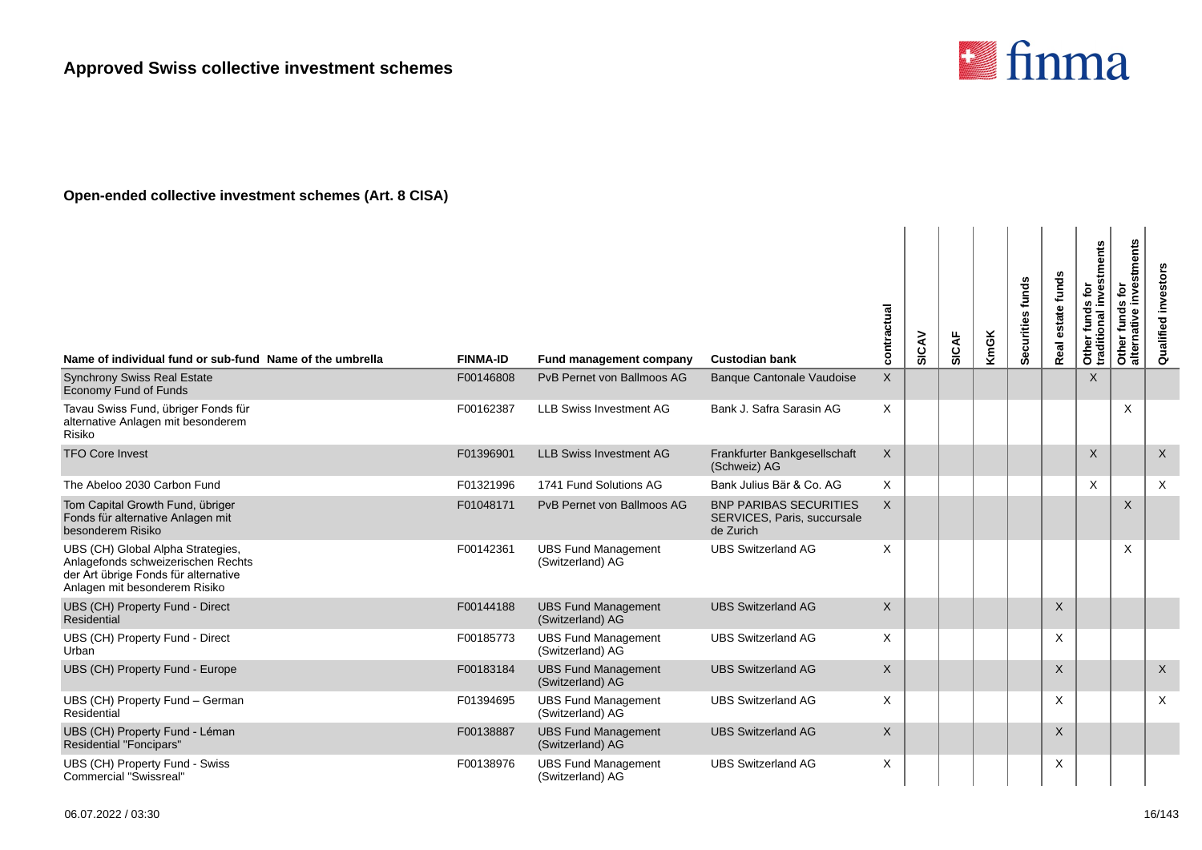## Approved Swiss collective investment schemes

### Open-ended collective investment schemes (Art. 8 CISA)

| Name of individual fund or sub-fund | Name of the umbrella | FINMA-ID | Fund management company | Custodian bank | contractual | SICAV | SICAF | KmGK | Securities funds | Real estate funds | Other funds for traditional investments | Other funds for alternative investments | Qualified investors |
|---|---|---|---|---|---|---|---|---|---|---|---|---|---|
| Synchrony Swiss Real Estate Economy Fund of Funds | | F00146808 | PvB Pernet von Ballmoos AG | Banque Cantonale Vaudoise | X | | | | | | X | | |
| Tavau Swiss Fund, übriger Fonds für alternative Anlagen mit besonderem Risiko | | F00162387 | LLB Swiss Investment AG | Bank J. Safra Sarasin AG | X | | | | | | | X | |
| TFO Core Invest | | F01396901 | LLB Swiss Investment AG | Frankfurter Bankgesellschaft (Schweiz) AG | X | | | | | | X | | X |
| The Abeloo 2030 Carbon Fund | | F01321996 | 1741 Fund Solutions AG | Bank Julius Bär & Co. AG | X | | | | | | X | | X |
| Tom Capital Growth Fund, übriger Fonds für alternative Anlagen mit besonderem Risiko | | F01048171 | PvB Pernet von Ballmoos AG | BNP PARIBAS SECURITIES SERVICES, Paris, succursale de Zurich | X | | | | | | | X | |
| UBS (CH) Global Alpha Strategies, Anlagefonds schweizerischen Rechts der Art übrige Fonds für alternative Anlagen mit besonderem Risiko | | F00142361 | UBS Fund Management (Switzerland) AG | UBS Switzerland AG | X | | | | | | | X | |
| UBS (CH) Property Fund - Direct Residential | | F00144188 | UBS Fund Management (Switzerland) AG | UBS Switzerland AG | X | | | | | X | | | |
| UBS (CH) Property Fund - Direct Urban | | F00185773 | UBS Fund Management (Switzerland) AG | UBS Switzerland AG | X | | | | | X | | | |
| UBS (CH) Property Fund - Europe | | F00183184 | UBS Fund Management (Switzerland) AG | UBS Switzerland AG | X | | | | | X | | | X |
| UBS (CH) Property Fund – German Residential | | F01394695 | UBS Fund Management (Switzerland) AG | UBS Switzerland AG | X | | | | | X | | | X |
| UBS (CH) Property Fund - Léman Residential "Foncipars" | | F00138887 | UBS Fund Management (Switzerland) AG | UBS Switzerland AG | X | | | | | X | | | |
| UBS (CH) Property Fund - Swiss Commercial "Swissreal" | | F00138976 | UBS Fund Management (Switzerland) AG | UBS Switzerland AG | X | | | | | X | | | |

06.07.2022 / 03:30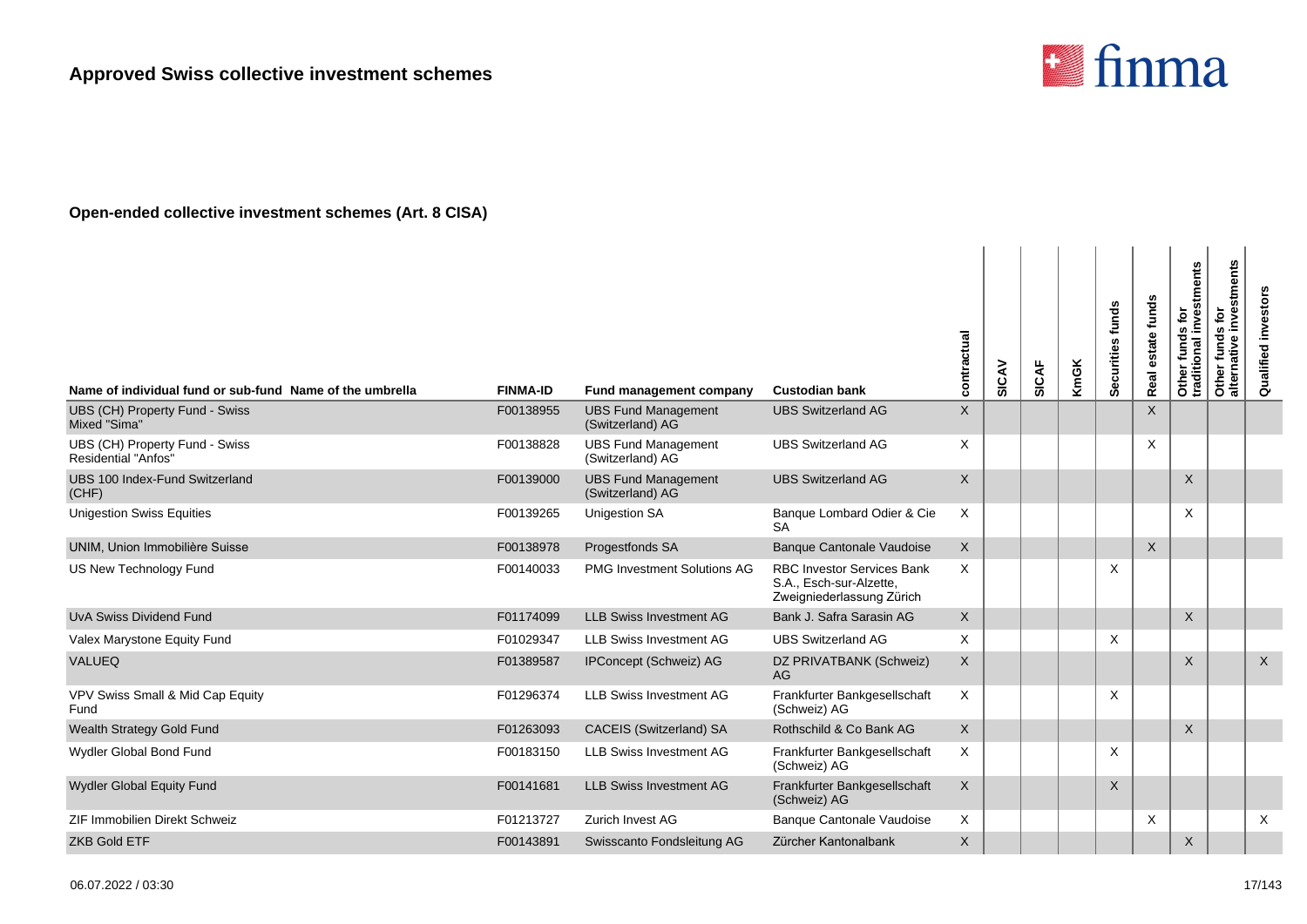# Approved Swiss collective investment schemes

## Open-ended collective investment schemes (Art. 8 CISA)

| Name of individual fund or sub-fund | Name of the umbrella | FINMA-ID | Fund management company | Custodian bank | contractual | SICAV | SICAF | KmGK | Securities funds | Real estate funds | Other funds for traditional investments | Other funds for alternative investments | Qualified investors |
|---|---|---|---|---|---|---|---|---|---|---|---|---|---|
| UBS (CH) Property Fund - Swiss Mixed "Sima" | | F00138955 | UBS Fund Management (Switzerland) AG | UBS Switzerland AG | X | | | | | X | | | |
| UBS (CH) Property Fund - Swiss Residential "Anfos" | | F00138828 | UBS Fund Management (Switzerland) AG | UBS Switzerland AG | X | | | | | X | | | |
| UBS 100 Index-Fund Switzerland (CHF) | | F00139000 | UBS Fund Management (Switzerland) AG | UBS Switzerland AG | X | | | | | | X | | |
| Unigestion Swiss Equities | | F00139265 | Unigestion SA | Banque Lombard Odier & Cie SA | X | | | | | | X | | |
| UNIM, Union Immobilière Suisse | | F00138978 | Progestfonds SA | Banque Cantonale Vaudoise | X | | | | | X | | | |
| US New Technology Fund | | F00140033 | PMG Investment Solutions AG | RBC Investor Services Bank S.A., Esch-sur-Alzette, Zweigniederlassung Zürich | X | | | | X | | | | |
| UvA Swiss Dividend Fund | | F01174099 | LLB Swiss Investment AG | Bank J. Safra Sarasin AG | X | | | | | | X | | |
| Valex Marystone Equity Fund | | F01029347 | LLB Swiss Investment AG | UBS Switzerland AG | X | | | | X | | | | |
| VALUEQ | | F01389587 | IPConcept (Schweiz) AG | DZ PRIVATBANK (Schweiz) AG | X | | | | | | X | | X |
| VPV Swiss Small & Mid Cap Equity Fund | | F01296374 | LLB Swiss Investment AG | Frankfurter Bankgesellschaft (Schweiz) AG | X | | | | X | | | | |
| Wealth Strategy Gold Fund | | F01263093 | CACEIS (Switzerland) SA | Rothschild & Co Bank AG | X | | | | | | X | | |
| Wydler Global Bond Fund | | F00183150 | LLB Swiss Investment AG | Frankfurter Bankgesellschaft (Schweiz) AG | X | | | | X | | | | |
| Wydler Global Equity Fund | | F00141681 | LLB Swiss Investment AG | Frankfurter Bankgesellschaft (Schweiz) AG | X | | | | X | | | | |
| ZIF Immobilien Direkt Schweiz | | F01213727 | Zurich Invest AG | Banque Cantonale Vaudoise | X | | | | | X | | | X |
| ZKB Gold ETF | | F00143891 | Swisscanto Fondsleitung AG | Zürcher Kantonalbank | X | | | | | | X | | |

06.07.2022 / 03:30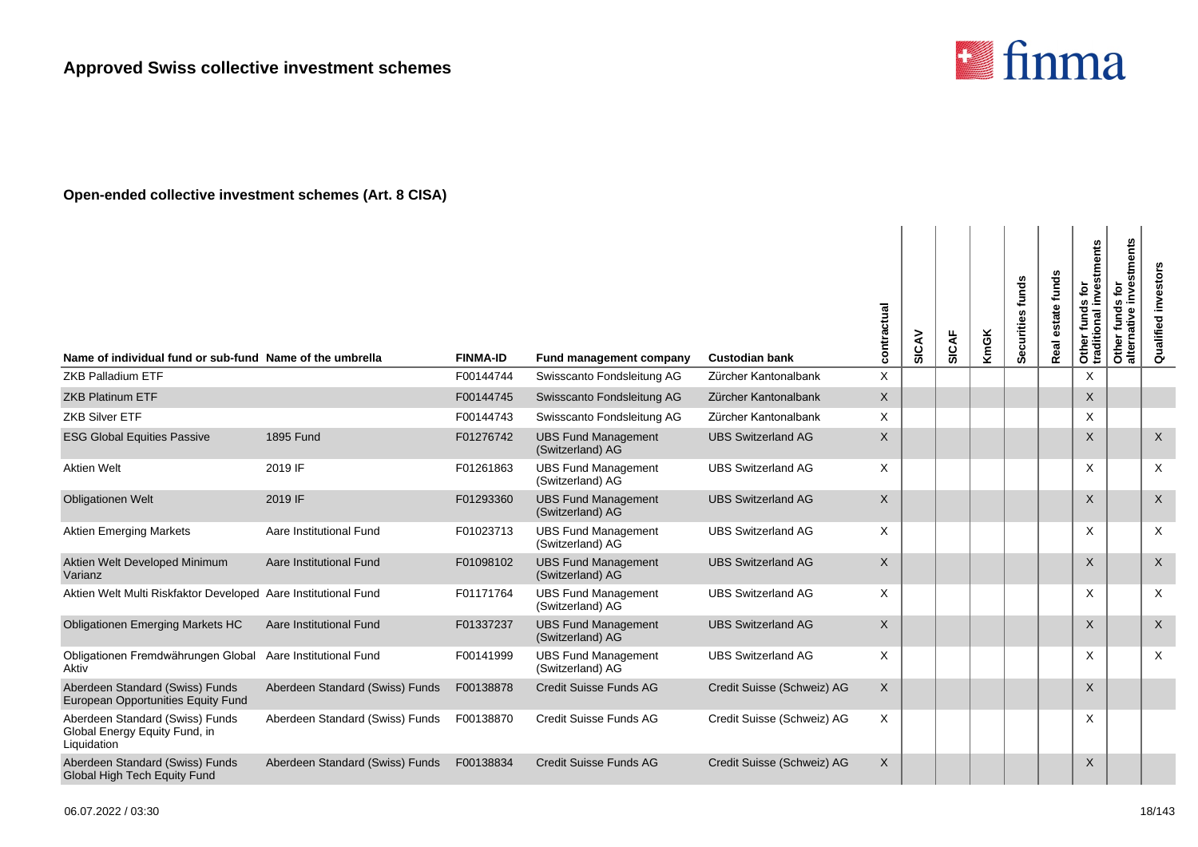# Approved Swiss collective investment schemes

## Open-ended collective investment schemes (Art. 8 CISA)

| Name of individual fund or sub-fund | Name of the umbrella | FINMA-ID | Fund management company | Custodian bank | contractual | SICAV | SICAF | KmGK | Securities funds | Real estate funds | Other funds for traditional investments | Other funds for alternative investments | Qualified investors |
|---|---|---|---|---|---|---|---|---|---|---|---|---|---|
| ZKB Palladium ETF | | F00144744 | Swisscanto Fondsleitung AG | Zürcher Kantonalbank | X | | | | | | X | | |
| ZKB Platinum ETF | | F00144745 | Swisscanto Fondsleitung AG | Zürcher Kantonalbank | X | | | | | | X | | |
| ZKB Silver ETF | | F00144743 | Swisscanto Fondsleitung AG | Zürcher Kantonalbank | X | | | | | | X | | |
| ESG Global Equities Passive | 1895 Fund | F01276742 | UBS Fund Management (Switzerland) AG | UBS Switzerland AG | X | | | | | | X | | X |
| Aktien Welt | 2019 IF | F01261863 | UBS Fund Management (Switzerland) AG | UBS Switzerland AG | X | | | | | | X | | X |
| Obligationen Welt | 2019 IF | F01293360 | UBS Fund Management (Switzerland) AG | UBS Switzerland AG | X | | | | | | X | | X |
| Aktien Emerging Markets | Aare Institutional Fund | F01023713 | UBS Fund Management (Switzerland) AG | UBS Switzerland AG | X | | | | | | X | | X |
| Aktien Welt Developed Minimum Varianz | Aare Institutional Fund | F01098102 | UBS Fund Management (Switzerland) AG | UBS Switzerland AG | X | | | | | | X | | X |
| Aktien Welt Multi Riskfaktor Developed | Aare Institutional Fund | F01171764 | UBS Fund Management (Switzerland) AG | UBS Switzerland AG | X | | | | | | X | | X |
| Obligationen Emerging Markets HC | Aare Institutional Fund | F01337237 | UBS Fund Management (Switzerland) AG | UBS Switzerland AG | X | | | | | | X | | X |
| Obligationen Fremdwährungen Global Aktiv | Aare Institutional Fund | F00141999 | UBS Fund Management (Switzerland) AG | UBS Switzerland AG | X | | | | | | X | | X |
| Aberdeen Standard (Swiss) Funds European Opportunities Equity Fund | Aberdeen Standard (Swiss) Funds | F00138878 | Credit Suisse Funds AG | Credit Suisse (Schweiz) AG | X | | | | | | X | | |
| Aberdeen Standard (Swiss) Funds Global Energy Equity Fund, in Liquidation | Aberdeen Standard (Swiss) Funds | F00138870 | Credit Suisse Funds AG | Credit Suisse (Schweiz) AG | X | | | | | | X | | |
| Aberdeen Standard (Swiss) Funds Global High Tech Equity Fund | Aberdeen Standard (Swiss) Funds | F00138834 | Credit Suisse Funds AG | Credit Suisse (Schweiz) AG | X | | | | | | X | | |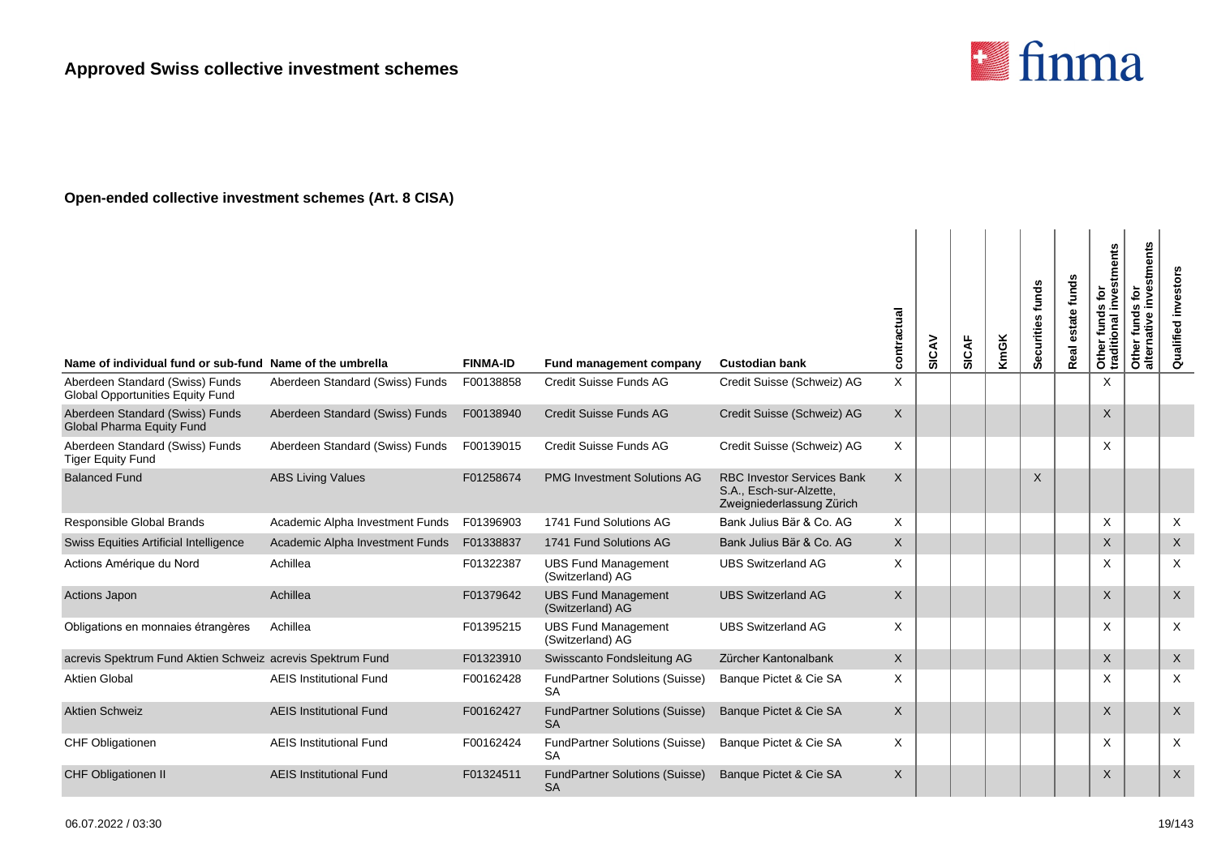# Approved Swiss collective investment schemes

## Open-ended collective investment schemes (Art. 8 CISA)

| Name of individual fund or sub-fund | Name of the umbrella | FINMA-ID | Fund management company | Custodian bank | contractual | SICAV | SICAF | KmGK | Securities funds | Real estate funds | Other funds for traditional investments | Other funds for alternative investments | Qualified investors |
|---|---|---|---|---|---|---|---|---|---|---|---|---|---|
| Aberdeen Standard (Swiss) Funds Global Opportunities Equity Fund | Aberdeen Standard (Swiss) Funds | F00138858 | Credit Suisse Funds AG | Credit Suisse (Schweiz) AG | X | | | | | | X | | |
| Aberdeen Standard (Swiss) Funds Global Pharma Equity Fund | Aberdeen Standard (Swiss) Funds | F00138940 | Credit Suisse Funds AG | Credit Suisse (Schweiz) AG | X | | | | | | X | | |
| Aberdeen Standard (Swiss) Funds Tiger Equity Fund | Aberdeen Standard (Swiss) Funds | F00139015 | Credit Suisse Funds AG | Credit Suisse (Schweiz) AG | X | | | | | | X | | |
| Balanced Fund | ABS Living Values | F01258674 | PMG Investment Solutions AG | RBC Investor Services Bank S.A., Esch-sur-Alzette, Zweigniederlassung Zürich | X | | | | X | | | | |
| Responsible Global Brands | Academic Alpha Investment Funds | F01396903 | 1741 Fund Solutions AG | Bank Julius Bär & Co. AG | X | | | | | | X | | X |
| Swiss Equities Artificial Intelligence | Academic Alpha Investment Funds | F01338837 | 1741 Fund Solutions AG | Bank Julius Bär & Co. AG | X | | | | | | X | | X |
| Actions Amérique du Nord | Achillea | F01322387 | UBS Fund Management (Switzerland) AG | UBS Switzerland AG | X | | | | | | X | | X |
| Actions Japon | Achillea | F01379642 | UBS Fund Management (Switzerland) AG | UBS Switzerland AG | X | | | | | | X | | X |
| Obligations en monnaies étrangères | Achillea | F01395215 | UBS Fund Management (Switzerland) AG | UBS Switzerland AG | X | | | | | | X | | X |
| acrevis Spektrum Fund Aktien Schweiz | acrevis Spektrum Fund | F01323910 | Swisscanto Fondsleitung AG | Zürcher Kantonalbank | X | | | | | | X | | X |
| Aktien Global | AEIS Institutional Fund | F00162428 | FundPartner Solutions (Suisse) SA | Banque Pictet & Cie SA | X | | | | | | X | | X |
| Aktien Schweiz | AEIS Institutional Fund | F00162427 | FundPartner Solutions (Suisse) SA | Banque Pictet & Cie SA | X | | | | | | X | | X |
| CHF Obligationen | AEIS Institutional Fund | F00162424 | FundPartner Solutions (Suisse) SA | Banque Pictet & Cie SA | X | | | | | | X | | X |
| CHF Obligationen II | AEIS Institutional Fund | F01324511 | FundPartner Solutions (Suisse) SA | Banque Pictet & Cie SA | X | | | | | | X | | X |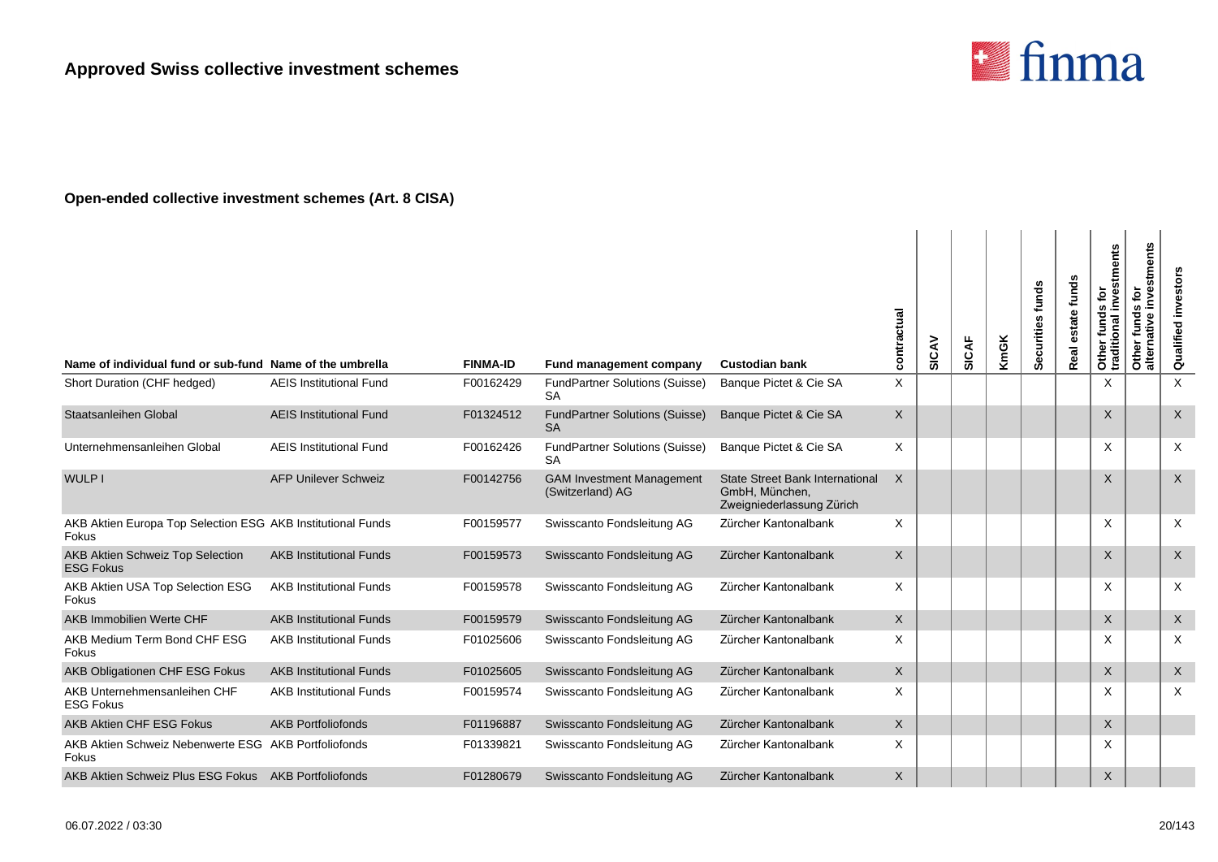# Approved Swiss collective investment schemes

## Open-ended collective investment schemes (Art. 8 CISA)

| Name of individual fund or sub-fund | Name of the umbrella | FINMA-ID | Fund management company | Custodian bank | contractual | SICAV | SICAF | KmGK | Securities funds | Real estate funds | Other funds for traditional investments | Other funds for alternative investments | Qualified investors |
|---|---|---|---|---|---|---|---|---|---|---|---|---|---|
| Short Duration (CHF hedged) | AEIS Institutional Fund | F00162429 | FundPartner Solutions (Suisse) SA | Banque Pictet & Cie SA | X | | | | | | X | | X |
| Staatsanleihen Global | AEIS Institutional Fund | F01324512 | FundPartner Solutions (Suisse) SA | Banque Pictet & Cie SA | X | | | | | | X | | X |
| Unternehmensanleihen Global | AEIS Institutional Fund | F00162426 | FundPartner Solutions (Suisse) SA | Banque Pictet & Cie SA | X | | | | | | X | | X |
| WULP I | AFP Unilever Schweiz | F00142756 | GAM Investment Management (Switzerland) AG | State Street Bank International GmbH, München, Zweigniederlassung Zürich | X | | | | | | X | | X |
| AKB Aktien Europa Top Selection ESG Fokus | AKB Institutional Funds | F00159577 | Swisscanto Fondsleitung AG | Zürcher Kantonalbank | X | | | | | | X | | X |
| AKB Aktien Schweiz Top Selection ESG Fokus | AKB Institutional Funds | F00159573 | Swisscanto Fondsleitung AG | Zürcher Kantonalbank | X | | | | | | X | | X |
| AKB Aktien USA Top Selection ESG Fokus | AKB Institutional Funds | F00159578 | Swisscanto Fondsleitung AG | Zürcher Kantonalbank | X | | | | | | X | | X |
| AKB Immobilien Werte CHF | AKB Institutional Funds | F00159579 | Swisscanto Fondsleitung AG | Zürcher Kantonalbank | X | | | | | | X | | X |
| AKB Medium Term Bond CHF ESG Fokus | AKB Institutional Funds | F01025606 | Swisscanto Fondsleitung AG | Zürcher Kantonalbank | X | | | | | | X | | X |
| AKB Obligationen CHF ESG Fokus | AKB Institutional Funds | F01025605 | Swisscanto Fondsleitung AG | Zürcher Kantonalbank | X | | | | | | X | | X |
| AKB Unternehmensanleihen CHF ESG Fokus | AKB Institutional Funds | F00159574 | Swisscanto Fondsleitung AG | Zürcher Kantonalbank | X | | | | | | X | | X |
| AKB Aktien CHF ESG Fokus | AKB Portfoliofonds | F01196887 | Swisscanto Fondsleitung AG | Zürcher Kantonalbank | X | | | | | | X | | |
| AKB Aktien Schweiz Nebenwerte ESG Fokus | AKB Portfoliofonds | F01339821 | Swisscanto Fondsleitung AG | Zürcher Kantonalbank | X | | | | | | X | | |
| AKB Aktien Schweiz Plus ESG Fokus | AKB Portfoliofonds | F01280679 | Swisscanto Fondsleitung AG | Zürcher Kantonalbank | X | | | | | | X | | |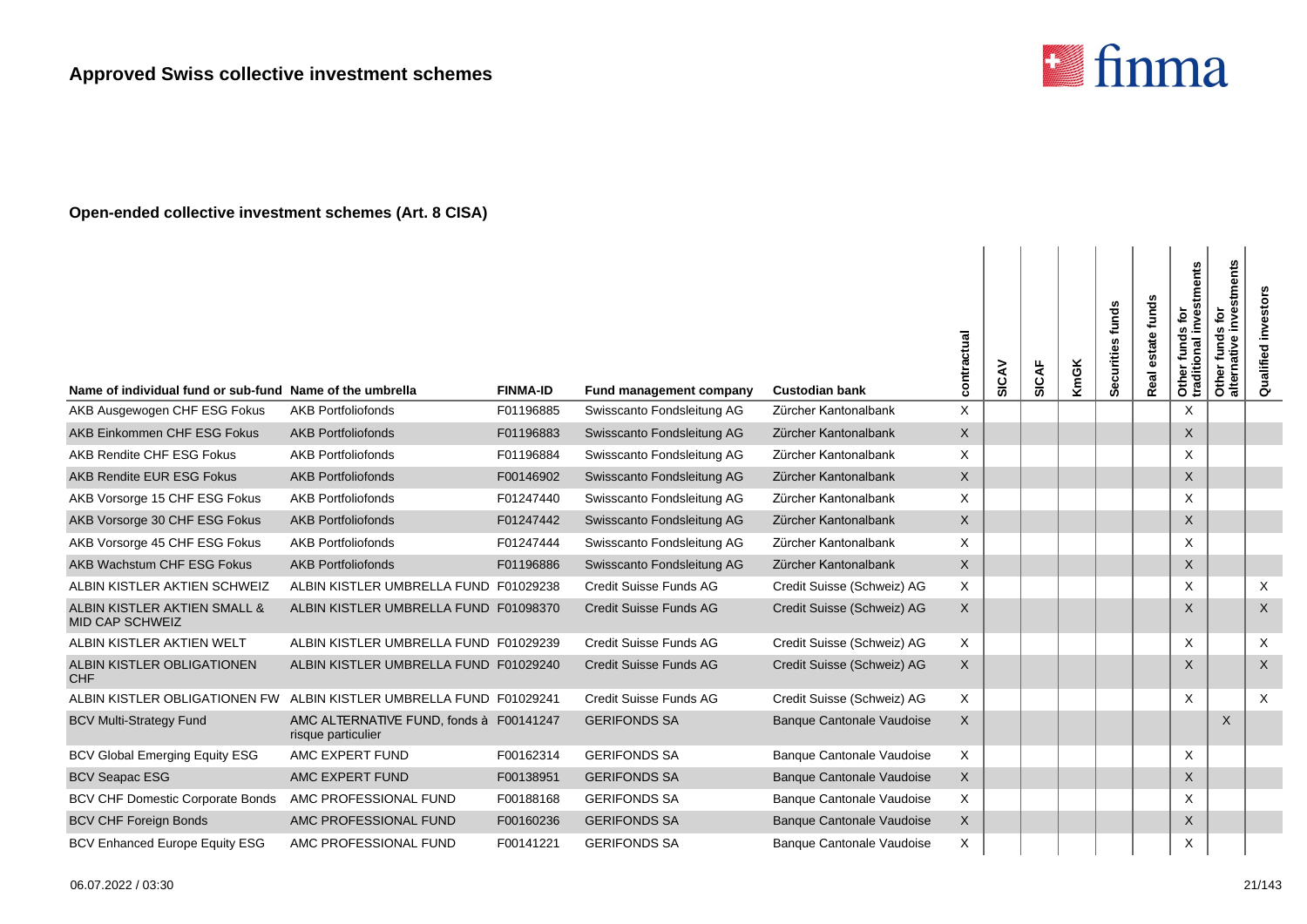# Approved Swiss collective investment schemes

## Open-ended collective investment schemes (Art. 8 CISA)

| Name of individual fund or sub-fund | Name of the umbrella | FINMA-ID | Fund management company | Custodian bank | contractual | SICAV | SICAF | KmGK | Securities funds | Real estate funds | Other funds for traditional investments | Other funds for alternative investments | Qualified investors |
|---|---|---|---|---|---|---|---|---|---|---|---|---|---|
| AKB Ausgewogen CHF ESG Fokus | AKB Portfoliofonds | F01196885 | Swisscanto Fondsleitung AG | Zürcher Kantonalbank | X | | | | | | X | | |
| AKB Einkommen CHF ESG Fokus | AKB Portfoliofonds | F01196883 | Swisscanto Fondsleitung AG | Zürcher Kantonalbank | X | | | | | | X | | |
| AKB Rendite CHF ESG Fokus | AKB Portfoliofonds | F01196884 | Swisscanto Fondsleitung AG | Zürcher Kantonalbank | X | | | | | | X | | |
| AKB Rendite EUR ESG Fokus | AKB Portfoliofonds | F00146902 | Swisscanto Fondsleitung AG | Zürcher Kantonalbank | X | | | | | | X | | |
| AKB Vorsorge 15 CHF ESG Fokus | AKB Portfoliofonds | F01247440 | Swisscanto Fondsleitung AG | Zürcher Kantonalbank | X | | | | | | X | | |
| AKB Vorsorge 30 CHF ESG Fokus | AKB Portfoliofonds | F01247442 | Swisscanto Fondsleitung AG | Zürcher Kantonalbank | X | | | | | | X | | |
| AKB Vorsorge 45 CHF ESG Fokus | AKB Portfoliofonds | F01247444 | Swisscanto Fondsleitung AG | Zürcher Kantonalbank | X | | | | | | X | | |
| AKB Wachstum CHF ESG Fokus | AKB Portfoliofonds | F01196886 | Swisscanto Fondsleitung AG | Zürcher Kantonalbank | X | | | | | | X | | |
| ALBIN KISTLER AKTIEN SCHWEIZ | ALBIN KISTLER UMBRELLA FUND | F01029238 | Credit Suisse Funds AG | Credit Suisse (Schweiz) AG | X | | | | | | X | | X |
| ALBIN KISTLER AKTIEN SMALL & MID CAP SCHWEIZ | ALBIN KISTLER UMBRELLA FUND | F01098370 | Credit Suisse Funds AG | Credit Suisse (Schweiz) AG | X | | | | | | X | | X |
| ALBIN KISTLER AKTIEN WELT | ALBIN KISTLER UMBRELLA FUND | F01029239 | Credit Suisse Funds AG | Credit Suisse (Schweiz) AG | X | | | | | | X | | X |
| ALBIN KISTLER OBLIGATIONEN CHF | ALBIN KISTLER UMBRELLA FUND | F01029240 | Credit Suisse Funds AG | Credit Suisse (Schweiz) AG | X | | | | | | X | | X |
| ALBIN KISTLER OBLIGATIONEN FW | ALBIN KISTLER UMBRELLA FUND | F01029241 | Credit Suisse Funds AG | Credit Suisse (Schweiz) AG | X | | | | | | X | | X |
| BCV Multi-Strategy Fund | AMC ALTERNATIVE FUND, fonds à risque particulier | F00141247 | GERIFONDS SA | Banque Cantonale Vaudoise | X | | | | | | | X | |
| BCV Global Emerging Equity ESG | AMC EXPERT FUND | F00162314 | GERIFONDS SA | Banque Cantonale Vaudoise | X | | | | | | X | | |
| BCV Seapac ESG | AMC EXPERT FUND | F00138951 | GERIFONDS SA | Banque Cantonale Vaudoise | X | | | | | | X | | |
| BCV CHF Domestic Corporate Bonds | AMC PROFESSIONAL FUND | F00188168 | GERIFONDS SA | Banque Cantonale Vaudoise | X | | | | | | X | | |
| BCV CHF Foreign Bonds | AMC PROFESSIONAL FUND | F00160236 | GERIFONDS SA | Banque Cantonale Vaudoise | X | | | | | | X | | |
| BCV Enhanced Europe Equity ESG | AMC PROFESSIONAL FUND | F00141221 | GERIFONDS SA | Banque Cantonale Vaudoise | X | | | | | | X | | |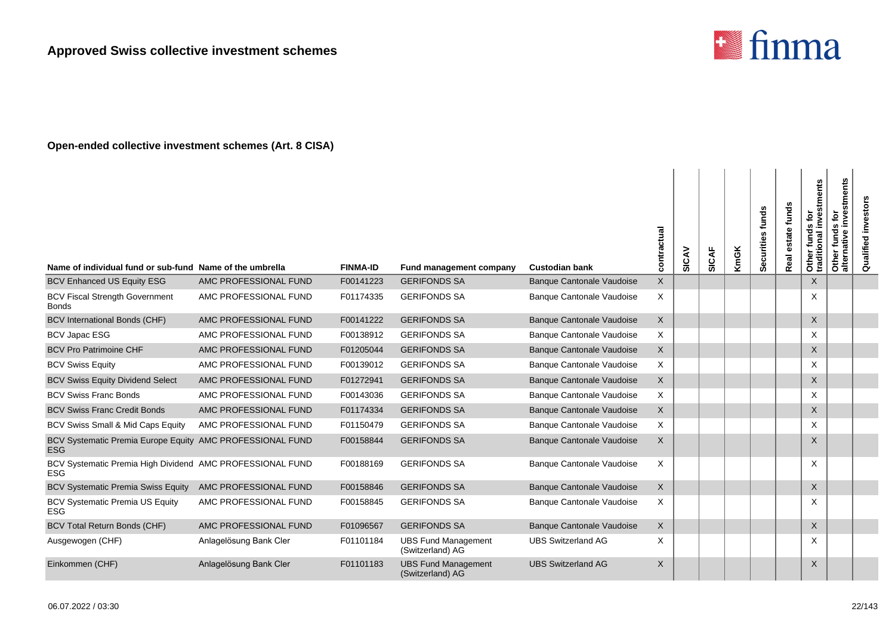# Approved Swiss collective investment schemes

## Open-ended collective investment schemes (Art. 8 CISA)

| Name of individual fund or sub-fund | Name of the umbrella | FINMA-ID | Fund management company | Custodian bank | contractual | SICAV | SICAF | KmGK | Securities funds | Real estate funds | Other funds for traditional investments | Other funds for alternative investments | Qualified investors |
|---|---|---|---|---|---|---|---|---|---|---|---|---|---|
| BCV Enhanced US Equity ESG | AMC PROFESSIONAL FUND | F00141223 | GERIFONDS SA | Banque Cantonale Vaudoise | X | | | | | | X | | |
| BCV Fiscal Strength Government Bonds | AMC PROFESSIONAL FUND | F01174335 | GERIFONDS SA | Banque Cantonale Vaudoise | X | | | | | | X | | |
| BCV International Bonds (CHF) | AMC PROFESSIONAL FUND | F00141222 | GERIFONDS SA | Banque Cantonale Vaudoise | X | | | | | | X | | |
| BCV Japac ESG | AMC PROFESSIONAL FUND | F00138912 | GERIFONDS SA | Banque Cantonale Vaudoise | X | | | | | | X | | |
| BCV Pro Patrimoine CHF | AMC PROFESSIONAL FUND | F01205044 | GERIFONDS SA | Banque Cantonale Vaudoise | X | | | | | | X | | |
| BCV Swiss Equity | AMC PROFESSIONAL FUND | F00139012 | GERIFONDS SA | Banque Cantonale Vaudoise | X | | | | | | X | | |
| BCV Swiss Equity Dividend Select | AMC PROFESSIONAL FUND | F01272941 | GERIFONDS SA | Banque Cantonale Vaudoise | X | | | | | | X | | |
| BCV Swiss Franc Bonds | AMC PROFESSIONAL FUND | F00143036 | GERIFONDS SA | Banque Cantonale Vaudoise | X | | | | | | X | | |
| BCV Swiss Franc Credit Bonds | AMC PROFESSIONAL FUND | F01174334 | GERIFONDS SA | Banque Cantonale Vaudoise | X | | | | | | X | | |
| BCV Swiss Small & Mid Caps Equity | AMC PROFESSIONAL FUND | F01150479 | GERIFONDS SA | Banque Cantonale Vaudoise | X | | | | | | X | | |
| BCV Systematic Premia Europe Equity ESG | AMC PROFESSIONAL FUND | F00158844 | GERIFONDS SA | Banque Cantonale Vaudoise | X | | | | | | X | | |
| BCV Systematic Premia High Dividend ESG | AMC PROFESSIONAL FUND | F00188169 | GERIFONDS SA | Banque Cantonale Vaudoise | X | | | | | | X | | |
| BCV Systematic Premia Swiss Equity | AMC PROFESSIONAL FUND | F00158846 | GERIFONDS SA | Banque Cantonale Vaudoise | X | | | | | | X | | |
| BCV Systematic Premia US Equity ESG | AMC PROFESSIONAL FUND | F00158845 | GERIFONDS SA | Banque Cantonale Vaudoise | X | | | | | | X | | |
| BCV Total Return Bonds (CHF) | AMC PROFESSIONAL FUND | F01096567 | GERIFONDS SA | Banque Cantonale Vaudoise | X | | | | | | X | | |
| Ausgewogen (CHF) | Anlagelösung Bank Cler | F01101184 | UBS Fund Management (Switzerland) AG | UBS Switzerland AG | X | | | | | | X | | |
| Einkommen (CHF) | Anlagelösung Bank Cler | F01101183 | UBS Fund Management (Switzerland) AG | UBS Switzerland AG | X | | | | | | X | | |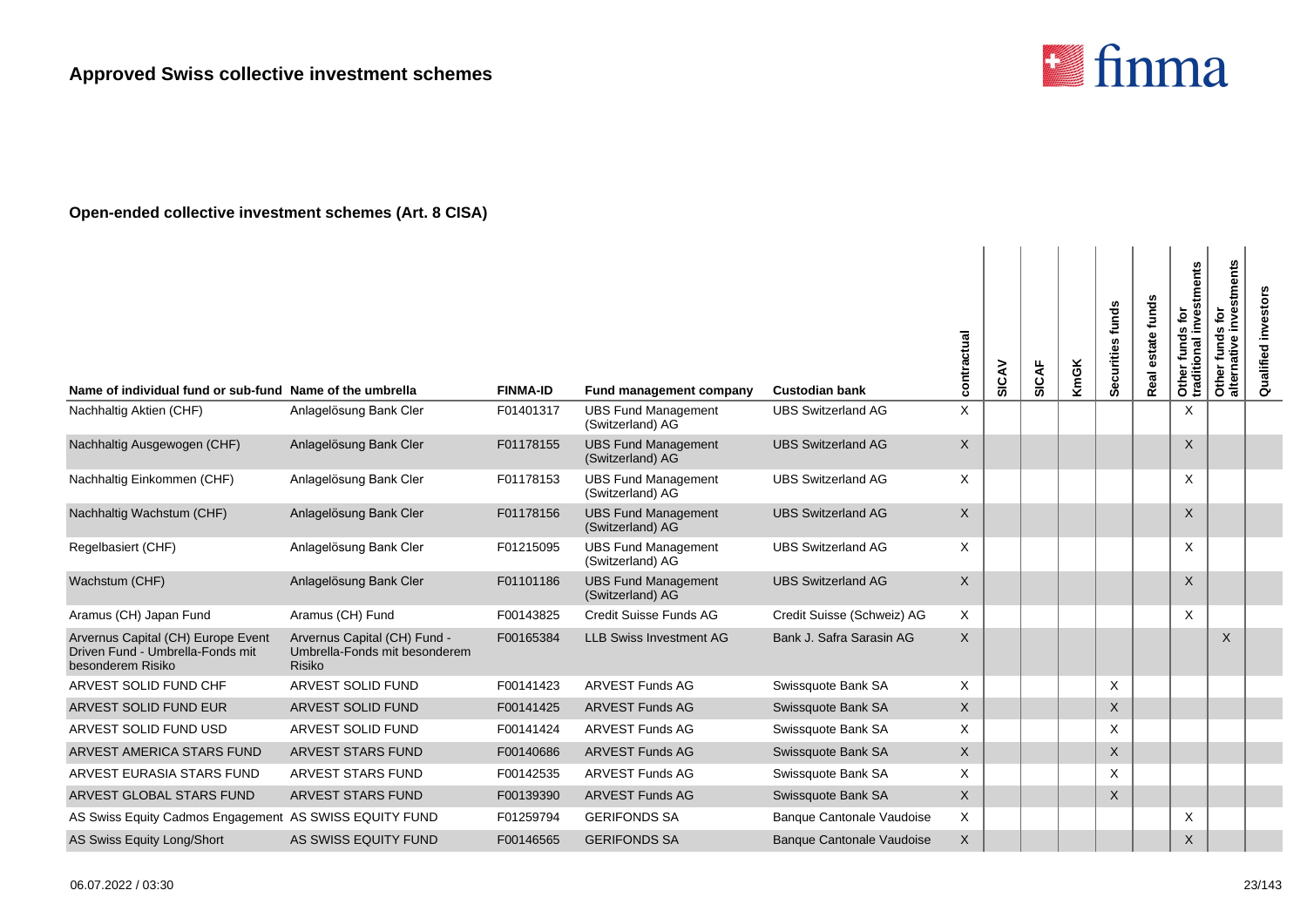# Approved Swiss collective investment schemes

## Open-ended collective investment schemes (Art. 8 CISA)

| Name of individual fund or sub-fund | Name of the umbrella | FINMA-ID | Fund management company | Custodian bank | contractual | SICAV | SICAF | KmGK | Securities funds | Real estate funds | Other funds for traditional investments | Other funds for alternative investments | Qualified investors |
|---|---|---|---|---|---|---|---|---|---|---|---|---|---|
| Nachhaltig Aktien (CHF) | Anlagelösung Bank Cler | F01401317 | UBS Fund Management (Switzerland) AG | UBS Switzerland AG | X | | | | | | X | | |
| Nachhaltig Ausgewogen (CHF) | Anlagelösung Bank Cler | F01178155 | UBS Fund Management (Switzerland) AG | UBS Switzerland AG | X | | | | | | X | | |
| Nachhaltig Einkommen (CHF) | Anlagelösung Bank Cler | F01178153 | UBS Fund Management (Switzerland) AG | UBS Switzerland AG | X | | | | | | X | | |
| Nachhaltig Wachstum (CHF) | Anlagelösung Bank Cler | F01178156 | UBS Fund Management (Switzerland) AG | UBS Switzerland AG | X | | | | | | X | | |
| Regelbasiert (CHF) | Anlagelösung Bank Cler | F01215095 | UBS Fund Management (Switzerland) AG | UBS Switzerland AG | X | | | | | | X | | |
| Wachstum (CHF) | Anlagelösung Bank Cler | F01101186 | UBS Fund Management (Switzerland) AG | UBS Switzerland AG | X | | | | | | X | | |
| Aramus (CH) Japan Fund | Aramus (CH) Fund | F00143825 | Credit Suisse Funds AG | Credit Suisse (Schweiz) AG | X | | | | | | X | | |
| Arvernus Capital (CH) Europe Event Driven Fund - Umbrella-Fonds mit besonderem Risiko | Arvernus Capital (CH) Fund - Umbrella-Fonds mit besonderem Risiko | F00165384 | LLB Swiss Investment AG | Bank J. Safra Sarasin AG | X | | | | | | | X | |
| ARVEST SOLID FUND CHF | ARVEST SOLID FUND | F00141423 | ARVEST Funds AG | Swissquote Bank SA | X | | | | X | | | | |
| ARVEST SOLID FUND EUR | ARVEST SOLID FUND | F00141425 | ARVEST Funds AG | Swissquote Bank SA | X | | | | X | | | | |
| ARVEST SOLID FUND USD | ARVEST SOLID FUND | F00141424 | ARVEST Funds AG | Swissquote Bank SA | X | | | | X | | | | |
| ARVEST AMERICA STARS FUND | ARVEST STARS FUND | F00140686 | ARVEST Funds AG | Swissquote Bank SA | X | | | | X | | | | |
| ARVEST EURASIA STARS FUND | ARVEST STARS FUND | F00142535 | ARVEST Funds AG | Swissquote Bank SA | X | | | | X | | | | |
| ARVEST GLOBAL STARS FUND | ARVEST STARS FUND | F00139390 | ARVEST Funds AG | Swissquote Bank SA | X | | | | X | | | | |
| AS Swiss Equity Cadmos Engagement | AS SWISS EQUITY FUND | F01259794 | GERIFONDS SA | Banque Cantonale Vaudoise | X | | | | | | X | | |
| AS Swiss Equity Long/Short | AS SWISS EQUITY FUND | F00146565 | GERIFONDS SA | Banque Cantonale Vaudoise | X | | | | | | X | | |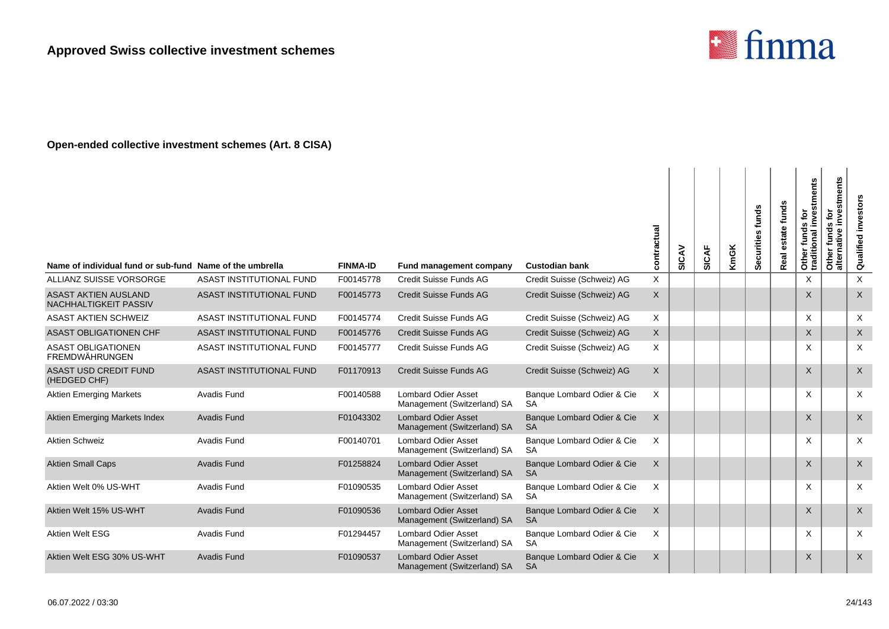## Approved Swiss collective investment schemes

### Open-ended collective investment schemes (Art. 8 CISA)

| Name of individual fund or sub-fund | Name of the umbrella | FINMA-ID | Fund management company | Custodian bank | contractual | SICAV | SICAF | KmGK | Securities funds | Real estate funds | Other funds for traditional investments | Other funds for alternative investments | Qualified investors |
|---|---|---|---|---|---|---|---|---|---|---|---|---|---|
| ALLIANZ SUISSE VORSORGE | ASAST INSTITUTIONAL FUND | F00145778 | Credit Suisse Funds AG | Credit Suisse (Schweiz) AG | X | | | | | | X | | X |
| ASAST AKTIEN AUSLAND NACHHALTIGKEIT PASSIV | ASAST INSTITUTIONAL FUND | F00145773 | Credit Suisse Funds AG | Credit Suisse (Schweiz) AG | X | | | | | | X | | X |
| ASAST AKTIEN SCHWEIZ | ASAST INSTITUTIONAL FUND | F00145774 | Credit Suisse Funds AG | Credit Suisse (Schweiz) AG | X | | | | | | X | | X |
| ASAST OBLIGATIONEN CHF | ASAST INSTITUTIONAL FUND | F00145776 | Credit Suisse Funds AG | Credit Suisse (Schweiz) AG | X | | | | | | X | | X |
| ASAST OBLIGATIONEN FREMDWÄHRUNGEN | ASAST INSTITUTIONAL FUND | F00145777 | Credit Suisse Funds AG | Credit Suisse (Schweiz) AG | X | | | | | | X | | X |
| ASAST USD CREDIT FUND (HEDGED CHF) | ASAST INSTITUTIONAL FUND | F01170913 | Credit Suisse Funds AG | Credit Suisse (Schweiz) AG | X | | | | | | X | | X |
| Aktien Emerging Markets | Avadis Fund | F00140588 | Lombard Odier Asset Management (Switzerland) SA | Banque Lombard Odier & Cie SA | X | | | | | | X | | X |
| Aktien Emerging Markets Index | Avadis Fund | F01043302 | Lombard Odier Asset Management (Switzerland) SA | Banque Lombard Odier & Cie SA | X | | | | | | X | | X |
| Aktien Schweiz | Avadis Fund | F00140701 | Lombard Odier Asset Management (Switzerland) SA | Banque Lombard Odier & Cie SA | X | | | | | | X | | X |
| Aktien Small Caps | Avadis Fund | F01258824 | Lombard Odier Asset Management (Switzerland) SA | Banque Lombard Odier & Cie SA | X | | | | | | X | | X |
| Aktien Welt 0% US-WHT | Avadis Fund | F01090535 | Lombard Odier Asset Management (Switzerland) SA | Banque Lombard Odier & Cie SA | X | | | | | | X | | X |
| Aktien Welt 15% US-WHT | Avadis Fund | F01090536 | Lombard Odier Asset Management (Switzerland) SA | Banque Lombard Odier & Cie SA | X | | | | | | X | | X |
| Aktien Welt ESG | Avadis Fund | F01294457 | Lombard Odier Asset Management (Switzerland) SA | Banque Lombard Odier & Cie SA | X | | | | | | X | | X |
| Aktien Welt ESG 30% US-WHT | Avadis Fund | F01090537 | Lombard Odier Asset Management (Switzerland) SA | Banque Lombard Odier & Cie SA | X | | | | | | X | | X |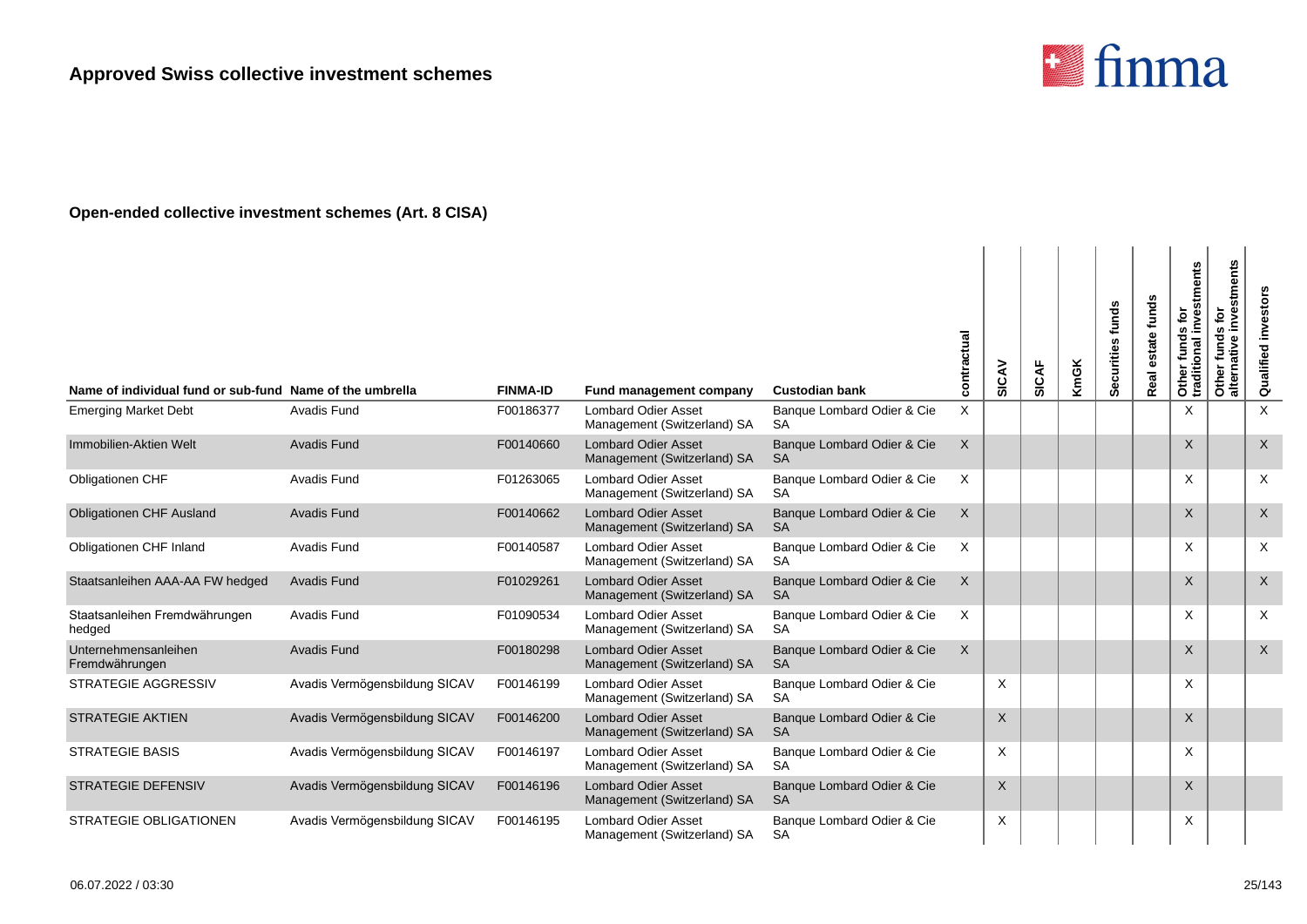# Approved Swiss collective investment schemes

## Open-ended collective investment schemes (Art. 8 CISA)

| Name of individual fund or sub-fund | Name of the umbrella | FINMA-ID | Fund management company | Custodian bank | contractual | SICAV | SICAF | KmGK | Securities funds | Real estate funds | Other funds for traditional investments | Other funds for alternative investments | Qualified investors |
|---|---|---|---|---|---|---|---|---|---|---|---|---|---|
| Emerging Market Debt | Avadis Fund | F00186377 | Lombard Odier Asset Management (Switzerland) SA | Banque Lombard Odier & Cie SA | X | | | | | | X | | X |
| Immobilien-Aktien Welt | Avadis Fund | F00140660 | Lombard Odier Asset Management (Switzerland) SA | Banque Lombard Odier & Cie SA | X | | | | | | X | | X |
| Obligationen CHF | Avadis Fund | F01263065 | Lombard Odier Asset Management (Switzerland) SA | Banque Lombard Odier & Cie SA | X | | | | | | X | | X |
| Obligationen CHF Ausland | Avadis Fund | F00140662 | Lombard Odier Asset Management (Switzerland) SA | Banque Lombard Odier & Cie SA | X | | | | | | X | | X |
| Obligationen CHF Inland | Avadis Fund | F00140587 | Lombard Odier Asset Management (Switzerland) SA | Banque Lombard Odier & Cie SA | X | | | | | | X | | X |
| Staatsanleihen AAA-AA FW hedged | Avadis Fund | F01029261 | Lombard Odier Asset Management (Switzerland) SA | Banque Lombard Odier & Cie SA | X | | | | | | X | | X |
| Staatsanleihen Fremdwährungen hedged | Avadis Fund | F01090534 | Lombard Odier Asset Management (Switzerland) SA | Banque Lombard Odier & Cie SA | X | | | | | | X | | X |
| Unternehmensanleihen Fremdwährungen | Avadis Fund | F00180298 | Lombard Odier Asset Management (Switzerland) SA | Banque Lombard Odier & Cie SA | X | | | | | | X | | X |
| STRATEGIE AGGRESSIV | Avadis Vermögensbildung SICAV | F00146199 | Lombard Odier Asset Management (Switzerland) SA | Banque Lombard Odier & Cie SA | | X | | | | | X | | |
| STRATEGIE AKTIEN | Avadis Vermögensbildung SICAV | F00146200 | Lombard Odier Asset Management (Switzerland) SA | Banque Lombard Odier & Cie SA | | X | | | | | X | | |
| STRATEGIE BASIS | Avadis Vermögensbildung SICAV | F00146197 | Lombard Odier Asset Management (Switzerland) SA | Banque Lombard Odier & Cie SA | | X | | | | | X | | |
| STRATEGIE DEFENSIV | Avadis Vermögensbildung SICAV | F00146196 | Lombard Odier Asset Management (Switzerland) SA | Banque Lombard Odier & Cie SA | | X | | | | | X | | |
| STRATEGIE OBLIGATIONEN | Avadis Vermögensbildung SICAV | F00146195 | Lombard Odier Asset Management (Switzerland) SA | Banque Lombard Odier & Cie SA | | X | | | | | X | | |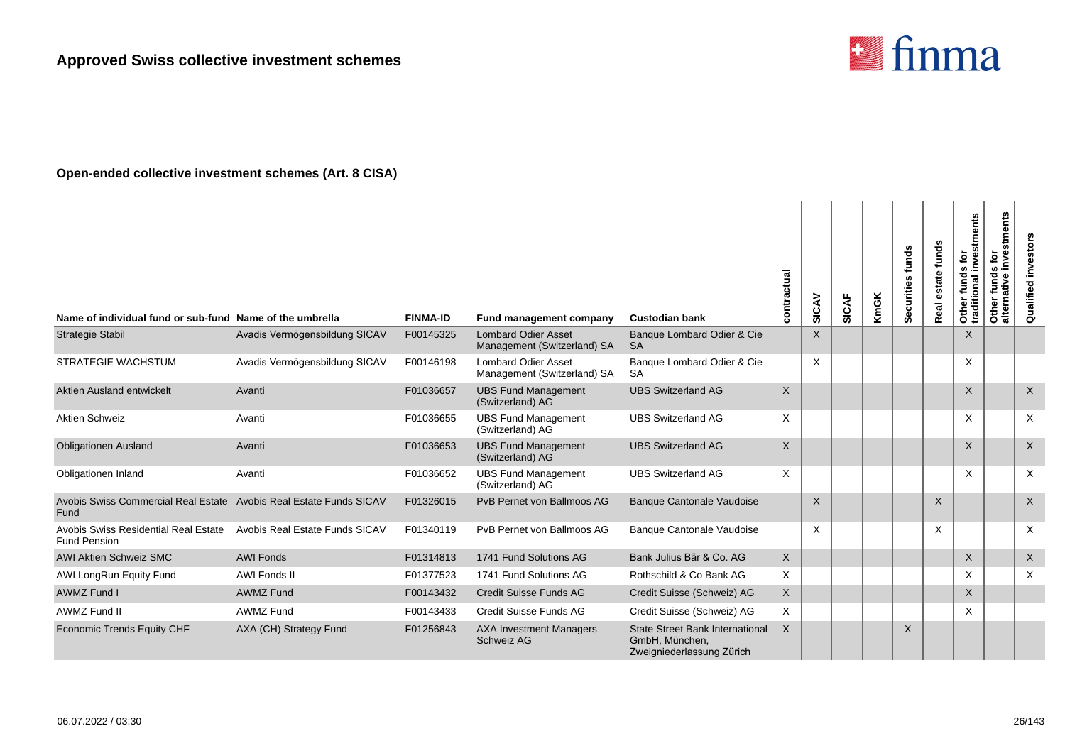# Approved Swiss collective investment schemes

## Open-ended collective investment schemes (Art. 8 CISA)

| Name of individual fund or sub-fund | Name of the umbrella | FINMA-ID | Fund management company | Custodian bank | contractual | SICAV | SICAF | KmGK | Securities funds | Real estate funds | Other funds for traditional investments | Other funds for alternative investments | Qualified investors |
|---|---|---|---|---|---|---|---|---|---|---|---|---|---|
| Strategie Stabil | Avadis Vermögensbildung SICAV | F00145325 | Lombard Odier Asset Management (Switzerland) SA | Banque Lombard Odier & Cie SA | | X | | | | | X | | |
| STRATEGIE WACHSTUM | Avadis Vermögensbildung SICAV | F00146198 | Lombard Odier Asset Management (Switzerland) SA | Banque Lombard Odier & Cie SA | | X | | | | | X | | |
| Aktien Ausland entwickelt | Avanti | F01036657 | UBS Fund Management (Switzerland) AG | UBS Switzerland AG | X | | | | | | X | | X |
| Aktien Schweiz | Avanti | F01036655 | UBS Fund Management (Switzerland) AG | UBS Switzerland AG | X | | | | | | X | | X |
| Obligationen Ausland | Avanti | F01036653 | UBS Fund Management (Switzerland) AG | UBS Switzerland AG | X | | | | | | X | | X |
| Obligationen Inland | Avanti | F01036652 | UBS Fund Management (Switzerland) AG | UBS Switzerland AG | X | | | | | | X | | X |
| Avobis Swiss Commercial Real Estate Fund | Avobis Real Estate Funds SICAV | F01326015 | PvB Pernet von Ballmoos AG | Banque Cantonale Vaudoise | | X | | | | X | | | X |
| Avobis Swiss Residential Real Estate Fund Pension | Avobis Real Estate Funds SICAV | F01340119 | PvB Pernet von Ballmoos AG | Banque Cantonale Vaudoise | | X | | | | X | | | X |
| AWI Aktien Schweiz SMC | AWI Fonds | F01314813 | 1741 Fund Solutions AG | Bank Julius Bär & Co. AG | X | | | | | | X | | X |
| AWI LongRun Equity Fund | AWI Fonds II | F01377523 | 1741 Fund Solutions AG | Rothschild & Co Bank AG | X | | | | | | X | | X |
| AWMZ Fund I | AWMZ Fund | F00143432 | Credit Suisse Funds AG | Credit Suisse (Schweiz) AG | X | | | | | | X | | |
| AWMZ Fund II | AWMZ Fund | F00143433 | Credit Suisse Funds AG | Credit Suisse (Schweiz) AG | X | | | | | | X | | |
| Economic Trends Equity CHF | AXA (CH) Strategy Fund | F01256843 | AXA Investment Managers Schweiz AG | State Street Bank International GmbH, München, Zweigniederlassung Zürich | X | | | | X | | | | |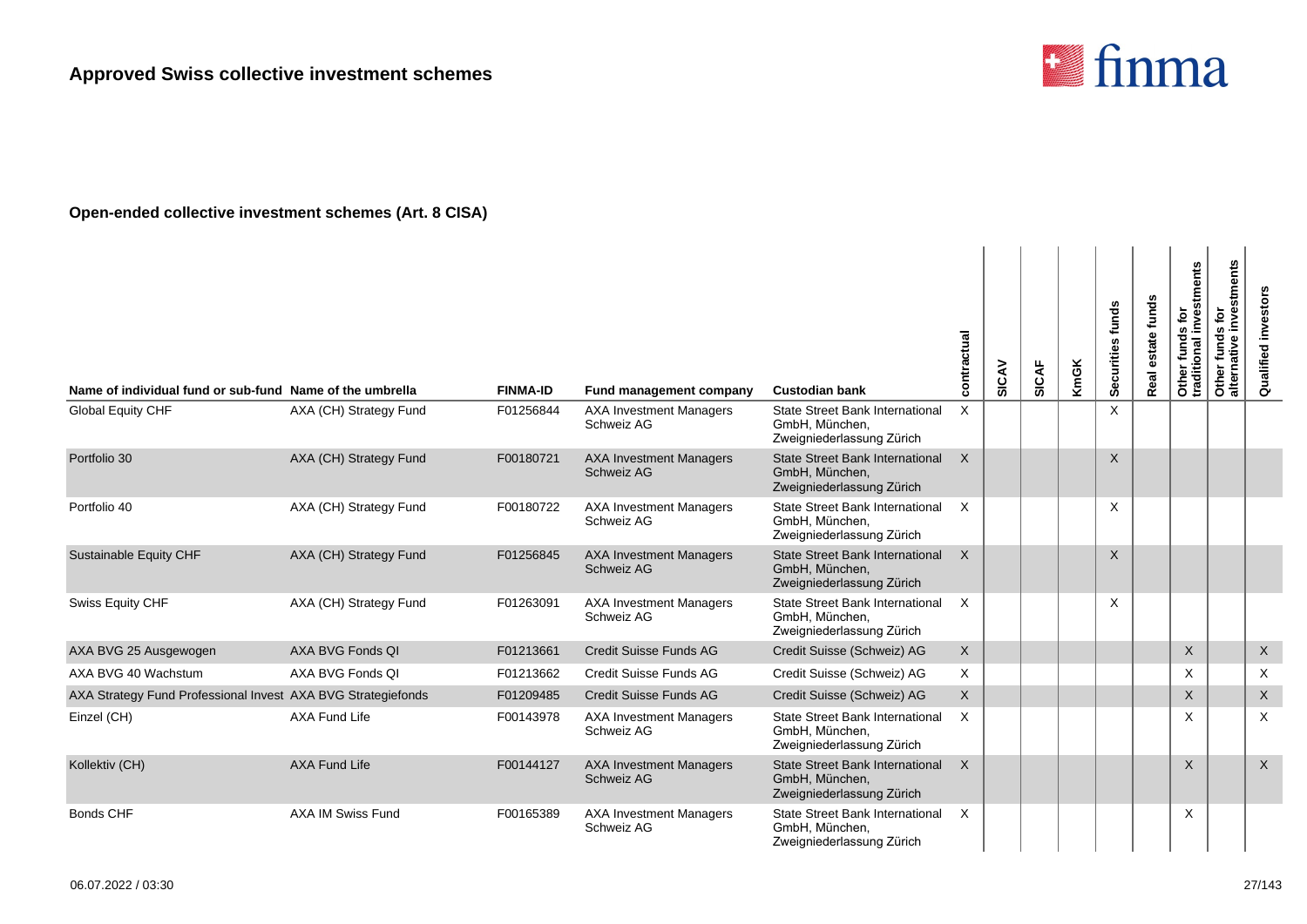# Approved Swiss collective investment schemes

## Open-ended collective investment schemes (Art. 8 CISA)

| Name of individual fund or sub-fund | Name of the umbrella | FINMA-ID | Fund management company | Custodian bank | contractual | SICAV | SICAF | KmGK | Securities funds | Real estate funds | Other funds for traditional investments | Other funds for alternative investments | Qualified investors |
|---|---|---|---|---|---|---|---|---|---|---|---|---|---|
| Global Equity CHF | AXA (CH) Strategy Fund | F01256844 | AXA Investment Managers Schweiz AG | State Street Bank International GmbH, München, Zweigniederlassung Zürich | X | | | | X | | | | |
| Portfolio 30 | AXA (CH) Strategy Fund | F00180721 | AXA Investment Managers Schweiz AG | State Street Bank International GmbH, München, Zweigniederlassung Zürich | X | | | | X | | | | |
| Portfolio 40 | AXA (CH) Strategy Fund | F00180722 | AXA Investment Managers Schweiz AG | State Street Bank International GmbH, München, Zweigniederlassung Zürich | X | | | | X | | | | |
| Sustainable Equity CHF | AXA (CH) Strategy Fund | F01256845 | AXA Investment Managers Schweiz AG | State Street Bank International GmbH, München, Zweigniederlassung Zürich | X | | | | X | | | | |
| Swiss Equity CHF | AXA (CH) Strategy Fund | F01263091 | AXA Investment Managers Schweiz AG | State Street Bank International GmbH, München, Zweigniederlassung Zürich | X | | | | X | | | | |
| AXA BVG 25 Ausgewogen | AXA BVG Fonds QI | F01213661 | Credit Suisse Funds AG | Credit Suisse (Schweiz) AG | X | | | | | | X | | X |
| AXA BVG 40 Wachstum | AXA BVG Fonds QI | F01213662 | Credit Suisse Funds AG | Credit Suisse (Schweiz) AG | X | | | | | | X | | X |
| AXA Strategy Fund Professional Invest | AXA BVG Strategiefonds | F01209485 | Credit Suisse Funds AG | Credit Suisse (Schweiz) AG | X | | | | | | X | | X |
| Einzel (CH) | AXA Fund Life | F00143978 | AXA Investment Managers Schweiz AG | State Street Bank International GmbH, München, Zweigniederlassung Zürich | X | | | | | | X | | X |
| Kollektiv (CH) | AXA Fund Life | F00144127 | AXA Investment Managers Schweiz AG | State Street Bank International GmbH, München, Zweigniederlassung Zürich | X | | | | | | X | | X |
| Bonds CHF | AXA IM Swiss Fund | F00165389 | AXA Investment Managers Schweiz AG | State Street Bank International GmbH, München, Zweigniederlassung Zürich | X | | | | | | X | | |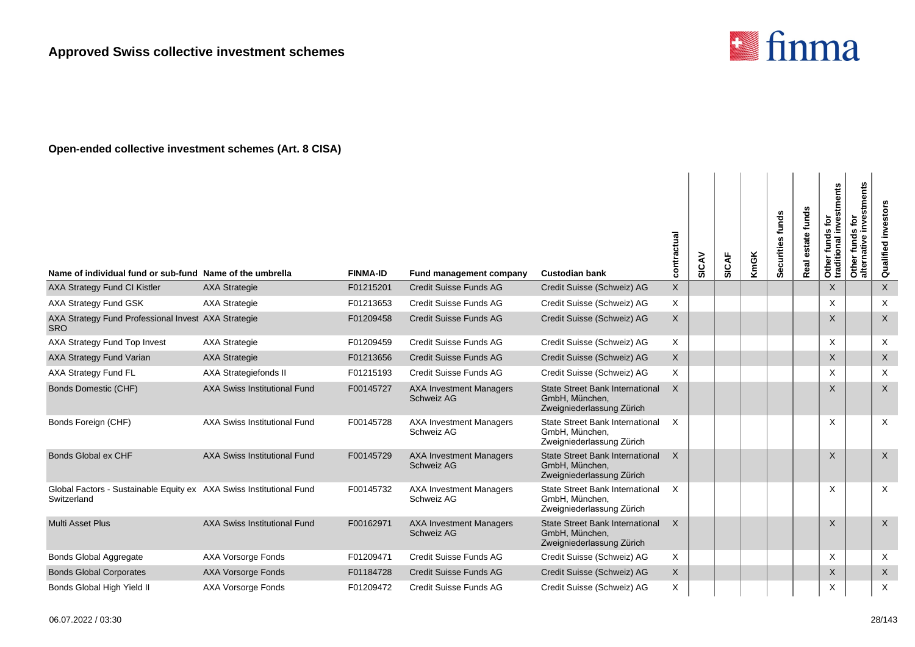# Approved Swiss collective investment schemes

## Open-ended collective investment schemes (Art. 8 CISA)

| Name of individual fund or sub-fund | Name of the umbrella | FINMA-ID | Fund management company | Custodian bank | contractual | SICAV | SICAF | KmGK | Securities funds | Real estate funds | Other funds for traditional investments | Other funds for alternative investments | Qualified investors |
|---|---|---|---|---|---|---|---|---|---|---|---|---|---|
| AXA Strategy Fund CI Kistler | AXA Strategie | F01215201 | Credit Suisse Funds AG | Credit Suisse (Schweiz) AG | X | | | | | | X | | X |
| AXA Strategy Fund GSK | AXA Strategie | F01213653 | Credit Suisse Funds AG | Credit Suisse (Schweiz) AG | X | | | | | | X | | X |
| AXA Strategy Fund Professional Invest SRO | AXA Strategie | F01209458 | Credit Suisse Funds AG | Credit Suisse (Schweiz) AG | X | | | | | | X | | X |
| AXA Strategy Fund Top Invest | AXA Strategie | F01209459 | Credit Suisse Funds AG | Credit Suisse (Schweiz) AG | X | | | | | | X | | X |
| AXA Strategy Fund Varian | AXA Strategie | F01213656 | Credit Suisse Funds AG | Credit Suisse (Schweiz) AG | X | | | | | | X | | X |
| AXA Strategy Fund FL | AXA Strategiefonds II | F01215193 | Credit Suisse Funds AG | Credit Suisse (Schweiz) AG | X | | | | | | X | | X |
| Bonds Domestic (CHF) | AXA Swiss Institutional Fund | F00145727 | AXA Investment Managers Schweiz AG | State Street Bank International GmbH, München, Zweigniederlassung Zürich | X | | | | | | X | | X |
| Bonds Foreign (CHF) | AXA Swiss Institutional Fund | F00145728 | AXA Investment Managers Schweiz AG | State Street Bank International GmbH, München, Zweigniederlassung Zürich | X | | | | | | X | | X |
| Bonds Global ex CHF | AXA Swiss Institutional Fund | F00145729 | AXA Investment Managers Schweiz AG | State Street Bank International GmbH, München, Zweigniederlassung Zürich | X | | | | | | X | | X |
| Global Factors - Sustainable Equity ex Switzerland | AXA Swiss Institutional Fund | F00145732 | AXA Investment Managers Schweiz AG | State Street Bank International GmbH, München, Zweigniederlassung Zürich | X | | | | | | X | | X |
| Multi Asset Plus | AXA Swiss Institutional Fund | F00162971 | AXA Investment Managers Schweiz AG | State Street Bank International GmbH, München, Zweigniederlassung Zürich | X | | | | | | X | | X |
| Bonds Global Aggregate | AXA Vorsorge Fonds | F01209471 | Credit Suisse Funds AG | Credit Suisse (Schweiz) AG | X | | | | | | X | | X |
| Bonds Global Corporates | AXA Vorsorge Fonds | F01184728 | Credit Suisse Funds AG | Credit Suisse (Schweiz) AG | X | | | | | | X | | X |
| Bonds Global High Yield II | AXA Vorsorge Fonds | F01209472 | Credit Suisse Funds AG | Credit Suisse (Schweiz) AG | X | | | | | | X | | X |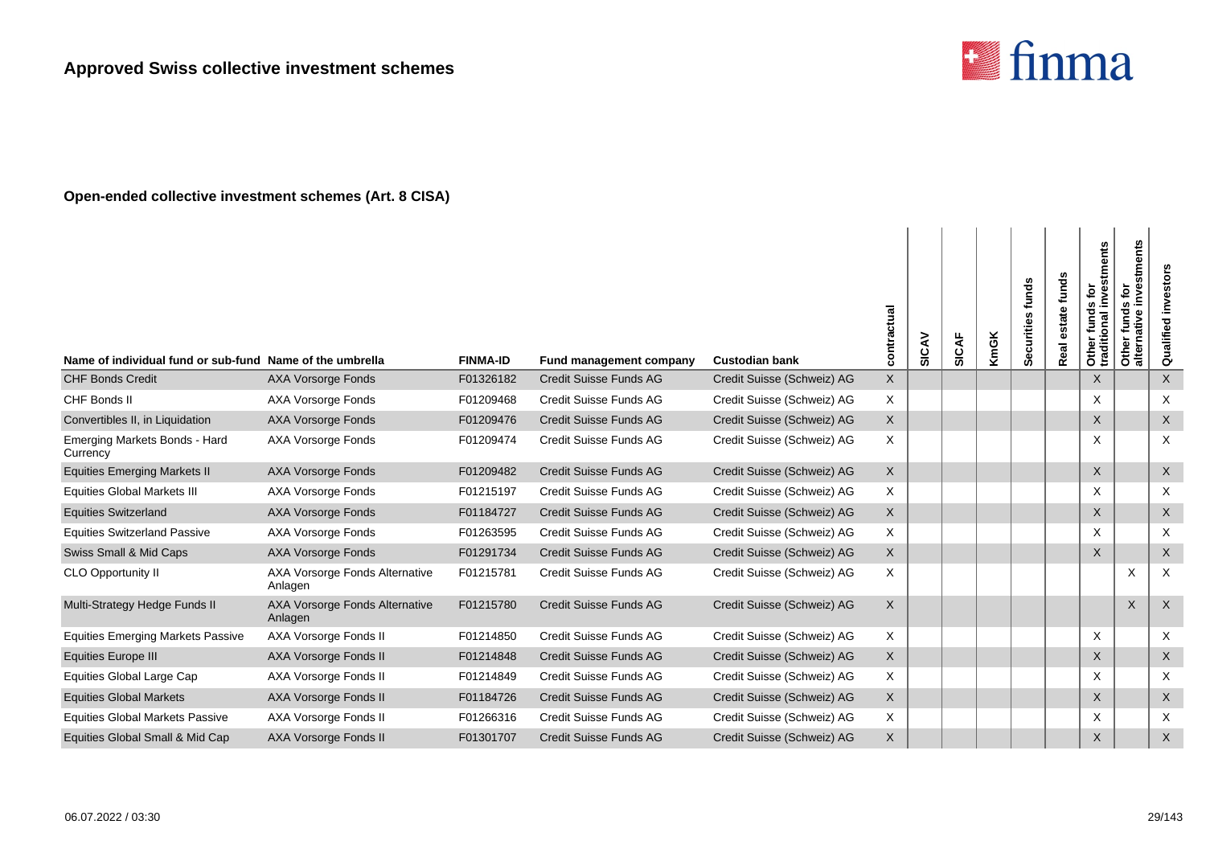# Approved Swiss collective investment schemes

## Open-ended collective investment schemes (Art. 8 CISA)

| Name of individual fund or sub-fund | Name of the umbrella | FINMA-ID | Fund management company | Custodian bank | contractual | SICAV | SICAF | KmGK | Securities funds | Real estate funds | Other funds for traditional investments | Other funds for alternative investments | Qualified investors |
|---|---|---|---|---|---|---|---|---|---|---|---|---|---|
| CHF Bonds Credit | AXA Vorsorge Fonds | F01326182 | Credit Suisse Funds AG | Credit Suisse (Schweiz) AG | X | | | | | | X | | X |
| CHF Bonds II | AXA Vorsorge Fonds | F01209468 | Credit Suisse Funds AG | Credit Suisse (Schweiz) AG | X | | | | | | X | | X |
| Convertibles II, in Liquidation | AXA Vorsorge Fonds | F01209476 | Credit Suisse Funds AG | Credit Suisse (Schweiz) AG | X | | | | | | X | | X |
| Emerging Markets Bonds - Hard Currency | AXA Vorsorge Fonds | F01209474 | Credit Suisse Funds AG | Credit Suisse (Schweiz) AG | X | | | | | | X | | X |
| Equities Emerging Markets II | AXA Vorsorge Fonds | F01209482 | Credit Suisse Funds AG | Credit Suisse (Schweiz) AG | X | | | | | | X | | X |
| Equities Global Markets III | AXA Vorsorge Fonds | F01215197 | Credit Suisse Funds AG | Credit Suisse (Schweiz) AG | X | | | | | | X | | X |
| Equities Switzerland | AXA Vorsorge Fonds | F01184727 | Credit Suisse Funds AG | Credit Suisse (Schweiz) AG | X | | | | | | X | | X |
| Equities Switzerland Passive | AXA Vorsorge Fonds | F01263595 | Credit Suisse Funds AG | Credit Suisse (Schweiz) AG | X | | | | | | X | | X |
| Swiss Small & Mid Caps | AXA Vorsorge Fonds | F01291734 | Credit Suisse Funds AG | Credit Suisse (Schweiz) AG | X | | | | | | X | | X |
| CLO Opportunity II | AXA Vorsorge Fonds Alternative Anlagen | F01215781 | Credit Suisse Funds AG | Credit Suisse (Schweiz) AG | X | | | | | | | X | X |
| Multi-Strategy Hedge Funds II | AXA Vorsorge Fonds Alternative Anlagen | F01215780 | Credit Suisse Funds AG | Credit Suisse (Schweiz) AG | X | | | | | | | X | X |
| Equities Emerging Markets Passive | AXA Vorsorge Fonds II | F01214850 | Credit Suisse Funds AG | Credit Suisse (Schweiz) AG | X | | | | | | X | | X |
| Equities Europe III | AXA Vorsorge Fonds II | F01214848 | Credit Suisse Funds AG | Credit Suisse (Schweiz) AG | X | | | | | | X | | X |
| Equities Global Large Cap | AXA Vorsorge Fonds II | F01214849 | Credit Suisse Funds AG | Credit Suisse (Schweiz) AG | X | | | | | | X | | X |
| Equities Global Markets | AXA Vorsorge Fonds II | F01184726 | Credit Suisse Funds AG | Credit Suisse (Schweiz) AG | X | | | | | | X | | X |
| Equities Global Markets Passive | AXA Vorsorge Fonds II | F01266316 | Credit Suisse Funds AG | Credit Suisse (Schweiz) AG | X | | | | | | X | | X |
| Equities Global Small & Mid Cap | AXA Vorsorge Fonds II | F01301707 | Credit Suisse Funds AG | Credit Suisse (Schweiz) AG | X | | | | | | X | | X |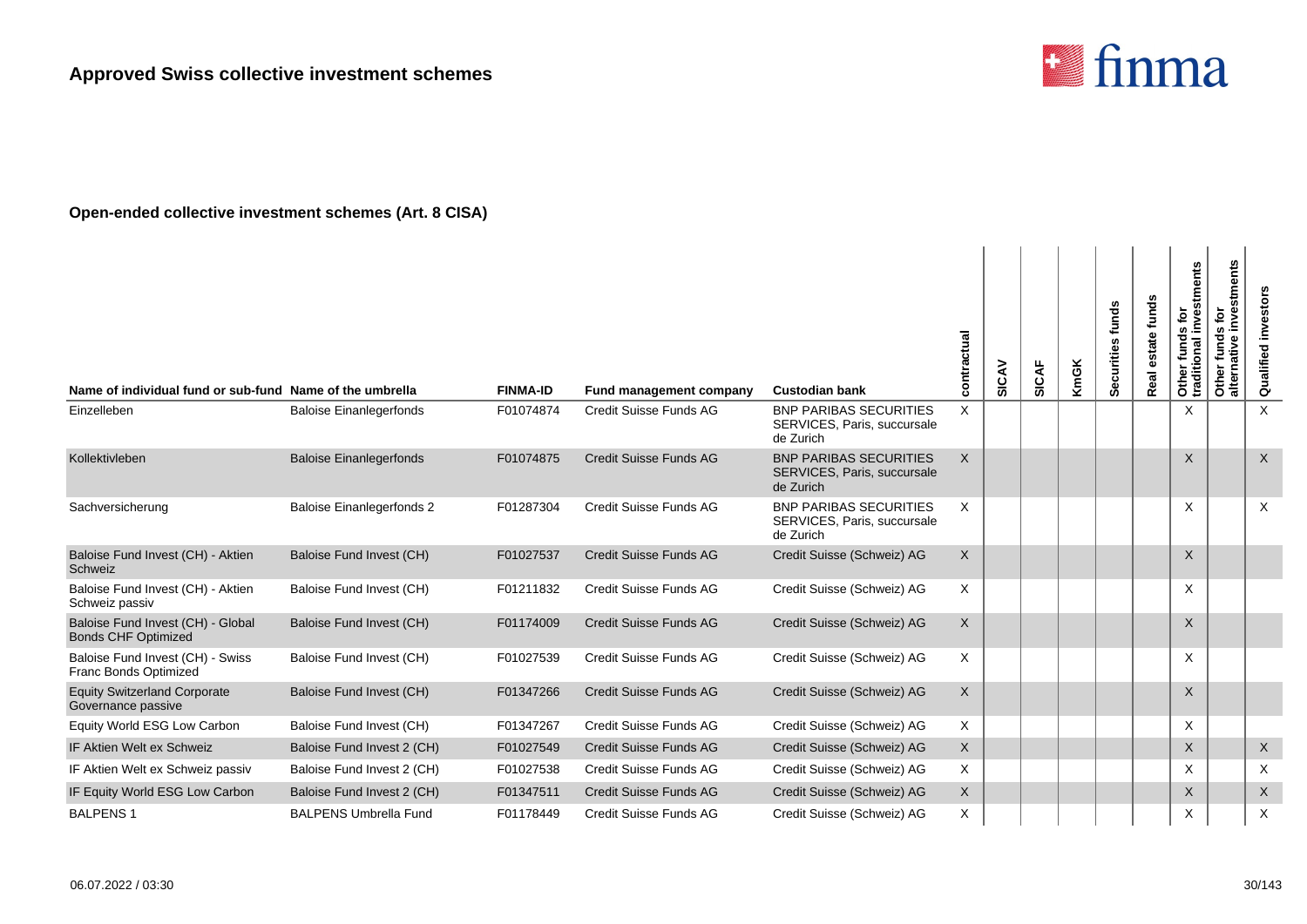# Approved Swiss collective investment schemes

## Open-ended collective investment schemes (Art. 8 CISA)

| Name of individual fund or sub-fund | Name of the umbrella | FINMA-ID | Fund management company | Custodian bank | contractual | SICAV | SICAF | KmGK | Securities funds | Real estate funds | Other funds for traditional investments | Other funds for alternative investments | Qualified investors |
|---|---|---|---|---|---|---|---|---|---|---|---|---|---|
| Einzelleben | Baloise Einanlegerfonds | F01074874 | Credit Suisse Funds AG | BNP PARIBAS SECURITIES SERVICES, Paris, succursale de Zurich | X | | | | | | X | | X |
| Kollektivleben | Baloise Einanlegerfonds | F01074875 | Credit Suisse Funds AG | BNP PARIBAS SECURITIES SERVICES, Paris, succursale de Zurich | X | | | | | | X | | X |
| Sachversicherung | Baloise Einanlegerfonds 2 | F01287304 | Credit Suisse Funds AG | BNP PARIBAS SECURITIES SERVICES, Paris, succursale de Zurich | X | | | | | | X | | X |
| Baloise Fund Invest (CH) - Aktien Schweiz | Baloise Fund Invest (CH) | F01027537 | Credit Suisse Funds AG | Credit Suisse (Schweiz) AG | X | | | | | | X | | |
| Baloise Fund Invest (CH) - Aktien Schweiz passiv | Baloise Fund Invest (CH) | F01211832 | Credit Suisse Funds AG | Credit Suisse (Schweiz) AG | X | | | | | | X | | |
| Baloise Fund Invest (CH) - Global Bonds CHF Optimized | Baloise Fund Invest (CH) | F01174009 | Credit Suisse Funds AG | Credit Suisse (Schweiz) AG | X | | | | | | X | | |
| Baloise Fund Invest (CH) - Swiss Franc Bonds Optimized | Baloise Fund Invest (CH) | F01027539 | Credit Suisse Funds AG | Credit Suisse (Schweiz) AG | X | | | | | | X | | |
| Equity Switzerland Corporate Governance passive | Baloise Fund Invest (CH) | F01347266 | Credit Suisse Funds AG | Credit Suisse (Schweiz) AG | X | | | | | | X | | |
| Equity World ESG Low Carbon | Baloise Fund Invest (CH) | F01347267 | Credit Suisse Funds AG | Credit Suisse (Schweiz) AG | X | | | | | | X | | |
| IF Aktien Welt ex Schweiz | Baloise Fund Invest 2 (CH) | F01027549 | Credit Suisse Funds AG | Credit Suisse (Schweiz) AG | X | | | | | | X | | X |
| IF Aktien Welt ex Schweiz passiv | Baloise Fund Invest 2 (CH) | F01027538 | Credit Suisse Funds AG | Credit Suisse (Schweiz) AG | X | | | | | | X | | X |
| IF Equity World ESG Low Carbon | Baloise Fund Invest 2 (CH) | F01347511 | Credit Suisse Funds AG | Credit Suisse (Schweiz) AG | X | | | | | | X | | X |
| BALPENS 1 | BALPENS Umbrella Fund | F01178449 | Credit Suisse Funds AG | Credit Suisse (Schweiz) AG | X | | | | | | X | | X |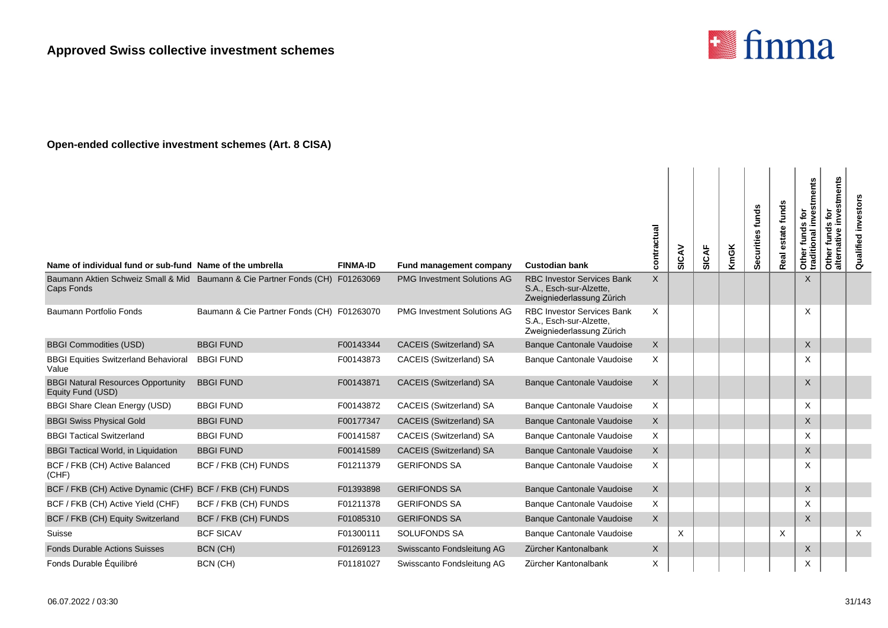# Approved Swiss collective investment schemes

## Open-ended collective investment schemes (Art. 8 CISA)

| Name of individual fund or sub-fund | Name of the umbrella | FINMA-ID | Fund management company | Custodian bank | contractual | SICAV | SICAF | KmGK | Securities funds | Real estate funds | Other funds for traditional investments | Other funds for alternative investments | Qualified investors |
|---|---|---|---|---|---|---|---|---|---|---|---|---|---|
| Baumann Aktien Schweiz Small & Mid Caps Fonds | Baumann & Cie Partner Fonds (CH) | F01263069 | PMG Investment Solutions AG | RBC Investor Services Bank S.A., Esch-sur-Alzette, Zweigniederlassung Zürich | X | | | | | | X | | |
| Baumann Portfolio Fonds | Baumann & Cie Partner Fonds (CH) | F01263070 | PMG Investment Solutions AG | RBC Investor Services Bank S.A., Esch-sur-Alzette, Zweigniederlassung Zürich | X | | | | | | X | | |
| BBGI Commodities (USD) | BBGI FUND | F00143344 | CACEIS (Switzerland) SA | Banque Cantonale Vaudoise | X | | | | | | X | | |
| BBGI Equities Switzerland Behavioral Value | BBGI FUND | F00143873 | CACEIS (Switzerland) SA | Banque Cantonale Vaudoise | X | | | | | | X | | |
| BBGI Natural Resources Opportunity Equity Fund (USD) | BBGI FUND | F00143871 | CACEIS (Switzerland) SA | Banque Cantonale Vaudoise | X | | | | | | X | | |
| BBGI Share Clean Energy (USD) | BBGI FUND | F00143872 | CACEIS (Switzerland) SA | Banque Cantonale Vaudoise | X | | | | | | X | | |
| BBGI Swiss Physical Gold | BBGI FUND | F00177347 | CACEIS (Switzerland) SA | Banque Cantonale Vaudoise | X | | | | | | X | | |
| BBGI Tactical Switzerland | BBGI FUND | F00141587 | CACEIS (Switzerland) SA | Banque Cantonale Vaudoise | X | | | | | | X | | |
| BBGI Tactical World, in Liquidation | BBGI FUND | F00141589 | CACEIS (Switzerland) SA | Banque Cantonale Vaudoise | X | | | | | | X | | |
| BCF / FKB (CH) Active Balanced (CHF) | BCF / FKB (CH) FUNDS | F01211379 | GERIFONDS SA | Banque Cantonale Vaudoise | X | | | | | | X | | |
| BCF / FKB (CH) Active Dynamic (CHF) | BCF / FKB (CH) FUNDS | F01393898 | GERIFONDS SA | Banque Cantonale Vaudoise | X | | | | | | X | | |
| BCF / FKB (CH) Active Yield (CHF) | BCF / FKB (CH) FUNDS | F01211378 | GERIFONDS SA | Banque Cantonale Vaudoise | X | | | | | | X | | |
| BCF / FKB (CH) Equity Switzerland | BCF / FKB (CH) FUNDS | F01085310 | GERIFONDS SA | Banque Cantonale Vaudoise | X | | | | | | X | | |
| Suisse | BCF SICAV | F01300111 | SOLUFONDS SA | Banque Cantonale Vaudoise | | X | | | | X | | | X |
| Fonds Durable Actions Suisses | BCN (CH) | F01269123 | Swisscanto Fondsleitung AG | Zürcher Kantonalbank | X | | | | | | X | | |
| Fonds Durable Équilibré | BCN (CH) | F01181027 | Swisscanto Fondsleitung AG | Zürcher Kantonalbank | X | | | | | | X | | |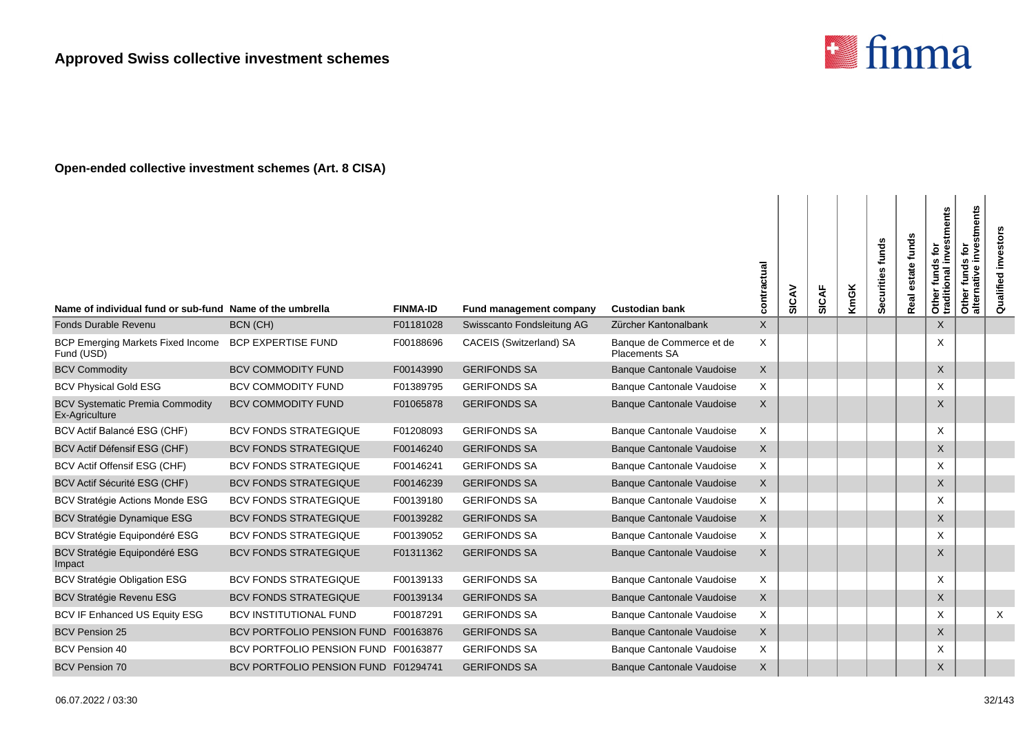# Approved Swiss collective investment schemes

## Open-ended collective investment schemes (Art. 8 CISA)

| Name of individual fund or sub-fund | Name of the umbrella | FINMA-ID | Fund management company | Custodian bank | contractual | SICAV | SICAF | KmGK | Securities funds | Real estate funds | Other funds for traditional investments | Other funds for alternative investments | Qualified investors |
|---|---|---|---|---|---|---|---|---|---|---|---|---|---|
| Fonds Durable Revenu | BCN (CH) | F01181028 | Swisscanto Fondsleitung AG | Zürcher Kantonalbank | X | | | | | | X | | |
| BCP Emerging Markets Fixed Income Fund (USD) | BCP EXPERTISE FUND | F00188696 | CACEIS (Switzerland) SA | Banque de Commerce et de Placements SA | X | | | | | | X | | |
| BCV Commodity | BCV COMMODITY FUND | F00143990 | GERIFONDS SA | Banque Cantonale Vaudoise | X | | | | | | X | | |
| BCV Physical Gold ESG | BCV COMMODITY FUND | F01389795 | GERIFONDS SA | Banque Cantonale Vaudoise | X | | | | | | X | | |
| BCV Systematic Premia Commodity Ex-Agriculture | BCV COMMODITY FUND | F01065878 | GERIFONDS SA | Banque Cantonale Vaudoise | X | | | | | | X | | |
| BCV Actif Balancé ESG (CHF) | BCV FONDS STRATEGIQUE | F01208093 | GERIFONDS SA | Banque Cantonale Vaudoise | X | | | | | | X | | |
| BCV Actif Défensif ESG (CHF) | BCV FONDS STRATEGIQUE | F00146240 | GERIFONDS SA | Banque Cantonale Vaudoise | X | | | | | | X | | |
| BCV Actif Offensif ESG (CHF) | BCV FONDS STRATEGIQUE | F00146241 | GERIFONDS SA | Banque Cantonale Vaudoise | X | | | | | | X | | |
| BCV Actif Sécurité ESG (CHF) | BCV FONDS STRATEGIQUE | F00146239 | GERIFONDS SA | Banque Cantonale Vaudoise | X | | | | | | X | | |
| BCV Stratégie Actions Monde ESG | BCV FONDS STRATEGIQUE | F00139180 | GERIFONDS SA | Banque Cantonale Vaudoise | X | | | | | | X | | |
| BCV Stratégie Dynamique ESG | BCV FONDS STRATEGIQUE | F00139282 | GERIFONDS SA | Banque Cantonale Vaudoise | X | | | | | | X | | |
| BCV Stratégie Equipondéré ESG | BCV FONDS STRATEGIQUE | F00139052 | GERIFONDS SA | Banque Cantonale Vaudoise | X | | | | | | X | | |
| BCV Stratégie Equipondéré ESG Impact | BCV FONDS STRATEGIQUE | F01311362 | GERIFONDS SA | Banque Cantonale Vaudoise | X | | | | | | X | | |
| BCV Stratégie Obligation ESG | BCV FONDS STRATEGIQUE | F00139133 | GERIFONDS SA | Banque Cantonale Vaudoise | X | | | | | | X | | |
| BCV Stratégie Revenu ESG | BCV FONDS STRATEGIQUE | F00139134 | GERIFONDS SA | Banque Cantonale Vaudoise | X | | | | | | X | | |
| BCV IF Enhanced US Equity ESG | BCV INSTITUTIONAL FUND | F00187291 | GERIFONDS SA | Banque Cantonale Vaudoise | X | | | | | | X | | X |
| BCV Pension 25 | BCV PORTFOLIO PENSION FUND | F00163876 | GERIFONDS SA | Banque Cantonale Vaudoise | X | | | | | | X | | |
| BCV Pension 40 | BCV PORTFOLIO PENSION FUND | F00163877 | GERIFONDS SA | Banque Cantonale Vaudoise | X | | | | | | X | | |
| BCV Pension 70 | BCV PORTFOLIO PENSION FUND | F01294741 | GERIFONDS SA | Banque Cantonale Vaudoise | X | | | | | | X | | |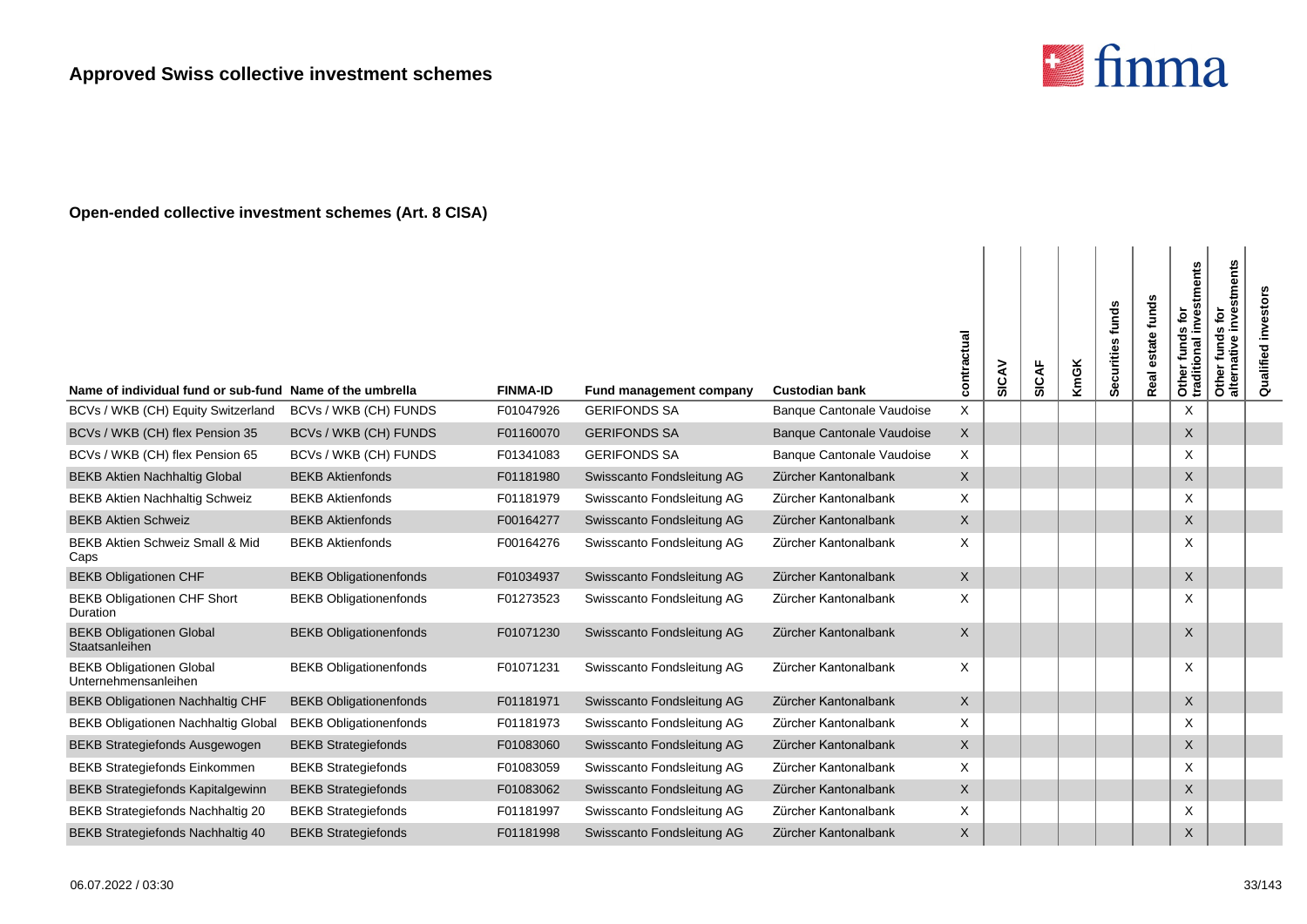# Approved Swiss collective investment schemes

## Open-ended collective investment schemes (Art. 8 CISA)

| Name of individual fund or sub-fund | Name of the umbrella | FINMA-ID | Fund management company | Custodian bank | contractual | SICAV | SICAF | KmGK | Securities funds | Real estate funds | Other funds for traditional investments | Other funds for alternative investments | Qualified investors |
|---|---|---|---|---|---|---|---|---|---|---|---|---|---|
| BCVs / WKB (CH) Equity Switzerland | BCVs / WKB (CH) FUNDS | F01047926 | GERIFONDS SA | Banque Cantonale Vaudoise | X | | | | | | X | | |
| BCVs / WKB (CH) flex Pension 35 | BCVs / WKB (CH) FUNDS | F01160070 | GERIFONDS SA | Banque Cantonale Vaudoise | X | | | | | | X | | |
| BCVs / WKB (CH) flex Pension 65 | BCVs / WKB (CH) FUNDS | F01341083 | GERIFONDS SA | Banque Cantonale Vaudoise | X | | | | | | X | | |
| BEKB Aktien Nachhaltig Global | BEKB Aktienfonds | F01181980 | Swisscanto Fondsleitung AG | Zürcher Kantonalbank | X | | | | | | X | | |
| BEKB Aktien Nachhaltig Schweiz | BEKB Aktienfonds | F01181979 | Swisscanto Fondsleitung AG | Zürcher Kantonalbank | X | | | | | | X | | |
| BEKB Aktien Schweiz | BEKB Aktienfonds | F00164277 | Swisscanto Fondsleitung AG | Zürcher Kantonalbank | X | | | | | | X | | |
| BEKB Aktien Schweiz Small & Mid Caps | BEKB Aktienfonds | F00164276 | Swisscanto Fondsleitung AG | Zürcher Kantonalbank | X | | | | | | X | | |
| BEKB Obligationen CHF | BEKB Obligationenfonds | F01034937 | Swisscanto Fondsleitung AG | Zürcher Kantonalbank | X | | | | | | X | | |
| BEKB Obligationen CHF Short Duration | BEKB Obligationenfonds | F01273523 | Swisscanto Fondsleitung AG | Zürcher Kantonalbank | X | | | | | | X | | |
| BEKB Obligationen Global Staatsanleihen | BEKB Obligationenfonds | F01071230 | Swisscanto Fondsleitung AG | Zürcher Kantonalbank | X | | | | | | X | | |
| BEKB Obligationen Global Unternehmensanleihen | BEKB Obligationenfonds | F01071231 | Swisscanto Fondsleitung AG | Zürcher Kantonalbank | X | | | | | | X | | |
| BEKB Obligationen Nachhaltig CHF | BEKB Obligationenfonds | F01181971 | Swisscanto Fondsleitung AG | Zürcher Kantonalbank | X | | | | | | X | | |
| BEKB Obligationen Nachhaltig Global | BEKB Obligationenfonds | F01181973 | Swisscanto Fondsleitung AG | Zürcher Kantonalbank | X | | | | | | X | | |
| BEKB Strategiefonds Ausgewogen | BEKB Strategiefonds | F01083060 | Swisscanto Fondsleitung AG | Zürcher Kantonalbank | X | | | | | | X | | |
| BEKB Strategiefonds Einkommen | BEKB Strategiefonds | F01083059 | Swisscanto Fondsleitung AG | Zürcher Kantonalbank | X | | | | | | X | | |
| BEKB Strategiefonds Kapitalgewinn | BEKB Strategiefonds | F01083062 | Swisscanto Fondsleitung AG | Zürcher Kantonalbank | X | | | | | | X | | |
| BEKB Strategiefonds Nachhaltig 20 | BEKB Strategiefonds | F01181997 | Swisscanto Fondsleitung AG | Zürcher Kantonalbank | X | | | | | | X | | |
| BEKB Strategiefonds Nachhaltig 40 | BEKB Strategiefonds | F01181998 | Swisscanto Fondsleitung AG | Zürcher Kantonalbank | X | | | | | | X | | |

06.07.2022 / 03:30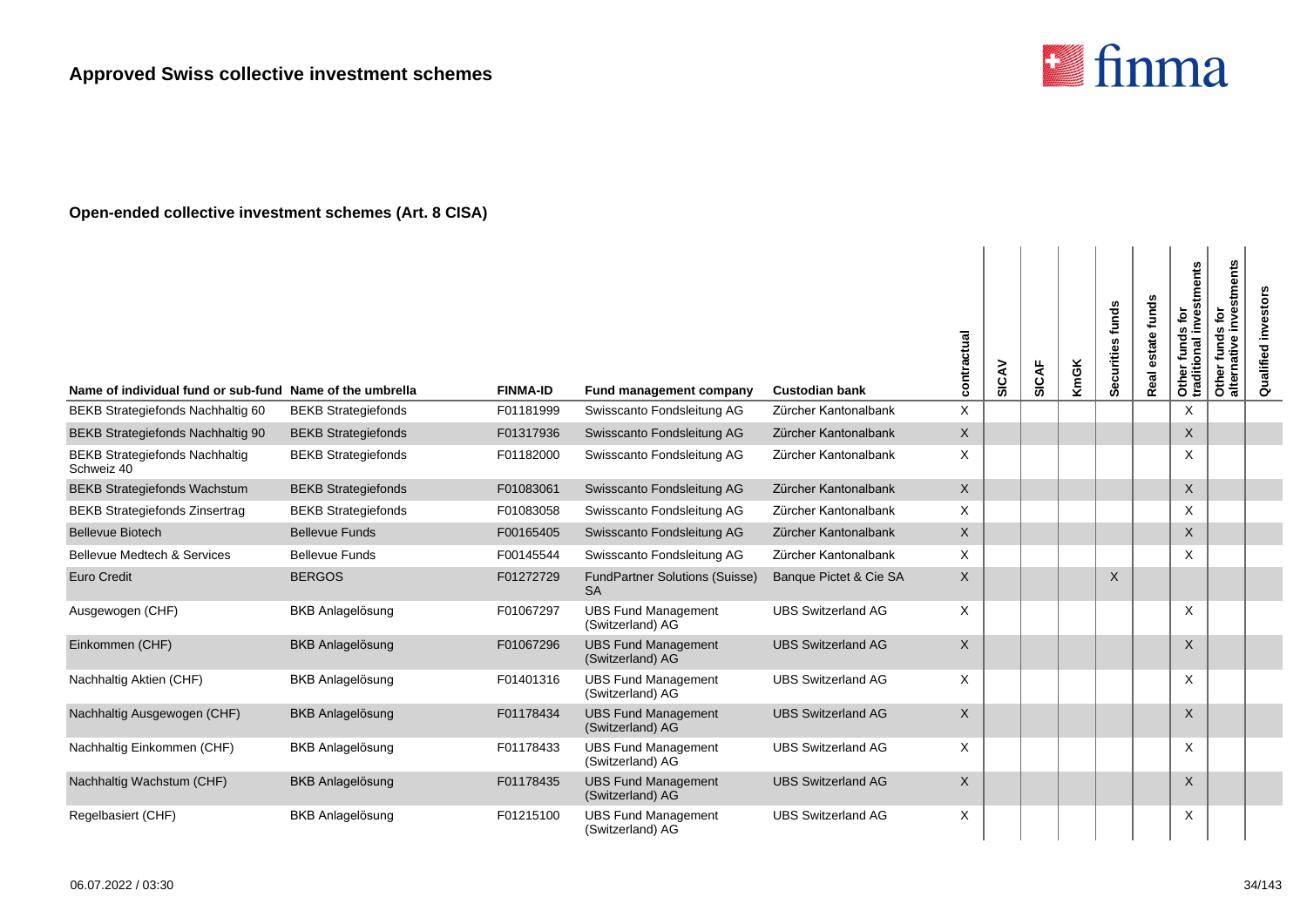# Approved Swiss collective investment schemes

## Open-ended collective investment schemes (Art. 8 CISA)

| Name of individual fund or sub-fund | Name of the umbrella | FINMA-ID | Fund management company | Custodian bank | contractual | SICAV | SICAF | KmGK | Securities funds | Real estate funds | Other funds for traditional investments | Other funds for alternative investments | Qualified investors |
|---|---|---|---|---|---|---|---|---|---|---|---|---|---|
| BEKB Strategiefonds Nachhaltig 60 | BEKB Strategiefonds | F01181999 | Swisscanto Fondsleitung AG | Zürcher Kantonalbank | X | | | | | | X | | |
| BEKB Strategiefonds Nachhaltig 90 | BEKB Strategiefonds | F01317936 | Swisscanto Fondsleitung AG | Zürcher Kantonalbank | X | | | | | | X | | |
| BEKB Strategiefonds Nachhaltig Schweiz 40 | BEKB Strategiefonds | F01182000 | Swisscanto Fondsleitung AG | Zürcher Kantonalbank | X | | | | | | X | | |
| BEKB Strategiefonds Wachstum | BEKB Strategiefonds | F01083061 | Swisscanto Fondsleitung AG | Zürcher Kantonalbank | X | | | | | | X | | |
| BEKB Strategiefonds Zinsertrag | BEKB Strategiefonds | F01083058 | Swisscanto Fondsleitung AG | Zürcher Kantonalbank | X | | | | | | X | | |
| Bellevue Biotech | Bellevue Funds | F00165405 | Swisscanto Fondsleitung AG | Zürcher Kantonalbank | X | | | | | | X | | |
| Bellevue Medtech & Services | Bellevue Funds | F00145544 | Swisscanto Fondsleitung AG | Zürcher Kantonalbank | X | | | | | | X | | |
| Euro Credit | BERGOS | F01272729 | FundPartner Solutions (Suisse) SA | Banque Pictet & Cie SA | X | | | | X | | | | |
| Ausgewogen (CHF) | BKB Anlagelösung | F01067297 | UBS Fund Management (Switzerland) AG | UBS Switzerland AG | X | | | | | | X | | |
| Einkommen (CHF) | BKB Anlagelösung | F01067296 | UBS Fund Management (Switzerland) AG | UBS Switzerland AG | X | | | | | | X | | |
| Nachhaltig Aktien (CHF) | BKB Anlagelösung | F01401316 | UBS Fund Management (Switzerland) AG | UBS Switzerland AG | X | | | | | | X | | |
| Nachhaltig Ausgewogen (CHF) | BKB Anlagelösung | F01178434 | UBS Fund Management (Switzerland) AG | UBS Switzerland AG | X | | | | | | X | | |
| Nachhaltig Einkommen (CHF) | BKB Anlagelösung | F01178433 | UBS Fund Management (Switzerland) AG | UBS Switzerland AG | X | | | | | | X | | |
| Nachhaltig Wachstum (CHF) | BKB Anlagelösung | F01178435 | UBS Fund Management (Switzerland) AG | UBS Switzerland AG | X | | | | | | X | | |
| Regelbasiert (CHF) | BKB Anlagelösung | F01215100 | UBS Fund Management (Switzerland) AG | UBS Switzerland AG | X | | | | | | X | | |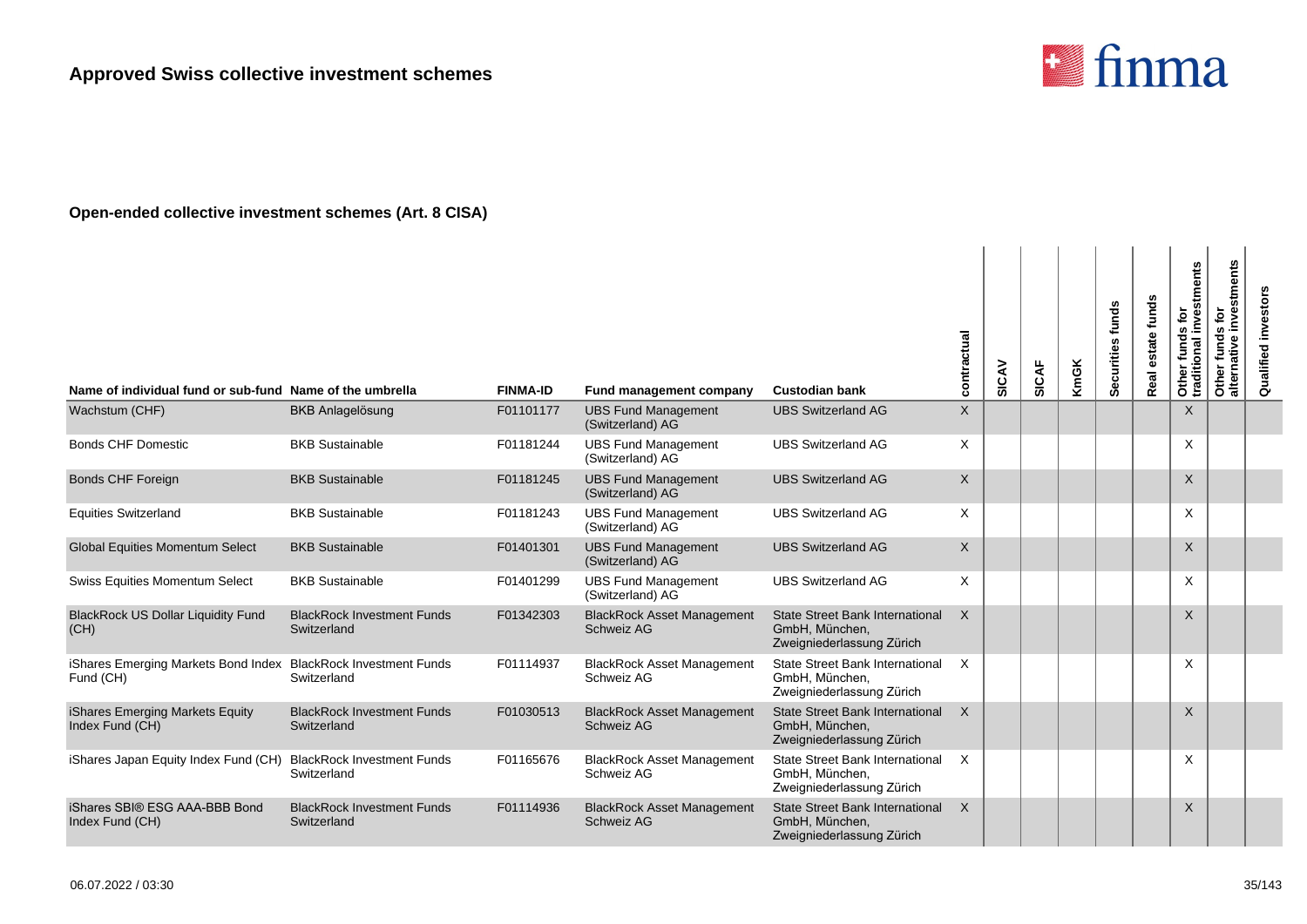# Approved Swiss collective investment schemes

## Open-ended collective investment schemes (Art. 8 CISA)

| Name of individual fund or sub-fund | Name of the umbrella | FINMA-ID | Fund management company | Custodian bank | contractual | SICAV | SICAF | KmGK | Securities funds | Real estate funds | Other funds for traditional investments | Other funds for alternative investments | Qualified investors |
|---|---|---|---|---|---|---|---|---|---|---|---|---|---|
| Wachstum (CHF) | BKB Anlagelösung | F01101177 | UBS Fund Management (Switzerland) AG | UBS Switzerland AG | X | | | | | | X | | |
| Bonds CHF Domestic | BKB Sustainable | F01181244 | UBS Fund Management (Switzerland) AG | UBS Switzerland AG | X | | | | | | X | | |
| Bonds CHF Foreign | BKB Sustainable | F01181245 | UBS Fund Management (Switzerland) AG | UBS Switzerland AG | X | | | | | | X | | |
| Equities Switzerland | BKB Sustainable | F01181243 | UBS Fund Management (Switzerland) AG | UBS Switzerland AG | X | | | | | | X | | |
| Global Equities Momentum Select | BKB Sustainable | F01401301 | UBS Fund Management (Switzerland) AG | UBS Switzerland AG | X | | | | | | X | | |
| Swiss Equities Momentum Select | BKB Sustainable | F01401299 | UBS Fund Management (Switzerland) AG | UBS Switzerland AG | X | | | | | | X | | |
| BlackRock US Dollar Liquidity Fund (CH) | BlackRock Investment Funds Switzerland | F01342303 | BlackRock Asset Management Schweiz AG | State Street Bank International GmbH, München, Zweigniederlassung Zürich | X | | | | | | X | | |
| iShares Emerging Markets Bond Index Fund (CH) | BlackRock Investment Funds Switzerland | F01114937 | BlackRock Asset Management Schweiz AG | State Street Bank International GmbH, München, Zweigniederlassung Zürich | X | | | | | | X | | |
| iShares Emerging Markets Equity Index Fund (CH) | BlackRock Investment Funds Switzerland | F01030513 | BlackRock Asset Management Schweiz AG | State Street Bank International GmbH, München, Zweigniederlassung Zürich | X | | | | | | X | | |
| iShares Japan Equity Index Fund (CH) | BlackRock Investment Funds Switzerland | F01165676 | BlackRock Asset Management Schweiz AG | State Street Bank International GmbH, München, Zweigniederlassung Zürich | X | | | | | | X | | |
| iShares SBI® ESG AAA-BBB Bond Index Fund (CH) | BlackRock Investment Funds Switzerland | F01114936 | BlackRock Asset Management Schweiz AG | State Street Bank International GmbH, München, Zweigniederlassung Zürich | X | | | | | | X | | |

06.07.2022 / 03:30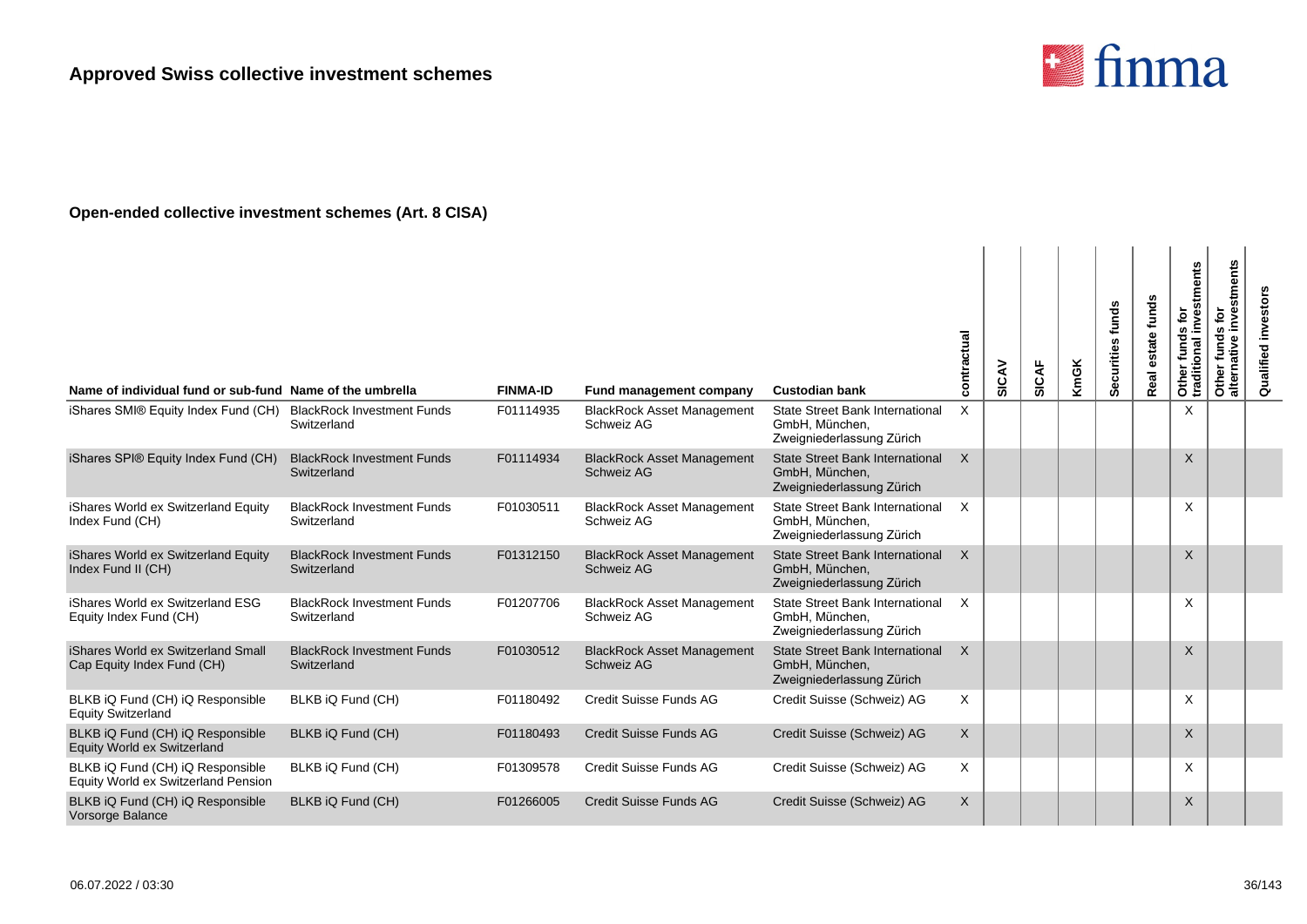# Approved Swiss collective investment schemes

## Open-ended collective investment schemes (Art. 8 CISA)

| Name of individual fund or sub-fund | Name of the umbrella | FINMA-ID | Fund management company | Custodian bank | contractual | SICAV | SICAF | KmGK | Securities funds | Real estate funds | Other funds for traditional investments | Other funds for alternative investments | Qualified investors |
|---|---|---|---|---|---|---|---|---|---|---|---|---|---|
| iShares SMI® Equity Index Fund (CH) | BlackRock Investment Funds Switzerland | F01114935 | BlackRock Asset Management Schweiz AG | State Street Bank International GmbH, München, Zweigniederlassung Zürich | X | | | | | | X | | |
| iShares SPI® Equity Index Fund (CH) | BlackRock Investment Funds Switzerland | F01114934 | BlackRock Asset Management Schweiz AG | State Street Bank International GmbH, München, Zweigniederlassung Zürich | X | | | | | | X | | |
| iShares World ex Switzerland Equity Index Fund (CH) | BlackRock Investment Funds Switzerland | F01030511 | BlackRock Asset Management Schweiz AG | State Street Bank International GmbH, München, Zweigniederlassung Zürich | X | | | | | | X | | |
| iShares World ex Switzerland Equity Index Fund II (CH) | BlackRock Investment Funds Switzerland | F01312150 | BlackRock Asset Management Schweiz AG | State Street Bank International GmbH, München, Zweigniederlassung Zürich | X | | | | | | X | | |
| iShares World ex Switzerland ESG Equity Index Fund (CH) | BlackRock Investment Funds Switzerland | F01207706 | BlackRock Asset Management Schweiz AG | State Street Bank International GmbH, München, Zweigniederlassung Zürich | X | | | | | | X | | |
| iShares World ex Switzerland Small Cap Equity Index Fund (CH) | BlackRock Investment Funds Switzerland | F01030512 | BlackRock Asset Management Schweiz AG | State Street Bank International GmbH, München, Zweigniederlassung Zürich | X | | | | | | X | | |
| BLKB iQ Fund (CH) iQ Responsible Equity Switzerland | BLKB iQ Fund (CH) | F01180492 | Credit Suisse Funds AG | Credit Suisse (Schweiz) AG | X | | | | | | X | | |
| BLKB iQ Fund (CH) iQ Responsible Equity World ex Switzerland | BLKB iQ Fund (CH) | F01180493 | Credit Suisse Funds AG | Credit Suisse (Schweiz) AG | X | | | | | | X | | |
| BLKB iQ Fund (CH) iQ Responsible Equity World ex Switzerland Pension | BLKB iQ Fund (CH) | F01309578 | Credit Suisse Funds AG | Credit Suisse (Schweiz) AG | X | | | | | | X | | |
| BLKB iQ Fund (CH) iQ Responsible Vorsorge Balance | BLKB iQ Fund (CH) | F01266005 | Credit Suisse Funds AG | Credit Suisse (Schweiz) AG | X | | | | | | X | | |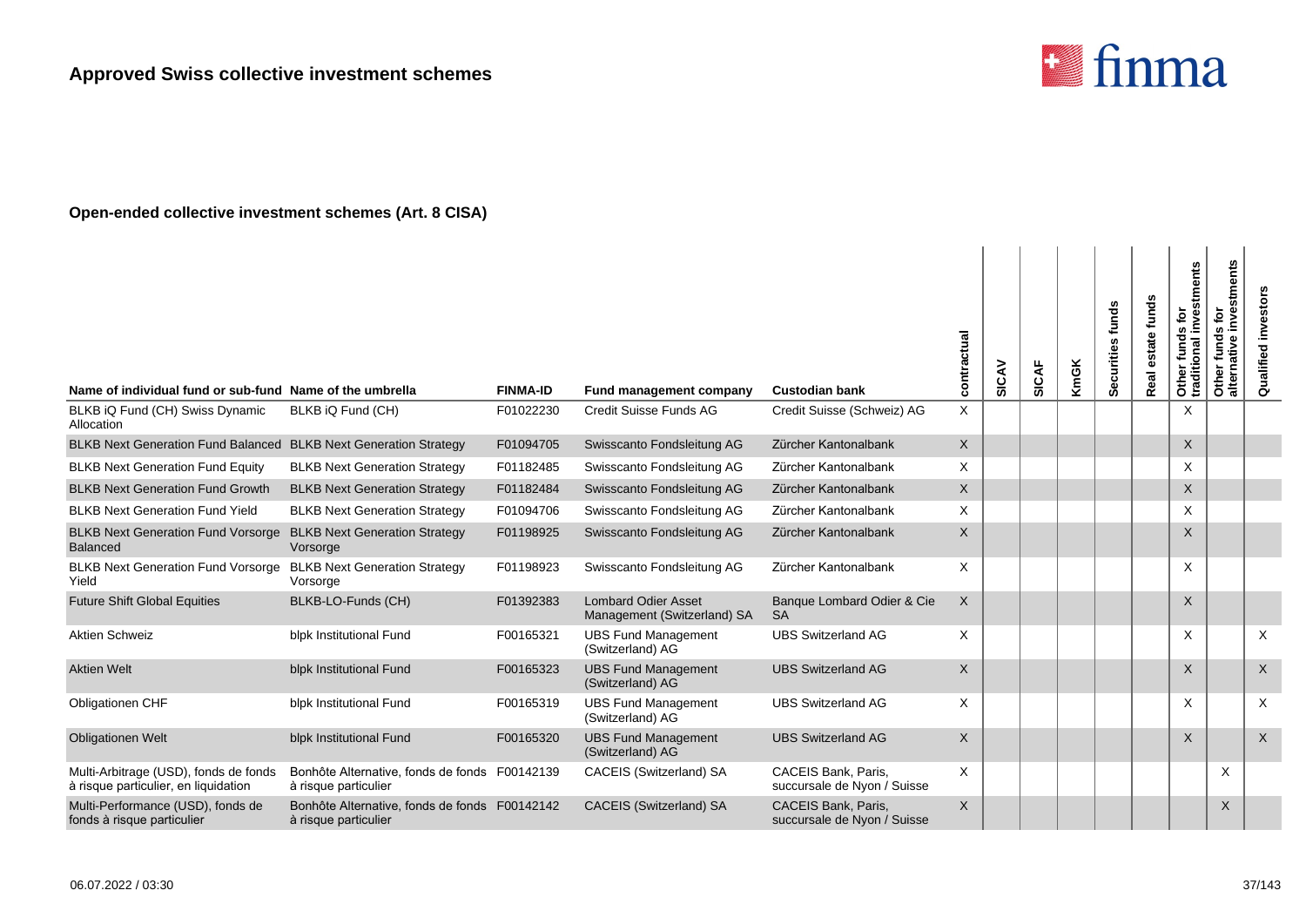# Approved Swiss collective investment schemes

## Open-ended collective investment schemes (Art. 8 CISA)

| Name of individual fund or sub-fund | Name of the umbrella | FINMA-ID | Fund management company | Custodian bank | contractual | SICAV | SICAF | KmGK | Securities funds | Real estate funds | Other funds for traditional investments | Other funds for alternative investments | Qualified investors |
|---|---|---|---|---|---|---|---|---|---|---|---|---|---|
| BLKB iQ Fund (CH) Swiss Dynamic Allocation | BLKB iQ Fund (CH) | F01022230 | Credit Suisse Funds AG | Credit Suisse (Schweiz) AG | X | | | | | | X | | |
| BLKB Next Generation Fund Balanced | BLKB Next Generation Strategy | F01094705 | Swisscanto Fondsleitung AG | Zürcher Kantonalbank | X | | | | | | X | | |
| BLKB Next Generation Fund Equity | BLKB Next Generation Strategy | F01182485 | Swisscanto Fondsleitung AG | Zürcher Kantonalbank | X | | | | | | X | | |
| BLKB Next Generation Fund Growth | BLKB Next Generation Strategy | F01182484 | Swisscanto Fondsleitung AG | Zürcher Kantonalbank | X | | | | | | X | | |
| BLKB Next Generation Fund Yield | BLKB Next Generation Strategy | F01094706 | Swisscanto Fondsleitung AG | Zürcher Kantonalbank | X | | | | | | X | | |
| BLKB Next Generation Fund Vorsorge Balanced | BLKB Next Generation Strategy Vorsorge | F01198925 | Swisscanto Fondsleitung AG | Zürcher Kantonalbank | X | | | | | | X | | |
| BLKB Next Generation Fund Vorsorge Yield | BLKB Next Generation Strategy Vorsorge | F01198923 | Swisscanto Fondsleitung AG | Zürcher Kantonalbank | X | | | | | | X | | |
| Future Shift Global Equities | BLKB-LO-Funds (CH) | F01392383 | Lombard Odier Asset Management (Switzerland) SA | Banque Lombard Odier & Cie SA | X | | | | | | X | | |
| Aktien Schweiz | blpk Institutional Fund | F00165321 | UBS Fund Management (Switzerland) AG | UBS Switzerland AG | X | | | | | | X | | X |
| Aktien Welt | blpk Institutional Fund | F00165323 | UBS Fund Management (Switzerland) AG | UBS Switzerland AG | X | | | | | | X | | X |
| Obligationen CHF | blpk Institutional Fund | F00165319 | UBS Fund Management (Switzerland) AG | UBS Switzerland AG | X | | | | | | X | | X |
| Obligationen Welt | blpk Institutional Fund | F00165320 | UBS Fund Management (Switzerland) AG | UBS Switzerland AG | X | | | | | | X | | X |
| Multi-Arbitrage (USD), fonds de fonds à risque particulier, en liquidation | Bonhôte Alternative, fonds de fonds à risque particulier | F00142139 | CACEIS (Switzerland) SA | CACEIS Bank, Paris, succursale de Nyon / Suisse | X | | | | | | | X | |
| Multi-Performance (USD), fonds de fonds à risque particulier | Bonhôte Alternative, fonds de fonds à risque particulier | F00142142 | CACEIS (Switzerland) SA | CACEIS Bank, Paris, succursale de Nyon / Suisse | X | | | | | | | X | |

06.07.2022 / 03:30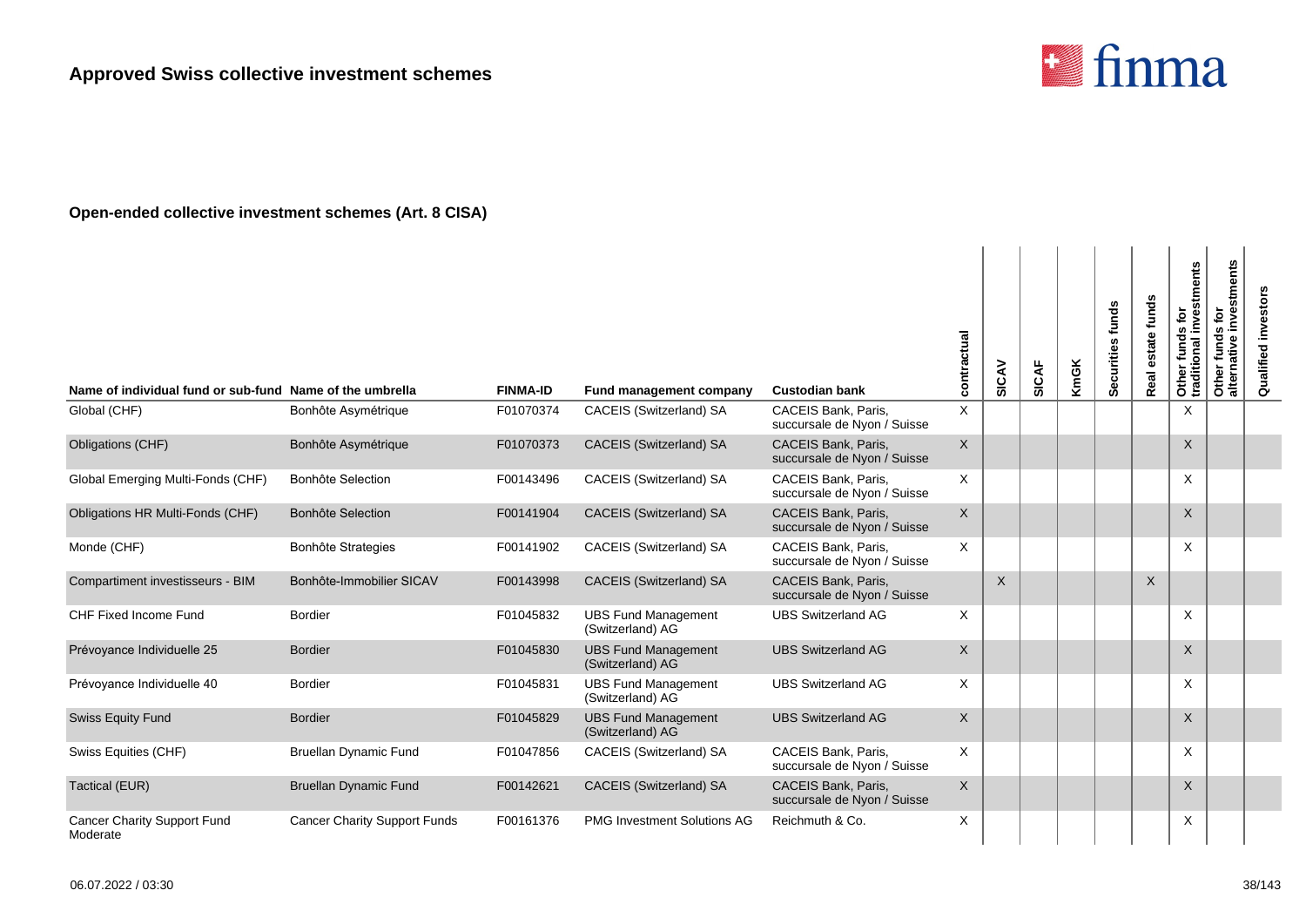## Approved Swiss collective investment schemes

### Open-ended collective investment schemes (Art. 8 CISA)

| Name of individual fund or sub-fund | Name of the umbrella | FINMA-ID | Fund management company | Custodian bank | contractual | SICAV | SICAF | KmGK | Securities funds | Real estate funds | Other funds for traditional investments | Other funds for alternative investments | Qualified investors |
|---|---|---|---|---|---|---|---|---|---|---|---|---|---|
| Global (CHF) | Bonhôte Asymétrique | F01070374 | CACEIS (Switzerland) SA | CACEIS Bank, Paris, succursale de Nyon / Suisse | X | | | | | | X | | |
| Obligations (CHF) | Bonhôte Asymétrique | F01070373 | CACEIS (Switzerland) SA | CACEIS Bank, Paris, succursale de Nyon / Suisse | X | | | | | | X | | |
| Global Emerging Multi-Fonds (CHF) | Bonhôte Selection | F00143496 | CACEIS (Switzerland) SA | CACEIS Bank, Paris, succursale de Nyon / Suisse | X | | | | | | X | | |
| Obligations HR Multi-Fonds (CHF) | Bonhôte Selection | F00141904 | CACEIS (Switzerland) SA | CACEIS Bank, Paris, succursale de Nyon / Suisse | X | | | | | | X | | |
| Monde (CHF) | Bonhôte Strategies | F00141902 | CACEIS (Switzerland) SA | CACEIS Bank, Paris, succursale de Nyon / Suisse | X | | | | | | X | | |
| Compartiment investisseurs - BIM | Bonhôte-Immobilier SICAV | F00143998 | CACEIS (Switzerland) SA | CACEIS Bank, Paris, succursale de Nyon / Suisse | | X | | | | X | | | |
| CHF Fixed Income Fund | Bordier | F01045832 | UBS Fund Management (Switzerland) AG | UBS Switzerland AG | X | | | | | | X | | |
| Prévoyance Individuelle 25 | Bordier | F01045830 | UBS Fund Management (Switzerland) AG | UBS Switzerland AG | X | | | | | | X | | |
| Prévoyance Individuelle 40 | Bordier | F01045831 | UBS Fund Management (Switzerland) AG | UBS Switzerland AG | X | | | | | | X | | |
| Swiss Equity Fund | Bordier | F01045829 | UBS Fund Management (Switzerland) AG | UBS Switzerland AG | X | | | | | | X | | |
| Swiss Equities (CHF) | Bruellan Dynamic Fund | F01047856 | CACEIS (Switzerland) SA | CACEIS Bank, Paris, succursale de Nyon / Suisse | X | | | | | | X | | |
| Tactical (EUR) | Bruellan Dynamic Fund | F00142621 | CACEIS (Switzerland) SA | CACEIS Bank, Paris, succursale de Nyon / Suisse | X | | | | | | X | | |
| Cancer Charity Support Fund Moderate | Cancer Charity Support Funds | F00161376 | PMG Investment Solutions AG | Reichmuth & Co. | X | | | | | | X | | |

06.07.2022 / 03:30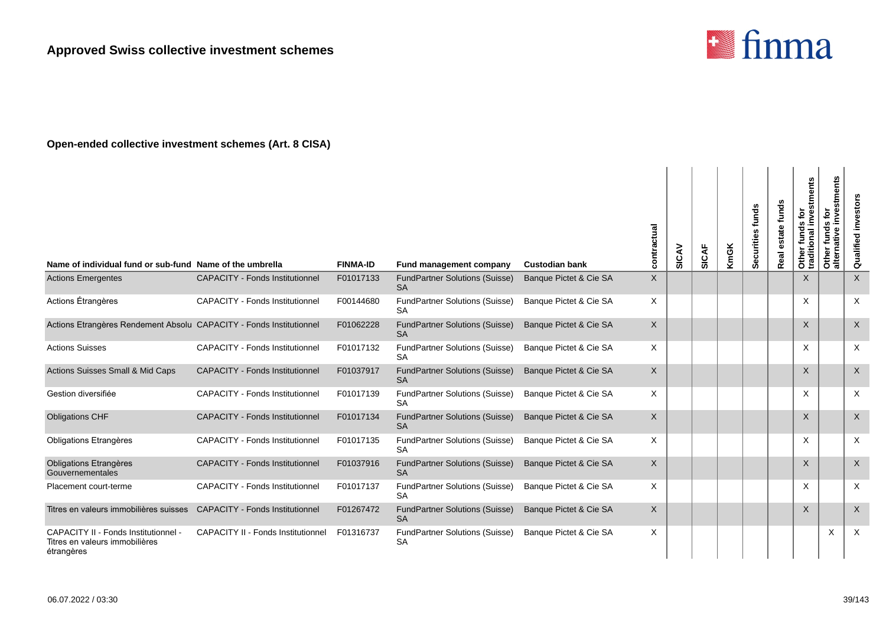# Approved Swiss collective investment schemes

## Open-ended collective investment schemes (Art. 8 CISA)

| Name of individual fund or sub-fund | Name of the umbrella | FINMA-ID | Fund management company | Custodian bank | contractual | SICAV | SICAF | KmGK | Securities funds | Real estate funds | Other funds for traditional investments | Other funds for alternative investments | Qualified investors |
|---|---|---|---|---|---|---|---|---|---|---|---|---|---|
| Actions Emergentes | CAPACITY - Fonds Institutionnel | F01017133 | FundPartner Solutions (Suisse) SA | Banque Pictet & Cie SA | X | | | | | | X | | X |
| Actions Étrangères | CAPACITY - Fonds Institutionnel | F00144680 | FundPartner Solutions (Suisse) SA | Banque Pictet & Cie SA | X | | | | | | X | | X |
| Actions Etrangères Rendement Absolu | CAPACITY - Fonds Institutionnel | F01062228 | FundPartner Solutions (Suisse) SA | Banque Pictet & Cie SA | X | | | | | | X | | X |
| Actions Suisses | CAPACITY - Fonds Institutionnel | F01017132 | FundPartner Solutions (Suisse) SA | Banque Pictet & Cie SA | X | | | | | | X | | X |
| Actions Suisses Small & Mid Caps | CAPACITY - Fonds Institutionnel | F01037917 | FundPartner Solutions (Suisse) SA | Banque Pictet & Cie SA | X | | | | | | X | | X |
| Gestion diversifiée | CAPACITY - Fonds Institutionnel | F01017139 | FundPartner Solutions (Suisse) SA | Banque Pictet & Cie SA | X | | | | | | X | | X |
| Obligations CHF | CAPACITY - Fonds Institutionnel | F01017134 | FundPartner Solutions (Suisse) SA | Banque Pictet & Cie SA | X | | | | | | X | | X |
| Obligations Etrangères | CAPACITY - Fonds Institutionnel | F01017135 | FundPartner Solutions (Suisse) SA | Banque Pictet & Cie SA | X | | | | | | X | | X |
| Obligations Etrangères Gouvernementales | CAPACITY - Fonds Institutionnel | F01037916 | FundPartner Solutions (Suisse) SA | Banque Pictet & Cie SA | X | | | | | | X | | X |
| Placement court-terme | CAPACITY - Fonds Institutionnel | F01017137 | FundPartner Solutions (Suisse) SA | Banque Pictet & Cie SA | X | | | | | | X | | X |
| Titres en valeurs immobilières suisses | CAPACITY - Fonds Institutionnel | F01267472 | FundPartner Solutions (Suisse) SA | Banque Pictet & Cie SA | X | | | | | | X | | X |
| CAPACITY II - Fonds Institutionnel - Titres en valeurs immobilières étrangères | CAPACITY II - Fonds Institutionnel | F01316737 | FundPartner Solutions (Suisse) SA | Banque Pictet & Cie SA | X | | | | | | | X | X |

06.07.2022 / 03:30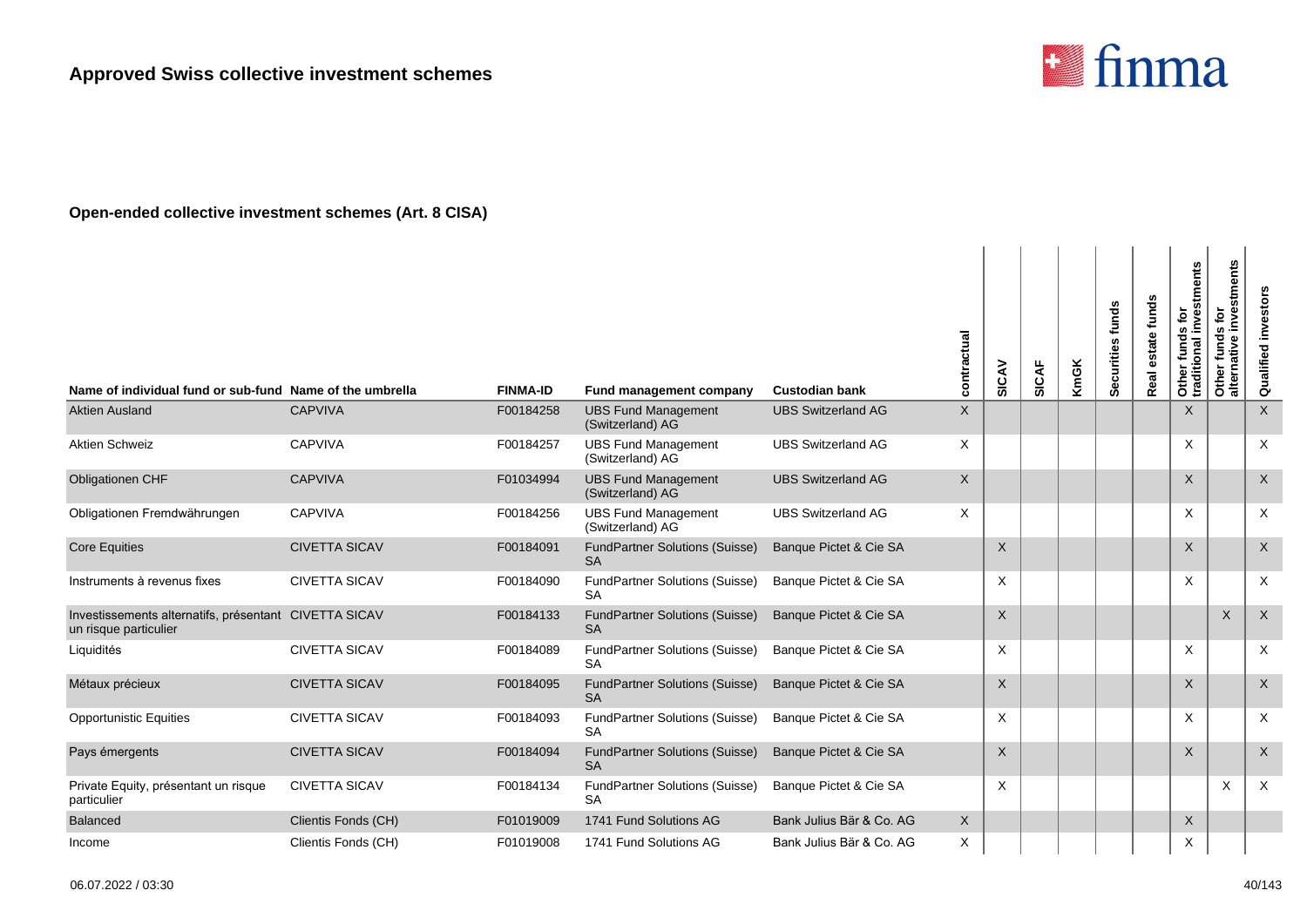## Approved Swiss collective investment schemes

### Open-ended collective investment schemes (Art. 8 CISA)

| Name of individual fund or sub-fund | Name of the umbrella | FINMA-ID | Fund management company | Custodian bank | contractual | SICAV | SICAF | KmGK | Securities funds | Real estate funds | Other funds for traditional investments | Other funds for alternative investments | Qualified investors |
|---|---|---|---|---|---|---|---|---|---|---|---|---|---|
| Aktien Ausland | CAPVIVA | F00184258 | UBS Fund Management (Switzerland) AG | UBS Switzerland AG | X | | | | | | X | | X |
| Aktien Schweiz | CAPVIVA | F00184257 | UBS Fund Management (Switzerland) AG | UBS Switzerland AG | X | | | | | | X | | X |
| Obligationen CHF | CAPVIVA | F01034994 | UBS Fund Management (Switzerland) AG | UBS Switzerland AG | X | | | | | | X | | X |
| Obligationen Fremdwährungen | CAPVIVA | F00184256 | UBS Fund Management (Switzerland) AG | UBS Switzerland AG | X | | | | | | X | | X |
| Core Equities | CIVETTA SICAV | F00184091 | FundPartner Solutions (Suisse) SA | Banque Pictet & Cie SA | | X | | | | | X | | X |
| Instruments à revenus fixes | CIVETTA SICAV | F00184090 | FundPartner Solutions (Suisse) SA | Banque Pictet & Cie SA | | X | | | | | X | | X |
| Investissements alternatifs, présentant un risque particulier | CIVETTA SICAV | F00184133 | FundPartner Solutions (Suisse) SA | Banque Pictet & Cie SA | | X | | | | | | X | X |
| Liquidités | CIVETTA SICAV | F00184089 | FundPartner Solutions (Suisse) SA | Banque Pictet & Cie SA | | X | | | | | X | | X |
| Métaux précieux | CIVETTA SICAV | F00184095 | FundPartner Solutions (Suisse) SA | Banque Pictet & Cie SA | | X | | | | | X | | X |
| Opportunistic Equities | CIVETTA SICAV | F00184093 | FundPartner Solutions (Suisse) SA | Banque Pictet & Cie SA | | X | | | | | X | | X |
| Pays émergents | CIVETTA SICAV | F00184094 | FundPartner Solutions (Suisse) SA | Banque Pictet & Cie SA | | X | | | | | X | | X |
| Private Equity, présentant un risque particulier | CIVETTA SICAV | F00184134 | FundPartner Solutions (Suisse) SA | Banque Pictet & Cie SA | | X | | | | | | X | X |
| Balanced | Clientis Fonds (CH) | F01019009 | 1741 Fund Solutions AG | Bank Julius Bär & Co. AG | X | | | | | | X | | |
| Income | Clientis Fonds (CH) | F01019008 | 1741 Fund Solutions AG | Bank Julius Bär & Co. AG | X | | | | | | X | | |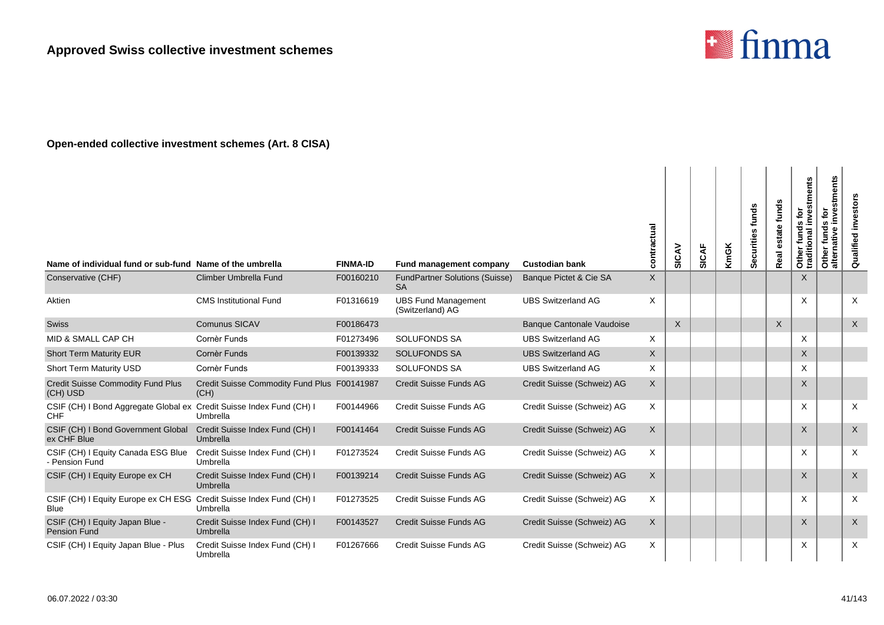# Approved Swiss collective investment schemes

## Open-ended collective investment schemes (Art. 8 CISA)

| Name of individual fund or sub-fund | Name of the umbrella | FINMA-ID | Fund management company | Custodian bank | contractual | SICAV | SICAF | KmGK | Securities funds | Real estate funds | Other funds for traditional investments | Other funds for alternative investments | Qualified investors |
|---|---|---|---|---|---|---|---|---|---|---|---|---|---|
| Conservative (CHF) | Climber Umbrella Fund | F00160210 | FundPartner Solutions (Suisse) SA | Banque Pictet & Cie SA | X | | | | | | X | | |
| Aktien | CMS Institutional Fund | F01316619 | UBS Fund Management (Switzerland) AG | UBS Switzerland AG | X | | | | | | X | | X |
| Swiss | Comunus SICAV | F00186473 | | Banque Cantonale Vaudoise | | X | | | | X | | | X |
| MID & SMALL CAP CH | Cornèr Funds | F01273496 | SOLUFONDS SA | UBS Switzerland AG | X | | | | | | X | | |
| Short Term Maturity EUR | Cornèr Funds | F00139332 | SOLUFONDS SA | UBS Switzerland AG | X | | | | | | X | | |
| Short Term Maturity USD | Cornèr Funds | F00139333 | SOLUFONDS SA | UBS Switzerland AG | X | | | | | | X | | |
| Credit Suisse Commodity Fund Plus (CH) USD | Credit Suisse Commodity Fund Plus (CH) | F00141987 | Credit Suisse Funds AG | Credit Suisse (Schweiz) AG | X | | | | | | X | | |
| CSIF (CH) I Bond Aggregate Global ex CHF | Credit Suisse Index Fund (CH) I Umbrella | F00144966 | Credit Suisse Funds AG | Credit Suisse (Schweiz) AG | X | | | | | | X | | X |
| CSIF (CH) I Bond Government Global ex CHF Blue | Credit Suisse Index Fund (CH) I Umbrella | F00141464 | Credit Suisse Funds AG | Credit Suisse (Schweiz) AG | X | | | | | | X | | X |
| CSIF (CH) I Equity Canada ESG Blue - Pension Fund | Credit Suisse Index Fund (CH) I Umbrella | F01273524 | Credit Suisse Funds AG | Credit Suisse (Schweiz) AG | X | | | | | | X | | X |
| CSIF (CH) I Equity Europe ex CH | Credit Suisse Index Fund (CH) I Umbrella | F00139214 | Credit Suisse Funds AG | Credit Suisse (Schweiz) AG | X | | | | | | X | | X |
| CSIF (CH) I Equity Europe ex CH ESG Blue | Credit Suisse Index Fund (CH) I Umbrella | F01273525 | Credit Suisse Funds AG | Credit Suisse (Schweiz) AG | X | | | | | | X | | X |
| CSIF (CH) I Equity Japan Blue - Pension Fund | Credit Suisse Index Fund (CH) I Umbrella | F00143527 | Credit Suisse Funds AG | Credit Suisse (Schweiz) AG | X | | | | | | X | | X |
| CSIF (CH) I Equity Japan Blue - Plus | Credit Suisse Index Fund (CH) I Umbrella | F01267666 | Credit Suisse Funds AG | Credit Suisse (Schweiz) AG | X | | | | | | X | | X |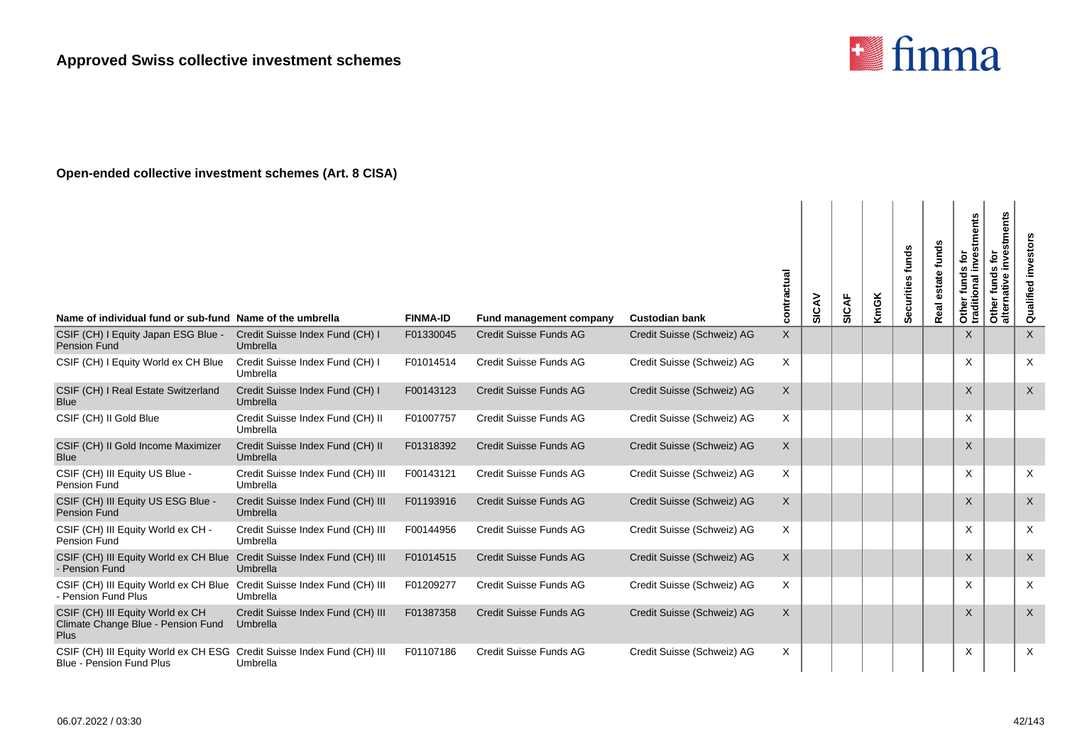# Approved Swiss collective investment schemes

## Open-ended collective investment schemes (Art. 8 CISA)

| Name of individual fund or sub-fund | Name of the umbrella | FINMA-ID | Fund management company | Custodian bank | contractual | SICAV | SICAF | KmGK | Securities funds | Real estate funds | Other funds for traditional investments | Other funds for alternative investments | Qualified investors |
|---|---|---|---|---|---|---|---|---|---|---|---|---|---|
| CSIF (CH) I Equity Japan ESG Blue - Pension Fund | Credit Suisse Index Fund (CH) I Umbrella | F01330045 | Credit Suisse Funds AG | Credit Suisse (Schweiz) AG | X | | | | | | X | | X |
| CSIF (CH) I Equity World ex CH Blue | Credit Suisse Index Fund (CH) I Umbrella | F01014514 | Credit Suisse Funds AG | Credit Suisse (Schweiz) AG | X | | | | | | X | | X |
| CSIF (CH) I Real Estate Switzerland Blue | Credit Suisse Index Fund (CH) I Umbrella | F00143123 | Credit Suisse Funds AG | Credit Suisse (Schweiz) AG | X | | | | | | X | | X |
| CSIF (CH) II Gold Blue | Credit Suisse Index Fund (CH) II Umbrella | F01007757 | Credit Suisse Funds AG | Credit Suisse (Schweiz) AG | X | | | | | | X | | |
| CSIF (CH) II Gold Income Maximizer Blue | Credit Suisse Index Fund (CH) II Umbrella | F01318392 | Credit Suisse Funds AG | Credit Suisse (Schweiz) AG | X | | | | | | X | | |
| CSIF (CH) III Equity US Blue - Pension Fund | Credit Suisse Index Fund (CH) III Umbrella | F00143121 | Credit Suisse Funds AG | Credit Suisse (Schweiz) AG | X | | | | | | X | | X |
| CSIF (CH) III Equity US ESG Blue - Pension Fund | Credit Suisse Index Fund (CH) III Umbrella | F01193916 | Credit Suisse Funds AG | Credit Suisse (Schweiz) AG | X | | | | | | X | | X |
| CSIF (CH) III Equity World ex CH - Pension Fund | Credit Suisse Index Fund (CH) III Umbrella | F00144956 | Credit Suisse Funds AG | Credit Suisse (Schweiz) AG | X | | | | | | X | | X |
| CSIF (CH) III Equity World ex CH Blue - Pension Fund | Credit Suisse Index Fund (CH) III Umbrella | F01014515 | Credit Suisse Funds AG | Credit Suisse (Schweiz) AG | X | | | | | | X | | X |
| CSIF (CH) III Equity World ex CH Blue - Pension Fund Plus | Credit Suisse Index Fund (CH) III Umbrella | F01209277 | Credit Suisse Funds AG | Credit Suisse (Schweiz) AG | X | | | | | | X | | X |
| CSIF (CH) III Equity World ex CH Climate Change Blue - Pension Fund Plus | Credit Suisse Index Fund (CH) III Umbrella | F01387358 | Credit Suisse Funds AG | Credit Suisse (Schweiz) AG | X | | | | | | X | | X |
| CSIF (CH) III Equity World ex CH ESG Blue - Pension Fund Plus | Credit Suisse Index Fund (CH) III Umbrella | F01107186 | Credit Suisse Funds AG | Credit Suisse (Schweiz) AG | X | | | | | | X | | X |

06.07.2022 / 03:30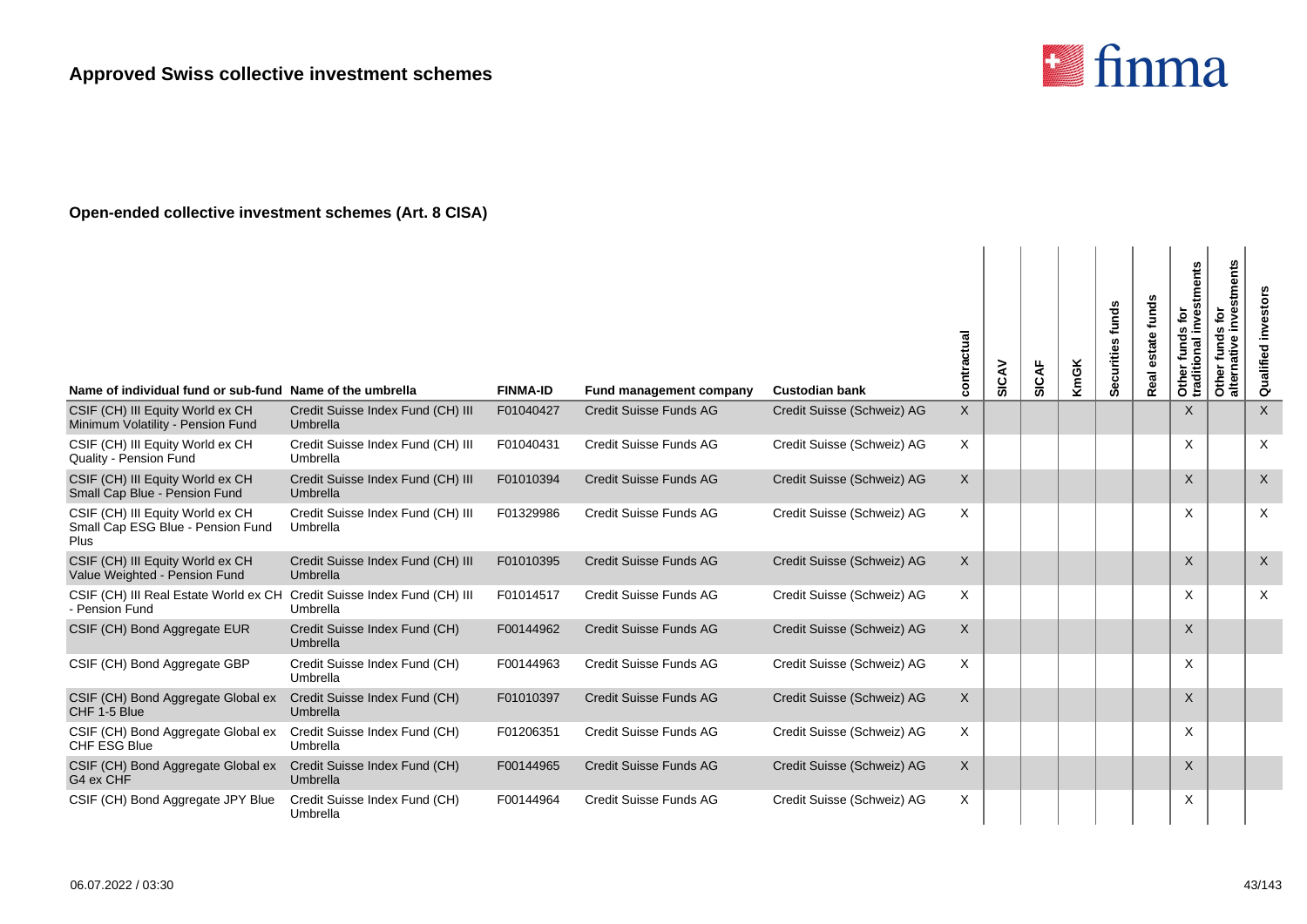# Approved Swiss collective investment schemes

## Open-ended collective investment schemes (Art. 8 CISA)

| Name of individual fund or sub-fund | Name of the umbrella | FINMA-ID | Fund management company | Custodian bank | contractual | SICAV | SICAF | KmGK | Securities funds | Real estate funds | Other funds for traditional investments | Other funds for alternative investments | Qualified investors |
|---|---|---|---|---|---|---|---|---|---|---|---|---|---|
| CSIF (CH) III Equity World ex CH Minimum Volatility - Pension Fund | Credit Suisse Index Fund (CH) III Umbrella | F01040427 | Credit Suisse Funds AG | Credit Suisse (Schweiz) AG | X | | | | | | X | | X |
| CSIF (CH) III Equity World ex CH Quality - Pension Fund | Credit Suisse Index Fund (CH) III Umbrella | F01040431 | Credit Suisse Funds AG | Credit Suisse (Schweiz) AG | X | | | | | | X | | X |
| CSIF (CH) III Equity World ex CH Small Cap Blue - Pension Fund | Credit Suisse Index Fund (CH) III Umbrella | F01010394 | Credit Suisse Funds AG | Credit Suisse (Schweiz) AG | X | | | | | | X | | X |
| CSIF (CH) III Equity World ex CH Small Cap ESG Blue - Pension Fund Plus | Credit Suisse Index Fund (CH) III Umbrella | F01329986 | Credit Suisse Funds AG | Credit Suisse (Schweiz) AG | X | | | | | | X | | X |
| CSIF (CH) III Equity World ex CH Value Weighted - Pension Fund | Credit Suisse Index Fund (CH) III Umbrella | F01010395 | Credit Suisse Funds AG | Credit Suisse (Schweiz) AG | X | | | | | | X | | X |
| CSIF (CH) III Real Estate World ex CH - Pension Fund | Credit Suisse Index Fund (CH) III Umbrella | F01014517 | Credit Suisse Funds AG | Credit Suisse (Schweiz) AG | X | | | | | | X | | X |
| CSIF (CH) Bond Aggregate EUR | Credit Suisse Index Fund (CH) Umbrella | F00144962 | Credit Suisse Funds AG | Credit Suisse (Schweiz) AG | X | | | | | | X | | |
| CSIF (CH) Bond Aggregate GBP | Credit Suisse Index Fund (CH) Umbrella | F00144963 | Credit Suisse Funds AG | Credit Suisse (Schweiz) AG | X | | | | | | X | | |
| CSIF (CH) Bond Aggregate Global ex CHF 1-5 Blue | Credit Suisse Index Fund (CH) Umbrella | F01010397 | Credit Suisse Funds AG | Credit Suisse (Schweiz) AG | X | | | | | | X | | |
| CSIF (CH) Bond Aggregate Global ex CHF ESG Blue | Credit Suisse Index Fund (CH) Umbrella | F01206351 | Credit Suisse Funds AG | Credit Suisse (Schweiz) AG | X | | | | | | X | | |
| CSIF (CH) Bond Aggregate Global ex G4 ex CHF | Credit Suisse Index Fund (CH) Umbrella | F00144965 | Credit Suisse Funds AG | Credit Suisse (Schweiz) AG | X | | | | | | X | | |
| CSIF (CH) Bond Aggregate JPY Blue | Credit Suisse Index Fund (CH) Umbrella | F00144964 | Credit Suisse Funds AG | Credit Suisse (Schweiz) AG | X | | | | | | X | | |

06.07.2022 / 03:30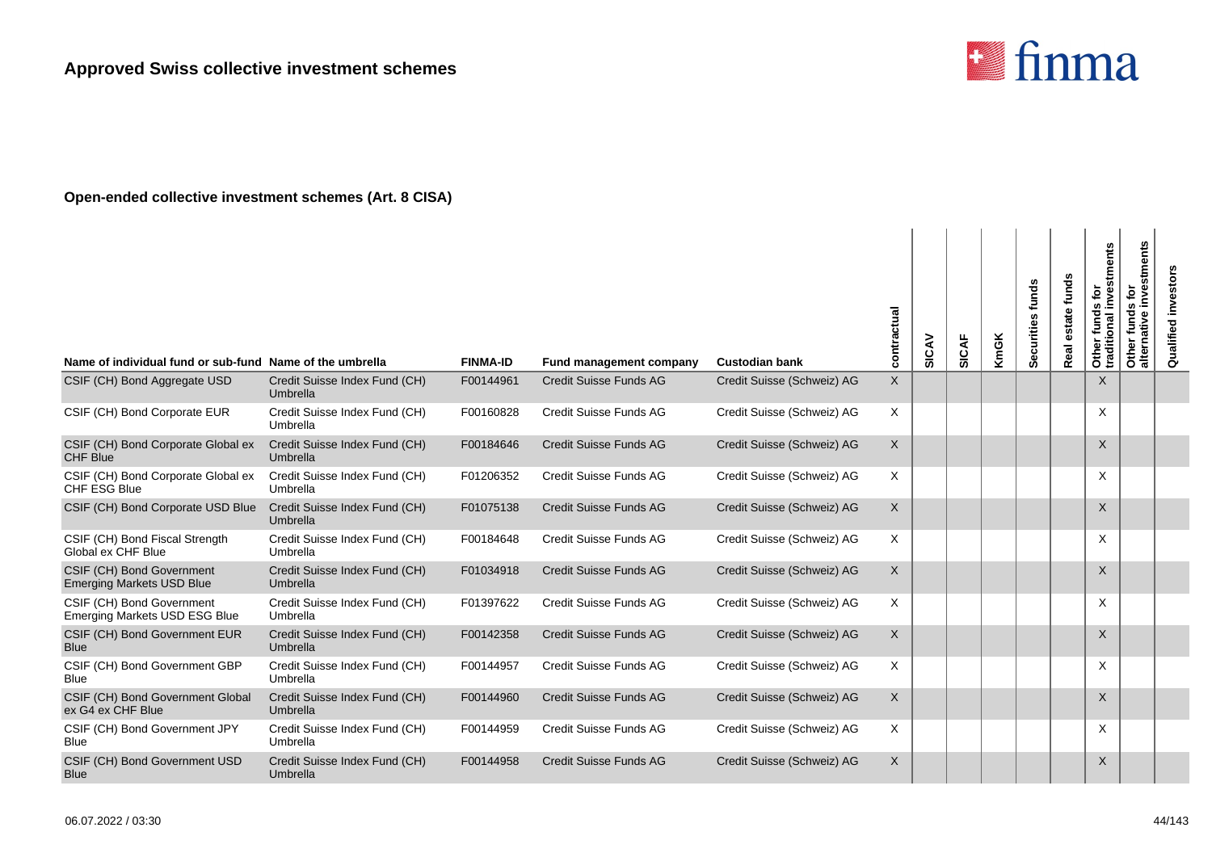# Approved Swiss collective investment schemes

## Open-ended collective investment schemes (Art. 8 CISA)

| Name of individual fund or sub-fund | Name of the umbrella | FINMA-ID | Fund management company | Custodian bank | contractual | SICAV | SICAF | KmGK | Securities funds | Real estate funds | Other funds for traditional investments | Other funds for alternative investments | Qualified investors |
|---|---|---|---|---|---|---|---|---|---|---|---|---|---|
| CSIF (CH) Bond Aggregate USD | Credit Suisse Index Fund (CH) Umbrella | F00144961 | Credit Suisse Funds AG | Credit Suisse (Schweiz) AG | X | | | | | | X | | |
| CSIF (CH) Bond Corporate EUR | Credit Suisse Index Fund (CH) Umbrella | F00160828 | Credit Suisse Funds AG | Credit Suisse (Schweiz) AG | X | | | | | | X | | |
| CSIF (CH) Bond Corporate Global ex CHF Blue | Credit Suisse Index Fund (CH) Umbrella | F00184646 | Credit Suisse Funds AG | Credit Suisse (Schweiz) AG | X | | | | | | X | | |
| CSIF (CH) Bond Corporate Global ex CHF ESG Blue | Credit Suisse Index Fund (CH) Umbrella | F01206352 | Credit Suisse Funds AG | Credit Suisse (Schweiz) AG | X | | | | | | X | | |
| CSIF (CH) Bond Corporate USD Blue | Credit Suisse Index Fund (CH) Umbrella | F01075138 | Credit Suisse Funds AG | Credit Suisse (Schweiz) AG | X | | | | | | X | | |
| CSIF (CH) Bond Fiscal Strength Global ex CHF Blue | Credit Suisse Index Fund (CH) Umbrella | F00184648 | Credit Suisse Funds AG | Credit Suisse (Schweiz) AG | X | | | | | | X | | |
| CSIF (CH) Bond Government Emerging Markets USD Blue | Credit Suisse Index Fund (CH) Umbrella | F01034918 | Credit Suisse Funds AG | Credit Suisse (Schweiz) AG | X | | | | | | X | | |
| CSIF (CH) Bond Government Emerging Markets USD ESG Blue | Credit Suisse Index Fund (CH) Umbrella | F01397622 | Credit Suisse Funds AG | Credit Suisse (Schweiz) AG | X | | | | | | X | | |
| CSIF (CH) Bond Government EUR Blue | Credit Suisse Index Fund (CH) Umbrella | F00142358 | Credit Suisse Funds AG | Credit Suisse (Schweiz) AG | X | | | | | | X | | |
| CSIF (CH) Bond Government GBP Blue | Credit Suisse Index Fund (CH) Umbrella | F00144957 | Credit Suisse Funds AG | Credit Suisse (Schweiz) AG | X | | | | | | X | | |
| CSIF (CH) Bond Government Global ex G4 ex CHF Blue | Credit Suisse Index Fund (CH) Umbrella | F00144960 | Credit Suisse Funds AG | Credit Suisse (Schweiz) AG | X | | | | | | X | | |
| CSIF (CH) Bond Government JPY Blue | Credit Suisse Index Fund (CH) Umbrella | F00144959 | Credit Suisse Funds AG | Credit Suisse (Schweiz) AG | X | | | | | | X | | |
| CSIF (CH) Bond Government USD Blue | Credit Suisse Index Fund (CH) Umbrella | F00144958 | Credit Suisse Funds AG | Credit Suisse (Schweiz) AG | X | | | | | | X | | |

06.07.2022 / 03:30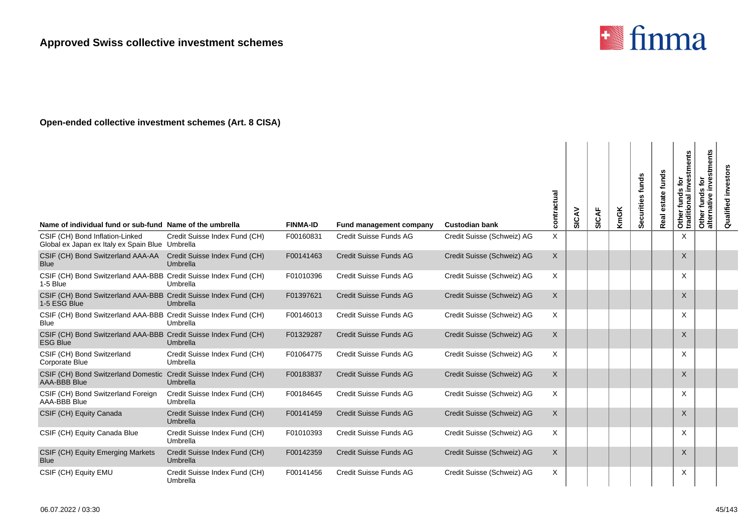# Approved Swiss collective investment schemes

## Open-ended collective investment schemes (Art. 8 CISA)

| Name of individual fund or sub-fund | Name of the umbrella | FINMA-ID | Fund management company | Custodian bank | contractual | SICAV | SICAF | KmGK | Securities funds | Real estate funds | Other funds for traditional investments | Other funds for alternative investments | Qualified investors |
|---|---|---|---|---|---|---|---|---|---|---|---|---|---|
| CSIF (CH) Bond Inflation-Linked Global ex Japan ex Italy ex Spain Blue | Credit Suisse Index Fund (CH) Umbrella | F00160831 | Credit Suisse Funds AG | Credit Suisse (Schweiz) AG | X | | | | | | X | | |
| CSIF (CH) Bond Switzerland AAA-AA Blue | Credit Suisse Index Fund (CH) Umbrella | F00141463 | Credit Suisse Funds AG | Credit Suisse (Schweiz) AG | X | | | | | | X | | |
| CSIF (CH) Bond Switzerland AAA-BBB 1-5 Blue | Credit Suisse Index Fund (CH) Umbrella | F01010396 | Credit Suisse Funds AG | Credit Suisse (Schweiz) AG | X | | | | | | X | | |
| CSIF (CH) Bond Switzerland AAA-BBB 1-5 ESG Blue | Credit Suisse Index Fund (CH) Umbrella | F01397621 | Credit Suisse Funds AG | Credit Suisse (Schweiz) AG | X | | | | | | X | | |
| CSIF (CH) Bond Switzerland AAA-BBB Blue | Credit Suisse Index Fund (CH) Umbrella | F00146013 | Credit Suisse Funds AG | Credit Suisse (Schweiz) AG | X | | | | | | X | | |
| CSIF (CH) Bond Switzerland AAA-BBB ESG Blue | Credit Suisse Index Fund (CH) Umbrella | F01329287 | Credit Suisse Funds AG | Credit Suisse (Schweiz) AG | X | | | | | | X | | |
| CSIF (CH) Bond Switzerland Corporate Blue | Credit Suisse Index Fund (CH) Umbrella | F01064775 | Credit Suisse Funds AG | Credit Suisse (Schweiz) AG | X | | | | | | X | | |
| CSIF (CH) Bond Switzerland Domestic AAA-BBB Blue | Credit Suisse Index Fund (CH) Umbrella | F00183837 | Credit Suisse Funds AG | Credit Suisse (Schweiz) AG | X | | | | | | X | | |
| CSIF (CH) Bond Switzerland Foreign AAA-BBB Blue | Credit Suisse Index Fund (CH) Umbrella | F00184645 | Credit Suisse Funds AG | Credit Suisse (Schweiz) AG | X | | | | | | X | | |
| CSIF (CH) Equity Canada | Credit Suisse Index Fund (CH) Umbrella | F00141459 | Credit Suisse Funds AG | Credit Suisse (Schweiz) AG | X | | | | | | X | | |
| CSIF (CH) Equity Canada Blue | Credit Suisse Index Fund (CH) Umbrella | F01010393 | Credit Suisse Funds AG | Credit Suisse (Schweiz) AG | X | | | | | | X | | |
| CSIF (CH) Equity Emerging Markets Blue | Credit Suisse Index Fund (CH) Umbrella | F00142359 | Credit Suisse Funds AG | Credit Suisse (Schweiz) AG | X | | | | | | X | | |
| CSIF (CH) Equity EMU | Credit Suisse Index Fund (CH) Umbrella | F00141456 | Credit Suisse Funds AG | Credit Suisse (Schweiz) AG | X | | | | | | X | | |

06.07.2022 / 03:30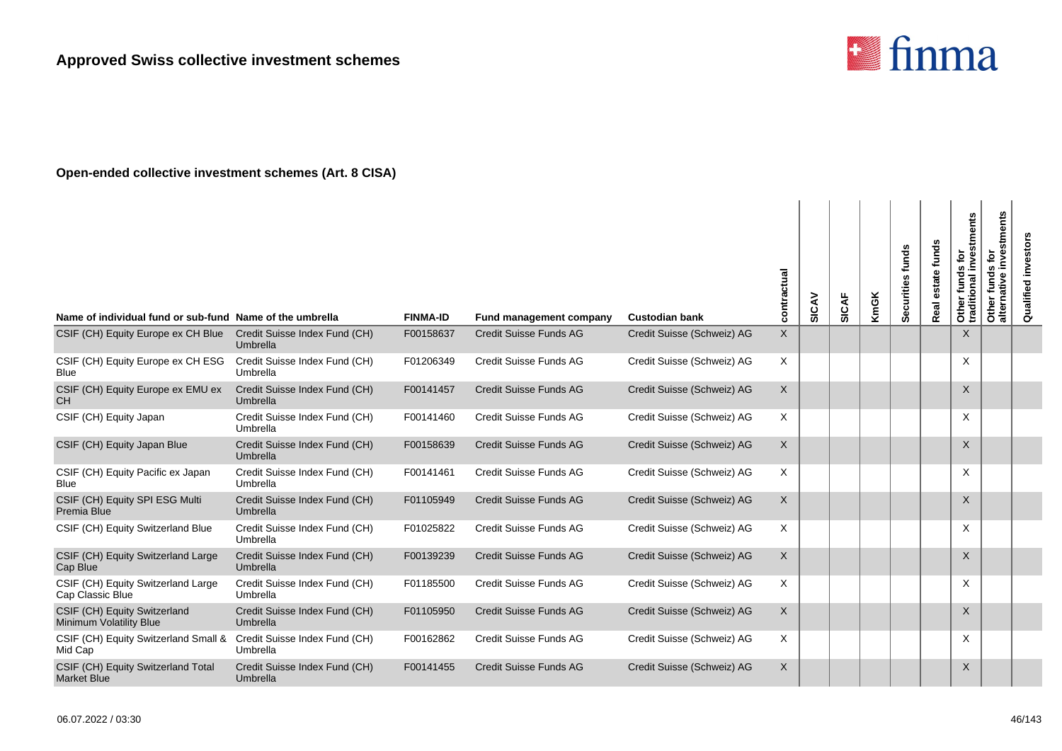# Approved Swiss collective investment schemes

## Open-ended collective investment schemes (Art. 8 CISA)

| Name of individual fund or sub-fund | Name of the umbrella | FINMA-ID | Fund management company | Custodian bank | contractual | SICAV | SICAF | KmGK | Securities funds | Real estate funds | Other funds for traditional investments | Other funds for alternative investments | Qualified investors |
|---|---|---|---|---|---|---|---|---|---|---|---|---|---|
| CSIF (CH) Equity Europe ex CH Blue | Credit Suisse Index Fund (CH) Umbrella | F00158637 | Credit Suisse Funds AG | Credit Suisse (Schweiz) AG | X | | | | | | X | | |
| CSIF (CH) Equity Europe ex CH ESG Blue | Credit Suisse Index Fund (CH) Umbrella | F01206349 | Credit Suisse Funds AG | Credit Suisse (Schweiz) AG | X | | | | | | X | | |
| CSIF (CH) Equity Europe ex EMU ex CH | Credit Suisse Index Fund (CH) Umbrella | F00141457 | Credit Suisse Funds AG | Credit Suisse (Schweiz) AG | X | | | | | | X | | |
| CSIF (CH) Equity Japan | Credit Suisse Index Fund (CH) Umbrella | F00141460 | Credit Suisse Funds AG | Credit Suisse (Schweiz) AG | X | | | | | | X | | |
| CSIF (CH) Equity Japan Blue | Credit Suisse Index Fund (CH) Umbrella | F00158639 | Credit Suisse Funds AG | Credit Suisse (Schweiz) AG | X | | | | | | X | | |
| CSIF (CH) Equity Pacific ex Japan Blue | Credit Suisse Index Fund (CH) Umbrella | F00141461 | Credit Suisse Funds AG | Credit Suisse (Schweiz) AG | X | | | | | | X | | |
| CSIF (CH) Equity SPI ESG Multi Premia Blue | Credit Suisse Index Fund (CH) Umbrella | F01105949 | Credit Suisse Funds AG | Credit Suisse (Schweiz) AG | X | | | | | | X | | |
| CSIF (CH) Equity Switzerland Blue | Credit Suisse Index Fund (CH) Umbrella | F01025822 | Credit Suisse Funds AG | Credit Suisse (Schweiz) AG | X | | | | | | X | | |
| CSIF (CH) Equity Switzerland Large Cap Blue | Credit Suisse Index Fund (CH) Umbrella | F00139239 | Credit Suisse Funds AG | Credit Suisse (Schweiz) AG | X | | | | | | X | | |
| CSIF (CH) Equity Switzerland Large Cap Classic Blue | Credit Suisse Index Fund (CH) Umbrella | F01185500 | Credit Suisse Funds AG | Credit Suisse (Schweiz) AG | X | | | | | | X | | |
| CSIF (CH) Equity Switzerland Minimum Volatility Blue | Credit Suisse Index Fund (CH) Umbrella | F01105950 | Credit Suisse Funds AG | Credit Suisse (Schweiz) AG | X | | | | | | X | | |
| CSIF (CH) Equity Switzerland Small & Mid Cap | Credit Suisse Index Fund (CH) Umbrella | F00162862 | Credit Suisse Funds AG | Credit Suisse (Schweiz) AG | X | | | | | | X | | |
| CSIF (CH) Equity Switzerland Total Market Blue | Credit Suisse Index Fund (CH) Umbrella | F00141455 | Credit Suisse Funds AG | Credit Suisse (Schweiz) AG | X | | | | | | X | | |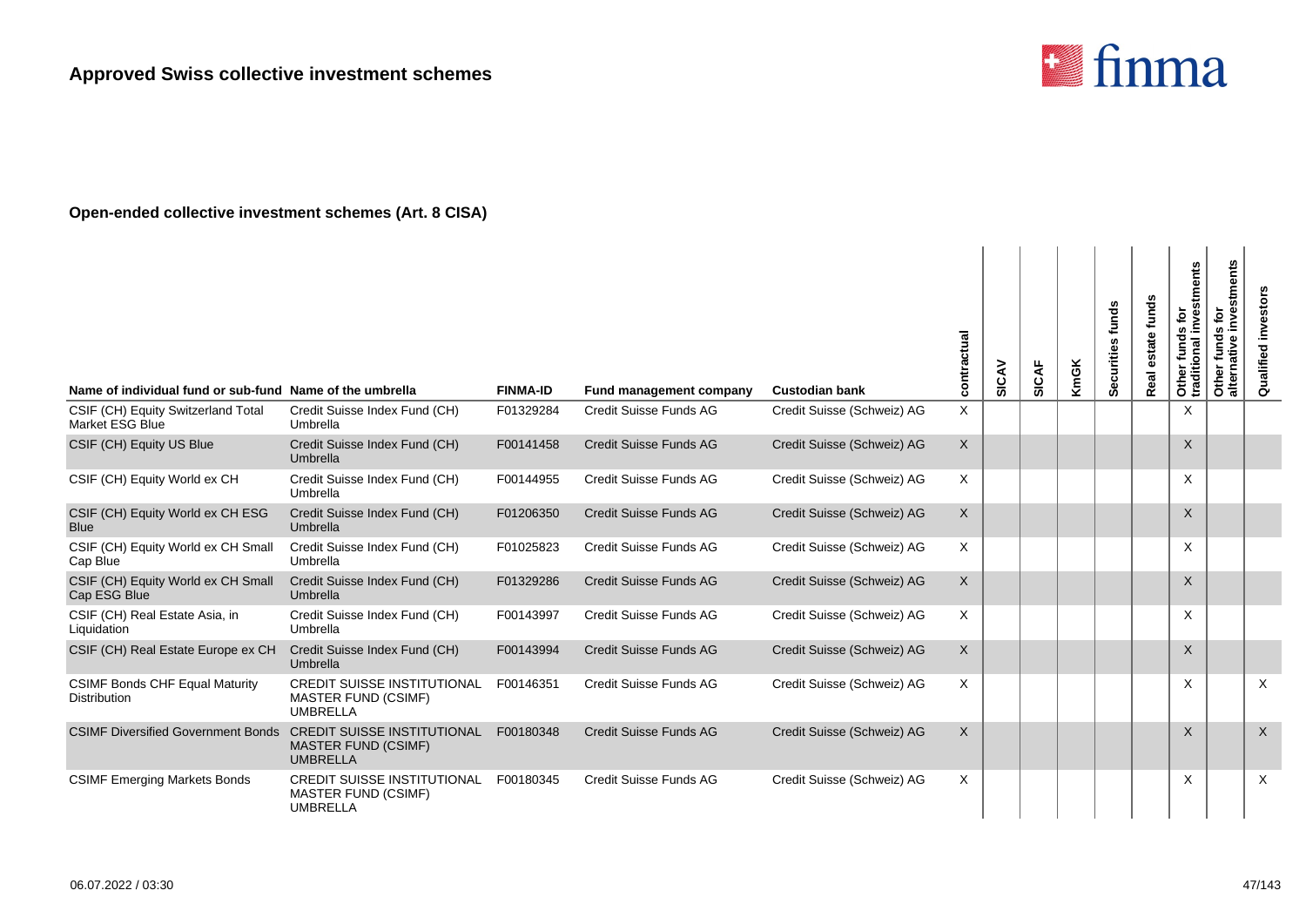# Approved Swiss collective investment schemes

## Open-ended collective investment schemes (Art. 8 CISA)

| Name of individual fund or sub-fund | Name of the umbrella | FINMA-ID | Fund management company | Custodian bank | contractual | SICAV | SICAF | KmGK | Securities funds | Real estate funds | Other funds for traditional investments | Other funds for alternative investments | Qualified investors |
|---|---|---|---|---|---|---|---|---|---|---|---|---|---|
| CSIF (CH) Equity Switzerland Total Market ESG Blue | Credit Suisse Index Fund (CH) Umbrella | F01329284 | Credit Suisse Funds AG | Credit Suisse (Schweiz) AG | X | | | | | | X | | |
| CSIF (CH) Equity US Blue | Credit Suisse Index Fund (CH) Umbrella | F00141458 | Credit Suisse Funds AG | Credit Suisse (Schweiz) AG | X | | | | | | X | | |
| CSIF (CH) Equity World ex CH | Credit Suisse Index Fund (CH) Umbrella | F00144955 | Credit Suisse Funds AG | Credit Suisse (Schweiz) AG | X | | | | | | X | | |
| CSIF (CH) Equity World ex CH ESG Blue | Credit Suisse Index Fund (CH) Umbrella | F01206350 | Credit Suisse Funds AG | Credit Suisse (Schweiz) AG | X | | | | | | X | | |
| CSIF (CH) Equity World ex CH Small Cap Blue | Credit Suisse Index Fund (CH) Umbrella | F01025823 | Credit Suisse Funds AG | Credit Suisse (Schweiz) AG | X | | | | | | X | | |
| CSIF (CH) Equity World ex CH Small Cap ESG Blue | Credit Suisse Index Fund (CH) Umbrella | F01329286 | Credit Suisse Funds AG | Credit Suisse (Schweiz) AG | X | | | | | | X | | |
| CSIF (CH) Real Estate Asia, in Liquidation | Credit Suisse Index Fund (CH) Umbrella | F00143997 | Credit Suisse Funds AG | Credit Suisse (Schweiz) AG | X | | | | | | X | | |
| CSIF (CH) Real Estate Europe ex CH | Credit Suisse Index Fund (CH) Umbrella | F00143994 | Credit Suisse Funds AG | Credit Suisse (Schweiz) AG | X | | | | | | X | | |
| CSIMF Bonds CHF Equal Maturity Distribution | CREDIT SUISSE INSTITUTIONAL MASTER FUND (CSIMF) UMBRELLA | F00146351 | Credit Suisse Funds AG | Credit Suisse (Schweiz) AG | X | | | | | | X | | X |
| CSIMF Diversified Government Bonds | CREDIT SUISSE INSTITUTIONAL MASTER FUND (CSIMF) UMBRELLA | F00180348 | Credit Suisse Funds AG | Credit Suisse (Schweiz) AG | X | | | | | | X | | X |
| CSIMF Emerging Markets Bonds | CREDIT SUISSE INSTITUTIONAL MASTER FUND (CSIMF) UMBRELLA | F00180345 | Credit Suisse Funds AG | Credit Suisse (Schweiz) AG | X | | | | | | X | | X |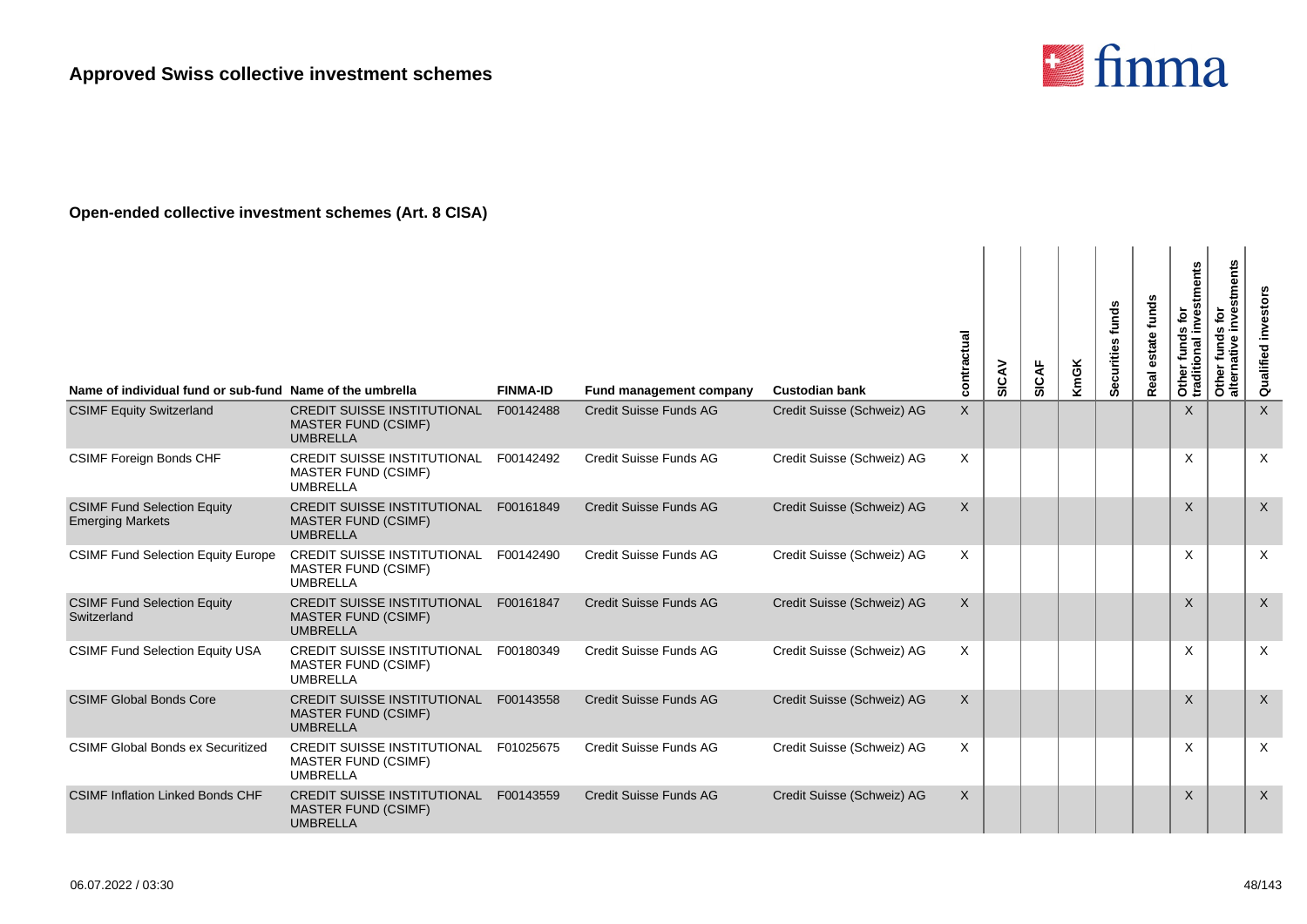# Approved Swiss collective investment schemes

## Open-ended collective investment schemes (Art. 8 CISA)

| Name of individual fund or sub-fund | Name of the umbrella | FINMA-ID | Fund management company | Custodian bank | contractual | SICAV | SICAF | KmGK | Securities funds | Real estate funds | Other funds for traditional investments | Other funds for alternative investments | Qualified investors |
|---|---|---|---|---|---|---|---|---|---|---|---|---|---|
| CSIMF Equity Switzerland | CREDIT SUISSE INSTITUTIONAL MASTER FUND (CSIMF) UMBRELLA | F00142488 | Credit Suisse Funds AG | Credit Suisse (Schweiz) AG | X | | | | | | X | | X |
| CSIMF Foreign Bonds CHF | CREDIT SUISSE INSTITUTIONAL MASTER FUND (CSIMF) UMBRELLA | F00142492 | Credit Suisse Funds AG | Credit Suisse (Schweiz) AG | X | | | | | | X | | X |
| CSIMF Fund Selection Equity Emerging Markets | CREDIT SUISSE INSTITUTIONAL MASTER FUND (CSIMF) UMBRELLA | F00161849 | Credit Suisse Funds AG | Credit Suisse (Schweiz) AG | X | | | | | | X | | X |
| CSIMF Fund Selection Equity Europe | CREDIT SUISSE INSTITUTIONAL MASTER FUND (CSIMF) UMBRELLA | F00142490 | Credit Suisse Funds AG | Credit Suisse (Schweiz) AG | X | | | | | | X | | X |
| CSIMF Fund Selection Equity Switzerland | CREDIT SUISSE INSTITUTIONAL MASTER FUND (CSIMF) UMBRELLA | F00161847 | Credit Suisse Funds AG | Credit Suisse (Schweiz) AG | X | | | | | | X | | X |
| CSIMF Fund Selection Equity USA | CREDIT SUISSE INSTITUTIONAL MASTER FUND (CSIMF) UMBRELLA | F00180349 | Credit Suisse Funds AG | Credit Suisse (Schweiz) AG | X | | | | | | X | | X |
| CSIMF Global Bonds Core | CREDIT SUISSE INSTITUTIONAL MASTER FUND (CSIMF) UMBRELLA | F00143558 | Credit Suisse Funds AG | Credit Suisse (Schweiz) AG | X | | | | | | X | | X |
| CSIMF Global Bonds ex Securitized | CREDIT SUISSE INSTITUTIONAL MASTER FUND (CSIMF) UMBRELLA | F01025675 | Credit Suisse Funds AG | Credit Suisse (Schweiz) AG | X | | | | | | X | | X |
| CSIMF Inflation Linked Bonds CHF | CREDIT SUISSE INSTITUTIONAL MASTER FUND (CSIMF) UMBRELLA | F00143559 | Credit Suisse Funds AG | Credit Suisse (Schweiz) AG | X | | | | | | X | | X |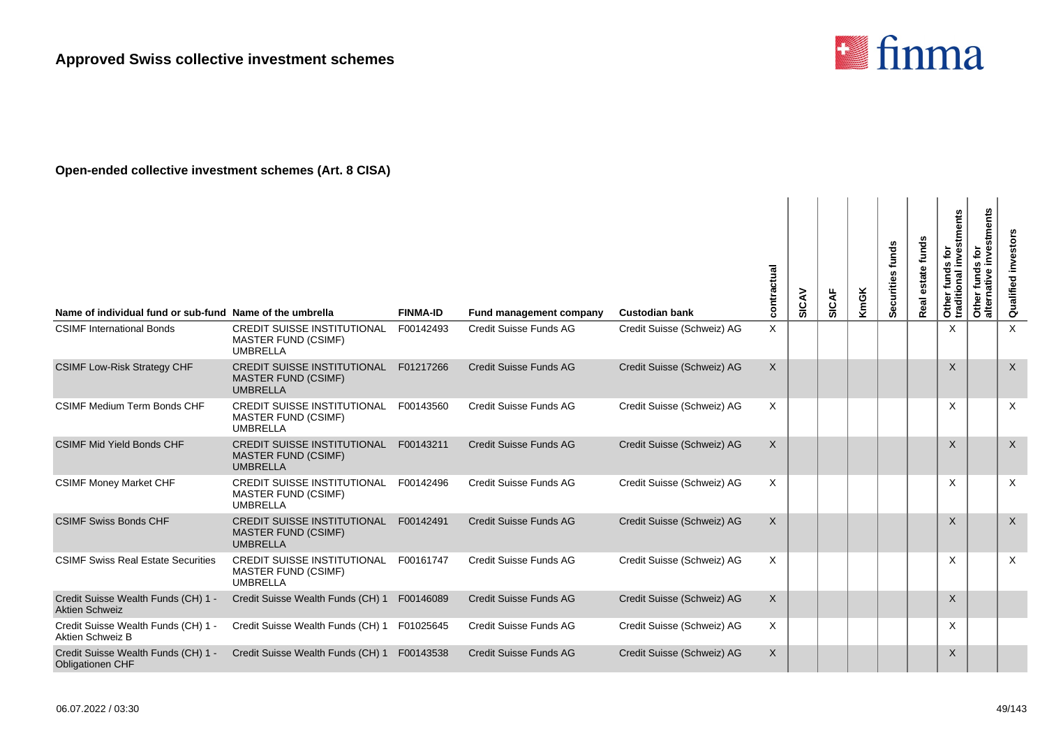# Approved Swiss collective investment schemes

## Open-ended collective investment schemes (Art. 8 CISA)

| Name of individual fund or sub-fund | Name of the umbrella | FINMA-ID | Fund management company | Custodian bank | contractual | SICAV | SICAF | KmGK | Securities funds | Real estate funds | Other funds for traditional investments | Other funds for alternative investments | Qualified investors |
|---|---|---|---|---|---|---|---|---|---|---|---|---|---|
| CSIMF International Bonds | CREDIT SUISSE INSTITUTIONAL MASTER FUND (CSIMF) UMBRELLA | F00142493 | Credit Suisse Funds AG | Credit Suisse (Schweiz) AG | X | | | | | | X | | X |
| CSIMF Low-Risk Strategy CHF | CREDIT SUISSE INSTITUTIONAL MASTER FUND (CSIMF) UMBRELLA | F01217266 | Credit Suisse Funds AG | Credit Suisse (Schweiz) AG | X | | | | | | X | | X |
| CSIMF Medium Term Bonds CHF | CREDIT SUISSE INSTITUTIONAL MASTER FUND (CSIMF) UMBRELLA | F00143560 | Credit Suisse Funds AG | Credit Suisse (Schweiz) AG | X | | | | | | X | | X |
| CSIMF Mid Yield Bonds CHF | CREDIT SUISSE INSTITUTIONAL MASTER FUND (CSIMF) UMBRELLA | F00143211 | Credit Suisse Funds AG | Credit Suisse (Schweiz) AG | X | | | | | | X | | X |
| CSIMF Money Market CHF | CREDIT SUISSE INSTITUTIONAL MASTER FUND (CSIMF) UMBRELLA | F00142496 | Credit Suisse Funds AG | Credit Suisse (Schweiz) AG | X | | | | | | X | | X |
| CSIMF Swiss Bonds CHF | CREDIT SUISSE INSTITUTIONAL MASTER FUND (CSIMF) UMBRELLA | F00142491 | Credit Suisse Funds AG | Credit Suisse (Schweiz) AG | X | | | | | | X | | X |
| CSIMF Swiss Real Estate Securities | CREDIT SUISSE INSTITUTIONAL MASTER FUND (CSIMF) UMBRELLA | F00161747 | Credit Suisse Funds AG | Credit Suisse (Schweiz) AG | X | | | | | | X | | X |
| Credit Suisse Wealth Funds (CH) 1 - Aktien Schweiz | Credit Suisse Wealth Funds (CH) 1 | F00146089 | Credit Suisse Funds AG | Credit Suisse (Schweiz) AG | X | | | | | | X | | |
| Credit Suisse Wealth Funds (CH) 1 - Aktien Schweiz B | Credit Suisse Wealth Funds (CH) 1 | F01025645 | Credit Suisse Funds AG | Credit Suisse (Schweiz) AG | X | | | | | | X | | |
| Credit Suisse Wealth Funds (CH) 1 - Obligationen CHF | Credit Suisse Wealth Funds (CH) 1 | F00143538 | Credit Suisse Funds AG | Credit Suisse (Schweiz) AG | X | | | | | | X | | |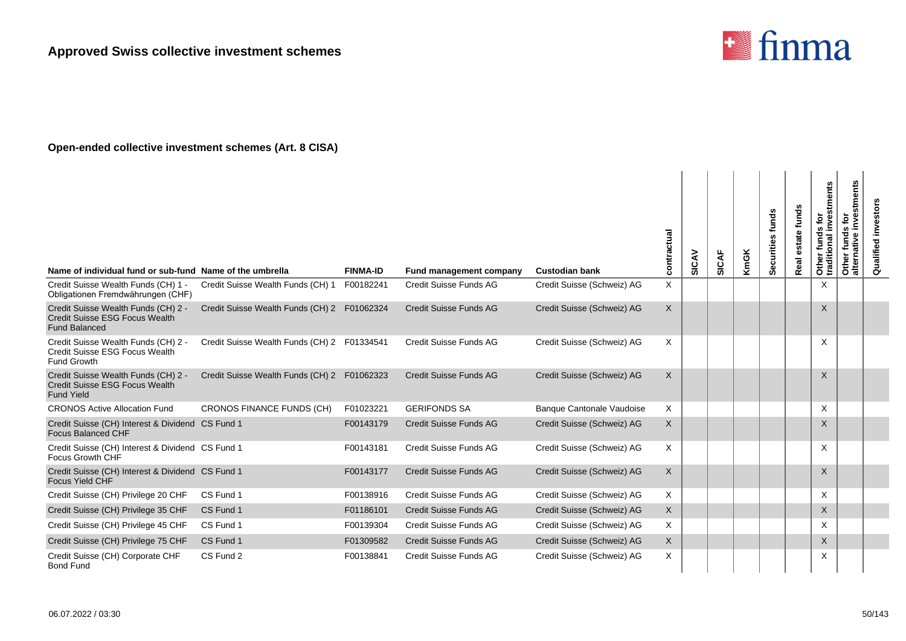# Approved Swiss collective investment schemes

## Open-ended collective investment schemes (Art. 8 CISA)

| Name of individual fund or sub-fund | Name of the umbrella | FINMA-ID | Fund management company | Custodian bank | contractual | SICAV | SICAF | KmGK | Securities funds | Real estate funds | Other funds for traditional investments | Other funds for alternative investments | Qualified investors |
|---|---|---|---|---|---|---|---|---|---|---|---|---|---|
| Credit Suisse Wealth Funds (CH) 1 - Obligationen Fremdwährungen (CHF) | Credit Suisse Wealth Funds (CH) 1 | F00182241 | Credit Suisse Funds AG | Credit Suisse (Schweiz) AG | X | | | | | | X | | |
| Credit Suisse Wealth Funds (CH) 2 - Credit Suisse ESG Focus Wealth Fund Balanced | Credit Suisse Wealth Funds (CH) 2 | F01062324 | Credit Suisse Funds AG | Credit Suisse (Schweiz) AG | X | | | | | | X | | |
| Credit Suisse Wealth Funds (CH) 2 - Credit Suisse ESG Focus Wealth Fund Growth | Credit Suisse Wealth Funds (CH) 2 | F01334541 | Credit Suisse Funds AG | Credit Suisse (Schweiz) AG | X | | | | | | X | | |
| Credit Suisse Wealth Funds (CH) 2 - Credit Suisse ESG Focus Wealth Fund Yield | Credit Suisse Wealth Funds (CH) 2 | F01062323 | Credit Suisse Funds AG | Credit Suisse (Schweiz) AG | X | | | | | | X | | |
| CRONOS Active Allocation Fund | CRONOS FINANCE FUNDS (CH) | F01023221 | GERIFONDS SA | Banque Cantonale Vaudoise | X | | | | | | X | | |
| Credit Suisse (CH) Interest & Dividend Focus Balanced CHF | CS Fund 1 | F00143179 | Credit Suisse Funds AG | Credit Suisse (Schweiz) AG | X | | | | | | X | | |
| Credit Suisse (CH) Interest & Dividend Focus Growth CHF | CS Fund 1 | F00143181 | Credit Suisse Funds AG | Credit Suisse (Schweiz) AG | X | | | | | | X | | |
| Credit Suisse (CH) Interest & Dividend Focus Yield CHF | CS Fund 1 | F00143177 | Credit Suisse Funds AG | Credit Suisse (Schweiz) AG | X | | | | | | X | | |
| Credit Suisse (CH) Privilege 20 CHF | CS Fund 1 | F00138916 | Credit Suisse Funds AG | Credit Suisse (Schweiz) AG | X | | | | | | X | | |
| Credit Suisse (CH) Privilege 35 CHF | CS Fund 1 | F01186101 | Credit Suisse Funds AG | Credit Suisse (Schweiz) AG | X | | | | | | X | | |
| Credit Suisse (CH) Privilege 45 CHF | CS Fund 1 | F00139304 | Credit Suisse Funds AG | Credit Suisse (Schweiz) AG | X | | | | | | X | | |
| Credit Suisse (CH) Privilege 75 CHF | CS Fund 1 | F01309582 | Credit Suisse Funds AG | Credit Suisse (Schweiz) AG | X | | | | | | X | | |
| Credit Suisse (CH) Corporate CHF Bond Fund | CS Fund 2 | F00138841 | Credit Suisse Funds AG | Credit Suisse (Schweiz) AG | X | | | | | | X | | |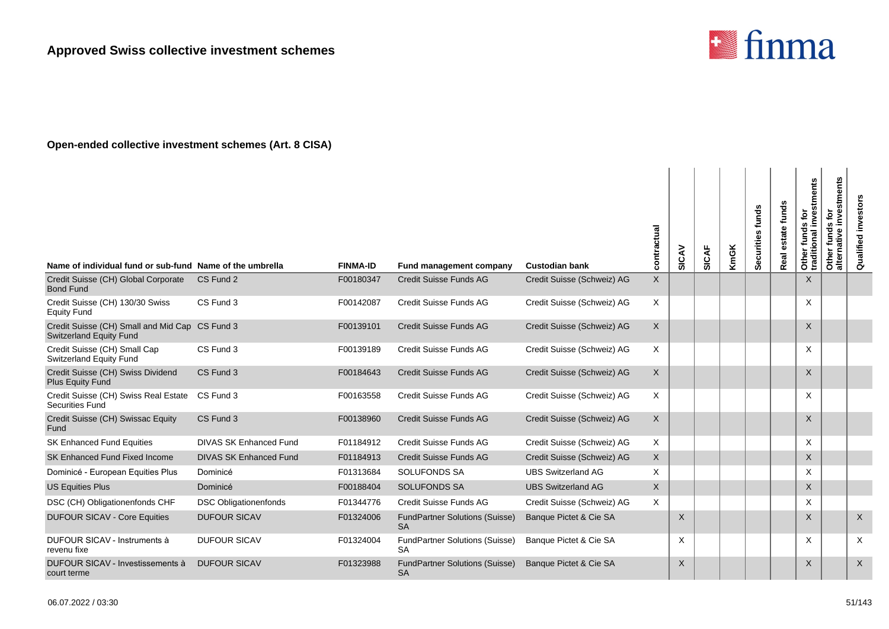## Approved Swiss collective investment schemes

### Open-ended collective investment schemes (Art. 8 CISA)

| Name of individual fund or sub-fund | Name of the umbrella | FINMA-ID | Fund management company | Custodian bank | contractual | SICAV | SICAF | KmGK | Securities funds | Real estate funds | Other funds for traditional investments | Other funds for alternative investments | Qualified investors |
|---|---|---|---|---|---|---|---|---|---|---|---|---|---|
| Credit Suisse (CH) Global Corporate Bond Fund | CS Fund 2 | F00180347 | Credit Suisse Funds AG | Credit Suisse (Schweiz) AG | X | | | | | | X | | |
| Credit Suisse (CH) 130/30 Swiss Equity Fund | CS Fund 3 | F00142087 | Credit Suisse Funds AG | Credit Suisse (Schweiz) AG | X | | | | | | X | | |
| Credit Suisse (CH) Small and Mid Cap Switzerland Equity Fund | CS Fund 3 | F00139101 | Credit Suisse Funds AG | Credit Suisse (Schweiz) AG | X | | | | | | X | | |
| Credit Suisse (CH) Small Cap Switzerland Equity Fund | CS Fund 3 | F00139189 | Credit Suisse Funds AG | Credit Suisse (Schweiz) AG | X | | | | | | X | | |
| Credit Suisse (CH) Swiss Dividend Plus Equity Fund | CS Fund 3 | F00184643 | Credit Suisse Funds AG | Credit Suisse (Schweiz) AG | X | | | | | | X | | |
| Credit Suisse (CH) Swiss Real Estate Securities Fund | CS Fund 3 | F00163558 | Credit Suisse Funds AG | Credit Suisse (Schweiz) AG | X | | | | | | X | | |
| Credit Suisse (CH) Swissac Equity Fund | CS Fund 3 | F00138960 | Credit Suisse Funds AG | Credit Suisse (Schweiz) AG | X | | | | | | X | | |
| SK Enhanced Fund Equities | DIVAS SK Enhanced Fund | F01184912 | Credit Suisse Funds AG | Credit Suisse (Schweiz) AG | X | | | | | | X | | |
| SK Enhanced Fund Fixed Income | DIVAS SK Enhanced Fund | F01184913 | Credit Suisse Funds AG | Credit Suisse (Schweiz) AG | X | | | | | | X | | |
| Dominicé - European Equities Plus | Dominicé | F01313684 | SOLUFONDS SA | UBS Switzerland AG | X | | | | | | X | | |
| US Equities Plus | Dominicé | F00188404 | SOLUFONDS SA | UBS Switzerland AG | X | | | | | | X | | |
| DSC (CH) Obligationenfonds CHF | DSC Obligationenfonds | F01344776 | Credit Suisse Funds AG | Credit Suisse (Schweiz) AG | X | | | | | | X | | |
| DUFOUR SICAV - Core Equities | DUFOUR SICAV | F01324006 | FundPartner Solutions (Suisse) SA | Banque Pictet & Cie SA | | X | | | | | X | | X |
| DUFOUR SICAV - Instruments à revenu fixe | DUFOUR SICAV | F01324004 | FundPartner Solutions (Suisse) SA | Banque Pictet & Cie SA | | X | | | | | X | | X |
| DUFOUR SICAV - Investissements à court terme | DUFOUR SICAV | F01323988 | FundPartner Solutions (Suisse) SA | Banque Pictet & Cie SA | | X | | | | | X | | X |

06.07.2022 / 03:30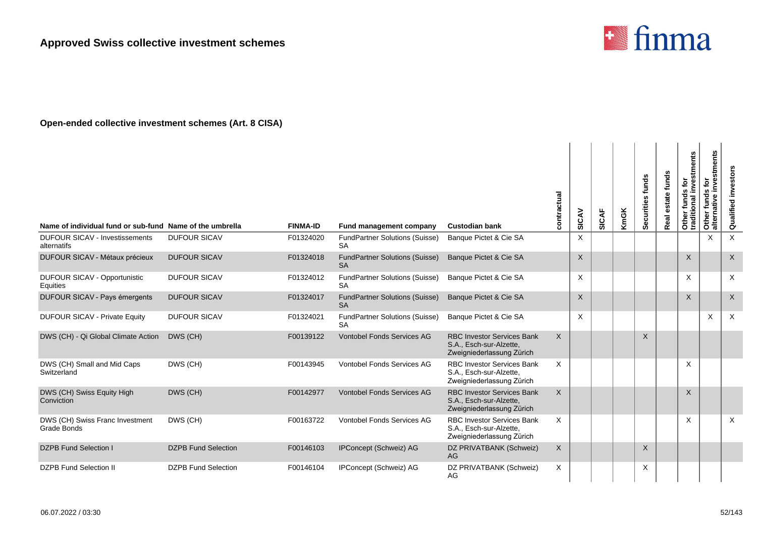# Approved Swiss collective investment schemes

## Open-ended collective investment schemes (Art. 8 CISA)

| Name of individual fund or sub-fund | Name of the umbrella | FINMA-ID | Fund management company | Custodian bank | contractual | SICAV | SICAF | KmGK | Securities funds | Real estate funds | Other funds for traditional investments | Other funds for alternative investments | Qualified investors |
|---|---|---|---|---|---|---|---|---|---|---|---|---|---|
| DUFOUR SICAV - Investissements alternatifs | DUFOUR SICAV | F01324020 | FundPartner Solutions (Suisse) SA | Banque Pictet & Cie SA | | X | | | | | | X | X |
| DUFOUR SICAV - Métaux précieux | DUFOUR SICAV | F01324018 | FundPartner Solutions (Suisse) SA | Banque Pictet & Cie SA | | X | | | | | X | | X |
| DUFOUR SICAV - Opportunistic Equities | DUFOUR SICAV | F01324012 | FundPartner Solutions (Suisse) SA | Banque Pictet & Cie SA | | X | | | | | X | | X |
| DUFOUR SICAV - Pays émergents | DUFOUR SICAV | F01324017 | FundPartner Solutions (Suisse) SA | Banque Pictet & Cie SA | | X | | | | | X | | X |
| DUFOUR SICAV - Private Equity | DUFOUR SICAV | F01324021 | FundPartner Solutions (Suisse) SA | Banque Pictet & Cie SA | | X | | | | | | X | X |
| DWS (CH) - Qi Global Climate Action | DWS (CH) | F00139122 | Vontobel Fonds Services AG | RBC Investor Services Bank S.A., Esch-sur-Alzette, Zweigniederlassung Zürich | X | | | | X | | | | |
| DWS (CH) Small and Mid Caps Switzerland | DWS (CH) | F00143945 | Vontobel Fonds Services AG | RBC Investor Services Bank S.A., Esch-sur-Alzette, Zweigniederlassung Zürich | X | | | | | | X | | |
| DWS (CH) Swiss Equity High Conviction | DWS (CH) | F00142977 | Vontobel Fonds Services AG | RBC Investor Services Bank S.A., Esch-sur-Alzette, Zweigniederlassung Zürich | X | | | | | | X | | |
| DWS (CH) Swiss Franc Investment Grade Bonds | DWS (CH) | F00163722 | Vontobel Fonds Services AG | RBC Investor Services Bank S.A., Esch-sur-Alzette, Zweigniederlassung Zürich | X | | | | | | X | | X |
| DZPB Fund Selection I | DZPB Fund Selection | F00146103 | IPConcept (Schweiz) AG | DZ PRIVATBANK (Schweiz) AG | X | | | | X | | | | |
| DZPB Fund Selection II | DZPB Fund Selection | F00146104 | IPConcept (Schweiz) AG | DZ PRIVATBANK (Schweiz) AG | X | | | | X | | | | |

06.07.2022 / 03:30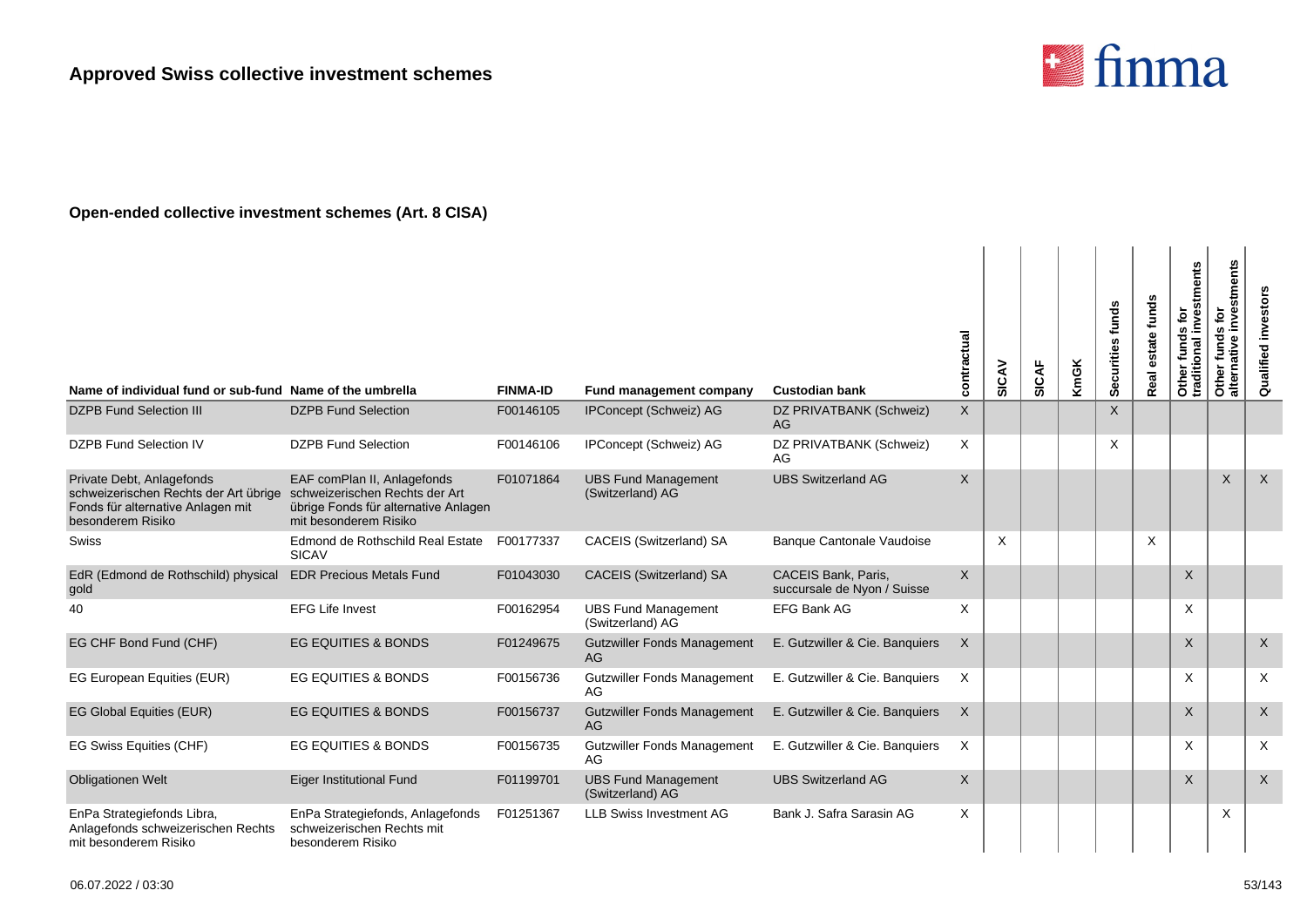# Approved Swiss collective investment schemes

## Open-ended collective investment schemes (Art. 8 CISA)

| Name of individual fund or sub-fund | Name of the umbrella | FINMA-ID | Fund management company | Custodian bank | contractual | SICAV | SICAF | KmGK | Securities funds | Real estate funds | Other funds for traditional investments | Other funds for alternative investments | Qualified investors |
|---|---|---|---|---|---|---|---|---|---|---|---|---|---|
| DZPB Fund Selection III | DZPB Fund Selection | F00146105 | IPConcept (Schweiz) AG | DZ PRIVATBANK (Schweiz) AG | X | | | | X | | | | |
| DZPB Fund Selection IV | DZPB Fund Selection | F00146106 | IPConcept (Schweiz) AG | DZ PRIVATBANK (Schweiz) AG | X | | | | X | | | | |
| Private Debt, Anlagefonds schweizerischen Rechts der Art übrige Fonds für alternative Anlagen mit besonderem Risiko | EAF comPlan II, Anlagefonds schweizerischen Rechts der Art übrige Fonds für alternative Anlagen mit besonderem Risiko | F01071864 | UBS Fund Management (Switzerland) AG | UBS Switzerland AG | X | | | | | | | X | X |
| Swiss | Edmond de Rothschild Real Estate SICAV | F00177337 | CACEIS (Switzerland) SA | Banque Cantonale Vaudoise | | X | | | | X | | | |
| EdR (Edmond de Rothschild) physical gold | EDR Precious Metals Fund | F01043030 | CACEIS (Switzerland) SA | CACEIS Bank, Paris, succursale de Nyon / Suisse | X | | | | | | X | | |
| 40 | EFG Life Invest | F00162954 | UBS Fund Management (Switzerland) AG | EFG Bank AG | X | | | | | | X | | |
| EG CHF Bond Fund (CHF) | EG EQUITIES & BONDS | F01249675 | Gutzwiller Fonds Management AG | E. Gutzwiller & Cie. Banquiers | X | | | | | | X | | X |
| EG European Equities (EUR) | EG EQUITIES & BONDS | F00156736 | Gutzwiller Fonds Management AG | E. Gutzwiller & Cie. Banquiers | X | | | | | | X | | X |
| EG Global Equities (EUR) | EG EQUITIES & BONDS | F00156737 | Gutzwiller Fonds Management AG | E. Gutzwiller & Cie. Banquiers | X | | | | | | X | | X |
| EG Swiss Equities (CHF) | EG EQUITIES & BONDS | F00156735 | Gutzwiller Fonds Management AG | E. Gutzwiller & Cie. Banquiers | X | | | | | | X | | X |
| Obligationen Welt | Eiger Institutional Fund | F01199701 | UBS Fund Management (Switzerland) AG | UBS Switzerland AG | X | | | | | | X | | X |
| EnPa Strategiefonds Libra, Anlagefonds schweizerischen Rechts mit besonderem Risiko | EnPa Strategiefonds, Anlagefonds schweizerischen Rechts mit besonderem Risiko | F01251367 | LLB Swiss Investment AG | Bank J. Safra Sarasin AG | X | | | | | | | X | |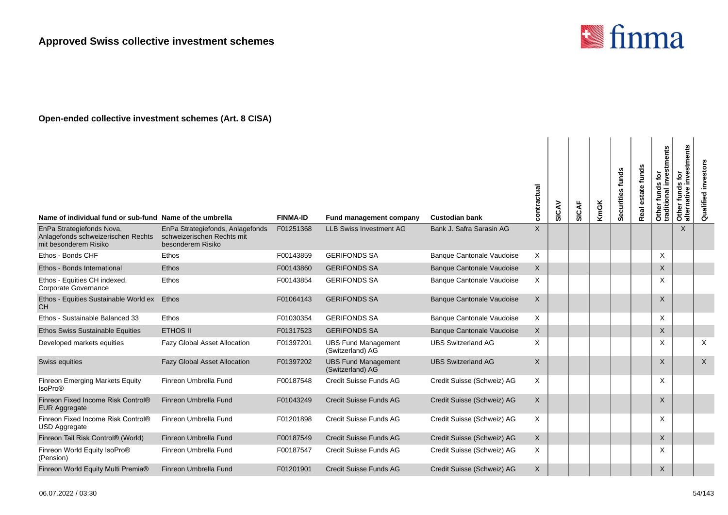# Approved Swiss collective investment schemes

## Open-ended collective investment schemes (Art. 8 CISA)

| Name of individual fund or sub-fund | Name of the umbrella | FINMA-ID | Fund management company | Custodian bank | contractual | SICAV | SICAF | KmGK | Securities funds | Real estate funds | Other funds for traditional investments | Other funds for alternative investments | Qualified investors |
|---|---|---|---|---|---|---|---|---|---|---|---|---|---|
| EnPa Strategiefonds Nova, Anlagefonds schweizerischen Rechts mit besonderem Risiko | EnPa Strategiefonds, Anlagefonds schweizerischen Rechts mit besonderem Risiko | F01251368 | LLB Swiss Investment AG | Bank J. Safra Sarasin AG | X | | | | | | | X | |
| Ethos - Bonds CHF | Ethos | F00143859 | GERIFONDS SA | Banque Cantonale Vaudoise | X | | | | | | X | | |
| Ethos - Bonds International | Ethos | F00143860 | GERIFONDS SA | Banque Cantonale Vaudoise | X | | | | | | X | | |
| Ethos - Equities CH indexed, Corporate Governance | Ethos | F00143854 | GERIFONDS SA | Banque Cantonale Vaudoise | X | | | | | | X | | |
| Ethos - Equities Sustainable World ex CH | Ethos | F01064143 | GERIFONDS SA | Banque Cantonale Vaudoise | X | | | | | | X | | |
| Ethos - Sustainable Balanced 33 | Ethos | F01030354 | GERIFONDS SA | Banque Cantonale Vaudoise | X | | | | | | X | | |
| Ethos Swiss Sustainable Equities | ETHOS II | F01317523 | GERIFONDS SA | Banque Cantonale Vaudoise | X | | | | | | X | | |
| Developed markets equities | Fazy Global Asset Allocation | F01397201 | UBS Fund Management (Switzerland) AG | UBS Switzerland AG | X | | | | | | X | | X |
| Swiss equities | Fazy Global Asset Allocation | F01397202 | UBS Fund Management (Switzerland) AG | UBS Switzerland AG | X | | | | | | X | | X |
| Finreon Emerging Markets Equity IsoPro® | Finreon Umbrella Fund | F00187548 | Credit Suisse Funds AG | Credit Suisse (Schweiz) AG | X | | | | | | X | | |
| Finreon Fixed Income Risk Control® EUR Aggregate | Finreon Umbrella Fund | F01043249 | Credit Suisse Funds AG | Credit Suisse (Schweiz) AG | X | | | | | | X | | |
| Finreon Fixed Income Risk Control® USD Aggregate | Finreon Umbrella Fund | F01201898 | Credit Suisse Funds AG | Credit Suisse (Schweiz) AG | X | | | | | | X | | |
| Finreon Tail Risk Control® (World) | Finreon Umbrella Fund | F00187549 | Credit Suisse Funds AG | Credit Suisse (Schweiz) AG | X | | | | | | X | | |
| Finreon World Equity IsoPro® (Pension) | Finreon Umbrella Fund | F00187547 | Credit Suisse Funds AG | Credit Suisse (Schweiz) AG | X | | | | | | X | | |
| Finreon World Equity Multi Premia® | Finreon Umbrella Fund | F01201901 | Credit Suisse Funds AG | Credit Suisse (Schweiz) AG | X | | | | | | X | | |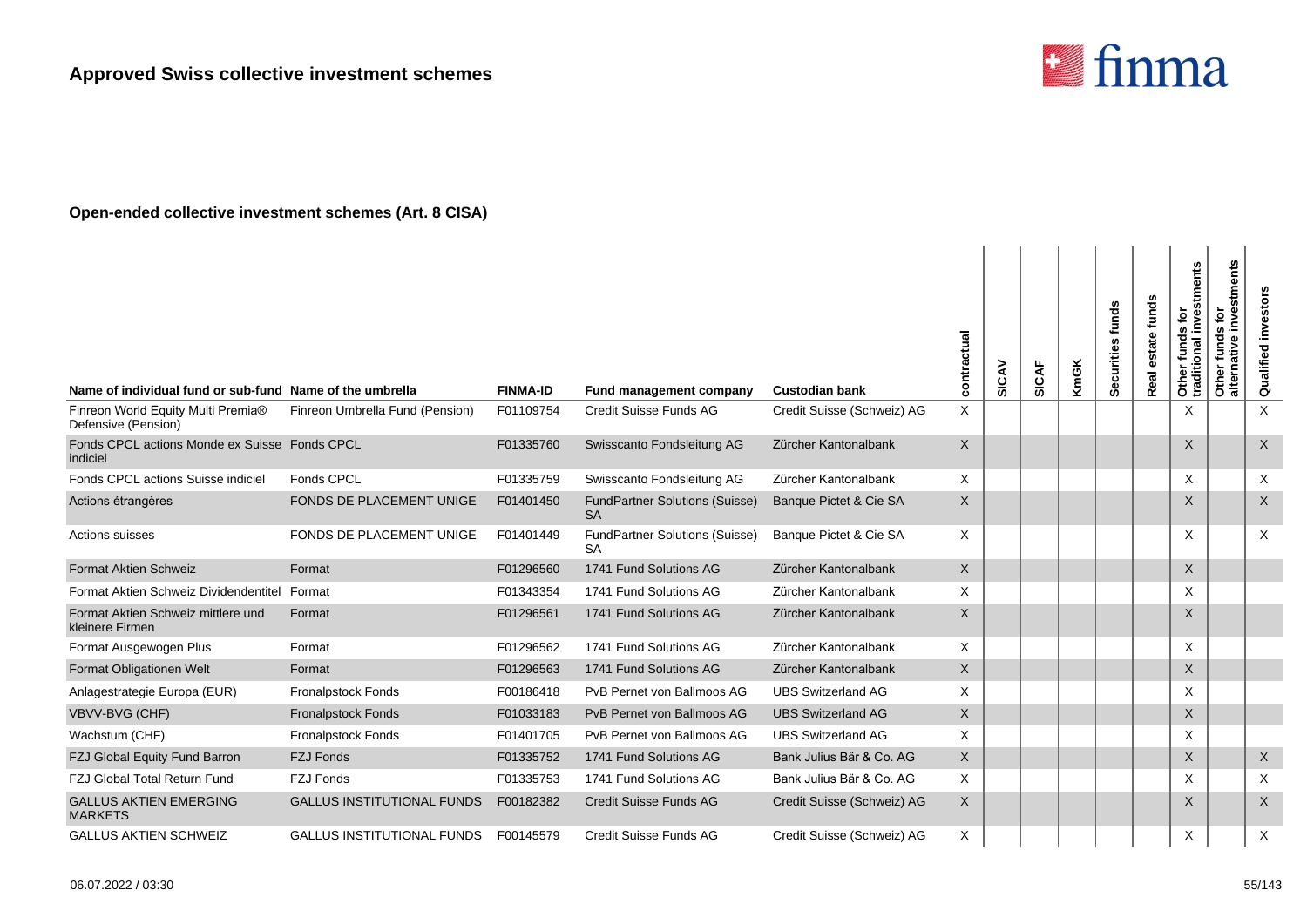# Approved Swiss collective investment schemes

## Open-ended collective investment schemes (Art. 8 CISA)

| Name of individual fund or sub-fund | Name of the umbrella | FINMA-ID | Fund management company | Custodian bank | contractual | SICAV | SICAF | KmGK | Securities funds | Real estate funds | Other funds for traditional investments | Other funds for alternative investments | Qualified investors |
|---|---|---|---|---|---|---|---|---|---|---|---|---|---|
| Finreon World Equity Multi Premia® Defensive (Pension) | Finreon Umbrella Fund (Pension) | F01109754 | Credit Suisse Funds AG | Credit Suisse (Schweiz) AG | X | | | | | | X | | X |
| Fonds CPCL actions Monde ex Suisse indiciel | Fonds CPCL | F01335760 | Swisscanto Fondsleitung AG | Zürcher Kantonalbank | X | | | | | | X | | X |
| Fonds CPCL actions Suisse indiciel | Fonds CPCL | F01335759 | Swisscanto Fondsleitung AG | Zürcher Kantonalbank | X | | | | | | X | | X |
| Actions étrangères | FONDS DE PLACEMENT UNIGE | F01401450 | FundPartner Solutions (Suisse) SA | Banque Pictet & Cie SA | X | | | | | | X | | X |
| Actions suisses | FONDS DE PLACEMENT UNIGE | F01401449 | FundPartner Solutions (Suisse) SA | Banque Pictet & Cie SA | X | | | | | | X | | X |
| Format Aktien Schweiz | Format | F01296560 | 1741 Fund Solutions AG | Zürcher Kantonalbank | X | | | | | | X | | |
| Format Aktien Schweiz Dividendentitel | Format | F01343354 | 1741 Fund Solutions AG | Zürcher Kantonalbank | X | | | | | | X | | |
| Format Aktien Schweiz mittlere und kleinere Firmen | Format | F01296561 | 1741 Fund Solutions AG | Zürcher Kantonalbank | X | | | | | | X | | |
| Format Ausgewogen Plus | Format | F01296562 | 1741 Fund Solutions AG | Zürcher Kantonalbank | X | | | | | | X | | |
| Format Obligationen Welt | Format | F01296563 | 1741 Fund Solutions AG | Zürcher Kantonalbank | X | | | | | | X | | |
| Anlagestrategie Europa (EUR) | Fronalpstock Fonds | F00186418 | PvB Pernet von Ballmoos AG | UBS Switzerland AG | X | | | | | | X | | |
| VBVV-BVG (CHF) | Fronalpstock Fonds | F01033183 | PvB Pernet von Ballmoos AG | UBS Switzerland AG | X | | | | | | X | | |
| Wachstum (CHF) | Fronalpstock Fonds | F01401705 | PvB Pernet von Ballmoos AG | UBS Switzerland AG | X | | | | | | X | | |
| FZJ Global Equity Fund Barron | FZJ Fonds | F01335752 | 1741 Fund Solutions AG | Bank Julius Bär & Co. AG | X | | | | | | X | | X |
| FZJ Global Total Return Fund | FZJ Fonds | F01335753 | 1741 Fund Solutions AG | Bank Julius Bär & Co. AG | X | | | | | | X | | X |
| GALLUS AKTIEN EMERGING MARKETS | GALLUS INSTITUTIONAL FUNDS | F00182382 | Credit Suisse Funds AG | Credit Suisse (Schweiz) AG | X | | | | | | X | | X |
| GALLUS AKTIEN SCHWEIZ | GALLUS INSTITUTIONAL FUNDS | F00145579 | Credit Suisse Funds AG | Credit Suisse (Schweiz) AG | X | | | | | | X | | X |

06.07.2022 / 03:30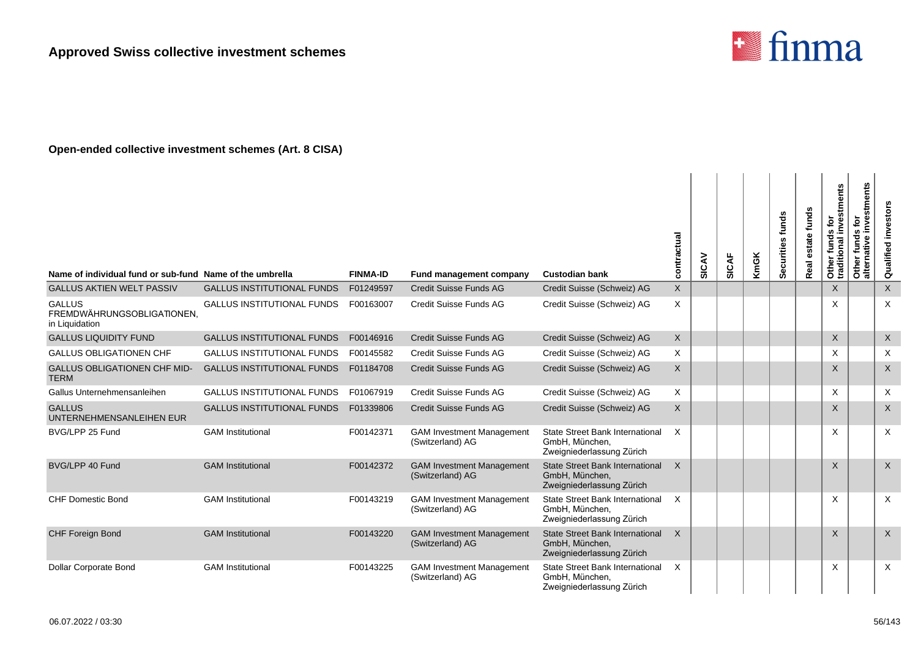## Approved Swiss collective investment schemes

### Open-ended collective investment schemes (Art. 8 CISA)

| Name of individual fund or sub-fund | Name of the umbrella | FINMA-ID | Fund management company | Custodian bank | contractual | SICAV | SICAF | KmGK | Securities funds | Real estate funds | Other funds for traditional investments | Other funds for alternative investments | Qualified investors |
|---|---|---|---|---|---|---|---|---|---|---|---|---|---|
| GALLUS AKTIEN WELT PASSIV | GALLUS INSTITUTIONAL FUNDS | F01249597 | Credit Suisse Funds AG | Credit Suisse (Schweiz) AG | X | | | | | | X | | X |
| GALLUS FREMDWÄHRUNGSOBLIGATIONEN, in Liquidation | GALLUS INSTITUTIONAL FUNDS | F00163007 | Credit Suisse Funds AG | Credit Suisse (Schweiz) AG | X | | | | | | X | | X |
| GALLUS LIQUIDITY FUND | GALLUS INSTITUTIONAL FUNDS | F00146916 | Credit Suisse Funds AG | Credit Suisse (Schweiz) AG | X | | | | | | X | | X |
| GALLUS OBLIGATIONEN CHF | GALLUS INSTITUTIONAL FUNDS | F00145582 | Credit Suisse Funds AG | Credit Suisse (Schweiz) AG | X | | | | | | X | | X |
| GALLUS OBLIGATIONEN CHF MID-TERM | GALLUS INSTITUTIONAL FUNDS | F01184708 | Credit Suisse Funds AG | Credit Suisse (Schweiz) AG | X | | | | | | X | | X |
| Gallus Unternehmensanleihen | GALLUS INSTITUTIONAL FUNDS | F01067919 | Credit Suisse Funds AG | Credit Suisse (Schweiz) AG | X | | | | | | X | | X |
| GALLUS UNTERNEHMENSANLEIHEN EUR | GALLUS INSTITUTIONAL FUNDS | F01339806 | Credit Suisse Funds AG | Credit Suisse (Schweiz) AG | X | | | | | | X | | X |
| BVG/LPP 25 Fund | GAM Institutional | F00142371 | GAM Investment Management (Switzerland) AG | State Street Bank International GmbH, München, Zweigniederlassung Zürich | X | | | | | | X | | X |
| BVG/LPP 40 Fund | GAM Institutional | F00142372 | GAM Investment Management (Switzerland) AG | State Street Bank International GmbH, München, Zweigniederlassung Zürich | X | | | | | | X | | X |
| CHF Domestic Bond | GAM Institutional | F00143219 | GAM Investment Management (Switzerland) AG | State Street Bank International GmbH, München, Zweigniederlassung Zürich | X | | | | | | X | | X |
| CHF Foreign Bond | GAM Institutional | F00143220 | GAM Investment Management (Switzerland) AG | State Street Bank International GmbH, München, Zweigniederlassung Zürich | X | | | | | | X | | X |
| Dollar Corporate Bond | GAM Institutional | F00143225 | GAM Investment Management (Switzerland) AG | State Street Bank International GmbH, München, Zweigniederlassung Zürich | X | | | | | | X | | X |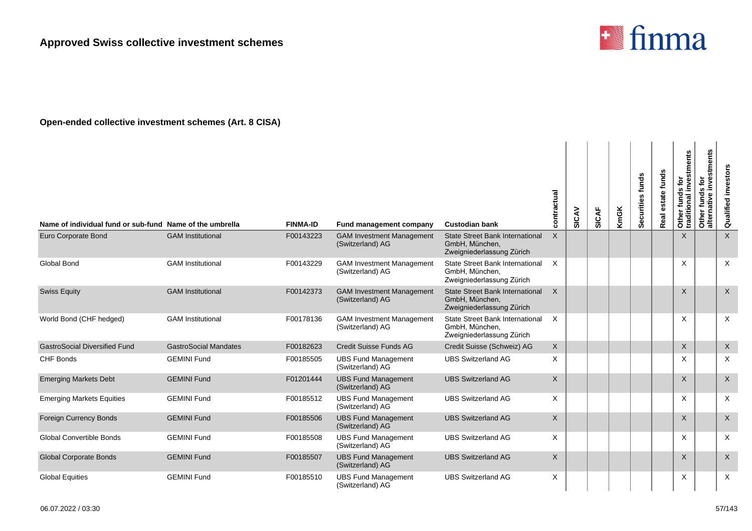# Approved Swiss collective investment schemes

## Open-ended collective investment schemes (Art. 8 CISA)

| Name of individual fund or sub-fund | Name of the umbrella | FINMA-ID | Fund management company | Custodian bank | contractual | SICAV | SICAF | KmGK | Securities funds | Real estate funds | Other funds for traditional investments | Other funds for alternative investments | Qualified investors |
|---|---|---|---|---|---|---|---|---|---|---|---|---|---|
| Euro Corporate Bond | GAM Institutional | F00143223 | GAM Investment Management (Switzerland) AG | State Street Bank International GmbH, München, Zweigniederlassung Zürich | X | | | | | | X | | X |
| Global Bond | GAM Institutional | F00143229 | GAM Investment Management (Switzerland) AG | State Street Bank International GmbH, München, Zweigniederlassung Zürich | X | | | | | | X | | X |
| Swiss Equity | GAM Institutional | F00142373 | GAM Investment Management (Switzerland) AG | State Street Bank International GmbH, München, Zweigniederlassung Zürich | X | | | | | | X | | X |
| World Bond (CHF hedged) | GAM Institutional | F00178136 | GAM Investment Management (Switzerland) AG | State Street Bank International GmbH, München, Zweigniederlassung Zürich | X | | | | | | X | | X |
| GastroSocial Diversified Fund | GastroSocial Mandates | F00182623 | Credit Suisse Funds AG | Credit Suisse (Schweiz) AG | X | | | | | | X | | X |
| CHF Bonds | GEMINI Fund | F00185505 | UBS Fund Management (Switzerland) AG | UBS Switzerland AG | X | | | | | | X | | X |
| Emerging Markets Debt | GEMINI Fund | F01201444 | UBS Fund Management (Switzerland) AG | UBS Switzerland AG | X | | | | | | X | | X |
| Emerging Markets Equities | GEMINI Fund | F00185512 | UBS Fund Management (Switzerland) AG | UBS Switzerland AG | X | | | | | | X | | X |
| Foreign Currency Bonds | GEMINI Fund | F00185506 | UBS Fund Management (Switzerland) AG | UBS Switzerland AG | X | | | | | | X | | X |
| Global Convertible Bonds | GEMINI Fund | F00185508 | UBS Fund Management (Switzerland) AG | UBS Switzerland AG | X | | | | | | X | | X |
| Global Corporate Bonds | GEMINI Fund | F00185507 | UBS Fund Management (Switzerland) AG | UBS Switzerland AG | X | | | | | | X | | X |
| Global Equities | GEMINI Fund | F00185510 | UBS Fund Management (Switzerland) AG | UBS Switzerland AG | X | | | | | | X | | X |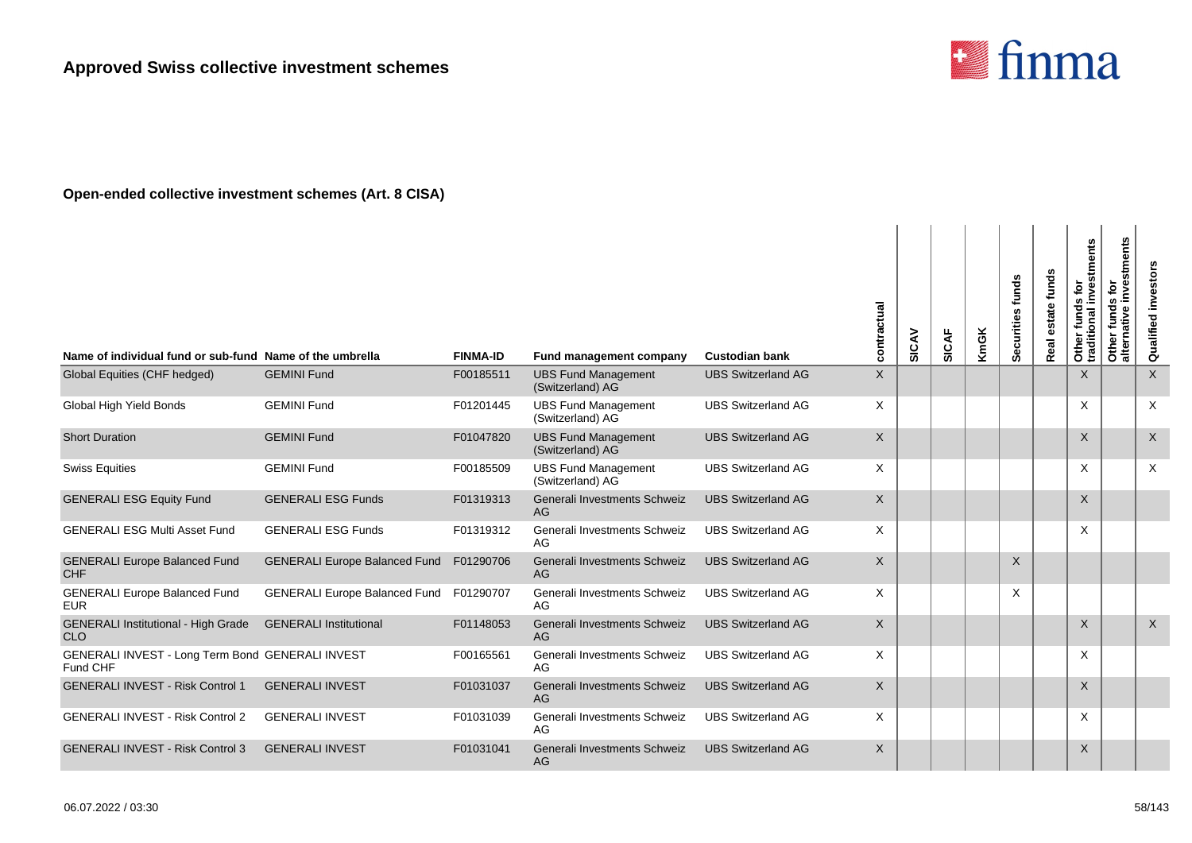# Approved Swiss collective investment schemes

## Open-ended collective investment schemes (Art. 8 CISA)

| Name of individual fund or sub-fund | Name of the umbrella | FINMA-ID | Fund management company | Custodian bank | contractual | SICAV | SICAF | KmGK | Securities funds | Real estate funds | Other funds for traditional investments | Other funds for alternative investments | Qualified investors |
|---|---|---|---|---|---|---|---|---|---|---|---|---|---|
| Global Equities (CHF hedged) | GEMINI Fund | F00185511 | UBS Fund Management (Switzerland) AG | UBS Switzerland AG | X | | | | | | X | | X |
| Global High Yield Bonds | GEMINI Fund | F01201445 | UBS Fund Management (Switzerland) AG | UBS Switzerland AG | X | | | | | | X | | X |
| Short Duration | GEMINI Fund | F01047820 | UBS Fund Management (Switzerland) AG | UBS Switzerland AG | X | | | | | | X | | X |
| Swiss Equities | GEMINI Fund | F00185509 | UBS Fund Management (Switzerland) AG | UBS Switzerland AG | X | | | | | | X | | X |
| GENERALI ESG Equity Fund | GENERALI ESG Funds | F01319313 | Generali Investments Schweiz AG | UBS Switzerland AG | X | | | | | | X | | |
| GENERALI ESG Multi Asset Fund | GENERALI ESG Funds | F01319312 | Generali Investments Schweiz AG | UBS Switzerland AG | X | | | | | | X | | |
| GENERALI Europe Balanced Fund CHF | GENERALI Europe Balanced Fund | F01290706 | Generali Investments Schweiz AG | UBS Switzerland AG | X | | | | X | | | | |
| GENERALI Europe Balanced Fund EUR | GENERALI Europe Balanced Fund | F01290707 | Generali Investments Schweiz AG | UBS Switzerland AG | X | | | | X | | | | |
| GENERALI Institutional - High Grade CLO | GENERALI Institutional | F01148053 | Generali Investments Schweiz AG | UBS Switzerland AG | X | | | | | | X | | X |
| GENERALI INVEST - Long Term Bond Fund CHF | GENERALI INVEST | F00165561 | Generali Investments Schweiz AG | UBS Switzerland AG | X | | | | | | X | | |
| GENERALI INVEST - Risk Control 1 | GENERALI INVEST | F01031037 | Generali Investments Schweiz AG | UBS Switzerland AG | X | | | | | | X | | |
| GENERALI INVEST - Risk Control 2 | GENERALI INVEST | F01031039 | Generali Investments Schweiz AG | UBS Switzerland AG | X | | | | | | X | | |
| GENERALI INVEST - Risk Control 3 | GENERALI INVEST | F01031041 | Generali Investments Schweiz AG | UBS Switzerland AG | X | | | | | | X | | |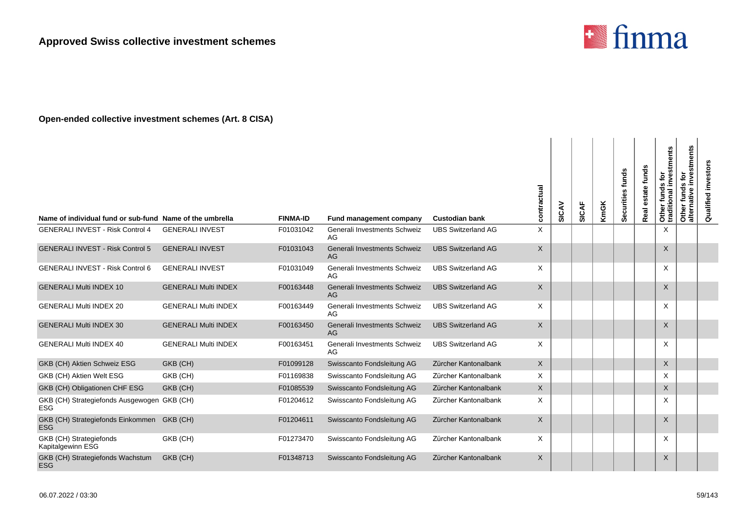# Approved Swiss collective investment schemes

## Open-ended collective investment schemes (Art. 8 CISA)

| Name of individual fund or sub-fund | Name of the umbrella | FINMA-ID | Fund management company | Custodian bank | contractual | SICAV | SICAF | KmGK | Securities funds | Real estate funds | Other funds for traditional investments | Other funds for alternative investments | Qualified investors |
|---|---|---|---|---|---|---|---|---|---|---|---|---|---|
| GENERALI INVEST - Risk Control 4 | GENERALI INVEST | F01031042 | Generali Investments Schweiz AG | UBS Switzerland AG | X | | | | | | X | | |
| GENERALI INVEST - Risk Control 5 | GENERALI INVEST | F01031043 | Generali Investments Schweiz AG | UBS Switzerland AG | X | | | | | | X | | |
| GENERALI INVEST - Risk Control 6 | GENERALI INVEST | F01031049 | Generali Investments Schweiz AG | UBS Switzerland AG | X | | | | | | X | | |
| GENERALI Multi INDEX 10 | GENERALI Multi INDEX | F00163448 | Generali Investments Schweiz AG | UBS Switzerland AG | X | | | | | | X | | |
| GENERALI Multi INDEX 20 | GENERALI Multi INDEX | F00163449 | Generali Investments Schweiz AG | UBS Switzerland AG | X | | | | | | X | | |
| GENERALI Multi INDEX 30 | GENERALI Multi INDEX | F00163450 | Generali Investments Schweiz AG | UBS Switzerland AG | X | | | | | | X | | |
| GENERALI Multi INDEX 40 | GENERALI Multi INDEX | F00163451 | Generali Investments Schweiz AG | UBS Switzerland AG | X | | | | | | X | | |
| GKB (CH) Aktien Schweiz ESG | GKB (CH) | F01099128 | Swisscanto Fondsleitung AG | Zürcher Kantonalbank | X | | | | | | X | | |
| GKB (CH) Aktien Welt ESG | GKB (CH) | F01169838 | Swisscanto Fondsleitung AG | Zürcher Kantonalbank | X | | | | | | X | | |
| GKB (CH) Obligationen CHF ESG | GKB (CH) | F01085539 | Swisscanto Fondsleitung AG | Zürcher Kantonalbank | X | | | | | | X | | |
| GKB (CH) Strategiefonds Ausgewogen ESG | GKB (CH) | F01204612 | Swisscanto Fondsleitung AG | Zürcher Kantonalbank | X | | | | | | X | | |
| GKB (CH) Strategiefonds Einkommen ESG | GKB (CH) | F01204611 | Swisscanto Fondsleitung AG | Zürcher Kantonalbank | X | | | | | | X | | |
| GKB (CH) Strategiefonds Kapitalgewinn ESG | GKB (CH) | F01273470 | Swisscanto Fondsleitung AG | Zürcher Kantonalbank | X | | | | | | X | | |
| GKB (CH) Strategiefonds Wachstum ESG | GKB (CH) | F01348713 | Swisscanto Fondsleitung AG | Zürcher Kantonalbank | X | | | | | | X | | |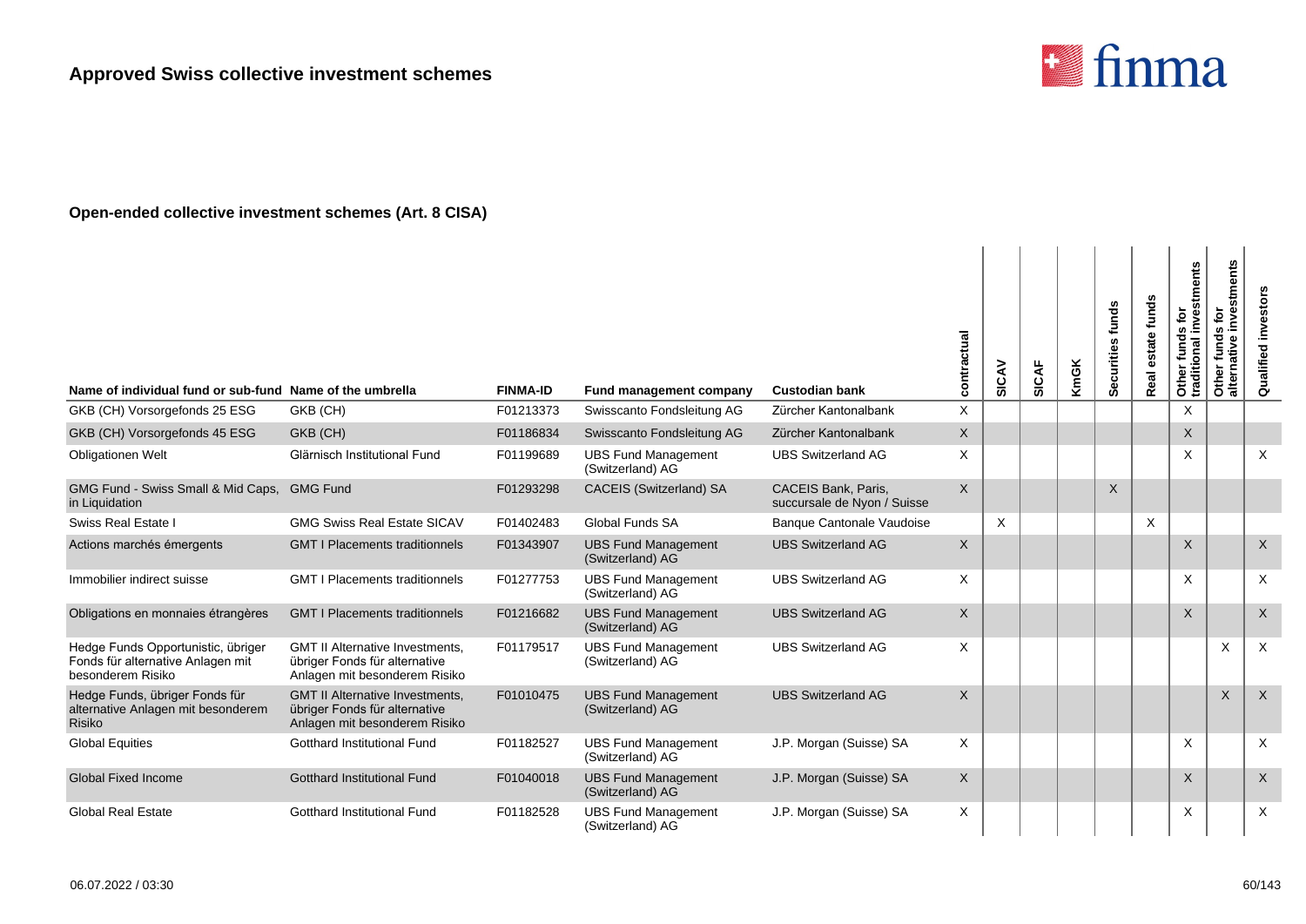# Approved Swiss collective investment schemes

## Open-ended collective investment schemes (Art. 8 CISA)

| Name of individual fund or sub-fund | Name of the umbrella | FINMA-ID | Fund management company | Custodian bank | contractual | SICAV | SICAF | KmGK | Securities funds | Real estate funds | Other funds for traditional investments | Other funds for alternative investments | Qualified investors |
|---|---|---|---|---|---|---|---|---|---|---|---|---|---|
| GKB (CH) Vorsorgefonds 25 ESG | GKB (CH) | F01213373 | Swisscanto Fondsleitung AG | Zürcher Kantonalbank | X | | | | | | X | | |
| GKB (CH) Vorsorgefonds 45 ESG | GKB (CH) | F01186834 | Swisscanto Fondsleitung AG | Zürcher Kantonalbank | X | | | | | | X | | |
| Obligationen Welt | Glärnisch Institutional Fund | F01199689 | UBS Fund Management (Switzerland) AG | UBS Switzerland AG | X | | | | | | X | | X |
| GMG Fund - Swiss Small & Mid Caps, in Liquidation | GMG Fund | F01293298 | CACEIS (Switzerland) SA | CACEIS Bank, Paris, succursale de Nyon / Suisse | X | | | | X | | | | |
| Swiss Real Estate I | GMG Swiss Real Estate SICAV | F01402483 | Global Funds SA | Banque Cantonale Vaudoise | | X | | | | X | | | |
| Actions marchés émergents | GMT I Placements traditionnels | F01343907 | UBS Fund Management (Switzerland) AG | UBS Switzerland AG | X | | | | | | X | | X |
| Immobilier indirect suisse | GMT I Placements traditionnels | F01277753 | UBS Fund Management (Switzerland) AG | UBS Switzerland AG | X | | | | | | X | | X |
| Obligations en monnaies étrangères | GMT I Placements traditionnels | F01216682 | UBS Fund Management (Switzerland) AG | UBS Switzerland AG | X | | | | | | X | | X |
| Hedge Funds Opportunistic, übriger Fonds für alternative Anlagen mit besonderem Risiko | GMT II Alternative Investments, übriger Fonds für alternative Anlagen mit besonderem Risiko | F01179517 | UBS Fund Management (Switzerland) AG | UBS Switzerland AG | X | | | | | | | X | X |
| Hedge Funds, übriger Fonds für alternative Anlagen mit besonderem Risiko | GMT II Alternative Investments, übriger Fonds für alternative Anlagen mit besonderem Risiko | F01010475 | UBS Fund Management (Switzerland) AG | UBS Switzerland AG | X | | | | | | | X | X |
| Global Equities | Gotthard Institutional Fund | F01182527 | UBS Fund Management (Switzerland) AG | J.P. Morgan (Suisse) SA | X | | | | | | X | | X |
| Global Fixed Income | Gotthard Institutional Fund | F01040018 | UBS Fund Management (Switzerland) AG | J.P. Morgan (Suisse) SA | X | | | | | | X | | X |
| Global Real Estate | Gotthard Institutional Fund | F01182528 | UBS Fund Management (Switzerland) AG | J.P. Morgan (Suisse) SA | X | | | | | | X | | X |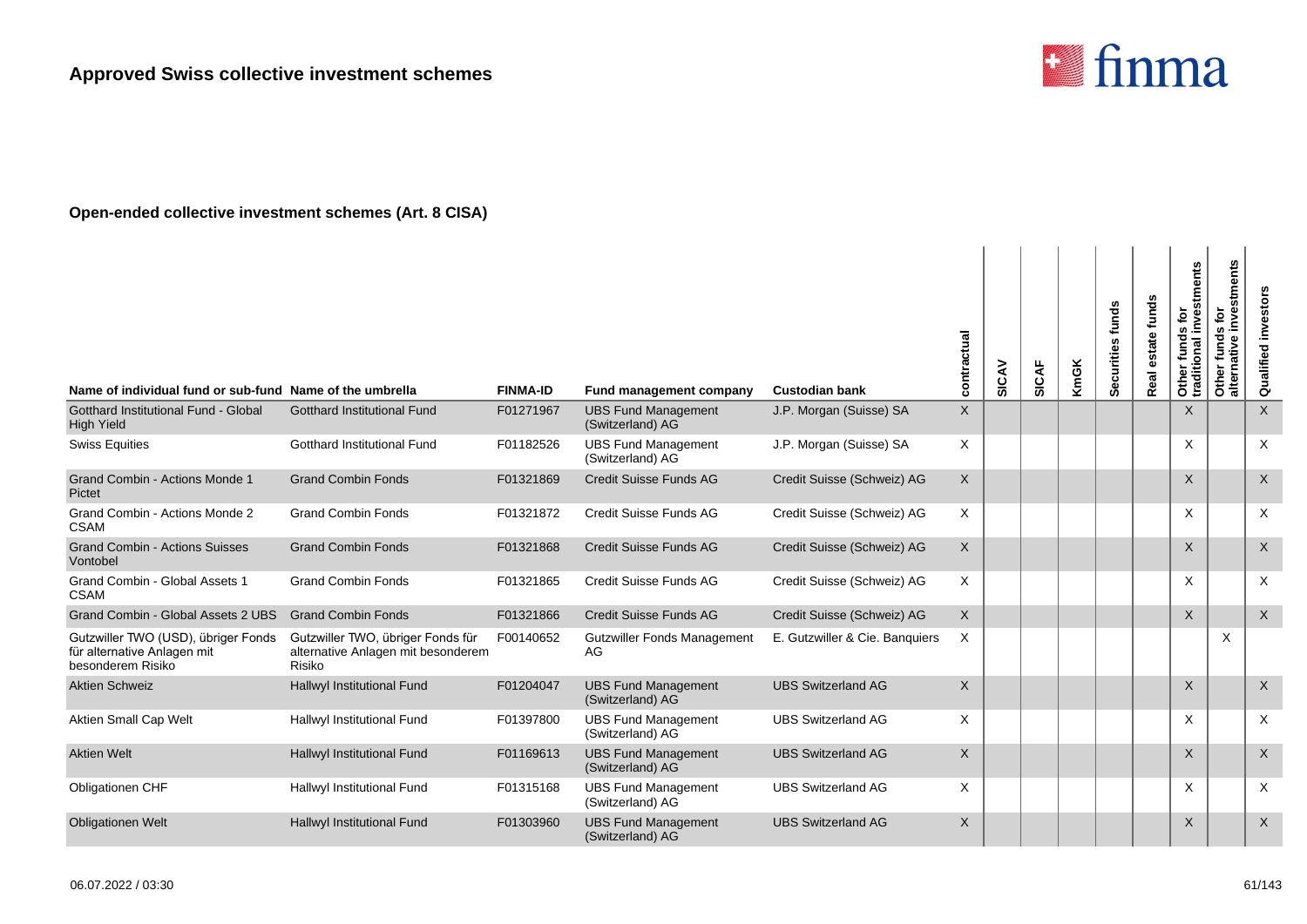# Approved Swiss collective investment schemes

## Open-ended collective investment schemes (Art. 8 CISA)

| Name of individual fund or sub-fund | Name of the umbrella | FINMA-ID | Fund management company | Custodian bank | contractual | SICAV | SICAF | KmGK | Securities funds | Real estate funds | Other funds for traditional investments | Other funds for alternative investments | Qualified investors |
|---|---|---|---|---|---|---|---|---|---|---|---|---|---|
| Gotthard Institutional Fund - Global High Yield | Gotthard Institutional Fund | F01271967 | UBS Fund Management (Switzerland) AG | J.P. Morgan (Suisse) SA | X | | | | | | X | | X |
| Swiss Equities | Gotthard Institutional Fund | F01182526 | UBS Fund Management (Switzerland) AG | J.P. Morgan (Suisse) SA | X | | | | | | X | | X |
| Grand Combin - Actions Monde 1 Pictet | Grand Combin Fonds | F01321869 | Credit Suisse Funds AG | Credit Suisse (Schweiz) AG | X | | | | | | X | | X |
| Grand Combin - Actions Monde 2 CSAM | Grand Combin Fonds | F01321872 | Credit Suisse Funds AG | Credit Suisse (Schweiz) AG | X | | | | | | X | | X |
| Grand Combin - Actions Suisses Vontobel | Grand Combin Fonds | F01321868 | Credit Suisse Funds AG | Credit Suisse (Schweiz) AG | X | | | | | | X | | X |
| Grand Combin - Global Assets 1 CSAM | Grand Combin Fonds | F01321865 | Credit Suisse Funds AG | Credit Suisse (Schweiz) AG | X | | | | | | X | | X |
| Grand Combin - Global Assets 2 UBS | Grand Combin Fonds | F01321866 | Credit Suisse Funds AG | Credit Suisse (Schweiz) AG | X | | | | | | X | | X |
| Gutzwiller TWO (USD), übriger Fonds für alternative Anlagen mit besonderem Risiko | Gutzwiller TWO, übriger Fonds für alternative Anlagen mit besonderem Risiko | F00140652 | Gutzwiller Fonds Management AG | E. Gutzwiller & Cie. Banquiers | X | | | | | | | X | |
| Aktien Schweiz | Hallwyl Institutional Fund | F01204047 | UBS Fund Management (Switzerland) AG | UBS Switzerland AG | X | | | | | | X | | X |
| Aktien Small Cap Welt | Hallwyl Institutional Fund | F01397800 | UBS Fund Management (Switzerland) AG | UBS Switzerland AG | X | | | | | | X | | X |
| Aktien Welt | Hallwyl Institutional Fund | F01169613 | UBS Fund Management (Switzerland) AG | UBS Switzerland AG | X | | | | | | X | | X |
| Obligationen CHF | Hallwyl Institutional Fund | F01315168 | UBS Fund Management (Switzerland) AG | UBS Switzerland AG | X | | | | | | X | | X |
| Obligationen Welt | Hallwyl Institutional Fund | F01303960 | UBS Fund Management (Switzerland) AG | UBS Switzerland AG | X | | | | | | X | | X |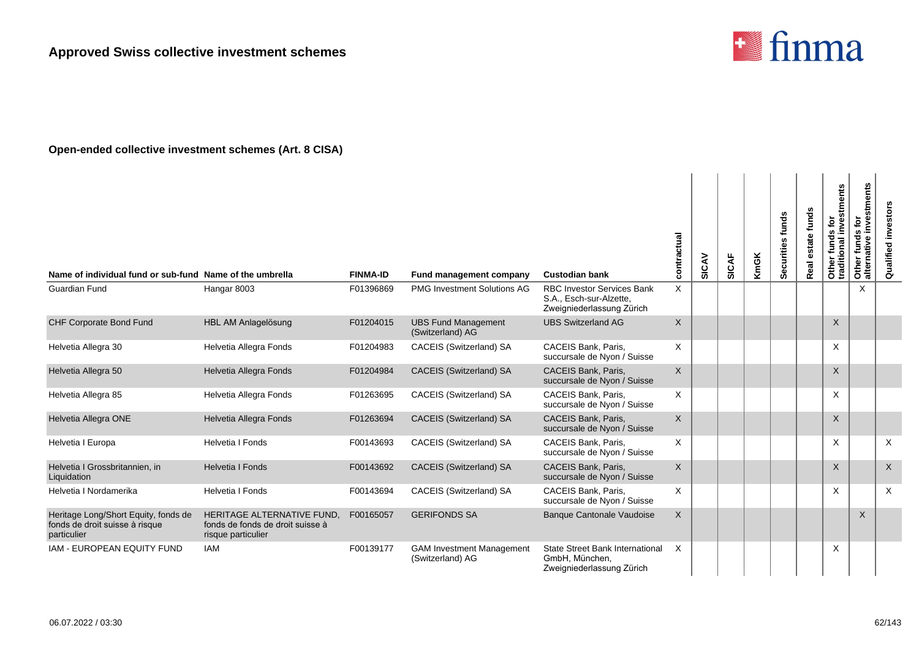# Approved Swiss collective investment schemes

## Open-ended collective investment schemes (Art. 8 CISA)

| Name of individual fund or sub-fund | Name of the umbrella | FINMA-ID | Fund management company | Custodian bank | contractual | SICAV | SICAF | KmGK | Securities funds | Real estate funds | Other funds for traditional investments | Other funds for alternative investments | Qualified investors |
|---|---|---|---|---|---|---|---|---|---|---|---|---|---|
| Guardian Fund | Hangar 8003 | F01396869 | PMG Investment Solutions AG | RBC Investor Services Bank S.A., Esch-sur-Alzette, Zweigniederlassung Zürich | X | | | | | | | X | |
| CHF Corporate Bond Fund | HBL AM Anlagelösung | F01204015 | UBS Fund Management (Switzerland) AG | UBS Switzerland AG | X | | | | | | X | | |
| Helvetia Allegra 30 | Helvetia Allegra Fonds | F01204983 | CACEIS (Switzerland) SA | CACEIS Bank, Paris, succursale de Nyon / Suisse | X | | | | | | X | | |
| Helvetia Allegra 50 | Helvetia Allegra Fonds | F01204984 | CACEIS (Switzerland) SA | CACEIS Bank, Paris, succursale de Nyon / Suisse | X | | | | | | X | | |
| Helvetia Allegra 85 | Helvetia Allegra Fonds | F01263695 | CACEIS (Switzerland) SA | CACEIS Bank, Paris, succursale de Nyon / Suisse | X | | | | | | X | | |
| Helvetia Allegra ONE | Helvetia Allegra Fonds | F01263694 | CACEIS (Switzerland) SA | CACEIS Bank, Paris, succursale de Nyon / Suisse | X | | | | | | X | | |
| Helvetia I Europa | Helvetia I Fonds | F00143693 | CACEIS (Switzerland) SA | CACEIS Bank, Paris, succursale de Nyon / Suisse | X | | | | | | X | | X |
| Helvetia I Grossbritannien, in Liquidation | Helvetia I Fonds | F00143692 | CACEIS (Switzerland) SA | CACEIS Bank, Paris, succursale de Nyon / Suisse | X | | | | | | X | | X |
| Helvetia I Nordamerika | Helvetia I Fonds | F00143694 | CACEIS (Switzerland) SA | CACEIS Bank, Paris, succursale de Nyon / Suisse | X | | | | | | X | | X |
| Heritage Long/Short Equity, fonds de fonds de droit suisse à risque particulier | HERITAGE ALTERNATIVE FUND, fonds de fonds de droit suisse à risque particulier | F00165057 | GERIFONDS SA | Banque Cantonale Vaudoise | X | | | | | | | X | |
| IAM - EUROPEAN EQUITY FUND | IAM | F00139177 | GAM Investment Management (Switzerland) AG | State Street Bank International GmbH, München, Zweigniederlassung Zürich | X | | | | | | X | | |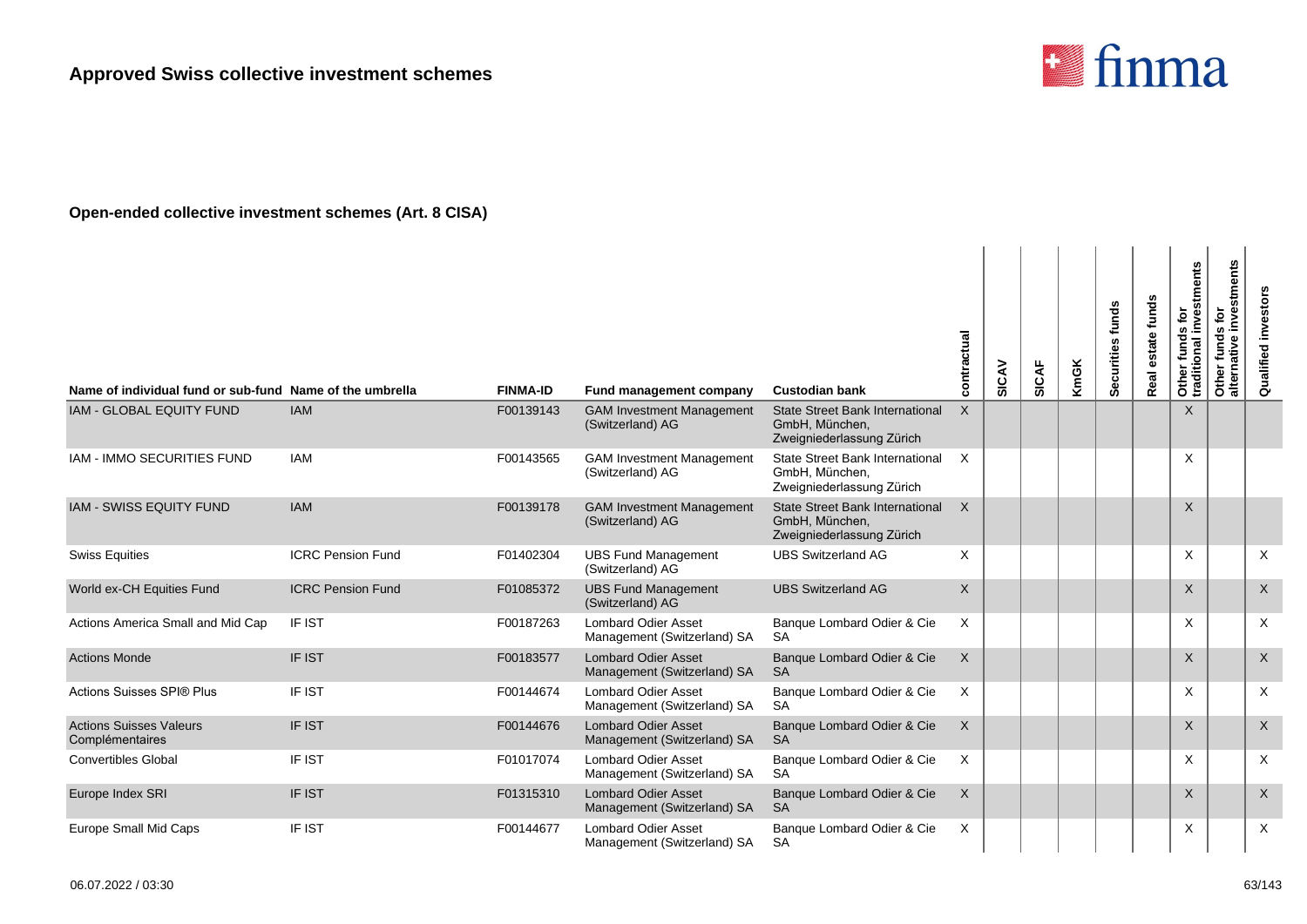# Approved Swiss collective investment schemes

## Open-ended collective investment schemes (Art. 8 CISA)

| Name of individual fund or sub-fund | Name of the umbrella | FINMA-ID | Fund management company | Custodian bank | contractual | SICAV | SICAF | KmGK | Securities funds | Real estate funds | Other funds for traditional investments | Other funds for alternative investments | Qualified investors |
|---|---|---|---|---|---|---|---|---|---|---|---|---|---|
| IAM - GLOBAL EQUITY FUND | IAM | F00139143 | GAM Investment Management (Switzerland) AG | State Street Bank International GmbH, München, Zweigniederlassung Zürich | X | | | | | | X | | |
| IAM - IMMO SECURITIES FUND | IAM | F00143565 | GAM Investment Management (Switzerland) AG | State Street Bank International GmbH, München, Zweigniederlassung Zürich | X | | | | | | X | | |
| IAM - SWISS EQUITY FUND | IAM | F00139178 | GAM Investment Management (Switzerland) AG | State Street Bank International GmbH, München, Zweigniederlassung Zürich | X | | | | | | X | | |
| Swiss Equities | ICRC Pension Fund | F01402304 | UBS Fund Management (Switzerland) AG | UBS Switzerland AG | X | | | | | | X | | X |
| World ex-CH Equities Fund | ICRC Pension Fund | F01085372 | UBS Fund Management (Switzerland) AG | UBS Switzerland AG | X | | | | | | X | | X |
| Actions America Small and Mid Cap | IF IST | F00187263 | Lombard Odier Asset Management (Switzerland) SA | Banque Lombard Odier & Cie SA | X | | | | | | X | | X |
| Actions Monde | IF IST | F00183577 | Lombard Odier Asset Management (Switzerland) SA | Banque Lombard Odier & Cie SA | X | | | | | | X | | X |
| Actions Suisses SPI® Plus | IF IST | F00144674 | Lombard Odier Asset Management (Switzerland) SA | Banque Lombard Odier & Cie SA | X | | | | | | X | | X |
| Actions Suisses Valeurs Complémentaires | IF IST | F00144676 | Lombard Odier Asset Management (Switzerland) SA | Banque Lombard Odier & Cie SA | X | | | | | | X | | X |
| Convertibles Global | IF IST | F01017074 | Lombard Odier Asset Management (Switzerland) SA | Banque Lombard Odier & Cie SA | X | | | | | | X | | X |
| Europe Index SRI | IF IST | F01315310 | Lombard Odier Asset Management (Switzerland) SA | Banque Lombard Odier & Cie SA | X | | | | | | X | | X |
| Europe Small Mid Caps | IF IST | F00144677 | Lombard Odier Asset Management (Switzerland) SA | Banque Lombard Odier & Cie SA | X | | | | | | X | | X |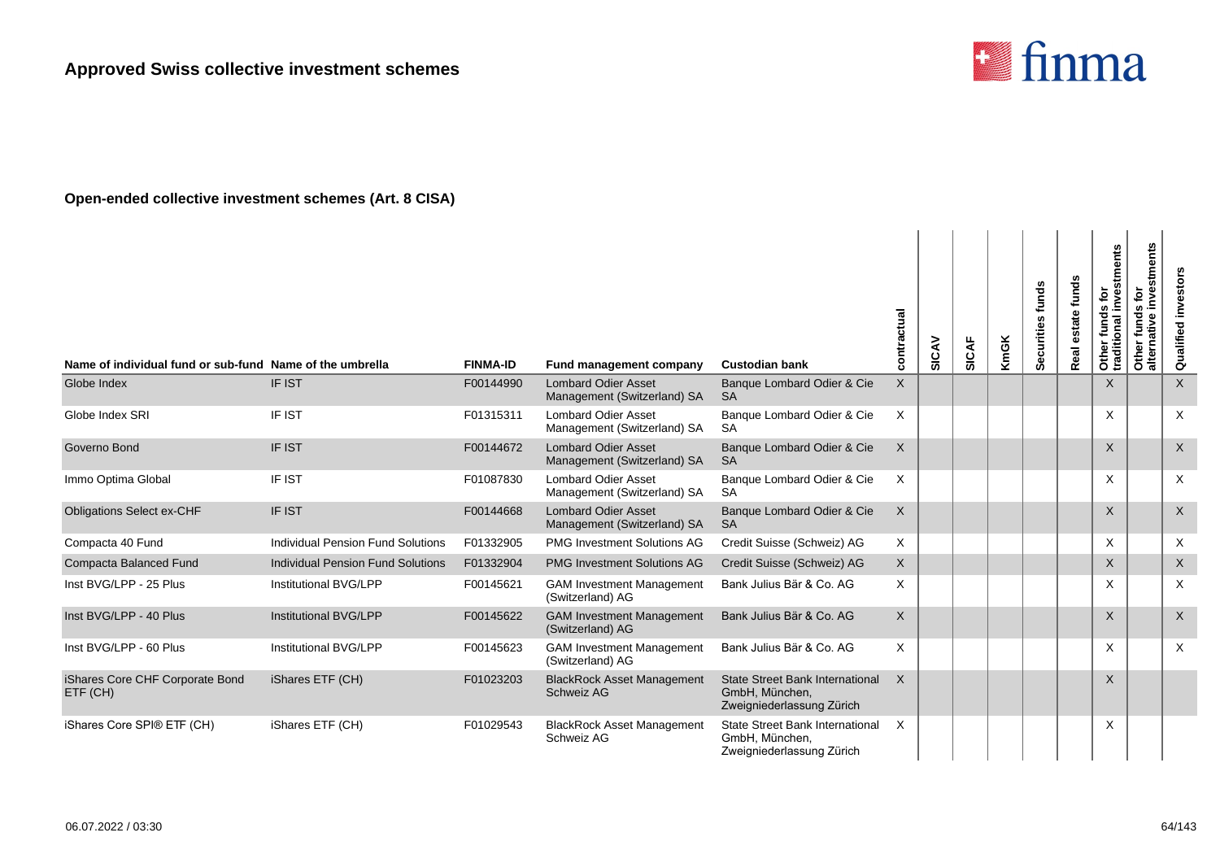# Approved Swiss collective investment schemes

## Open-ended collective investment schemes (Art. 8 CISA)

| Name of individual fund or sub-fund | Name of the umbrella | FINMA-ID | Fund management company | Custodian bank | contractual | SICAV | SICAF | KmGK | Securities funds | Real estate funds | Other funds for traditional investments | Other funds for alternative investments | Qualified investors |
|---|---|---|---|---|---|---|---|---|---|---|---|---|---|
| Globe Index | IF IST | F00144990 | Lombard Odier Asset Management (Switzerland) SA | Banque Lombard Odier & Cie SA | X | | | | | | X | | X |
| Globe Index SRI | IF IST | F01315311 | Lombard Odier Asset Management (Switzerland) SA | Banque Lombard Odier & Cie SA | X | | | | | | X | | X |
| Governo Bond | IF IST | F00144672 | Lombard Odier Asset Management (Switzerland) SA | Banque Lombard Odier & Cie SA | X | | | | | | X | | X |
| Immo Optima Global | IF IST | F01087830 | Lombard Odier Asset Management (Switzerland) SA | Banque Lombard Odier & Cie SA | X | | | | | | X | | X |
| Obligations Select ex-CHF | IF IST | F00144668 | Lombard Odier Asset Management (Switzerland) SA | Banque Lombard Odier & Cie SA | X | | | | | | X | | X |
| Compacta 40 Fund | Individual Pension Fund Solutions | F01332905 | PMG Investment Solutions AG | Credit Suisse (Schweiz) AG | X | | | | | | X | | X |
| Compacta Balanced Fund | Individual Pension Fund Solutions | F01332904 | PMG Investment Solutions AG | Credit Suisse (Schweiz) AG | X | | | | | | X | | X |
| Inst BVG/LPP - 25 Plus | Institutional BVG/LPP | F00145621 | GAM Investment Management (Switzerland) AG | Bank Julius Bär & Co. AG | X | | | | | | X | | X |
| Inst BVG/LPP - 40 Plus | Institutional BVG/LPP | F00145622 | GAM Investment Management (Switzerland) AG | Bank Julius Bär & Co. AG | X | | | | | | X | | X |
| Inst BVG/LPP - 60 Plus | Institutional BVG/LPP | F00145623 | GAM Investment Management (Switzerland) AG | Bank Julius Bär & Co. AG | X | | | | | | X | | X |
| iShares Core CHF Corporate Bond ETF (CH) | iShares ETF (CH) | F01023203 | BlackRock Asset Management Schweiz AG | State Street Bank International GmbH, München, Zweigniederlassung Zürich | X | | | | | | X | | |
| iShares Core SPI® ETF (CH) | iShares ETF (CH) | F01029543 | BlackRock Asset Management Schweiz AG | State Street Bank International GmbH, München, Zweigniederlassung Zürich | X | | | | | | X | | |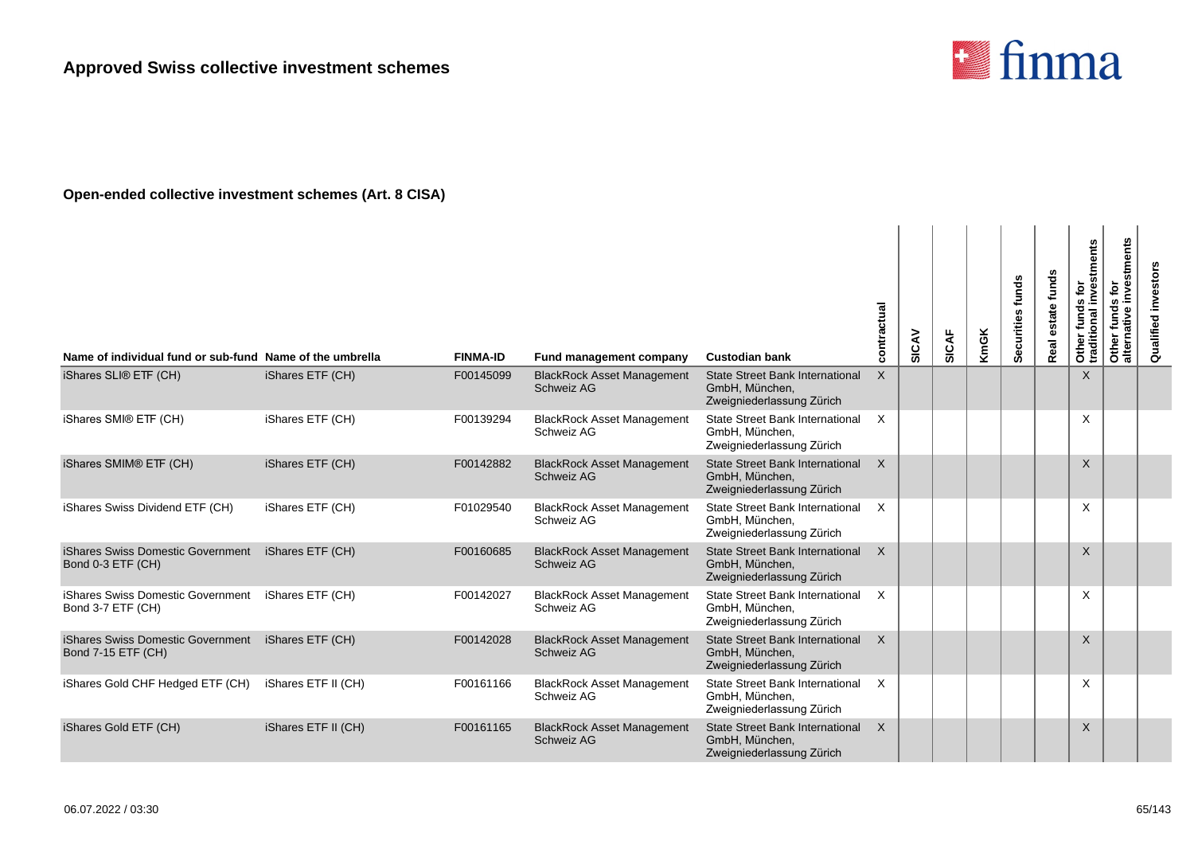# Approved Swiss collective investment schemes

## Open-ended collective investment schemes (Art. 8 CISA)

| Name of individual fund or sub-fund | Name of the umbrella | FINMA-ID | Fund management company | Custodian bank | contractual | SICAV | SICAF | KmGK | Securities funds | Real estate funds | Other funds for traditional investments | Other funds for alternative investments | Qualified investors |
|---|---|---|---|---|---|---|---|---|---|---|---|---|---|
| iShares SLI® ETF (CH) | iShares ETF (CH) | F00145099 | BlackRock Asset Management Schweiz AG | State Street Bank International GmbH, München, Zweigniederlassung Zürich | X | | | | | | X | | |
| iShares SMI® ETF (CH) | iShares ETF (CH) | F00139294 | BlackRock Asset Management Schweiz AG | State Street Bank International GmbH, München, Zweigniederlassung Zürich | X | | | | | | X | | |
| iShares SMIM® ETF (CH) | iShares ETF (CH) | F00142882 | BlackRock Asset Management Schweiz AG | State Street Bank International GmbH, München, Zweigniederlassung Zürich | X | | | | | | X | | |
| iShares Swiss Dividend ETF (CH) | iShares ETF (CH) | F01029540 | BlackRock Asset Management Schweiz AG | State Street Bank International GmbH, München, Zweigniederlassung Zürich | X | | | | | | X | | |
| iShares Swiss Domestic Government Bond 0-3 ETF (CH) | iShares ETF (CH) | F00160685 | BlackRock Asset Management Schweiz AG | State Street Bank International GmbH, München, Zweigniederlassung Zürich | X | | | | | | X | | |
| iShares Swiss Domestic Government Bond 3-7 ETF (CH) | iShares ETF (CH) | F00142027 | BlackRock Asset Management Schweiz AG | State Street Bank International GmbH, München, Zweigniederlassung Zürich | X | | | | | | X | | |
| iShares Swiss Domestic Government Bond 7-15 ETF (CH) | iShares ETF (CH) | F00142028 | BlackRock Asset Management Schweiz AG | State Street Bank International GmbH, München, Zweigniederlassung Zürich | X | | | | | | X | | |
| iShares Gold CHF Hedged ETF (CH) | iShares ETF II (CH) | F00161166 | BlackRock Asset Management Schweiz AG | State Street Bank International GmbH, München, Zweigniederlassung Zürich | X | | | | | | X | | |
| iShares Gold ETF (CH) | iShares ETF II (CH) | F00161165 | BlackRock Asset Management Schweiz AG | State Street Bank International GmbH, München, Zweigniederlassung Zürich | X | | | | | | X | | |

06.07.2022 / 03:30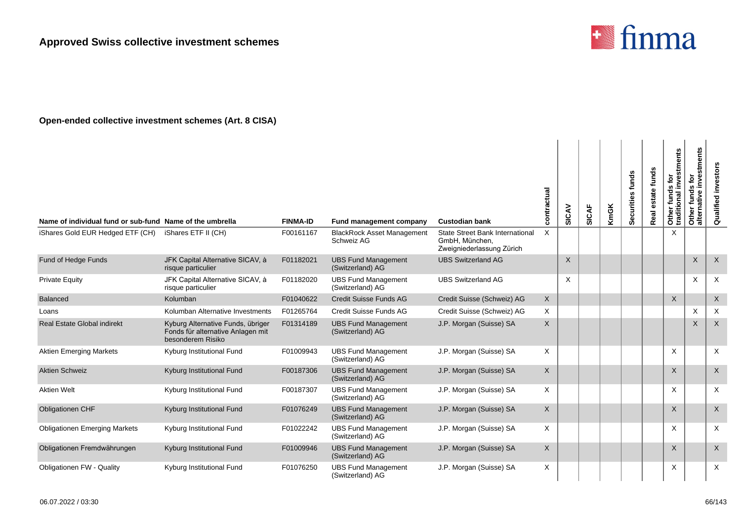## Approved Swiss collective investment schemes

### Open-ended collective investment schemes (Art. 8 CISA)

| Name of individual fund or sub-fund | Name of the umbrella | FINMA-ID | Fund management company | Custodian bank | contractual | SICAV | SICAF | KmGK | Securities funds | Real estate funds | Other funds for traditional investments | Other funds for alternative investments | Qualified investors |
|---|---|---|---|---|---|---|---|---|---|---|---|---|---|
| iShares Gold EUR Hedged ETF (CH) | iShares ETF II (CH) | F00161167 | BlackRock Asset Management Schweiz AG | State Street Bank International GmbH, München, Zweigniederlassung Zürich | X | | | | | | X | | |
| Fund of Hedge Funds | JFK Capital Alternative SICAV, à risque particulier | F01182021 | UBS Fund Management (Switzerland) AG | UBS Switzerland AG | | X | | | | | | X | X |
| Private Equity | JFK Capital Alternative SICAV, à risque particulier | F01182020 | UBS Fund Management (Switzerland) AG | UBS Switzerland AG | | X | | | | | | X | X |
| Balanced | Kolumban | F01040622 | Credit Suisse Funds AG | Credit Suisse (Schweiz) AG | X | | | | | | X | | X |
| Loans | Kolumban Alternative Investments | F01265764 | Credit Suisse Funds AG | Credit Suisse (Schweiz) AG | X | | | | | | | X | X |
| Real Estate Global indirekt | Kyburg Alternative Funds, übriger Fonds für alternative Anlagen mit besonderem Risiko | F01314189 | UBS Fund Management (Switzerland) AG | J.P. Morgan (Suisse) SA | X | | | | | | | X | X |
| Aktien Emerging Markets | Kyburg Institutional Fund | F01009943 | UBS Fund Management (Switzerland) AG | J.P. Morgan (Suisse) SA | X | | | | | | X | | X |
| Aktien Schweiz | Kyburg Institutional Fund | F00187306 | UBS Fund Management (Switzerland) AG | J.P. Morgan (Suisse) SA | X | | | | | | X | | X |
| Aktien Welt | Kyburg Institutional Fund | F00187307 | UBS Fund Management (Switzerland) AG | J.P. Morgan (Suisse) SA | X | | | | | | X | | X |
| Obligationen CHF | Kyburg Institutional Fund | F01076249 | UBS Fund Management (Switzerland) AG | J.P. Morgan (Suisse) SA | X | | | | | | X | | X |
| Obligationen Emerging Markets | Kyburg Institutional Fund | F01022242 | UBS Fund Management (Switzerland) AG | J.P. Morgan (Suisse) SA | X | | | | | | X | | X |
| Obligationen Fremdwährungen | Kyburg Institutional Fund | F01009946 | UBS Fund Management (Switzerland) AG | J.P. Morgan (Suisse) SA | X | | | | | | X | | X |
| Obligationen FW - Quality | Kyburg Institutional Fund | F01076250 | UBS Fund Management (Switzerland) AG | J.P. Morgan (Suisse) SA | X | | | | | | X | | X |

06.07.2022 / 03:30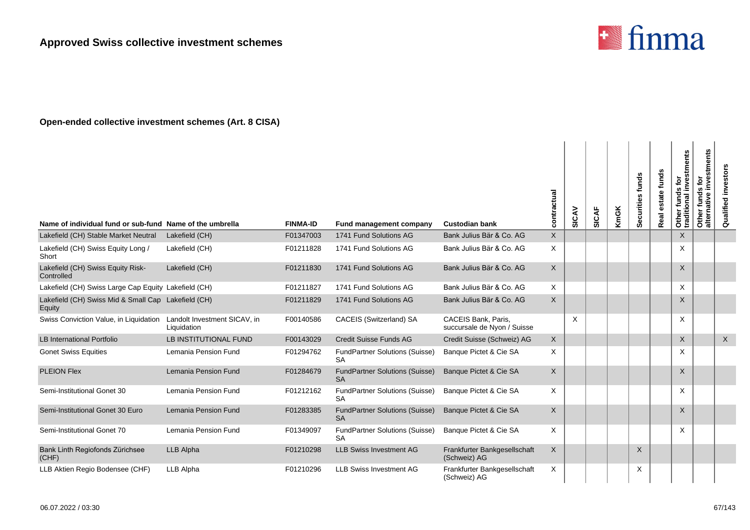# Approved Swiss collective investment schemes

## Open-ended collective investment schemes (Art. 8 CISA)

| Name of individual fund or sub-fund | Name of the umbrella | FINMA-ID | Fund management company | Custodian bank | contractual | SICAV | SICAF | KmGK | Securities funds | Real estate funds | Other funds for traditional investments | Other funds for alternative investments | Qualified investors |
|---|---|---|---|---|---|---|---|---|---|---|---|---|---|
| Lakefield (CH) Stable Market Neutral | Lakefield (CH) | F01347003 | 1741 Fund Solutions AG | Bank Julius Bär & Co. AG | X | | | | | | X | | |
| Lakefield (CH) Swiss Equity Long / Short | Lakefield (CH) | F01211828 | 1741 Fund Solutions AG | Bank Julius Bär & Co. AG | X | | | | | | X | | |
| Lakefield (CH) Swiss Equity Risk-Controlled | Lakefield (CH) | F01211830 | 1741 Fund Solutions AG | Bank Julius Bär & Co. AG | X | | | | | | X | | |
| Lakefield (CH) Swiss Large Cap Equity | Lakefield (CH) | F01211827 | 1741 Fund Solutions AG | Bank Julius Bär & Co. AG | X | | | | | | X | | |
| Lakefield (CH) Swiss Mid & Small Cap Equity | Lakefield (CH) | F01211829 | 1741 Fund Solutions AG | Bank Julius Bär & Co. AG | X | | | | | | X | | |
| Swiss Conviction Value, in Liquidation | Landolt Investment SICAV, in Liquidation | F00140586 | CACEIS (Switzerland) SA | CACEIS Bank, Paris, succursale de Nyon / Suisse | | X | | | | | X | | |
| LB International Portfolio | LB INSTITUTIONAL FUND | F00143029 | Credit Suisse Funds AG | Credit Suisse (Schweiz) AG | X | | | | | | X | | X |
| Gonet Swiss Equities | Lemania Pension Fund | F01294762 | FundPartner Solutions (Suisse) SA | Banque Pictet & Cie SA | X | | | | | | X | | |
| PLEION Flex | Lemania Pension Fund | F01284679 | FundPartner Solutions (Suisse) SA | Banque Pictet & Cie SA | X | | | | | | X | | |
| Semi-Institutional Gonet 30 | Lemania Pension Fund | F01212162 | FundPartner Solutions (Suisse) SA | Banque Pictet & Cie SA | X | | | | | | X | | |
| Semi-Institutional Gonet 30 Euro | Lemania Pension Fund | F01283385 | FundPartner Solutions (Suisse) SA | Banque Pictet & Cie SA | X | | | | | | X | | |
| Semi-Institutional Gonet 70 | Lemania Pension Fund | F01349097 | FundPartner Solutions (Suisse) SA | Banque Pictet & Cie SA | X | | | | | | X | | |
| Bank Linth Regiofonds Zürichsee (CHF) | LLB Alpha | F01210298 | LLB Swiss Investment AG | Frankfurter Bankgesellschaft (Schweiz) AG | X | | | | X | | | | |
| LLB Aktien Regio Bodensee (CHF) | LLB Alpha | F01210296 | LLB Swiss Investment AG | Frankfurter Bankgesellschaft (Schweiz) AG | X | | | | X | | | | |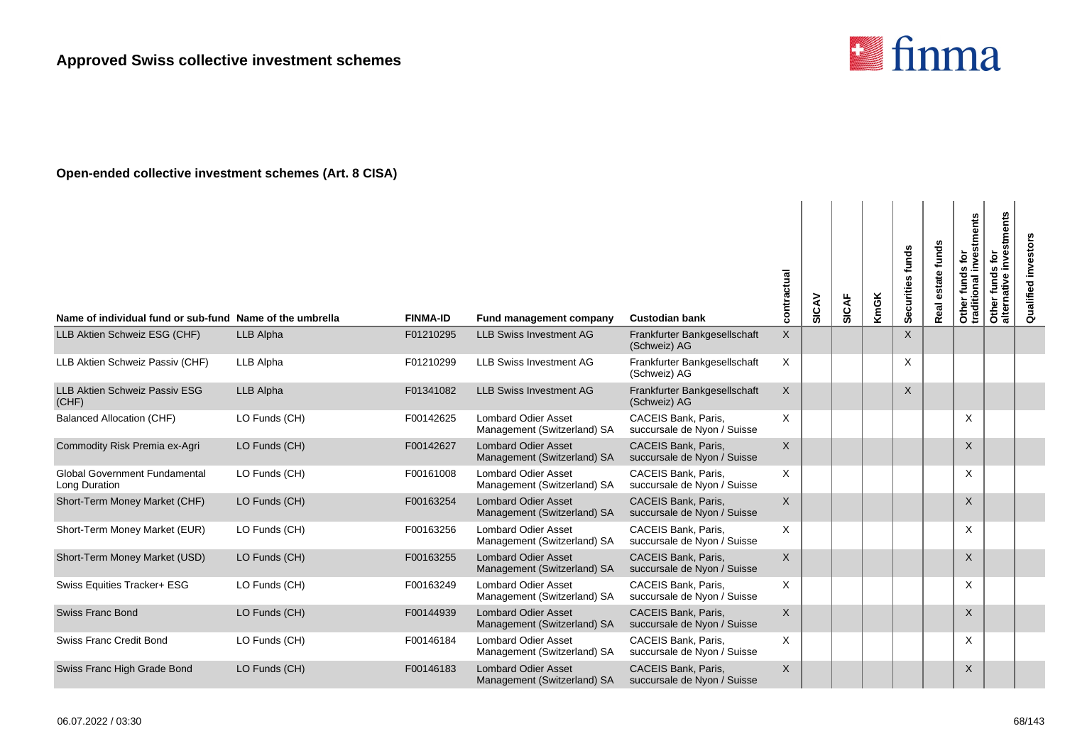# Approved Swiss collective investment schemes

## Open-ended collective investment schemes (Art. 8 CISA)

| Name of individual fund or sub-fund | Name of the umbrella | FINMA-ID | Fund management company | Custodian bank | contractual | SICAV | SICAF | KmGK | Securities funds | Real estate funds | Other funds for traditional investments | Other funds for alternative investments | Qualified investors |
|---|---|---|---|---|---|---|---|---|---|---|---|---|---|
| LLB Aktien Schweiz ESG (CHF) | LLB Alpha | F01210295 | LLB Swiss Investment AG | Frankfurter Bankgesellschaft (Schweiz) AG | X | | | | X | | | | |
| LLB Aktien Schweiz Passiv (CHF) | LLB Alpha | F01210299 | LLB Swiss Investment AG | Frankfurter Bankgesellschaft (Schweiz) AG | X | | | | X | | | | |
| LLB Aktien Schweiz Passiv ESG (CHF) | LLB Alpha | F01341082 | LLB Swiss Investment AG | Frankfurter Bankgesellschaft (Schweiz) AG | X | | | | X | | | | |
| Balanced Allocation (CHF) | LO Funds (CH) | F00142625 | Lombard Odier Asset Management (Switzerland) SA | CACEIS Bank, Paris, succursale de Nyon / Suisse | X | | | | | | X | | |
| Commodity Risk Premia ex-Agri | LO Funds (CH) | F00142627 | Lombard Odier Asset Management (Switzerland) SA | CACEIS Bank, Paris, succursale de Nyon / Suisse | X | | | | | | X | | |
| Global Government Fundamental Long Duration | LO Funds (CH) | F00161008 | Lombard Odier Asset Management (Switzerland) SA | CACEIS Bank, Paris, succursale de Nyon / Suisse | X | | | | | | X | | |
| Short-Term Money Market (CHF) | LO Funds (CH) | F00163254 | Lombard Odier Asset Management (Switzerland) SA | CACEIS Bank, Paris, succursale de Nyon / Suisse | X | | | | | | X | | |
| Short-Term Money Market (EUR) | LO Funds (CH) | F00163256 | Lombard Odier Asset Management (Switzerland) SA | CACEIS Bank, Paris, succursale de Nyon / Suisse | X | | | | | | X | | |
| Short-Term Money Market (USD) | LO Funds (CH) | F00163255 | Lombard Odier Asset Management (Switzerland) SA | CACEIS Bank, Paris, succursale de Nyon / Suisse | X | | | | | | X | | |
| Swiss Equities Tracker+ ESG | LO Funds (CH) | F00163249 | Lombard Odier Asset Management (Switzerland) SA | CACEIS Bank, Paris, succursale de Nyon / Suisse | X | | | | | | X | | |
| Swiss Franc Bond | LO Funds (CH) | F00144939 | Lombard Odier Asset Management (Switzerland) SA | CACEIS Bank, Paris, succursale de Nyon / Suisse | X | | | | | | X | | |
| Swiss Franc Credit Bond | LO Funds (CH) | F00146184 | Lombard Odier Asset Management (Switzerland) SA | CACEIS Bank, Paris, succursale de Nyon / Suisse | X | | | | | | X | | |
| Swiss Franc High Grade Bond | LO Funds (CH) | F00146183 | Lombard Odier Asset Management (Switzerland) SA | CACEIS Bank, Paris, succursale de Nyon / Suisse | X | | | | | | X | | |

06.07.2022 / 03:30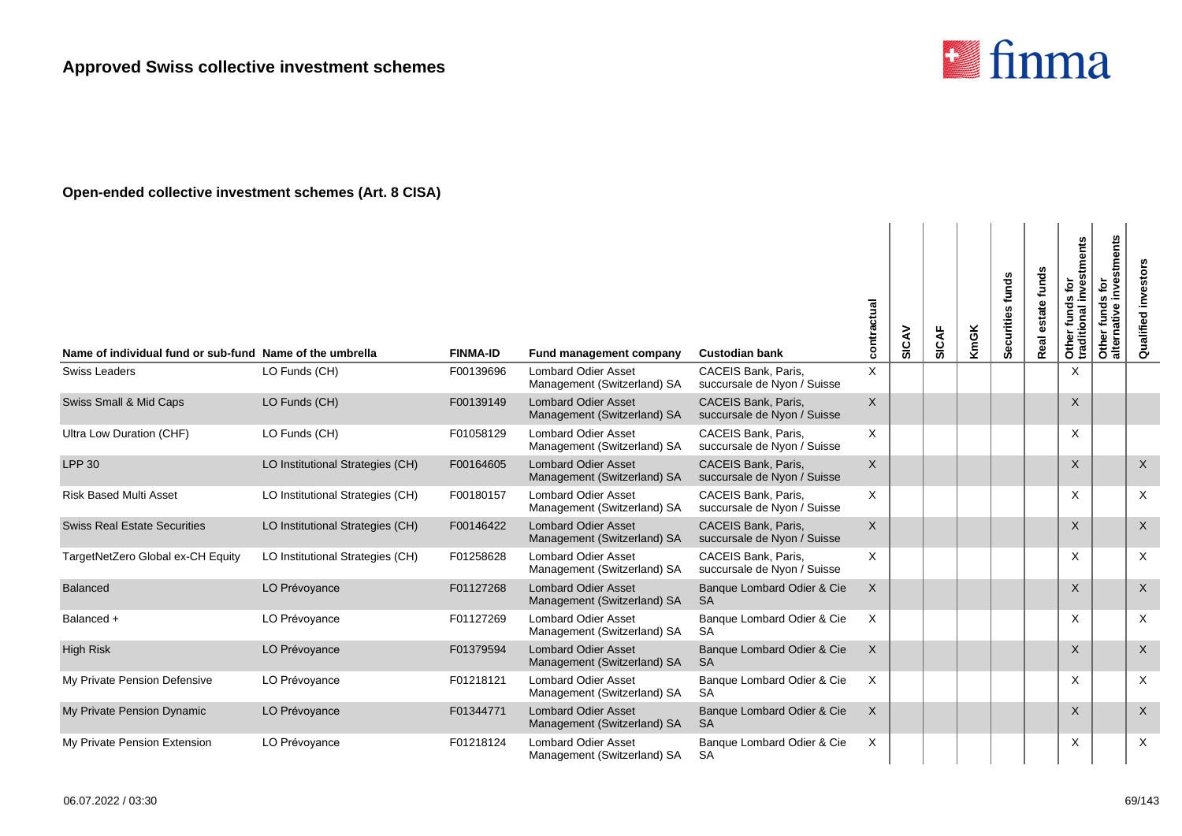# Approved Swiss collective investment schemes

## Open-ended collective investment schemes (Art. 8 CISA)

| Name of individual fund or sub-fund | Name of the umbrella | FINMA-ID | Fund management company | Custodian bank | contractual | SICAV | SICAF | KmGK | Securities funds | Real estate funds | Other funds for traditional investments | Other funds for alternative investments | Qualified investors |
|---|---|---|---|---|---|---|---|---|---|---|---|---|---|
| Swiss Leaders | LO Funds (CH) | F00139696 | Lombard Odier Asset Management (Switzerland) SA | CACEIS Bank, Paris, succursale de Nyon / Suisse | X | | | | | | X | | |
| Swiss Small & Mid Caps | LO Funds (CH) | F00139149 | Lombard Odier Asset Management (Switzerland) SA | CACEIS Bank, Paris, succursale de Nyon / Suisse | X | | | | | | X | | |
| Ultra Low Duration (CHF) | LO Funds (CH) | F01058129 | Lombard Odier Asset Management (Switzerland) SA | CACEIS Bank, Paris, succursale de Nyon / Suisse | X | | | | | | X | | |
| LPP 30 | LO Institutional Strategies (CH) | F00164605 | Lombard Odier Asset Management (Switzerland) SA | CACEIS Bank, Paris, succursale de Nyon / Suisse | X | | | | | | X | | X |
| Risk Based Multi Asset | LO Institutional Strategies (CH) | F00180157 | Lombard Odier Asset Management (Switzerland) SA | CACEIS Bank, Paris, succursale de Nyon / Suisse | X | | | | | | X | | X |
| Swiss Real Estate Securities | LO Institutional Strategies (CH) | F00146422 | Lombard Odier Asset Management (Switzerland) SA | CACEIS Bank, Paris, succursale de Nyon / Suisse | X | | | | | | X | | X |
| TargetNetZero Global ex-CH Equity | LO Institutional Strategies (CH) | F01258628 | Lombard Odier Asset Management (Switzerland) SA | CACEIS Bank, Paris, succursale de Nyon / Suisse | X | | | | | | X | | X |
| Balanced | LO Prévoyance | F01127268 | Lombard Odier Asset Management (Switzerland) SA | Banque Lombard Odier & Cie SA | X | | | | | | X | | X |
| Balanced + | LO Prévoyance | F01127269 | Lombard Odier Asset Management (Switzerland) SA | Banque Lombard Odier & Cie SA | X | | | | | | X | | X |
| High Risk | LO Prévoyance | F01379594 | Lombard Odier Asset Management (Switzerland) SA | Banque Lombard Odier & Cie SA | X | | | | | | X | | X |
| My Private Pension Defensive | LO Prévoyance | F01218121 | Lombard Odier Asset Management (Switzerland) SA | Banque Lombard Odier & Cie SA | X | | | | | | X | | X |
| My Private Pension Dynamic | LO Prévoyance | F01344771 | Lombard Odier Asset Management (Switzerland) SA | Banque Lombard Odier & Cie SA | X | | | | | | X | | X |
| My Private Pension Extension | LO Prévoyance | F01218124 | Lombard Odier Asset Management (Switzerland) SA | Banque Lombard Odier & Cie SA | X | | | | | | X | | X |

06.07.2022 / 03:30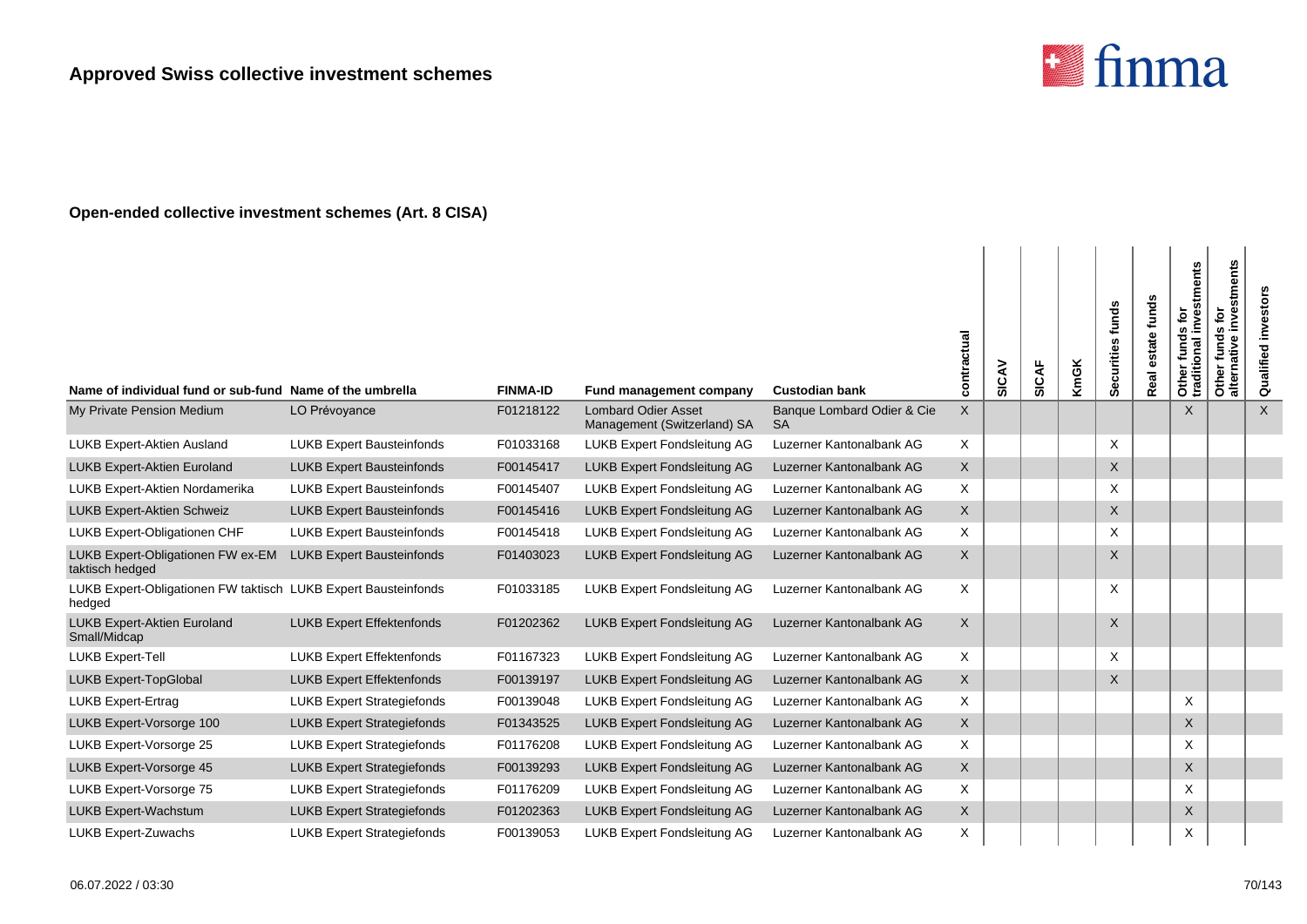## Approved Swiss collective investment schemes

### Open-ended collective investment schemes (Art. 8 CISA)

| Name of individual fund or sub-fund | Name of the umbrella | FINMA-ID | Fund management company | Custodian bank | contractual | SICAV | SICAF | KmGK | Securities funds | Real estate funds | Other funds for traditional investments | Other funds for alternative investments | Qualified investors |
|---|---|---|---|---|---|---|---|---|---|---|---|---|---|
| My Private Pension Medium | LO Prévoyance | F01218122 | Lombard Odier Asset Management (Switzerland) SA | Banque Lombard Odier & Cie SA | X | | | | | | X | | X |
| LUKB Expert-Aktien Ausland | LUKB Expert Bausteinfonds | F01033168 | LUKB Expert Fondsleitung AG | Luzerner Kantonalbank AG | X | | | | X | | | | |
| LUKB Expert-Aktien Euroland | LUKB Expert Bausteinfonds | F00145417 | LUKB Expert Fondsleitung AG | Luzerner Kantonalbank AG | X | | | | X | | | | |
| LUKB Expert-Aktien Nordamerika | LUKB Expert Bausteinfonds | F00145407 | LUKB Expert Fondsleitung AG | Luzerner Kantonalbank AG | X | | | | X | | | | |
| LUKB Expert-Aktien Schweiz | LUKB Expert Bausteinfonds | F00145416 | LUKB Expert Fondsleitung AG | Luzerner Kantonalbank AG | X | | | | X | | | | |
| LUKB Expert-Obligationen CHF | LUKB Expert Bausteinfonds | F00145418 | LUKB Expert Fondsleitung AG | Luzerner Kantonalbank AG | X | | | | X | | | | |
| LUKB Expert-Obligationen FW ex-EM taktisch hedged | LUKB Expert Bausteinfonds | F01403023 | LUKB Expert Fondsleitung AG | Luzerner Kantonalbank AG | X | | | | X | | | | |
| LUKB Expert-Obligationen FW taktisch hedged | LUKB Expert Bausteinfonds | F01033185 | LUKB Expert Fondsleitung AG | Luzerner Kantonalbank AG | X | | | | X | | | | |
| LUKB Expert-Aktien Euroland Small/Midcap | LUKB Expert Effektenfonds | F01202362 | LUKB Expert Fondsleitung AG | Luzerner Kantonalbank AG | X | | | | X | | | | |
| LUKB Expert-Tell | LUKB Expert Effektenfonds | F01167323 | LUKB Expert Fondsleitung AG | Luzerner Kantonalbank AG | X | | | | X | | | | |
| LUKB Expert-TopGlobal | LUKB Expert Effektenfonds | F00139197 | LUKB Expert Fondsleitung AG | Luzerner Kantonalbank AG | X | | | | X | | | | |
| LUKB Expert-Ertrag | LUKB Expert Strategiefonds | F00139048 | LUKB Expert Fondsleitung AG | Luzerner Kantonalbank AG | X | | | | | | X | | |
| LUKB Expert-Vorsorge 100 | LUKB Expert Strategiefonds | F01343525 | LUKB Expert Fondsleitung AG | Luzerner Kantonalbank AG | X | | | | | | X | | |
| LUKB Expert-Vorsorge 25 | LUKB Expert Strategiefonds | F01176208 | LUKB Expert Fondsleitung AG | Luzerner Kantonalbank AG | X | | | | | | X | | |
| LUKB Expert-Vorsorge 45 | LUKB Expert Strategiefonds | F00139293 | LUKB Expert Fondsleitung AG | Luzerner Kantonalbank AG | X | | | | | | X | | |
| LUKB Expert-Vorsorge 75 | LUKB Expert Strategiefonds | F01176209 | LUKB Expert Fondsleitung AG | Luzerner Kantonalbank AG | X | | | | | | X | | |
| LUKB Expert-Wachstum | LUKB Expert Strategiefonds | F01202363 | LUKB Expert Fondsleitung AG | Luzerner Kantonalbank AG | X | | | | | | X | | |
| LUKB Expert-Zuwachs | LUKB Expert Strategiefonds | F00139053 | LUKB Expert Fondsleitung AG | Luzerner Kantonalbank AG | X | | | | | | X | | |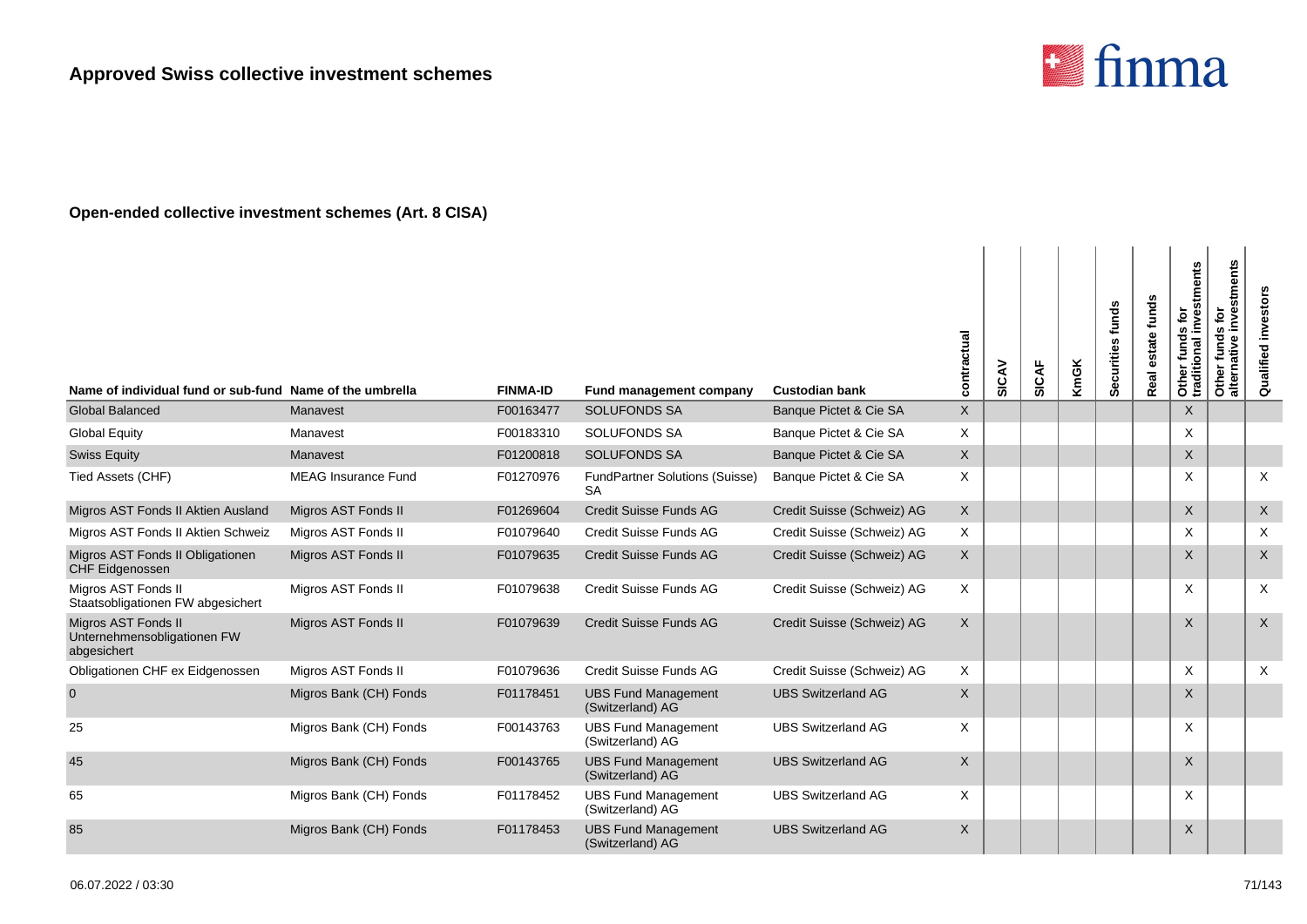# Approved Swiss collective investment schemes

## Open-ended collective investment schemes (Art. 8 CISA)

| Name of individual fund or sub-fund | Name of the umbrella | FINMA-ID | Fund management company | Custodian bank | contractual | SICAV | SICAF | KmGK | Securities funds | Real estate funds | Other funds for traditional investments | Other funds for alternative investments | Qualified investors |
|---|---|---|---|---|---|---|---|---|---|---|---|---|---|
| Global Balanced | Manavest | F00163477 | SOLUFONDS SA | Banque Pictet & Cie SA | X | | | | | | X | | |
| Global Equity | Manavest | F00183310 | SOLUFONDS SA | Banque Pictet & Cie SA | X | | | | | | X | | |
| Swiss Equity | Manavest | F01200818 | SOLUFONDS SA | Banque Pictet & Cie SA | X | | | | | | X | | |
| Tied Assets (CHF) | MEAG Insurance Fund | F01270976 | FundPartner Solutions (Suisse) SA | Banque Pictet & Cie SA | X | | | | | | X | | X |
| Migros AST Fonds II Aktien Ausland | Migros AST Fonds II | F01269604 | Credit Suisse Funds AG | Credit Suisse (Schweiz) AG | X | | | | | | X | | X |
| Migros AST Fonds II Aktien Schweiz | Migros AST Fonds II | F01079640 | Credit Suisse Funds AG | Credit Suisse (Schweiz) AG | X | | | | | | X | | X |
| Migros AST Fonds II Obligationen CHF Eidgenossen | Migros AST Fonds II | F01079635 | Credit Suisse Funds AG | Credit Suisse (Schweiz) AG | X | | | | | | X | | X |
| Migros AST Fonds II Staatsobligationen FW abgesichert | Migros AST Fonds II | F01079638 | Credit Suisse Funds AG | Credit Suisse (Schweiz) AG | X | | | | | | X | | X |
| Migros AST Fonds II Unternehmensobligationen FW abgesichert | Migros AST Fonds II | F01079639 | Credit Suisse Funds AG | Credit Suisse (Schweiz) AG | X | | | | | | X | | X |
| Obligationen CHF ex Eidgenossen | Migros AST Fonds II | F01079636 | Credit Suisse Funds AG | Credit Suisse (Schweiz) AG | X | | | | | | X | | X |
| 0 | Migros Bank (CH) Fonds | F01178451 | UBS Fund Management (Switzerland) AG | UBS Switzerland AG | X | | | | | | X | | |
| 25 | Migros Bank (CH) Fonds | F00143763 | UBS Fund Management (Switzerland) AG | UBS Switzerland AG | X | | | | | | X | | |
| 45 | Migros Bank (CH) Fonds | F00143765 | UBS Fund Management (Switzerland) AG | UBS Switzerland AG | X | | | | | | X | | |
| 65 | Migros Bank (CH) Fonds | F01178452 | UBS Fund Management (Switzerland) AG | UBS Switzerland AG | X | | | | | | X | | |
| 85 | Migros Bank (CH) Fonds | F01178453 | UBS Fund Management (Switzerland) AG | UBS Switzerland AG | X | | | | | | X | | |

06.07.2022 / 03:30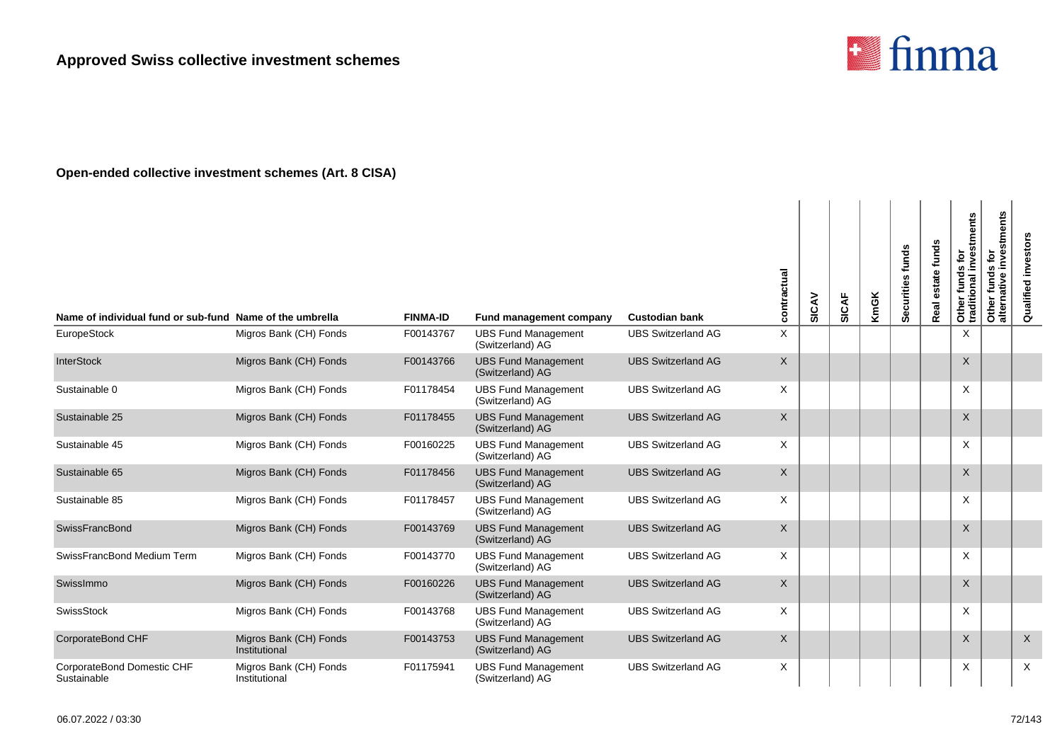## Approved Swiss collective investment schemes

### Open-ended collective investment schemes (Art. 8 CISA)

| Name of individual fund or sub-fund | Name of the umbrella | FINMA-ID | Fund management company | Custodian bank | contractual | SICAV | SICAF | KmGK | Securities funds | Real estate funds | Other funds for traditional investments | Other funds for alternative investments | Qualified investors |
|---|---|---|---|---|---|---|---|---|---|---|---|---|---|
| EuropeStock | Migros Bank (CH) Fonds | F00143767 | UBS Fund Management (Switzerland) AG | UBS Switzerland AG | X | | | | | | X | | |
| InterStock | Migros Bank (CH) Fonds | F00143766 | UBS Fund Management (Switzerland) AG | UBS Switzerland AG | X | | | | | | X | | |
| Sustainable 0 | Migros Bank (CH) Fonds | F01178454 | UBS Fund Management (Switzerland) AG | UBS Switzerland AG | X | | | | | | X | | |
| Sustainable 25 | Migros Bank (CH) Fonds | F01178455 | UBS Fund Management (Switzerland) AG | UBS Switzerland AG | X | | | | | | X | | |
| Sustainable 45 | Migros Bank (CH) Fonds | F00160225 | UBS Fund Management (Switzerland) AG | UBS Switzerland AG | X | | | | | | X | | |
| Sustainable 65 | Migros Bank (CH) Fonds | F01178456 | UBS Fund Management (Switzerland) AG | UBS Switzerland AG | X | | | | | | X | | |
| Sustainable 85 | Migros Bank (CH) Fonds | F01178457 | UBS Fund Management (Switzerland) AG | UBS Switzerland AG | X | | | | | | X | | |
| SwissFrancBond | Migros Bank (CH) Fonds | F00143769 | UBS Fund Management (Switzerland) AG | UBS Switzerland AG | X | | | | | | X | | |
| SwissFrancBond Medium Term | Migros Bank (CH) Fonds | F00143770 | UBS Fund Management (Switzerland) AG | UBS Switzerland AG | X | | | | | | X | | |
| SwissImmo | Migros Bank (CH) Fonds | F00160226 | UBS Fund Management (Switzerland) AG | UBS Switzerland AG | X | | | | | | X | | |
| SwissStock | Migros Bank (CH) Fonds | F00143768 | UBS Fund Management (Switzerland) AG | UBS Switzerland AG | X | | | | | | X | | |
| CorporateBond CHF | Migros Bank (CH) Fonds Institutional | F00143753 | UBS Fund Management (Switzerland) AG | UBS Switzerland AG | X | | | | | | X | | X |
| CorporateBond Domestic CHF Sustainable | Migros Bank (CH) Fonds Institutional | F01175941 | UBS Fund Management (Switzerland) AG | UBS Switzerland AG | X | | | | | | X | | X |

06.07.2022 / 03:30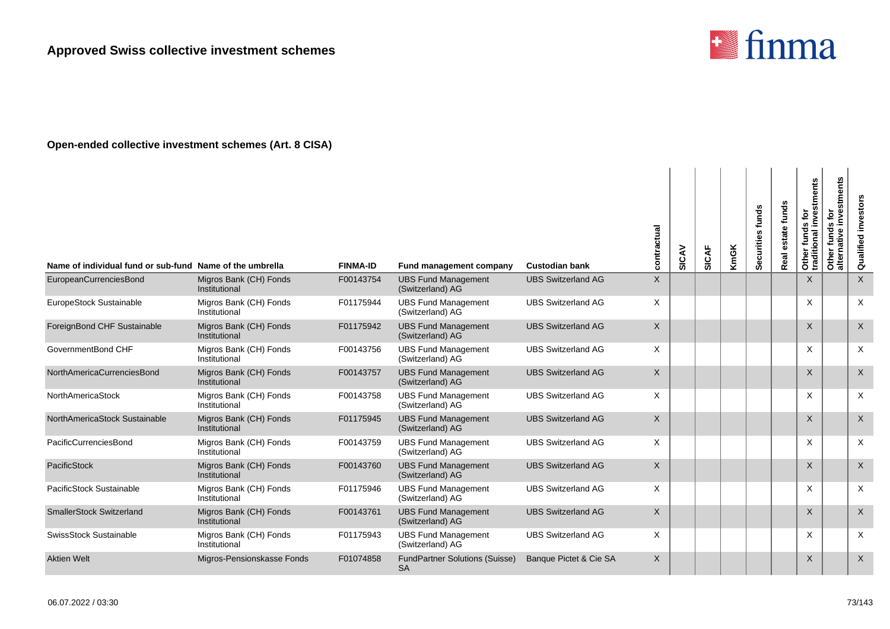# Approved Swiss collective investment schemes

## Open-ended collective investment schemes (Art. 8 CISA)

| Name of individual fund or sub-fund | Name of the umbrella | FINMA-ID | Fund management company | Custodian bank | contractual | SICAV | SICAF | KmGK | Securities funds | Real estate funds | Other funds for traditional investments | Other funds for alternative investments | Qualified investors |
|---|---|---|---|---|---|---|---|---|---|---|---|---|---|
| EuropeanCurrenciesBond | Migros Bank (CH) Fonds Institutional | F00143754 | UBS Fund Management (Switzerland) AG | UBS Switzerland AG | X | | | | | | X | | X |
| EuropeStock Sustainable | Migros Bank (CH) Fonds Institutional | F01175944 | UBS Fund Management (Switzerland) AG | UBS Switzerland AG | X | | | | | | X | | X |
| ForeignBond CHF Sustainable | Migros Bank (CH) Fonds Institutional | F01175942 | UBS Fund Management (Switzerland) AG | UBS Switzerland AG | X | | | | | | X | | X |
| GovernmentBond CHF | Migros Bank (CH) Fonds Institutional | F00143756 | UBS Fund Management (Switzerland) AG | UBS Switzerland AG | X | | | | | | X | | X |
| NorthAmericaCurrenciesBond | Migros Bank (CH) Fonds Institutional | F00143757 | UBS Fund Management (Switzerland) AG | UBS Switzerland AG | X | | | | | | X | | X |
| NorthAmericaStock | Migros Bank (CH) Fonds Institutional | F00143758 | UBS Fund Management (Switzerland) AG | UBS Switzerland AG | X | | | | | | X | | X |
| NorthAmericaStock Sustainable | Migros Bank (CH) Fonds Institutional | F01175945 | UBS Fund Management (Switzerland) AG | UBS Switzerland AG | X | | | | | | X | | X |
| PacificCurrenciesBond | Migros Bank (CH) Fonds Institutional | F00143759 | UBS Fund Management (Switzerland) AG | UBS Switzerland AG | X | | | | | | X | | X |
| PacificStock | Migros Bank (CH) Fonds Institutional | F00143760 | UBS Fund Management (Switzerland) AG | UBS Switzerland AG | X | | | | | | X | | X |
| PacificStock Sustainable | Migros Bank (CH) Fonds Institutional | F01175946 | UBS Fund Management (Switzerland) AG | UBS Switzerland AG | X | | | | | | X | | X |
| SmallerStock Switzerland | Migros Bank (CH) Fonds Institutional | F00143761 | UBS Fund Management (Switzerland) AG | UBS Switzerland AG | X | | | | | | X | | X |
| SwissStock Sustainable | Migros Bank (CH) Fonds Institutional | F01175943 | UBS Fund Management (Switzerland) AG | UBS Switzerland AG | X | | | | | | X | | X |
| Aktien Welt | Migros-Pensionskasse Fonds | F01074858 | FundPartner Solutions (Suisse) SA | Banque Pictet & Cie SA | X | | | | | | X | | X |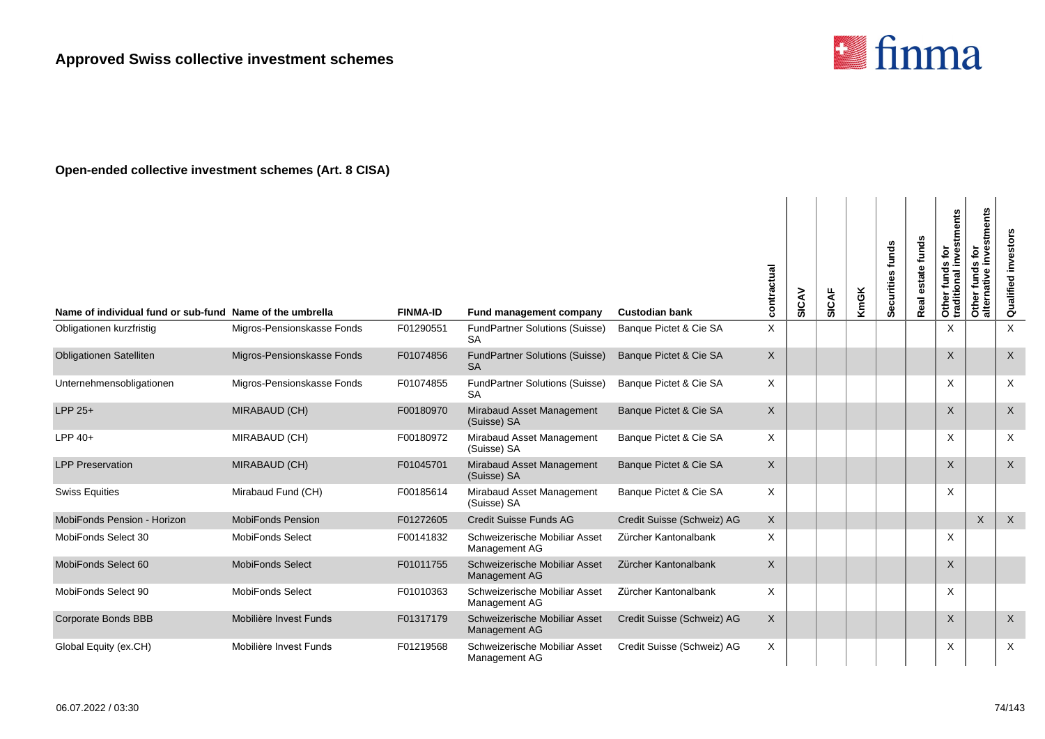# Approved Swiss collective investment schemes

## Open-ended collective investment schemes (Art. 8 CISA)

| Name of individual fund or sub-fund | Name of the umbrella | FINMA-ID | Fund management company | Custodian bank | contractual | SICAV | SICAF | KmGK | Securities funds | Real estate funds | Other funds for traditional investments | Other funds for alternative investments | Qualified investors |
|---|---|---|---|---|---|---|---|---|---|---|---|---|---|
| Obligationen kurzfristig | Migros-Pensionskasse Fonds | F01290551 | FundPartner Solutions (Suisse) SA | Banque Pictet & Cie SA | X | | | | | | X | | X |
| Obligationen Satelliten | Migros-Pensionskasse Fonds | F01074856 | FundPartner Solutions (Suisse) SA | Banque Pictet & Cie SA | X | | | | | | X | | X |
| Unternehmensobligationen | Migros-Pensionskasse Fonds | F01074855 | FundPartner Solutions (Suisse) SA | Banque Pictet & Cie SA | X | | | | | | X | | X |
| LPP 25+ | MIRABAUD (CH) | F00180970 | Mirabaud Asset Management (Suisse) SA | Banque Pictet & Cie SA | X | | | | | | X | | X |
| LPP 40+ | MIRABAUD (CH) | F00180972 | Mirabaud Asset Management (Suisse) SA | Banque Pictet & Cie SA | X | | | | | | X | | X |
| LPP Preservation | MIRABAUD (CH) | F01045701 | Mirabaud Asset Management (Suisse) SA | Banque Pictet & Cie SA | X | | | | | | X | | X |
| Swiss Equities | Mirabaud Fund (CH) | F00185614 | Mirabaud Asset Management (Suisse) SA | Banque Pictet & Cie SA | X | | | | | | X | | |
| MobiFonds Pension - Horizon | MobiFonds Pension | F01272605 | Credit Suisse Funds AG | Credit Suisse (Schweiz) AG | X | | | | | | | X | X |
| MobiFonds Select 30 | MobiFonds Select | F00141832 | Schweizerische Mobiliar Asset Management AG | Zürcher Kantonalbank | X | | | | | | X | | |
| MobiFonds Select 60 | MobiFonds Select | F01011755 | Schweizerische Mobiliar Asset Management AG | Zürcher Kantonalbank | X | | | | | | X | | |
| MobiFonds Select 90 | MobiFonds Select | F01010363 | Schweizerische Mobiliar Asset Management AG | Zürcher Kantonalbank | X | | | | | | X | | |
| Corporate Bonds BBB | Mobilière Invest Funds | F01317179 | Schweizerische Mobiliar Asset Management AG | Credit Suisse (Schweiz) AG | X | | | | | | X | | X |
| Global Equity (ex.CH) | Mobilière Invest Funds | F01219568 | Schweizerische Mobiliar Asset Management AG | Credit Suisse (Schweiz) AG | X | | | | | | X | | X |

06.07.2022 / 03:30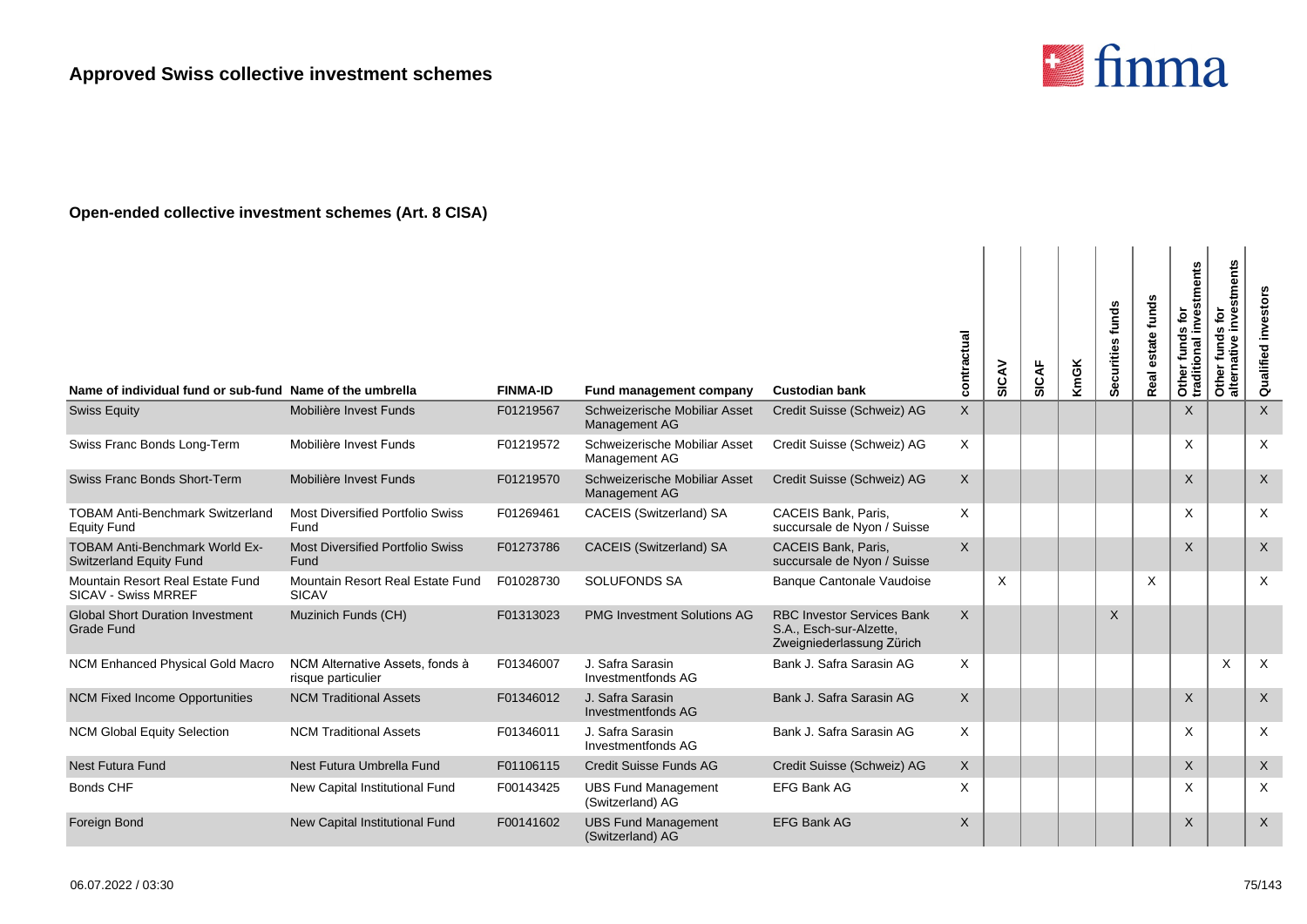## Approved Swiss collective investment schemes

### Open-ended collective investment schemes (Art. 8 CISA)

| Name of individual fund or sub-fund | Name of the umbrella | FINMA-ID | Fund management company | Custodian bank | contractual | SICAV | SICAF | KmGK | Securities funds | Real estate funds | Other funds for traditional investments | Other funds for alternative investments | Qualified investors |
|---|---|---|---|---|---|---|---|---|---|---|---|---|---|
| Swiss Equity | Mobilière Invest Funds | F01219567 | Schweizerische Mobiliar Asset Management AG | Credit Suisse (Schweiz) AG | X | | | | | | X | | X |
| Swiss Franc Bonds Long-Term | Mobilière Invest Funds | F01219572 | Schweizerische Mobiliar Asset Management AG | Credit Suisse (Schweiz) AG | X | | | | | | X | | X |
| Swiss Franc Bonds Short-Term | Mobilière Invest Funds | F01219570 | Schweizerische Mobiliar Asset Management AG | Credit Suisse (Schweiz) AG | X | | | | | | X | | X |
| TOBAM Anti-Benchmark Switzerland Equity Fund | Most Diversified Portfolio Swiss Fund | F01269461 | CACEIS (Switzerland) SA | CACEIS Bank, Paris, succursale de Nyon / Suisse | X | | | | | | X | | X |
| TOBAM Anti-Benchmark World Ex-Switzerland Equity Fund | Most Diversified Portfolio Swiss Fund | F01273786 | CACEIS (Switzerland) SA | CACEIS Bank, Paris, succursale de Nyon / Suisse | X | | | | | | X | | X |
| Mountain Resort Real Estate Fund SICAV - Swiss MRREF | Mountain Resort Real Estate Fund SICAV | F01028730 | SOLUFONDS SA | Banque Cantonale Vaudoise | | X | | | | X | | | X |
| Global Short Duration Investment Grade Fund | Muzinich Funds (CH) | F01313023 | PMG Investment Solutions AG | RBC Investor Services Bank S.A., Esch-sur-Alzette, Zweigniederlassung Zürich | X | | | | X | | | | |
| NCM Enhanced Physical Gold Macro | NCM Alternative Assets, fonds à risque particulier | F01346007 | J. Safra Sarasin Investmentfonds AG | Bank J. Safra Sarasin AG | X | | | | | | | X | X |
| NCM Fixed Income Opportunities | NCM Traditional Assets | F01346012 | J. Safra Sarasin Investmentfonds AG | Bank J. Safra Sarasin AG | X | | | | | | X | | X |
| NCM Global Equity Selection | NCM Traditional Assets | F01346011 | J. Safra Sarasin Investmentfonds AG | Bank J. Safra Sarasin AG | X | | | | | | X | | X |
| Nest Futura Fund | Nest Futura Umbrella Fund | F01106115 | Credit Suisse Funds AG | Credit Suisse (Schweiz) AG | X | | | | | | X | | X |
| Bonds CHF | New Capital Institutional Fund | F00143425 | UBS Fund Management (Switzerland) AG | EFG Bank AG | X | | | | | | X | | X |
| Foreign Bond | New Capital Institutional Fund | F00141602 | UBS Fund Management (Switzerland) AG | EFG Bank AG | X | | | | | | X | | X |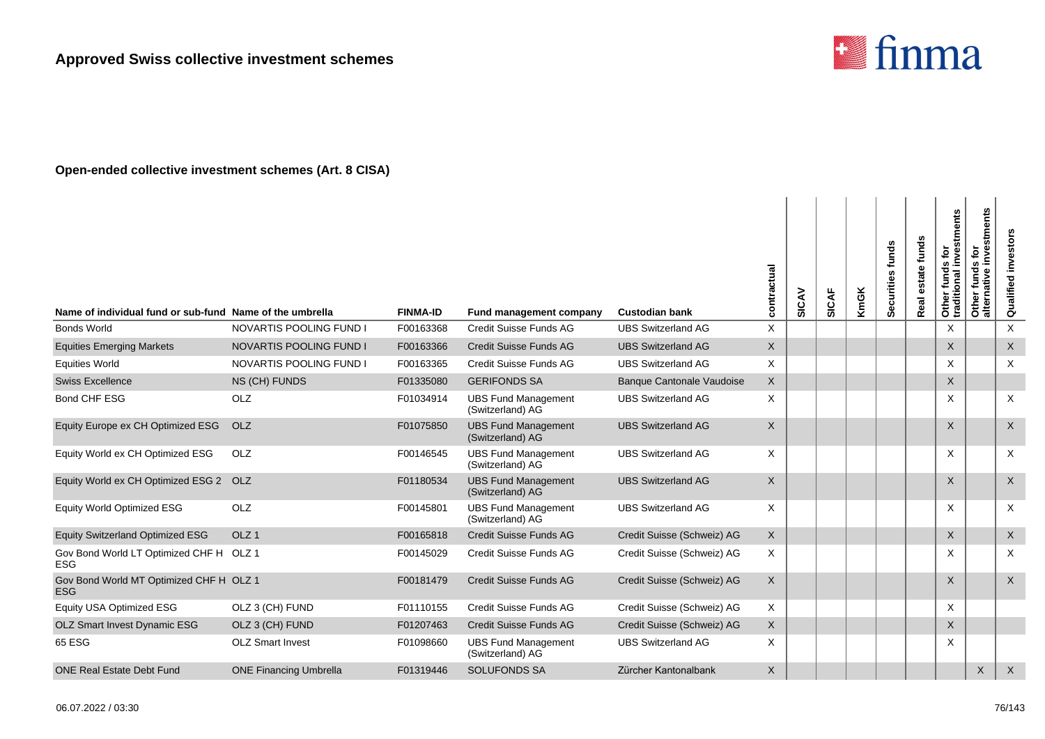## Approved Swiss collective investment schemes

### Open-ended collective investment schemes (Art. 8 CISA)

| Name of individual fund or sub-fund | Name of the umbrella | FINMA-ID | Fund management company | Custodian bank | contractual | SICAV | SICAF | KmGK | Securities funds | Real estate funds | Other funds for traditional investments | Other funds for alternative investments | Qualified investors |
|---|---|---|---|---|---|---|---|---|---|---|---|---|---|
| Bonds World | NOVARTIS POOLING FUND I | F00163368 | Credit Suisse Funds AG | UBS Switzerland AG | X | | | | | | X | | X |
| Equities Emerging Markets | NOVARTIS POOLING FUND I | F00163366 | Credit Suisse Funds AG | UBS Switzerland AG | X | | | | | | X | | X |
| Equities World | NOVARTIS POOLING FUND I | F00163365 | Credit Suisse Funds AG | UBS Switzerland AG | X | | | | | | X | | X |
| Swiss Excellence | NS (CH) FUNDS | F01335080 | GERIFONDS SA | Banque Cantonale Vaudoise | X | | | | | | X | | |
| Bond CHF ESG | OLZ | F01034914 | UBS Fund Management (Switzerland) AG | UBS Switzerland AG | X | | | | | | X | | X |
| Equity Europe ex CH Optimized ESG | OLZ | F01075850 | UBS Fund Management (Switzerland) AG | UBS Switzerland AG | X | | | | | | X | | X |
| Equity World ex CH Optimized ESG | OLZ | F00146545 | UBS Fund Management (Switzerland) AG | UBS Switzerland AG | X | | | | | | X | | X |
| Equity World ex CH Optimized ESG 2 | OLZ | F01180534 | UBS Fund Management (Switzerland) AG | UBS Switzerland AG | X | | | | | | X | | X |
| Equity World Optimized ESG | OLZ | F00145801 | UBS Fund Management (Switzerland) AG | UBS Switzerland AG | X | | | | | | X | | X |
| Equity Switzerland Optimized ESG | OLZ 1 | F00165818 | Credit Suisse Funds AG | Credit Suisse (Schweiz) AG | X | | | | | | X | | X |
| Gov Bond World LT Optimized CHF H ESG | OLZ 1 | F00145029 | Credit Suisse Funds AG | Credit Suisse (Schweiz) AG | X | | | | | | X | | X |
| Gov Bond World MT Optimized CHF H ESG | OLZ 1 | F00181479 | Credit Suisse Funds AG | Credit Suisse (Schweiz) AG | X | | | | | | X | | X |
| Equity USA Optimized ESG | OLZ 3 (CH) FUND | F01110155 | Credit Suisse Funds AG | Credit Suisse (Schweiz) AG | X | | | | | | X | | |
| OLZ Smart Invest Dynamic ESG | OLZ 3 (CH) FUND | F01207463 | Credit Suisse Funds AG | Credit Suisse (Schweiz) AG | X | | | | | | X | | |
| 65 ESG | OLZ Smart Invest | F01098660 | UBS Fund Management (Switzerland) AG | UBS Switzerland AG | X | | | | | | X | | |
| ONE Real Estate Debt Fund | ONE Financing Umbrella | F01319446 | SOLUFONDS SA | Zürcher Kantonalbank | X | | | | | | | X | X |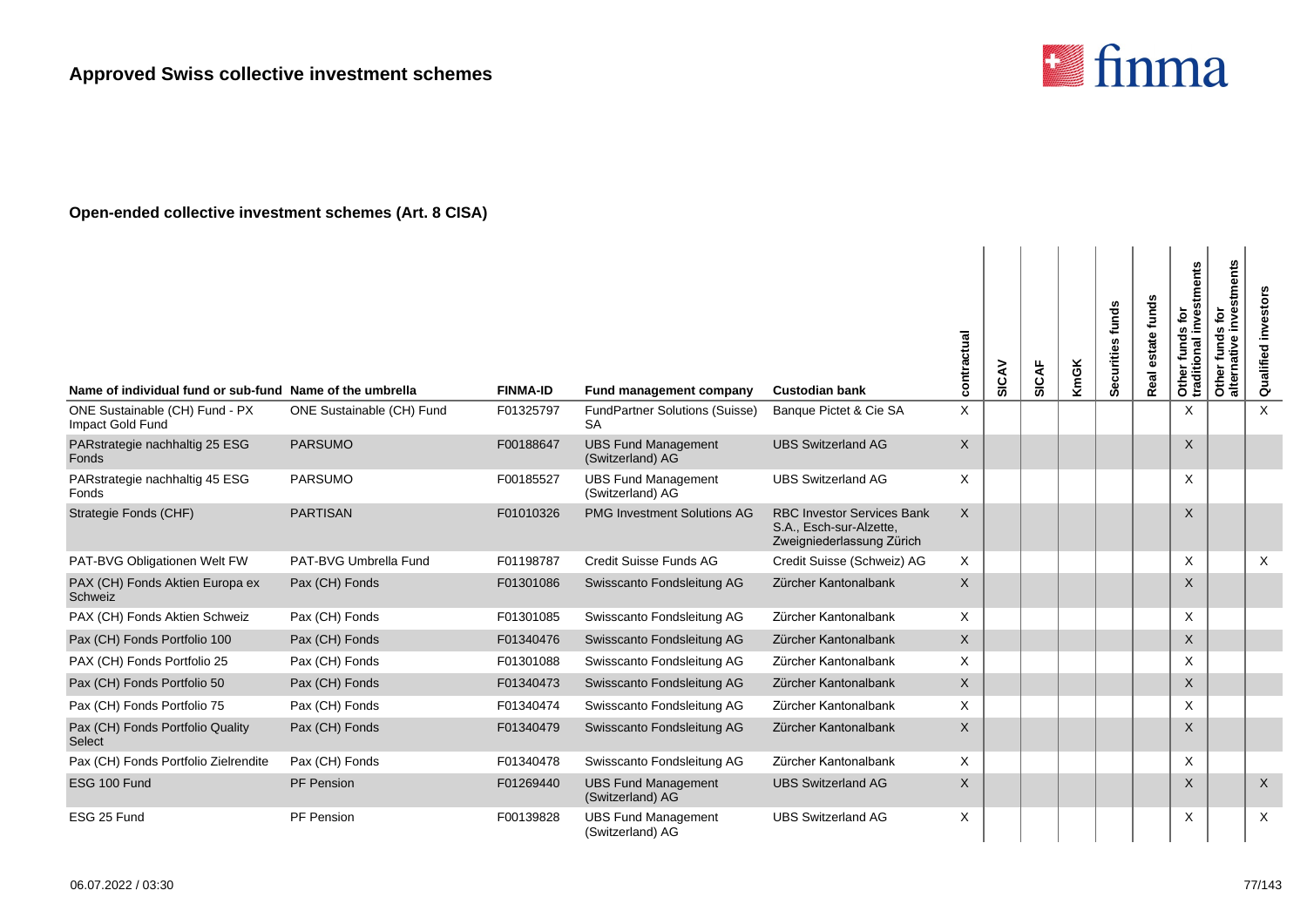## Approved Swiss collective investment schemes

### Open-ended collective investment schemes (Art. 8 CISA)

| Name of individual fund or sub-fund | Name of the umbrella | FINMA-ID | Fund management company | Custodian bank | contractual | SICAV | SICAF | KmGK | Securities funds | Real estate funds | Other funds for traditional investments | Other funds for alternative investments | Qualified investors |
|---|---|---|---|---|---|---|---|---|---|---|---|---|---|
| ONE Sustainable (CH) Fund - PX Impact Gold Fund | ONE Sustainable (CH) Fund | F01325797 | FundPartner Solutions (Suisse) SA | Banque Pictet & Cie SA | X | | | | | | X | | X |
| PARstrategie nachhaltig 25 ESG Fonds | PARSUMO | F00188647 | UBS Fund Management (Switzerland) AG | UBS Switzerland AG | X | | | | | | X | | |
| PARstrategie nachhaltig 45 ESG Fonds | PARSUMO | F00185527 | UBS Fund Management (Switzerland) AG | UBS Switzerland AG | X | | | | | | X | | |
| Strategie Fonds (CHF) | PARTISAN | F01010326 | PMG Investment Solutions AG | RBC Investor Services Bank S.A., Esch-sur-Alzette, Zweigniederlassung Zürich | X | | | | | | X | | |
| PAT-BVG Obligationen Welt FW | PAT-BVG Umbrella Fund | F01198787 | Credit Suisse Funds AG | Credit Suisse (Schweiz) AG | X | | | | | | X | | X |
| PAX (CH) Fonds Aktien Europa ex Schweiz | Pax (CH) Fonds | F01301086 | Swisscanto Fondsleitung AG | Zürcher Kantonalbank | X | | | | | | X | | |
| PAX (CH) Fonds Aktien Schweiz | Pax (CH) Fonds | F01301085 | Swisscanto Fondsleitung AG | Zürcher Kantonalbank | X | | | | | | X | | |
| Pax (CH) Fonds Portfolio 100 | Pax (CH) Fonds | F01340476 | Swisscanto Fondsleitung AG | Zürcher Kantonalbank | X | | | | | | X | | |
| PAX (CH) Fonds Portfolio 25 | Pax (CH) Fonds | F01301088 | Swisscanto Fondsleitung AG | Zürcher Kantonalbank | X | | | | | | X | | |
| Pax (CH) Fonds Portfolio 50 | Pax (CH) Fonds | F01340473 | Swisscanto Fondsleitung AG | Zürcher Kantonalbank | X | | | | | | X | | |
| Pax (CH) Fonds Portfolio 75 | Pax (CH) Fonds | F01340474 | Swisscanto Fondsleitung AG | Zürcher Kantonalbank | X | | | | | | X | | |
| Pax (CH) Fonds Portfolio Quality Select | Pax (CH) Fonds | F01340479 | Swisscanto Fondsleitung AG | Zürcher Kantonalbank | X | | | | | | X | | |
| Pax (CH) Fonds Portfolio Zielrendite | Pax (CH) Fonds | F01340478 | Swisscanto Fondsleitung AG | Zürcher Kantonalbank | X | | | | | | X | | |
| ESG 100 Fund | PF Pension | F01269440 | UBS Fund Management (Switzerland) AG | UBS Switzerland AG | X | | | | | | X | | X |
| ESG 25 Fund | PF Pension | F00139828 | UBS Fund Management (Switzerland) AG | UBS Switzerland AG | X | | | | | | X | | X |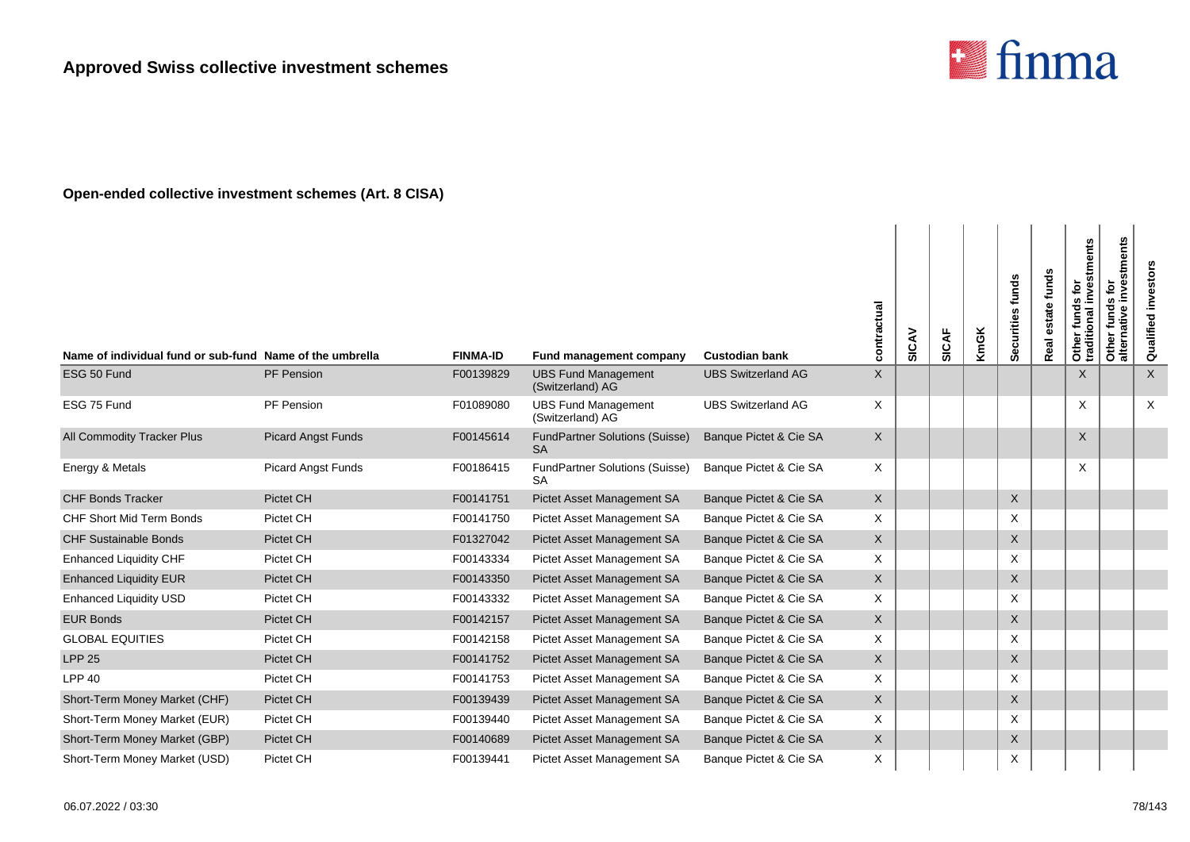# Approved Swiss collective investment schemes

## Open-ended collective investment schemes (Art. 8 CISA)

| Name of individual fund or sub-fund | Name of the umbrella | FINMA-ID | Fund management company | Custodian bank | contractual | SICAV | SICAF | KmGK | Securities funds | Real estate funds | Other funds for traditional investments | Other funds for alternative investments | Qualified investors |
|---|---|---|---|---|---|---|---|---|---|---|---|---|---|
| ESG 50 Fund | PF Pension | F00139829 | UBS Fund Management (Switzerland) AG | UBS Switzerland AG | X | | | | | | X | | X |
| ESG 75 Fund | PF Pension | F01089080 | UBS Fund Management (Switzerland) AG | UBS Switzerland AG | X | | | | | | X | | X |
| All Commodity Tracker Plus | Picard Angst Funds | F00145614 | FundPartner Solutions (Suisse) SA | Banque Pictet & Cie SA | X | | | | | | X | | |
| Energy & Metals | Picard Angst Funds | F00186415 | FundPartner Solutions (Suisse) SA | Banque Pictet & Cie SA | X | | | | | | X | | |
| CHF Bonds Tracker | Pictet CH | F00141751 | Pictet Asset Management SA | Banque Pictet & Cie SA | X | | | | X | | | | |
| CHF Short Mid Term Bonds | Pictet CH | F00141750 | Pictet Asset Management SA | Banque Pictet & Cie SA | X | | | | X | | | | |
| CHF Sustainable Bonds | Pictet CH | F01327042 | Pictet Asset Management SA | Banque Pictet & Cie SA | X | | | | X | | | | |
| Enhanced Liquidity CHF | Pictet CH | F00143334 | Pictet Asset Management SA | Banque Pictet & Cie SA | X | | | | X | | | | |
| Enhanced Liquidity EUR | Pictet CH | F00143350 | Pictet Asset Management SA | Banque Pictet & Cie SA | X | | | | X | | | | |
| Enhanced Liquidity USD | Pictet CH | F00143332 | Pictet Asset Management SA | Banque Pictet & Cie SA | X | | | | X | | | | |
| EUR Bonds | Pictet CH | F00142157 | Pictet Asset Management SA | Banque Pictet & Cie SA | X | | | | X | | | | |
| GLOBAL EQUITIES | Pictet CH | F00142158 | Pictet Asset Management SA | Banque Pictet & Cie SA | X | | | | X | | | | |
| LPP 25 | Pictet CH | F00141752 | Pictet Asset Management SA | Banque Pictet & Cie SA | X | | | | X | | | | |
| LPP 40 | Pictet CH | F00141753 | Pictet Asset Management SA | Banque Pictet & Cie SA | X | | | | X | | | | |
| Short-Term Money Market (CHF) | Pictet CH | F00139439 | Pictet Asset Management SA | Banque Pictet & Cie SA | X | | | | X | | | | |
| Short-Term Money Market (EUR) | Pictet CH | F00139440 | Pictet Asset Management SA | Banque Pictet & Cie SA | X | | | | X | | | | |
| Short-Term Money Market (GBP) | Pictet CH | F00140689 | Pictet Asset Management SA | Banque Pictet & Cie SA | X | | | | X | | | | |
| Short-Term Money Market (USD) | Pictet CH | F00139441 | Pictet Asset Management SA | Banque Pictet & Cie SA | X | | | | X | | | | |

06.07.2022 / 03:30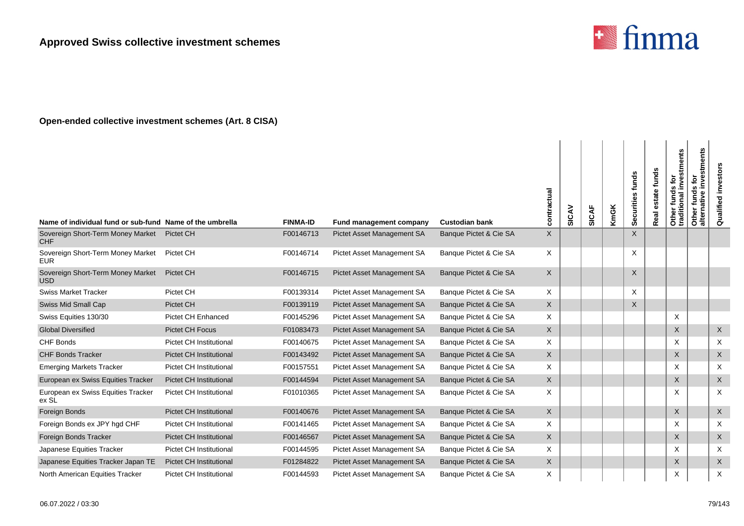## Approved Swiss collective investment schemes

### Open-ended collective investment schemes (Art. 8 CISA)

| Name of individual fund or sub-fund | Name of the umbrella | FINMA-ID | Fund management company | Custodian bank | contractual | SICAV | SICAF | KmGK | Securities funds | Real estate funds | Other funds for traditional investments | Other funds for alternative investments | Qualified investors |
|---|---|---|---|---|---|---|---|---|---|---|---|---|---|
| Sovereign Short-Term Money Market CHF | Pictet CH | F00146713 | Pictet Asset Management SA | Banque Pictet & Cie SA | X | | | | X | | | | |
| Sovereign Short-Term Money Market EUR | Pictet CH | F00146714 | Pictet Asset Management SA | Banque Pictet & Cie SA | X | | | | X | | | | |
| Sovereign Short-Term Money Market USD | Pictet CH | F00146715 | Pictet Asset Management SA | Banque Pictet & Cie SA | X | | | | X | | | | |
| Swiss Market Tracker | Pictet CH | F00139314 | Pictet Asset Management SA | Banque Pictet & Cie SA | X | | | | X | | | | |
| Swiss Mid Small Cap | Pictet CH | F00139119 | Pictet Asset Management SA | Banque Pictet & Cie SA | X | | | | X | | | | |
| Swiss Equities 130/30 | Pictet CH Enhanced | F00145296 | Pictet Asset Management SA | Banque Pictet & Cie SA | X | | | | | | X | | |
| Global Diversified | Pictet CH Focus | F01083473 | Pictet Asset Management SA | Banque Pictet & Cie SA | X | | | | | | X | | X |
| CHF Bonds | Pictet CH Institutional | F00140675 | Pictet Asset Management SA | Banque Pictet & Cie SA | X | | | | | | X | | X |
| CHF Bonds Tracker | Pictet CH Institutional | F00143492 | Pictet Asset Management SA | Banque Pictet & Cie SA | X | | | | | | X | | X |
| Emerging Markets Tracker | Pictet CH Institutional | F00157551 | Pictet Asset Management SA | Banque Pictet & Cie SA | X | | | | | | X | | X |
| European ex Swiss Equities Tracker | Pictet CH Institutional | F00144594 | Pictet Asset Management SA | Banque Pictet & Cie SA | X | | | | | | X | | X |
| European ex Swiss Equities Tracker ex SL | Pictet CH Institutional | F01010365 | Pictet Asset Management SA | Banque Pictet & Cie SA | X | | | | | | X | | X |
| Foreign Bonds | Pictet CH Institutional | F00140676 | Pictet Asset Management SA | Banque Pictet & Cie SA | X | | | | | | X | | X |
| Foreign Bonds ex JPY hgd CHF | Pictet CH Institutional | F00141465 | Pictet Asset Management SA | Banque Pictet & Cie SA | X | | | | | | X | | X |
| Foreign Bonds Tracker | Pictet CH Institutional | F00146567 | Pictet Asset Management SA | Banque Pictet & Cie SA | X | | | | | | X | | X |
| Japanese Equities Tracker | Pictet CH Institutional | F00144595 | Pictet Asset Management SA | Banque Pictet & Cie SA | X | | | | | | X | | X |
| Japanese Equities Tracker Japan TE | Pictet CH Institutional | F01284822 | Pictet Asset Management SA | Banque Pictet & Cie SA | X | | | | | | X | | X |
| North American Equities Tracker | Pictet CH Institutional | F00144593 | Pictet Asset Management SA | Banque Pictet & Cie SA | X | | | | | | X | | X |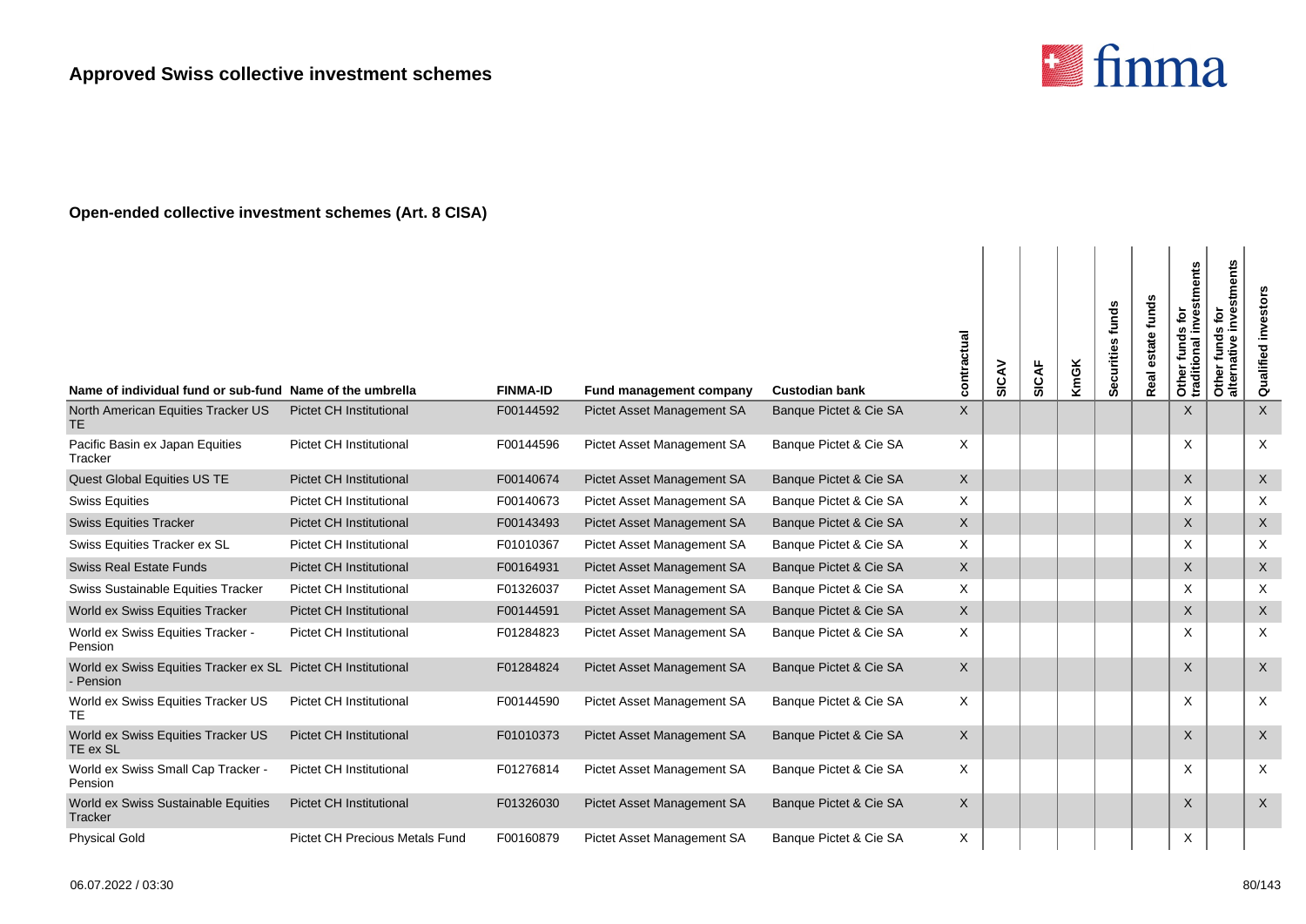# Approved Swiss collective investment schemes

## Open-ended collective investment schemes (Art. 8 CISA)

| Name of individual fund or sub-fund | Name of the umbrella | FINMA-ID | Fund management company | Custodian bank | contractual | SICAV | SICAF | KmGK | Securities funds | Real estate funds | Other funds for traditional investments | Other funds for alternative investments | Qualified investors |
|---|---|---|---|---|---|---|---|---|---|---|---|---|---|
| North American Equities Tracker US TE | Pictet CH Institutional | F00144592 | Pictet Asset Management SA | Banque Pictet & Cie SA | X | | | | | | X | | X |
| Pacific Basin ex Japan Equities Tracker | Pictet CH Institutional | F00144596 | Pictet Asset Management SA | Banque Pictet & Cie SA | X | | | | | | X | | X |
| Quest Global Equities US TE | Pictet CH Institutional | F00140674 | Pictet Asset Management SA | Banque Pictet & Cie SA | X | | | | | | X | | X |
| Swiss Equities | Pictet CH Institutional | F00140673 | Pictet Asset Management SA | Banque Pictet & Cie SA | X | | | | | | X | | X |
| Swiss Equities Tracker | Pictet CH Institutional | F00143493 | Pictet Asset Management SA | Banque Pictet & Cie SA | X | | | | | | X | | X |
| Swiss Equities Tracker ex SL | Pictet CH Institutional | F01010367 | Pictet Asset Management SA | Banque Pictet & Cie SA | X | | | | | | X | | X |
| Swiss Real Estate Funds | Pictet CH Institutional | F00164931 | Pictet Asset Management SA | Banque Pictet & Cie SA | X | | | | | | X | | X |
| Swiss Sustainable Equities Tracker | Pictet CH Institutional | F01326037 | Pictet Asset Management SA | Banque Pictet & Cie SA | X | | | | | | X | | X |
| World ex Swiss Equities Tracker | Pictet CH Institutional | F00144591 | Pictet Asset Management SA | Banque Pictet & Cie SA | X | | | | | | X | | X |
| World ex Swiss Equities Tracker - Pension | Pictet CH Institutional | F01284823 | Pictet Asset Management SA | Banque Pictet & Cie SA | X | | | | | | X | | X |
| World ex Swiss Equities Tracker ex SL - Pension | Pictet CH Institutional | F01284824 | Pictet Asset Management SA | Banque Pictet & Cie SA | X | | | | | | X | | X |
| World ex Swiss Equities Tracker US TE | Pictet CH Institutional | F00144590 | Pictet Asset Management SA | Banque Pictet & Cie SA | X | | | | | | X | | X |
| World ex Swiss Equities Tracker US TE ex SL | Pictet CH Institutional | F01010373 | Pictet Asset Management SA | Banque Pictet & Cie SA | X | | | | | | X | | X |
| World ex Swiss Small Cap Tracker - Pension | Pictet CH Institutional | F01276814 | Pictet Asset Management SA | Banque Pictet & Cie SA | X | | | | | | X | | X |
| World ex Swiss Sustainable Equities Tracker | Pictet CH Institutional | F01326030 | Pictet Asset Management SA | Banque Pictet & Cie SA | X | | | | | | X | | X |
| Physical Gold | Pictet CH Precious Metals Fund | F00160879 | Pictet Asset Management SA | Banque Pictet & Cie SA | X | | | | | | X | | |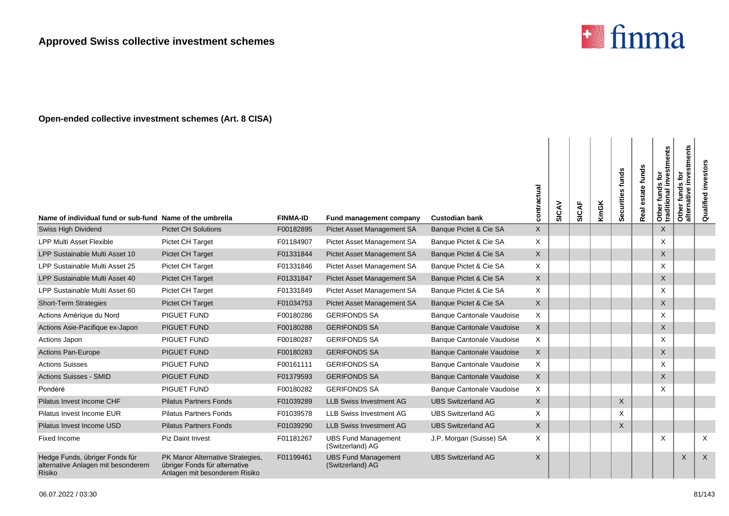# Approved Swiss collective investment schemes

## Open-ended collective investment schemes (Art. 8 CISA)

| Name of individual fund or sub-fund | Name of the umbrella | FINMA-ID | Fund management company | Custodian bank | contractual | SICAV | SICAF | KmGK | Securities funds | Real estate funds | Other funds for traditional investments | Other funds for alternative investments | Qualified investors |
|---|---|---|---|---|---|---|---|---|---|---|---|---|---|
| Swiss High Dividend | Pictet CH Solutions | F00182895 | Pictet Asset Management SA | Banque Pictet & Cie SA | X | | | | | | X | | |
| LPP Multi Asset Flexible | Pictet CH Target | F01184907 | Pictet Asset Management SA | Banque Pictet & Cie SA | X | | | | | | X | | |
| LPP Sustainable Multi Asset 10 | Pictet CH Target | F01331844 | Pictet Asset Management SA | Banque Pictet & Cie SA | X | | | | | | X | | |
| LPP Sustainable Multi Asset 25 | Pictet CH Target | F01331846 | Pictet Asset Management SA | Banque Pictet & Cie SA | X | | | | | | X | | |
| LPP Sustainable Multi Asset 40 | Pictet CH Target | F01331847 | Pictet Asset Management SA | Banque Pictet & Cie SA | X | | | | | | X | | |
| LPP Sustainable Multi Asset 60 | Pictet CH Target | F01331849 | Pictet Asset Management SA | Banque Pictet & Cie SA | X | | | | | | X | | |
| Short-Term Strategies | Pictet CH Target | F01034753 | Pictet Asset Management SA | Banque Pictet & Cie SA | X | | | | | | X | | |
| Actions Amérique du Nord | PIGUET FUND | F00180286 | GERIFONDS SA | Banque Cantonale Vaudoise | X | | | | | | X | | |
| Actions Asie-Pacifique ex-Japon | PIGUET FUND | F00180288 | GERIFONDS SA | Banque Cantonale Vaudoise | X | | | | | | X | | |
| Actions Japon | PIGUET FUND | F00180287 | GERIFONDS SA | Banque Cantonale Vaudoise | X | | | | | | X | | |
| Actions Pan-Europe | PIGUET FUND | F00180283 | GERIFONDS SA | Banque Cantonale Vaudoise | X | | | | | | X | | |
| Actions Suisses | PIGUET FUND | F00161111 | GERIFONDS SA | Banque Cantonale Vaudoise | X | | | | | | X | | |
| Actions Suisses - SMID | PIGUET FUND | F01379593 | GERIFONDS SA | Banque Cantonale Vaudoise | X | | | | | | X | | |
| Pondéré | PIGUET FUND | F00180282 | GERIFONDS SA | Banque Cantonale Vaudoise | X | | | | | | X | | |
| Pilatus Invest Income CHF | Pilatus Partners Fonds | F01039289 | LLB Swiss Investment AG | UBS Switzerland AG | X | | | | X | | | | |
| Pilatus Invest Income EUR | Pilatus Partners Fonds | F01039578 | LLB Swiss Investment AG | UBS Switzerland AG | X | | | | X | | | | |
| Pilatus Invest Income USD | Pilatus Partners Fonds | F01039290 | LLB Swiss Investment AG | UBS Switzerland AG | X | | | | X | | | | |
| Fixed Income | Piz Daint Invest | F01181267 | UBS Fund Management (Switzerland) AG | J.P. Morgan (Suisse) SA | X | | | | | | X | | X |
| Hedge Funds, übriger Fonds für alternative Anlagen mit besonderem Risiko | PK Manor Alternative Strategies, übriger Fonds für alternative Anlagen mit besonderem Risiko | F01199461 | UBS Fund Management (Switzerland) AG | UBS Switzerland AG | X | | | | | | | X | X |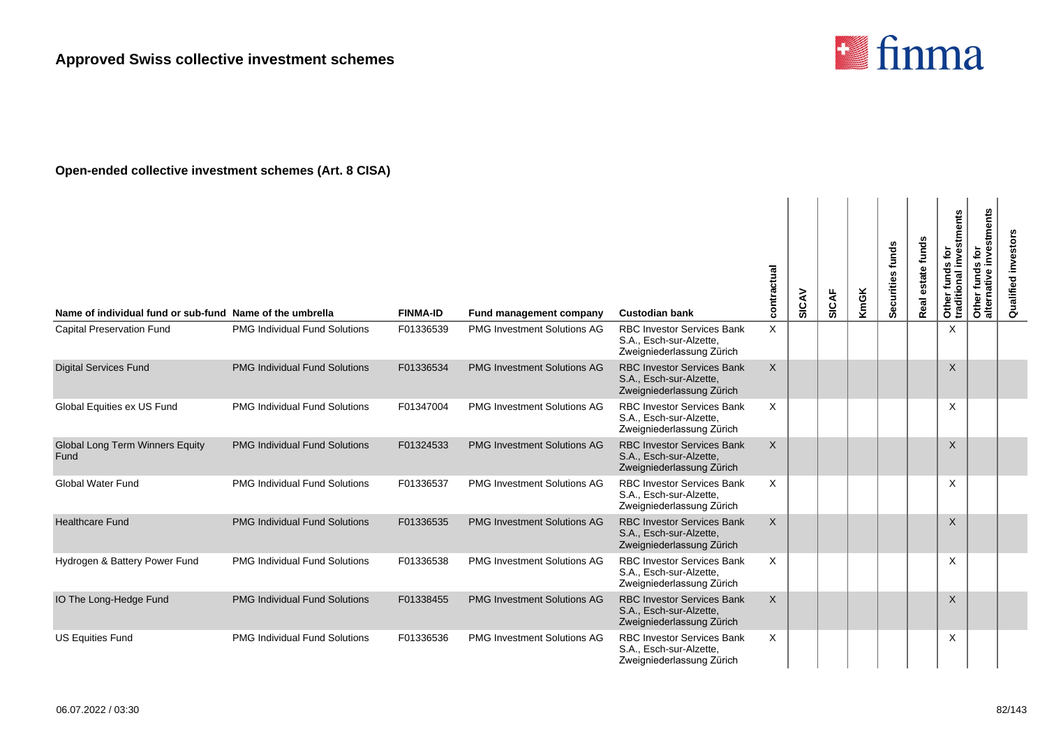# Approved Swiss collective investment schemes

## Open-ended collective investment schemes (Art. 8 CISA)

| Name of individual fund or sub-fund | Name of the umbrella | FINMA-ID | Fund management company | Custodian bank | contractual | SICAV | SICAF | KmGK | Securities funds | Real estate funds | Other funds for traditional investments | Other funds for alternative investments | Qualified investors |
|---|---|---|---|---|---|---|---|---|---|---|---|---|---|
| Capital Preservation Fund | PMG Individual Fund Solutions | F01336539 | PMG Investment Solutions AG | RBC Investor Services Bank S.A., Esch-sur-Alzette, Zweigniederlassung Zürich | X | | | | | | X | | |
| Digital Services Fund | PMG Individual Fund Solutions | F01336534 | PMG Investment Solutions AG | RBC Investor Services Bank S.A., Esch-sur-Alzette, Zweigniederlassung Zürich | X | | | | | | X | | |
| Global Equities ex US Fund | PMG Individual Fund Solutions | F01347004 | PMG Investment Solutions AG | RBC Investor Services Bank S.A., Esch-sur-Alzette, Zweigniederlassung Zürich | X | | | | | | X | | |
| Global Long Term Winners Equity Fund | PMG Individual Fund Solutions | F01324533 | PMG Investment Solutions AG | RBC Investor Services Bank S.A., Esch-sur-Alzette, Zweigniederlassung Zürich | X | | | | | | X | | |
| Global Water Fund | PMG Individual Fund Solutions | F01336537 | PMG Investment Solutions AG | RBC Investor Services Bank S.A., Esch-sur-Alzette, Zweigniederlassung Zürich | X | | | | | | X | | |
| Healthcare Fund | PMG Individual Fund Solutions | F01336535 | PMG Investment Solutions AG | RBC Investor Services Bank S.A., Esch-sur-Alzette, Zweigniederlassung Zürich | X | | | | | | X | | |
| Hydrogen & Battery Power Fund | PMG Individual Fund Solutions | F01336538 | PMG Investment Solutions AG | RBC Investor Services Bank S.A., Esch-sur-Alzette, Zweigniederlassung Zürich | X | | | | | | X | | |
| IO The Long-Hedge Fund | PMG Individual Fund Solutions | F01338455 | PMG Investment Solutions AG | RBC Investor Services Bank S.A., Esch-sur-Alzette, Zweigniederlassung Zürich | X | | | | | | X | | |
| US Equities Fund | PMG Individual Fund Solutions | F01336536 | PMG Investment Solutions AG | RBC Investor Services Bank S.A., Esch-sur-Alzette, Zweigniederlassung Zürich | X | | | | | | X | | |

06.07.2022 / 03:30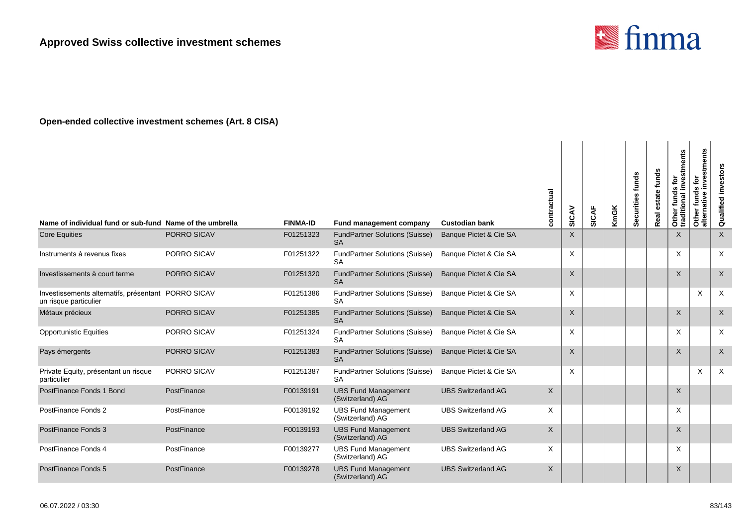# Approved Swiss collective investment schemes

## Open-ended collective investment schemes (Art. 8 CISA)

| Name of individual fund or sub-fund | Name of the umbrella | FINMA-ID | Fund management company | Custodian bank | contractual | SICAV | SICAF | KmGK | Securities funds | Real estate funds | Other funds for traditional investments | Other funds for alternative investments | Qualified investors |
|---|---|---|---|---|---|---|---|---|---|---|---|---|---|
| Core Equities | PORRO SICAV | F01251323 | FundPartner Solutions (Suisse) SA | Banque Pictet & Cie SA | | X | | | | | X | | X |
| Instruments à revenus fixes | PORRO SICAV | F01251322 | FundPartner Solutions (Suisse) SA | Banque Pictet & Cie SA | | X | | | | | X | | X |
| Investissements à court terme | PORRO SICAV | F01251320 | FundPartner Solutions (Suisse) SA | Banque Pictet & Cie SA | | X | | | | | X | | X |
| Investissements alternatifs, présentant un risque particulier | PORRO SICAV | F01251386 | FundPartner Solutions (Suisse) SA | Banque Pictet & Cie SA | | X | | | | | | X | X |
| Métaux précieux | PORRO SICAV | F01251385 | FundPartner Solutions (Suisse) SA | Banque Pictet & Cie SA | | X | | | | | X | | X |
| Opportunistic Equities | PORRO SICAV | F01251324 | FundPartner Solutions (Suisse) SA | Banque Pictet & Cie SA | | X | | | | | X | | X |
| Pays émergents | PORRO SICAV | F01251383 | FundPartner Solutions (Suisse) SA | Banque Pictet & Cie SA | | X | | | | | X | | X |
| Private Equity, présentant un risque particulier | PORRO SICAV | F01251387 | FundPartner Solutions (Suisse) SA | Banque Pictet & Cie SA | | X | | | | | | X | X |
| PostFinance Fonds 1 Bond | PostFinance | F00139191 | UBS Fund Management (Switzerland) AG | UBS Switzerland AG | X | | | | | | X | | |
| PostFinance Fonds 2 | PostFinance | F00139192 | UBS Fund Management (Switzerland) AG | UBS Switzerland AG | X | | | | | | X | | |
| PostFinance Fonds 3 | PostFinance | F00139193 | UBS Fund Management (Switzerland) AG | UBS Switzerland AG | X | | | | | | X | | |
| PostFinance Fonds 4 | PostFinance | F00139277 | UBS Fund Management (Switzerland) AG | UBS Switzerland AG | X | | | | | | X | | |
| PostFinance Fonds 5 | PostFinance | F00139278 | UBS Fund Management (Switzerland) AG | UBS Switzerland AG | X | | | | | | X | | |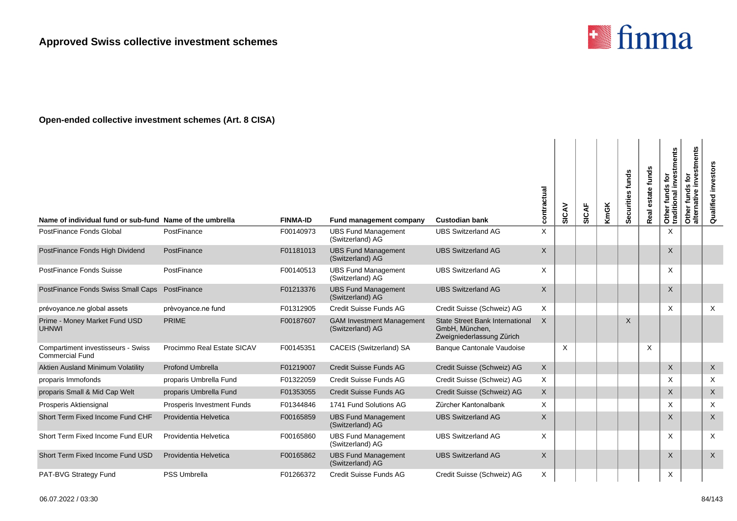# Approved Swiss collective investment schemes

## Open-ended collective investment schemes (Art. 8 CISA)

| Name of individual fund or sub-fund | Name of the umbrella | FINMA-ID | Fund management company | Custodian bank | contractual | SICAV | SICAF | KmGK | Securities funds | Real estate funds | Other funds for traditional investments | Other funds for alternative investments | Qualified investors |
|---|---|---|---|---|---|---|---|---|---|---|---|---|---|
| PostFinance Fonds Global | PostFinance | F00140973 | UBS Fund Management (Switzerland) AG | UBS Switzerland AG | X | | | | | | X | | |
| PostFinance Fonds High Dividend | PostFinance | F01181013 | UBS Fund Management (Switzerland) AG | UBS Switzerland AG | X | | | | | | X | | |
| PostFinance Fonds Suisse | PostFinance | F00140513 | UBS Fund Management (Switzerland) AG | UBS Switzerland AG | X | | | | | | X | | |
| PostFinance Fonds Swiss Small Caps | PostFinance | F01213376 | UBS Fund Management (Switzerland) AG | UBS Switzerland AG | X | | | | | | X | | |
| prévoyance.ne global assets | prèvoyance.ne fund | F01312905 | Credit Suisse Funds AG | Credit Suisse (Schweiz) AG | X | | | | | | X | | X |
| Prime - Money Market Fund USD UHNWI | PRIME | F00187607 | GAM Investment Management (Switzerland) AG | State Street Bank International GmbH, München, Zweigniederlassung Zürich | X | | | | X | | | | |
| Compartiment investisseurs - Swiss Commercial Fund | Procimmo Real Estate SICAV | F00145351 | CACEIS (Switzerland) SA | Banque Cantonale Vaudoise | | X | | | | X | | | |
| Aktien Ausland Minimum Volatility | Profond Umbrella | F01219007 | Credit Suisse Funds AG | Credit Suisse (Schweiz) AG | X | | | | | | X | | X |
| proparis Immofonds | proparis Umbrella Fund | F01322059 | Credit Suisse Funds AG | Credit Suisse (Schweiz) AG | X | | | | | | X | | X |
| proparis Small & Mid Cap Welt | proparis Umbrella Fund | F01353055 | Credit Suisse Funds AG | Credit Suisse (Schweiz) AG | X | | | | | | X | | X |
| Prosperis Aktiensignal | Prosperis Investment Funds | F01344846 | 1741 Fund Solutions AG | Zürcher Kantonalbank | X | | | | | | X | | X |
| Short Term Fixed Income Fund CHF | Providentia Helvetica | F00165859 | UBS Fund Management (Switzerland) AG | UBS Switzerland AG | X | | | | | | X | | X |
| Short Term Fixed Income Fund EUR | Providentia Helvetica | F00165860 | UBS Fund Management (Switzerland) AG | UBS Switzerland AG | X | | | | | | X | | X |
| Short Term Fixed Income Fund USD | Providentia Helvetica | F00165862 | UBS Fund Management (Switzerland) AG | UBS Switzerland AG | X | | | | | | X | | X |
| PAT-BVG Strategy Fund | PSS Umbrella | F01266372 | Credit Suisse Funds AG | Credit Suisse (Schweiz) AG | X | | | | | | X | | |

06.07.2022 / 03:30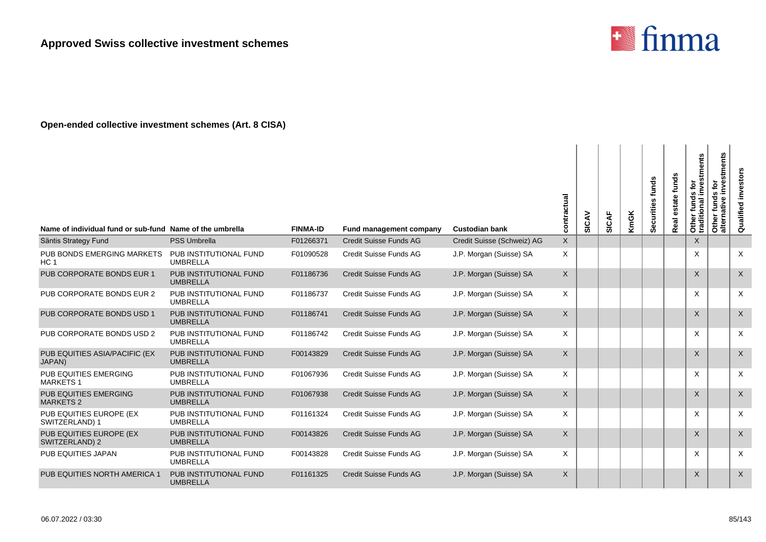# Approved Swiss collective investment schemes

## Open-ended collective investment schemes (Art. 8 CISA)

| Name of individual fund or sub-fund | Name of the umbrella | FINMA-ID | Fund management company | Custodian bank | contractual | SICAV | SICAF | KmGK | Securities funds | Real estate funds | Other funds for traditional investments | Other funds for alternative investments | Qualified investors |
|---|---|---|---|---|---|---|---|---|---|---|---|---|---|
| Säntis Strategy Fund | PSS Umbrella | F01266371 | Credit Suisse Funds AG | Credit Suisse (Schweiz) AG | X | | | | | | X | | |
| PUB BONDS EMERGING MARKETS HC 1 | PUB INSTITUTIONAL FUND UMBRELLA | F01090528 | Credit Suisse Funds AG | J.P. Morgan (Suisse) SA | X | | | | | | X | | X |
| PUB CORPORATE BONDS EUR 1 | PUB INSTITUTIONAL FUND UMBRELLA | F01186736 | Credit Suisse Funds AG | J.P. Morgan (Suisse) SA | X | | | | | | X | | X |
| PUB CORPORATE BONDS EUR 2 | PUB INSTITUTIONAL FUND UMBRELLA | F01186737 | Credit Suisse Funds AG | J.P. Morgan (Suisse) SA | X | | | | | | X | | X |
| PUB CORPORATE BONDS USD 1 | PUB INSTITUTIONAL FUND UMBRELLA | F01186741 | Credit Suisse Funds AG | J.P. Morgan (Suisse) SA | X | | | | | | X | | X |
| PUB CORPORATE BONDS USD 2 | PUB INSTITUTIONAL FUND UMBRELLA | F01186742 | Credit Suisse Funds AG | J.P. Morgan (Suisse) SA | X | | | | | | X | | X |
| PUB EQUITIES ASIA/PACIFIC (EX JAPAN) | PUB INSTITUTIONAL FUND UMBRELLA | F00143829 | Credit Suisse Funds AG | J.P. Morgan (Suisse) SA | X | | | | | | X | | X |
| PUB EQUITIES EMERGING MARKETS 1 | PUB INSTITUTIONAL FUND UMBRELLA | F01067936 | Credit Suisse Funds AG | J.P. Morgan (Suisse) SA | X | | | | | | X | | X |
| PUB EQUITIES EMERGING MARKETS 2 | PUB INSTITUTIONAL FUND UMBRELLA | F01067938 | Credit Suisse Funds AG | J.P. Morgan (Suisse) SA | X | | | | | | X | | X |
| PUB EQUITIES EUROPE (EX SWITZERLAND) 1 | PUB INSTITUTIONAL FUND UMBRELLA | F01161324 | Credit Suisse Funds AG | J.P. Morgan (Suisse) SA | X | | | | | | X | | X |
| PUB EQUITIES EUROPE (EX SWITZERLAND) 2 | PUB INSTITUTIONAL FUND UMBRELLA | F00143826 | Credit Suisse Funds AG | J.P. Morgan (Suisse) SA | X | | | | | | X | | X |
| PUB EQUITIES JAPAN | PUB INSTITUTIONAL FUND UMBRELLA | F00143828 | Credit Suisse Funds AG | J.P. Morgan (Suisse) SA | X | | | | | | X | | X |
| PUB EQUITIES NORTH AMERICA 1 | PUB INSTITUTIONAL FUND UMBRELLA | F01161325 | Credit Suisse Funds AG | J.P. Morgan (Suisse) SA | X | | | | | | X | | X |

06.07.2022 / 03:30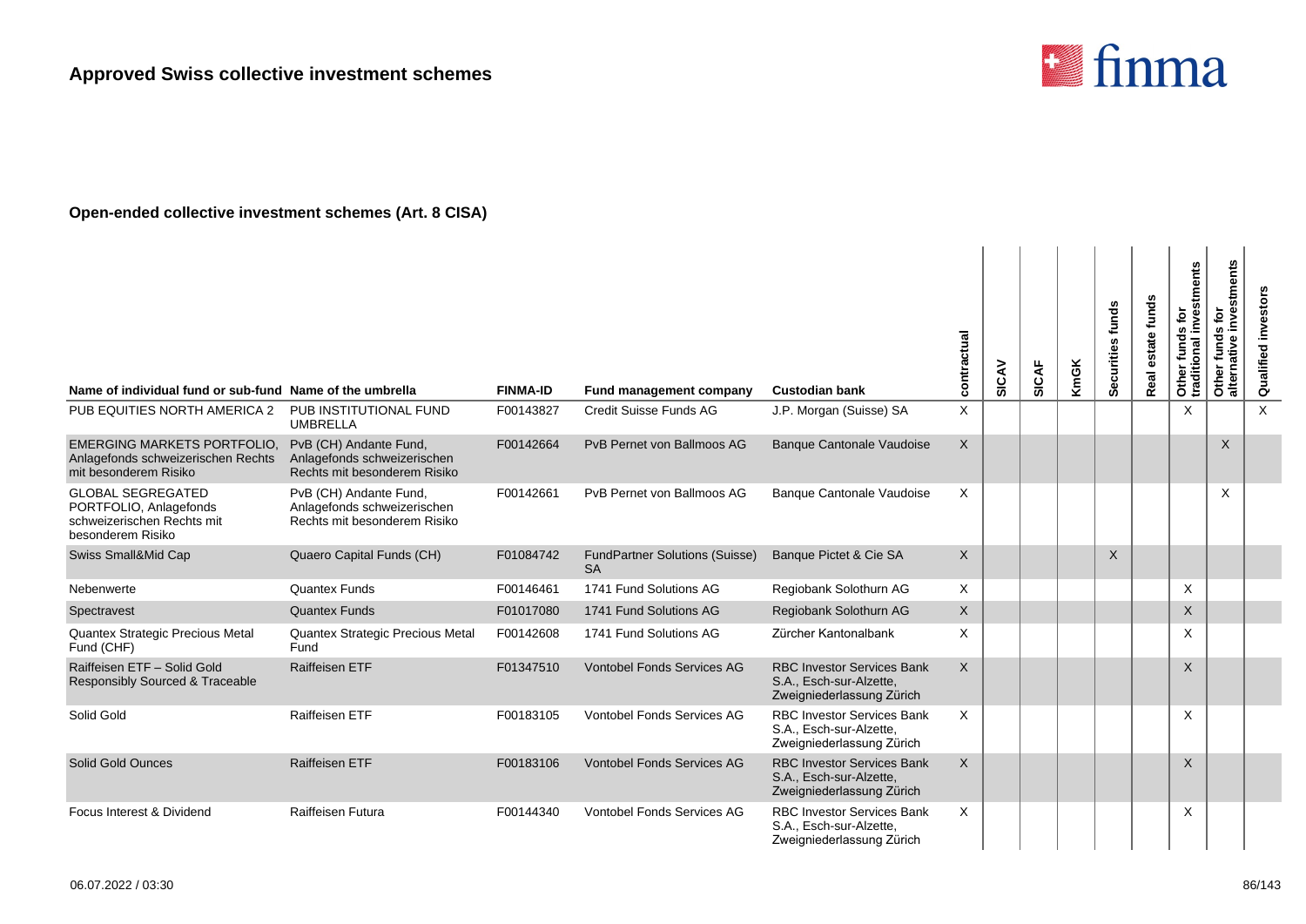## Open-ended collective investment schemes (Art. 8 CISA)

| Name of individual fund or sub-fund | Name of the umbrella | FINMA-ID | Fund management company | Custodian bank | contractual | SICAV | SICAF | KmGK | Securities funds | Real estate funds | Other funds for traditional investments | Other funds for alternative investments | Qualified investors |
|---|---|---|---|---|---|---|---|---|---|---|---|---|---|
| PUB EQUITIES NORTH AMERICA 2 | PUB INSTITUTIONAL FUND UMBRELLA | F00143827 | Credit Suisse Funds AG | J.P. Morgan (Suisse) SA | X | | | | | | X | | X |
| EMERGING MARKETS PORTFOLIO, Anlagefonds schweizerischen Rechts mit besonderem Risiko | PvB (CH) Andante Fund, Anlagefonds schweizerischen Rechts mit besonderem Risiko | F00142664 | PvB Pernet von Ballmoos AG | Banque Cantonale Vaudoise | X | | | | | | | X | |
| GLOBAL SEGREGATED PORTFOLIO, Anlagefonds schweizerischen Rechts mit besonderem Risiko | PvB (CH) Andante Fund, Anlagefonds schweizerischen Rechts mit besonderem Risiko | F00142661 | PvB Pernet von Ballmoos AG | Banque Cantonale Vaudoise | X | | | | | | | X | |
| Swiss Small&Mid Cap | Quaero Capital Funds (CH) | F01084742 | FundPartner Solutions (Suisse) SA | Banque Pictet & Cie SA | X | | | | X | | | | |
| Nebenwerte | Quantex Funds | F00146461 | 1741 Fund Solutions AG | Regiobank Solothurn AG | X | | | | | | X | | |
| Spectravest | Quantex Funds | F01017080 | 1741 Fund Solutions AG | Regiobank Solothurn AG | X | | | | | | X | | |
| Quantex Strategic Precious Metal Fund (CHF) | Quantex Strategic Precious Metal Fund | F00142608 | 1741 Fund Solutions AG | Zürcher Kantonalbank | X | | | | | | X | | |
| Raiffeisen ETF – Solid Gold Responsibly Sourced & Traceable | Raiffeisen ETF | F01347510 | Vontobel Fonds Services AG | RBC Investor Services Bank S.A., Esch-sur-Alzette, Zweigniederlassung Zürich | X | | | | | | X | | |
| Solid Gold | Raiffeisen ETF | F00183105 | Vontobel Fonds Services AG | RBC Investor Services Bank S.A., Esch-sur-Alzette, Zweigniederlassung Zürich | X | | | | | | X | | |
| Solid Gold Ounces | Raiffeisen ETF | F00183106 | Vontobel Fonds Services AG | RBC Investor Services Bank S.A., Esch-sur-Alzette, Zweigniederlassung Zürich | X | | | | | | X | | |
| Focus Interest & Dividend | Raiffeisen Futura | F00144340 | Vontobel Fonds Services AG | RBC Investor Services Bank S.A., Esch-sur-Alzette, Zweigniederlassung Zürich | X | | | | | | X | | |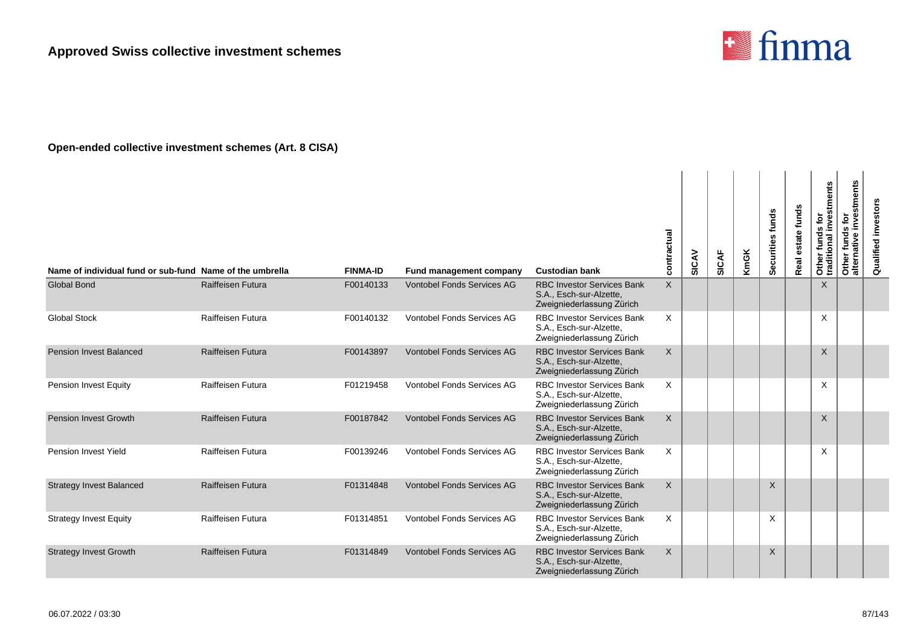# Approved Swiss collective investment schemes

## Open-ended collective investment schemes (Art. 8 CISA)

| Name of individual fund or sub-fund | Name of the umbrella | FINMA-ID | Fund management company | Custodian bank | contractual | SICAV | SICAF | KmGK | Securities funds | Real estate funds | Other funds for traditional investments | Other funds for alternative investments | Qualified investors |
|---|---|---|---|---|---|---|---|---|---|---|---|---|---|
| Global Bond | Raiffeisen Futura | F00140133 | Vontobel Fonds Services AG | RBC Investor Services Bank S.A., Esch-sur-Alzette, Zweigniederlassung Zürich | X | | | | | | X | | |
| Global Stock | Raiffeisen Futura | F00140132 | Vontobel Fonds Services AG | RBC Investor Services Bank S.A., Esch-sur-Alzette, Zweigniederlassung Zürich | X | | | | | | X | | |
| Pension Invest Balanced | Raiffeisen Futura | F00143897 | Vontobel Fonds Services AG | RBC Investor Services Bank S.A., Esch-sur-Alzette, Zweigniederlassung Zürich | X | | | | | | X | | |
| Pension Invest Equity | Raiffeisen Futura | F01219458 | Vontobel Fonds Services AG | RBC Investor Services Bank S.A., Esch-sur-Alzette, Zweigniederlassung Zürich | X | | | | | | X | | |
| Pension Invest Growth | Raiffeisen Futura | F00187842 | Vontobel Fonds Services AG | RBC Investor Services Bank S.A., Esch-sur-Alzette, Zweigniederlassung Zürich | X | | | | | | X | | |
| Pension Invest Yield | Raiffeisen Futura | F00139246 | Vontobel Fonds Services AG | RBC Investor Services Bank S.A., Esch-sur-Alzette, Zweigniederlassung Zürich | X | | | | | | X | | |
| Strategy Invest Balanced | Raiffeisen Futura | F01314848 | Vontobel Fonds Services AG | RBC Investor Services Bank S.A., Esch-sur-Alzette, Zweigniederlassung Zürich | X | | | | X | | | | |
| Strategy Invest Equity | Raiffeisen Futura | F01314851 | Vontobel Fonds Services AG | RBC Investor Services Bank S.A., Esch-sur-Alzette, Zweigniederlassung Zürich | X | | | | X | | | | |
| Strategy Invest Growth | Raiffeisen Futura | F01314849 | Vontobel Fonds Services AG | RBC Investor Services Bank S.A., Esch-sur-Alzette, Zweigniederlassung Zürich | X | | | | X | | | | |

06.07.2022 / 03:30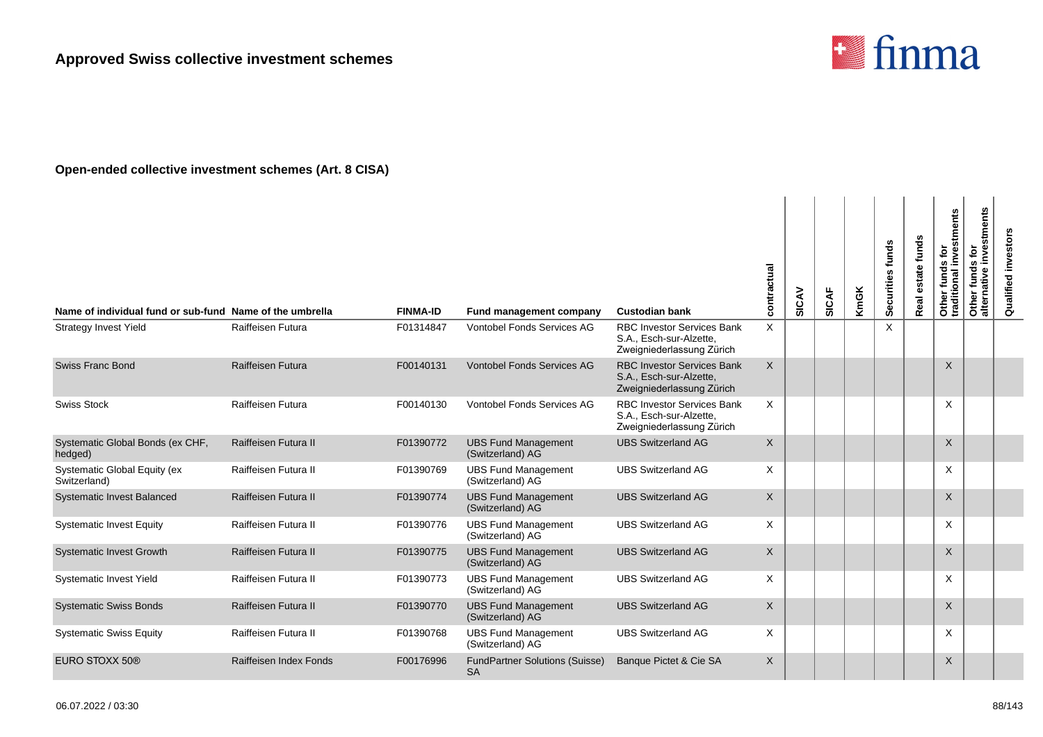## Approved Swiss collective investment schemes

### Open-ended collective investment schemes (Art. 8 CISA)

| Name of individual fund or sub-fund | Name of the umbrella | FINMA-ID | Fund management company | Custodian bank | contractual | SICAV | SICAF | KmGK | Securities funds | Real estate funds | Other funds for traditional investments | Other funds for alternative investments | Qualified investors |
|---|---|---|---|---|---|---|---|---|---|---|---|---|---|
| Strategy Invest Yield | Raiffeisen Futura | F01314847 | Vontobel Fonds Services AG | RBC Investor Services Bank S.A., Esch-sur-Alzette, Zweigniederlassung Zürich | X | | | | X | | | | |
| Swiss Franc Bond | Raiffeisen Futura | F00140131 | Vontobel Fonds Services AG | RBC Investor Services Bank S.A., Esch-sur-Alzette, Zweigniederlassung Zürich | X | | | | | | X | | |
| Swiss Stock | Raiffeisen Futura | F00140130 | Vontobel Fonds Services AG | RBC Investor Services Bank S.A., Esch-sur-Alzette, Zweigniederlassung Zürich | X | | | | | | X | | |
| Systematic Global Bonds (ex CHF, hedged) | Raiffeisen Futura II | F01390772 | UBS Fund Management (Switzerland) AG | UBS Switzerland AG | X | | | | | | X | | |
| Systematic Global Equity (ex Switzerland) | Raiffeisen Futura II | F01390769 | UBS Fund Management (Switzerland) AG | UBS Switzerland AG | X | | | | | | X | | |
| Systematic Invest Balanced | Raiffeisen Futura II | F01390774 | UBS Fund Management (Switzerland) AG | UBS Switzerland AG | X | | | | | | X | | |
| Systematic Invest Equity | Raiffeisen Futura II | F01390776 | UBS Fund Management (Switzerland) AG | UBS Switzerland AG | X | | | | | | X | | |
| Systematic Invest Growth | Raiffeisen Futura II | F01390775 | UBS Fund Management (Switzerland) AG | UBS Switzerland AG | X | | | | | | X | | |
| Systematic Invest Yield | Raiffeisen Futura II | F01390773 | UBS Fund Management (Switzerland) AG | UBS Switzerland AG | X | | | | | | X | | |
| Systematic Swiss Bonds | Raiffeisen Futura II | F01390770 | UBS Fund Management (Switzerland) AG | UBS Switzerland AG | X | | | | | | X | | |
| Systematic Swiss Equity | Raiffeisen Futura II | F01390768 | UBS Fund Management (Switzerland) AG | UBS Switzerland AG | X | | | | | | X | | |
| EURO STOXX 50® | Raiffeisen Index Fonds | F00176996 | FundPartner Solutions (Suisse) SA | Banque Pictet & Cie SA | X | | | | | | X | | |

06.07.2022 / 03:30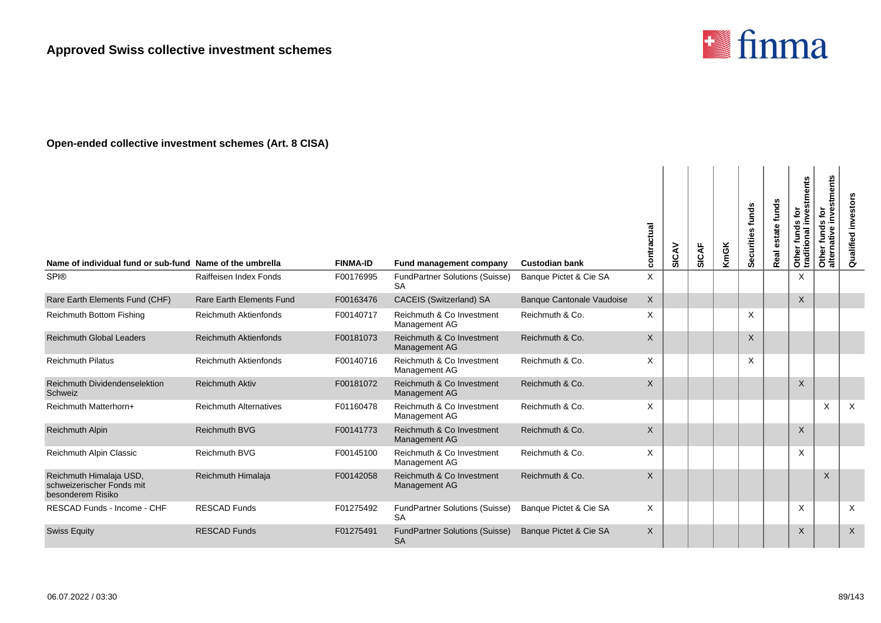# Approved Swiss collective investment schemes

## Open-ended collective investment schemes (Art. 8 CISA)

| Name of individual fund or sub-fund | Name of the umbrella | FINMA-ID | Fund management company | Custodian bank | contractual | SICAV | SICAF | KmGK | Securities funds | Real estate funds | Other funds for traditional investments | Other funds for alternative investments | Qualified investors |
|---|---|---|---|---|---|---|---|---|---|---|---|---|---|
| SPI® | Raiffeisen Index Fonds | F00176995 | FundPartner Solutions (Suisse) SA | Banque Pictet & Cie SA | X | | | | | | X | | |
| Rare Earth Elements Fund (CHF) | Rare Earth Elements Fund | F00163476 | CACEIS (Switzerland) SA | Banque Cantonale Vaudoise | X | | | | | | X | | |
| Reichmuth Bottom Fishing | Reichmuth Aktienfonds | F00140717 | Reichmuth & Co Investment Management AG | Reichmuth & Co. | X | | | | X | | | | |
| Reichmuth Global Leaders | Reichmuth Aktienfonds | F00181073 | Reichmuth & Co Investment Management AG | Reichmuth & Co. | X | | | | X | | | | |
| Reichmuth Pilatus | Reichmuth Aktienfonds | F00140716 | Reichmuth & Co Investment Management AG | Reichmuth & Co. | X | | | | X | | | | |
| Reichmuth Dividendenselektion Schweiz | Reichmuth Aktiv | F00181072 | Reichmuth & Co Investment Management AG | Reichmuth & Co. | X | | | | | | X | | |
| Reichmuth Matterhorn+ | Reichmuth Alternatives | F01160478 | Reichmuth & Co Investment Management AG | Reichmuth & Co. | X | | | | | | | X | X |
| Reichmuth Alpin | Reichmuth BVG | F00141773 | Reichmuth & Co Investment Management AG | Reichmuth & Co. | X | | | | | | X | | |
| Reichmuth Alpin Classic | Reichmuth BVG | F00145100 | Reichmuth & Co Investment Management AG | Reichmuth & Co. | X | | | | | | X | | |
| Reichmuth Himalaja USD, schweizerischer Fonds mit besonderem Risiko | Reichmuth Himalaja | F00142058 | Reichmuth & Co Investment Management AG | Reichmuth & Co. | X | | | | | | | X | |
| RESCAD Funds - Income - CHF | RESCAD Funds | F01275492 | FundPartner Solutions (Suisse) SA | Banque Pictet & Cie SA | X | | | | | | X | | X |
| Swiss Equity | RESCAD Funds | F01275491 | FundPartner Solutions (Suisse) SA | Banque Pictet & Cie SA | X | | | | | | X | | X |

06.07.2022 / 03:30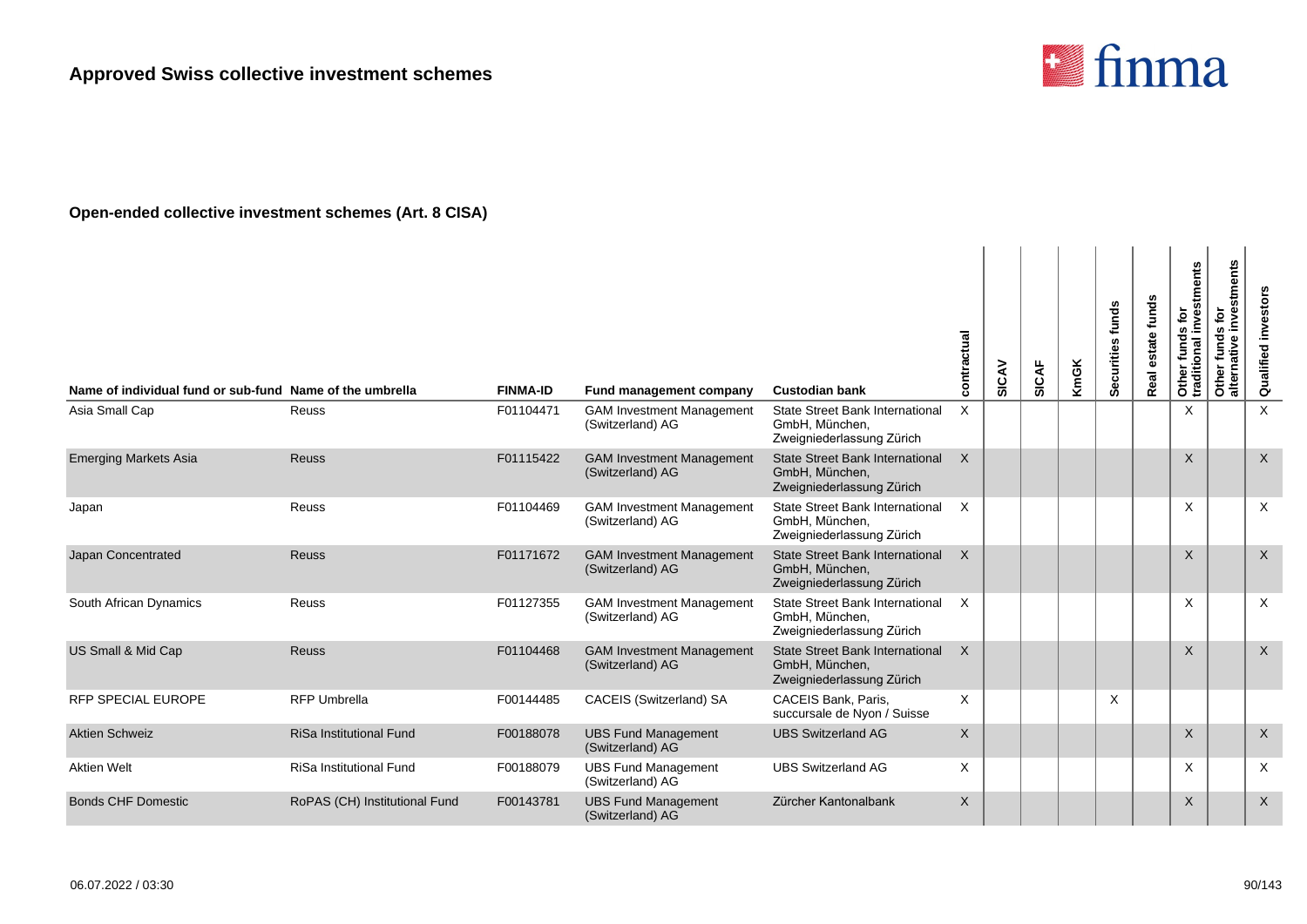# Approved Swiss collective investment schemes

## Open-ended collective investment schemes (Art. 8 CISA)

| Name of individual fund or sub-fund | Name of the umbrella | FINMA-ID | Fund management company | Custodian bank | contractual | SICAV | SICAF | KmGK | Securities funds | Real estate funds | Other funds for traditional investments | Other funds for alternative investments | Qualified investors |
|---|---|---|---|---|---|---|---|---|---|---|---|---|---|
| Asia Small Cap | Reuss | F01104471 | GAM Investment Management (Switzerland) AG | State Street Bank International GmbH, München, Zweigniederlassung Zürich | X | | | | | | X | | X |
| Emerging Markets Asia | Reuss | F01115422 | GAM Investment Management (Switzerland) AG | State Street Bank International GmbH, München, Zweigniederlassung Zürich | X | | | | | | X | | X |
| Japan | Reuss | F01104469 | GAM Investment Management (Switzerland) AG | State Street Bank International GmbH, München, Zweigniederlassung Zürich | X | | | | | | X | | X |
| Japan Concentrated | Reuss | F01171672 | GAM Investment Management (Switzerland) AG | State Street Bank International GmbH, München, Zweigniederlassung Zürich | X | | | | | | X | | X |
| South African Dynamics | Reuss | F01127355 | GAM Investment Management (Switzerland) AG | State Street Bank International GmbH, München, Zweigniederlassung Zürich | X | | | | | | X | | X |
| US Small & Mid Cap | Reuss | F01104468 | GAM Investment Management (Switzerland) AG | State Street Bank International GmbH, München, Zweigniederlassung Zürich | X | | | | | | X | | X |
| RFP SPECIAL EUROPE | RFP Umbrella | F00144485 | CACEIS (Switzerland) SA | CACEIS Bank, Paris, succursale de Nyon / Suisse | X | | | | X | | | | |
| Aktien Schweiz | RiSa Institutional Fund | F00188078 | UBS Fund Management (Switzerland) AG | UBS Switzerland AG | X | | | | | | X | | X |
| Aktien Welt | RiSa Institutional Fund | F00188079 | UBS Fund Management (Switzerland) AG | UBS Switzerland AG | X | | | | | | X | | X |
| Bonds CHF Domestic | RoPAS (CH) Institutional Fund | F00143781 | UBS Fund Management (Switzerland) AG | Zürcher Kantonalbank | X | | | | | | X | | X |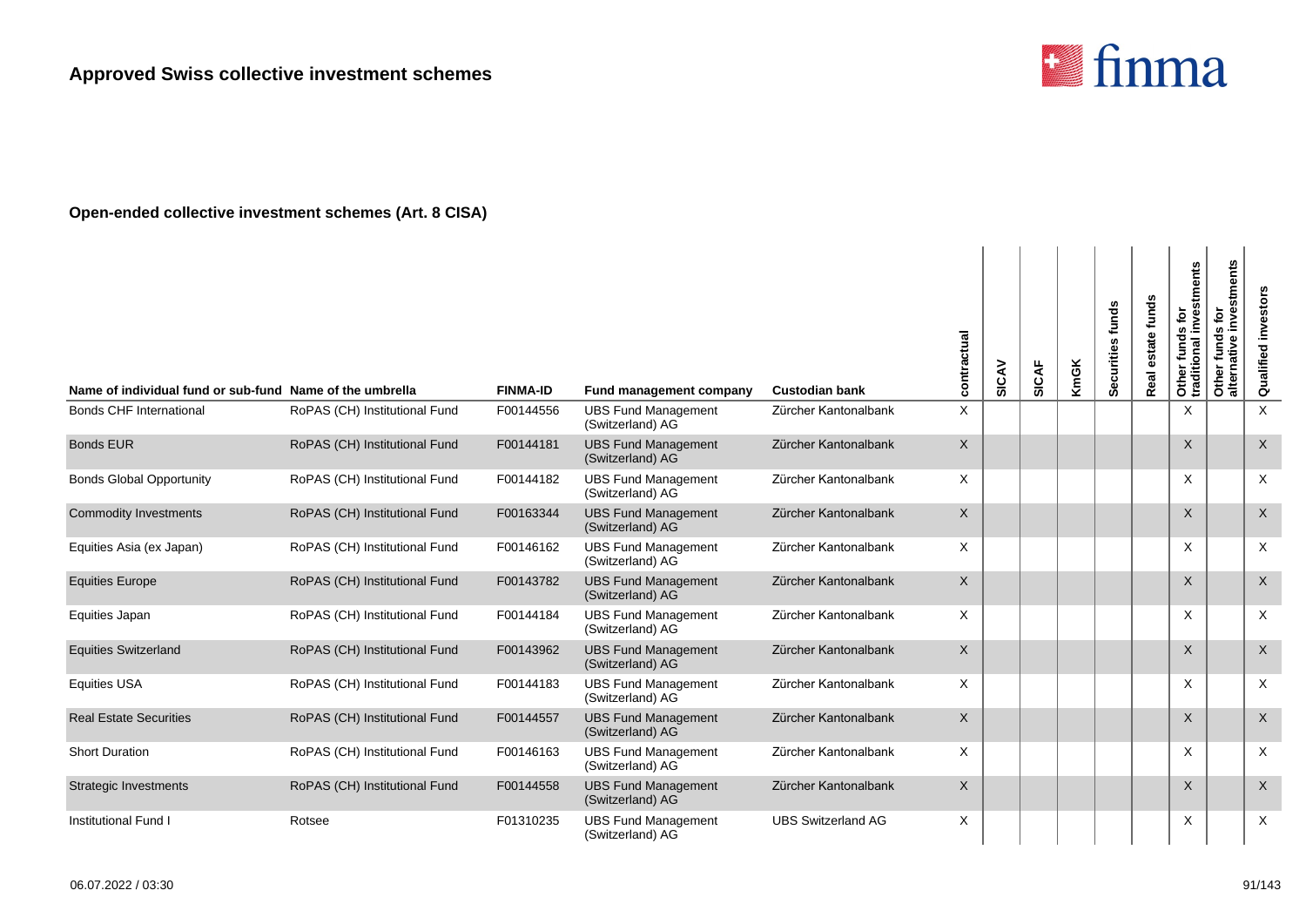# Approved Swiss collective investment schemes

## Open-ended collective investment schemes (Art. 8 CISA)

| Name of individual fund or sub-fund | Name of the umbrella | FINMA-ID | Fund management company | Custodian bank | contractual | SICAV | SICAF | KmGK | Securities funds | Real estate funds | Other funds for traditional investments | Other funds for alternative investments | Qualified investors |
|---|---|---|---|---|---|---|---|---|---|---|---|---|---|
| Bonds CHF International | RoPAS (CH) Institutional Fund | F00144556 | UBS Fund Management (Switzerland) AG | Zürcher Kantonalbank | X | | | | | | X | | X |
| Bonds EUR | RoPAS (CH) Institutional Fund | F00144181 | UBS Fund Management (Switzerland) AG | Zürcher Kantonalbank | X | | | | | | X | | X |
| Bonds Global Opportunity | RoPAS (CH) Institutional Fund | F00144182 | UBS Fund Management (Switzerland) AG | Zürcher Kantonalbank | X | | | | | | X | | X |
| Commodity Investments | RoPAS (CH) Institutional Fund | F00163344 | UBS Fund Management (Switzerland) AG | Zürcher Kantonalbank | X | | | | | | X | | X |
| Equities Asia (ex Japan) | RoPAS (CH) Institutional Fund | F00146162 | UBS Fund Management (Switzerland) AG | Zürcher Kantonalbank | X | | | | | | X | | X |
| Equities Europe | RoPAS (CH) Institutional Fund | F00143782 | UBS Fund Management (Switzerland) AG | Zürcher Kantonalbank | X | | | | | | X | | X |
| Equities Japan | RoPAS (CH) Institutional Fund | F00144184 | UBS Fund Management (Switzerland) AG | Zürcher Kantonalbank | X | | | | | | X | | X |
| Equities Switzerland | RoPAS (CH) Institutional Fund | F00143962 | UBS Fund Management (Switzerland) AG | Zürcher Kantonalbank | X | | | | | | X | | X |
| Equities USA | RoPAS (CH) Institutional Fund | F00144183 | UBS Fund Management (Switzerland) AG | Zürcher Kantonalbank | X | | | | | | X | | X |
| Real Estate Securities | RoPAS (CH) Institutional Fund | F00144557 | UBS Fund Management (Switzerland) AG | Zürcher Kantonalbank | X | | | | | | X | | X |
| Short Duration | RoPAS (CH) Institutional Fund | F00146163 | UBS Fund Management (Switzerland) AG | Zürcher Kantonalbank | X | | | | | | X | | X |
| Strategic Investments | RoPAS (CH) Institutional Fund | F00144558 | UBS Fund Management (Switzerland) AG | Zürcher Kantonalbank | X | | | | | | X | | X |
| Institutional Fund I | Rotsee | F01310235 | UBS Fund Management (Switzerland) AG | UBS Switzerland AG | X | | | | | | X | | X |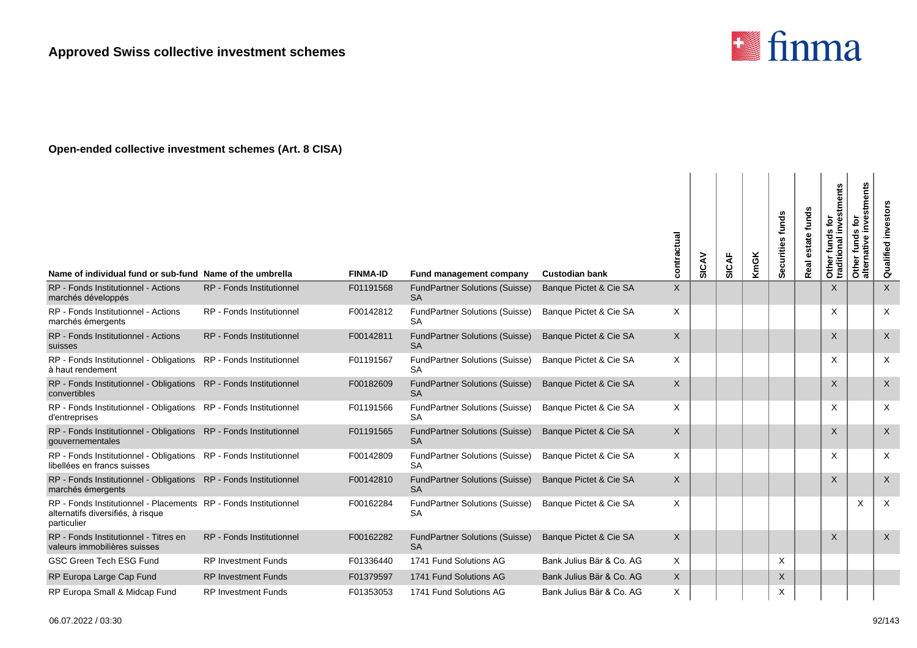# Approved Swiss collective investment schemes

## Open-ended collective investment schemes (Art. 8 CISA)

| Name of individual fund or sub-fund | Name of the umbrella | FINMA-ID | Fund management company | Custodian bank | contractual | SICAV | SICAF | KmGK | Securities funds | Real estate funds | Other funds for traditional investments | Other funds for alternative investments | Qualified investors |
|---|---|---|---|---|---|---|---|---|---|---|---|---|---|
| RP - Fonds Institutionnel - Actions marchés développés | RP - Fonds Institutionnel | F01191568 | FundPartner Solutions (Suisse) SA | Banque Pictet & Cie SA | X | | | | | | X | | X |
| RP - Fonds Institutionnel - Actions marchés émergents | RP - Fonds Institutionnel | F00142812 | FundPartner Solutions (Suisse) SA | Banque Pictet & Cie SA | X | | | | | | X | | X |
| RP - Fonds Institutionnel - Actions suisses | RP - Fonds Institutionnel | F00142811 | FundPartner Solutions (Suisse) SA | Banque Pictet & Cie SA | X | | | | | | X | | X |
| RP - Fonds Institutionnel - Obligations à haut rendement | RP - Fonds Institutionnel | F01191567 | FundPartner Solutions (Suisse) SA | Banque Pictet & Cie SA | X | | | | | | X | | X |
| RP - Fonds Institutionnel - Obligations convertibles | RP - Fonds Institutionnel | F00182609 | FundPartner Solutions (Suisse) SA | Banque Pictet & Cie SA | X | | | | | | X | | X |
| RP - Fonds Institutionnel - Obligations d'entreprises | RP - Fonds Institutionnel | F01191566 | FundPartner Solutions (Suisse) SA | Banque Pictet & Cie SA | X | | | | | | X | | X |
| RP - Fonds Institutionnel - Obligations gouvernementales | RP - Fonds Institutionnel | F01191565 | FundPartner Solutions (Suisse) SA | Banque Pictet & Cie SA | X | | | | | | X | | X |
| RP - Fonds Institutionnel - Obligations libellées en francs suisses | RP - Fonds Institutionnel | F00142809 | FundPartner Solutions (Suisse) SA | Banque Pictet & Cie SA | X | | | | | | X | | X |
| RP - Fonds Institutionnel - Obligations marchés émergents | RP - Fonds Institutionnel | F00142810 | FundPartner Solutions (Suisse) SA | Banque Pictet & Cie SA | X | | | | | | X | | X |
| RP - Fonds Institutionnel - Placements alternatifs diversifiés, à risque particulier | RP - Fonds Institutionnel | F00162284 | FundPartner Solutions (Suisse) SA | Banque Pictet & Cie SA | X | | | | | | | X | X |
| RP - Fonds Institutionnel - Titres en valeurs immobilières suisses | RP - Fonds Institutionnel | F00162282 | FundPartner Solutions (Suisse) SA | Banque Pictet & Cie SA | X | | | | | | X | | X |
| GSC Green Tech ESG Fund | RP Investment Funds | F01336440 | 1741 Fund Solutions AG | Bank Julius Bär & Co. AG | X | | | | X | | | | |
| RP Europa Large Cap Fund | RP Investment Funds | F01379597 | 1741 Fund Solutions AG | Bank Julius Bär & Co. AG | X | | | | X | | | | |
| RP Europa Small & Midcap Fund | RP Investment Funds | F01353053 | 1741 Fund Solutions AG | Bank Julius Bär & Co. AG | X | | | | X | | | | |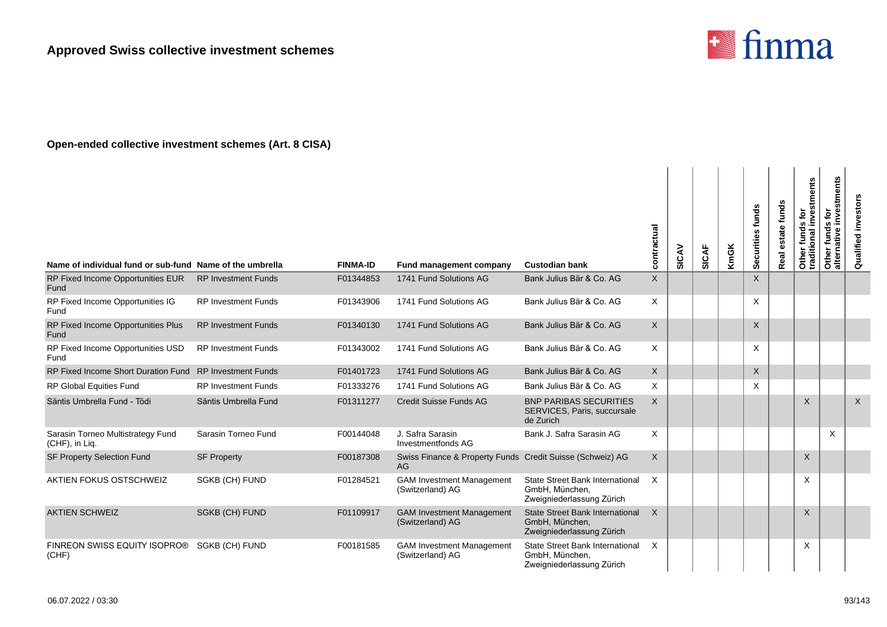## Approved Swiss collective investment schemes

### Open-ended collective investment schemes (Art. 8 CISA)

| Name of individual fund or sub-fund | Name of the umbrella | FINMA-ID | Fund management company | Custodian bank | contractual | SICAV | SICAF | KmGK | Securities funds | Real estate funds | Other funds for traditional investments | Other funds for alternative investments | Qualified investors |
|---|---|---|---|---|---|---|---|---|---|---|---|---|---|
| RP Fixed Income Opportunities EUR Fund | RP Investment Funds | F01344853 | 1741 Fund Solutions AG | Bank Julius Bär & Co. AG | X | | | | X | | | | |
| RP Fixed Income Opportunities IG Fund | RP Investment Funds | F01343906 | 1741 Fund Solutions AG | Bank Julius Bär & Co. AG | X | | | | X | | | | |
| RP Fixed Income Opportunities Plus Fund | RP Investment Funds | F01340130 | 1741 Fund Solutions AG | Bank Julius Bär & Co. AG | X | | | | X | | | | |
| RP Fixed Income Opportunities USD Fund | RP Investment Funds | F01343002 | 1741 Fund Solutions AG | Bank Julius Bär & Co. AG | X | | | | X | | | | |
| RP Fixed Income Short Duration Fund | RP Investment Funds | F01401723 | 1741 Fund Solutions AG | Bank Julius Bär & Co. AG | X | | | | X | | | | |
| RP Global Equities Fund | RP Investment Funds | F01333276 | 1741 Fund Solutions AG | Bank Julius Bär & Co. AG | X | | | | X | | | | |
| Säntis Umbrella Fund - Tödi | Säntis Umbrella Fund | F01311277 | Credit Suisse Funds AG | BNP PARIBAS SECURITIES SERVICES, Paris, succursale de Zurich | X | | | | | | X | | X |
| Sarasin Torneo Multistrategy Fund (CHF), in Liq. | Sarasin Torneo Fund | F00144048 | J. Safra Sarasin Investmentfonds AG | Bank J. Safra Sarasin AG | X | | | | | | | X | |
| SF Property Selection Fund | SF Property | F00187308 | Swiss Finance & Property Funds AG | Credit Suisse (Schweiz) AG | X | | | | | | X | | |
| AKTIEN FOKUS OSTSCHWEIZ | SGKB (CH) FUND | F01284521 | GAM Investment Management (Switzerland) AG | State Street Bank International GmbH, München, Zweigniederlassung Zürich | X | | | | | | X | | |
| AKTIEN SCHWEIZ | SGKB (CH) FUND | F01109917 | GAM Investment Management (Switzerland) AG | State Street Bank International GmbH, München, Zweigniederlassung Zürich | X | | | | | | X | | |
| FINREON SWISS EQUITY ISOPRO® (CHF) | SGKB (CH) FUND | F00181585 | GAM Investment Management (Switzerland) AG | State Street Bank International GmbH, München, Zweigniederlassung Zürich | X | | | | | | X | | |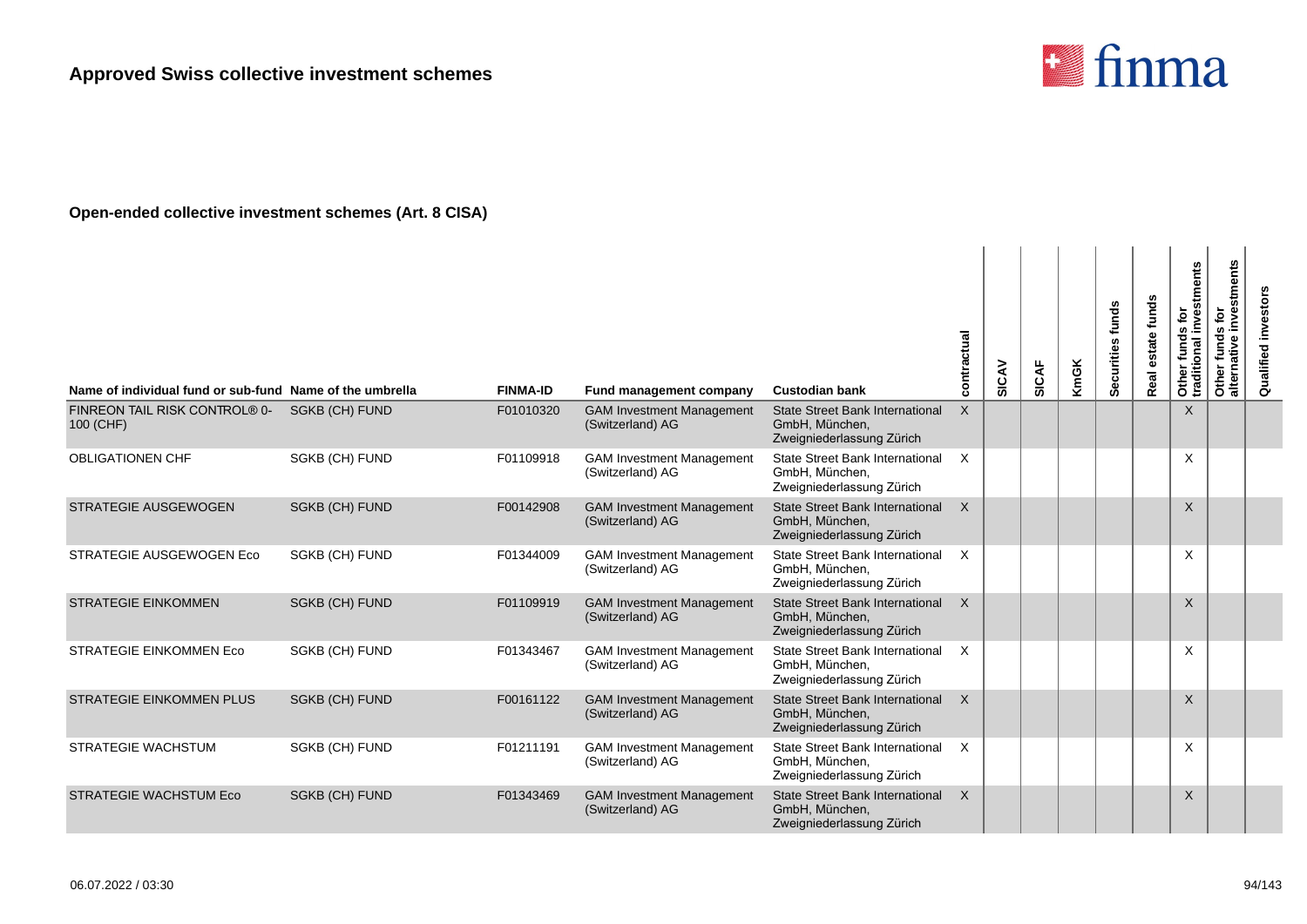## Approved Swiss collective investment schemes

### Open-ended collective investment schemes (Art. 8 CISA)

| Name of individual fund or sub-fund | Name of the umbrella | FINMA-ID | Fund management company | Custodian bank | contractual | SICAV | SICAF | KmGK | Securities funds | Real estate funds | Other funds for traditional investments | Other funds for alternative investments | Qualified investors |
|---|---|---|---|---|---|---|---|---|---|---|---|---|---|
| FINREON TAIL RISK CONTROL® 0-100 (CHF) | SGKB (CH) FUND | F01010320 | GAM Investment Management (Switzerland) AG | State Street Bank International GmbH, München, Zweigniederlassung Zürich | X | | | | | | X | | |
| OBLIGATIONEN CHF | SGKB (CH) FUND | F01109918 | GAM Investment Management (Switzerland) AG | State Street Bank International GmbH, München, Zweigniederlassung Zürich | X | | | | | | X | | |
| STRATEGIE AUSGEWOGEN | SGKB (CH) FUND | F00142908 | GAM Investment Management (Switzerland) AG | State Street Bank International GmbH, München, Zweigniederlassung Zürich | X | | | | | | X | | |
| STRATEGIE AUSGEWOGEN Eco | SGKB (CH) FUND | F01344009 | GAM Investment Management (Switzerland) AG | State Street Bank International GmbH, München, Zweigniederlassung Zürich | X | | | | | | X | | |
| STRATEGIE EINKOMMEN | SGKB (CH) FUND | F01109919 | GAM Investment Management (Switzerland) AG | State Street Bank International GmbH, München, Zweigniederlassung Zürich | X | | | | | | X | | |
| STRATEGIE EINKOMMEN Eco | SGKB (CH) FUND | F01343467 | GAM Investment Management (Switzerland) AG | State Street Bank International GmbH, München, Zweigniederlassung Zürich | X | | | | | | X | | |
| STRATEGIE EINKOMMEN PLUS | SGKB (CH) FUND | F00161122 | GAM Investment Management (Switzerland) AG | State Street Bank International GmbH, München, Zweigniederlassung Zürich | X | | | | | | X | | |
| STRATEGIE WACHSTUM | SGKB (CH) FUND | F01211191 | GAM Investment Management (Switzerland) AG | State Street Bank International GmbH, München, Zweigniederlassung Zürich | X | | | | | | X | | |
| STRATEGIE WACHSTUM Eco | SGKB (CH) FUND | F01343469 | GAM Investment Management (Switzerland) AG | State Street Bank International GmbH, München, Zweigniederlassung Zürich | X | | | | | | X | | |

06.07.2022 / 03:30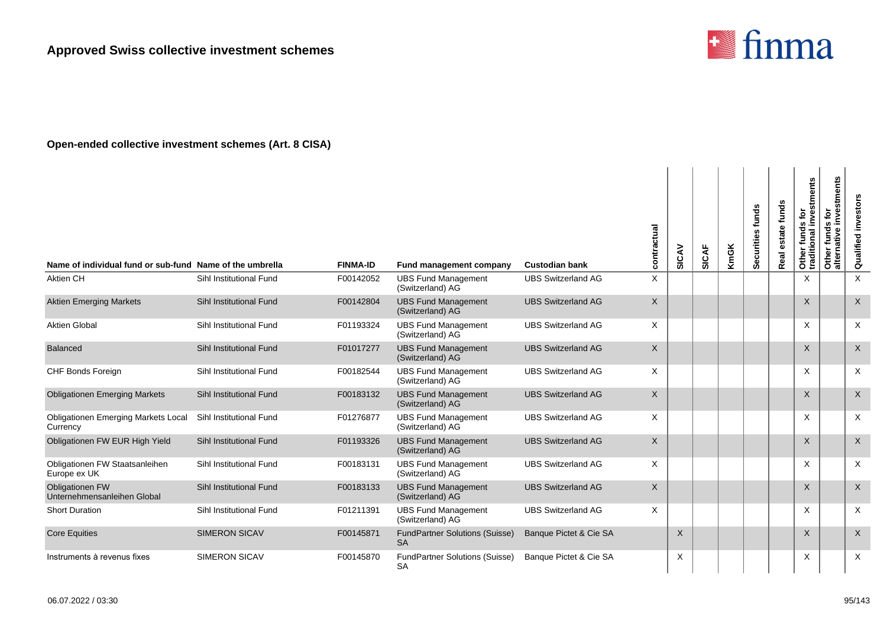## Approved Swiss collective investment schemes

### Open-ended collective investment schemes (Art. 8 CISA)

| Name of individual fund or sub-fund | Name of the umbrella | FINMA-ID | Fund management company | Custodian bank | contractual | SICAV | SICAF | KmGK | Securities funds | Real estate funds | Other funds for traditional investments | Other funds for alternative investments | Qualified investors |
|---|---|---|---|---|---|---|---|---|---|---|---|---|---|
| Aktien CH | Sihl Institutional Fund | F00142052 | UBS Fund Management (Switzerland) AG | UBS Switzerland AG | X | | | | | | X | | X |
| Aktien Emerging Markets | Sihl Institutional Fund | F00142804 | UBS Fund Management (Switzerland) AG | UBS Switzerland AG | X | | | | | | X | | X |
| Aktien Global | Sihl Institutional Fund | F01193324 | UBS Fund Management (Switzerland) AG | UBS Switzerland AG | X | | | | | | X | | X |
| Balanced | Sihl Institutional Fund | F01017277 | UBS Fund Management (Switzerland) AG | UBS Switzerland AG | X | | | | | | X | | X |
| CHF Bonds Foreign | Sihl Institutional Fund | F00182544 | UBS Fund Management (Switzerland) AG | UBS Switzerland AG | X | | | | | | X | | X |
| Obligationen Emerging Markets | Sihl Institutional Fund | F00183132 | UBS Fund Management (Switzerland) AG | UBS Switzerland AG | X | | | | | | X | | X |
| Obligationen Emerging Markets Local Currency | Sihl Institutional Fund | F01276877 | UBS Fund Management (Switzerland) AG | UBS Switzerland AG | X | | | | | | X | | X |
| Obligationen FW EUR High Yield | Sihl Institutional Fund | F01193326 | UBS Fund Management (Switzerland) AG | UBS Switzerland AG | X | | | | | | X | | X |
| Obligationen FW Staatsanleihen Europe ex UK | Sihl Institutional Fund | F00183131 | UBS Fund Management (Switzerland) AG | UBS Switzerland AG | X | | | | | | X | | X |
| Obligationen FW Unternehmensanleihen Global | Sihl Institutional Fund | F00183133 | UBS Fund Management (Switzerland) AG | UBS Switzerland AG | X | | | | | | X | | X |
| Short Duration | Sihl Institutional Fund | F01211391 | UBS Fund Management (Switzerland) AG | UBS Switzerland AG | X | | | | | | X | | X |
| Core Equities | SIMERON SICAV | F00145871 | FundPartner Solutions (Suisse) SA | Banque Pictet & Cie SA | | X | | | | | X | | X |
| Instruments à revenus fixes | SIMERON SICAV | F00145870 | FundPartner Solutions (Suisse) SA | Banque Pictet & Cie SA | | X | | | | | X | | X |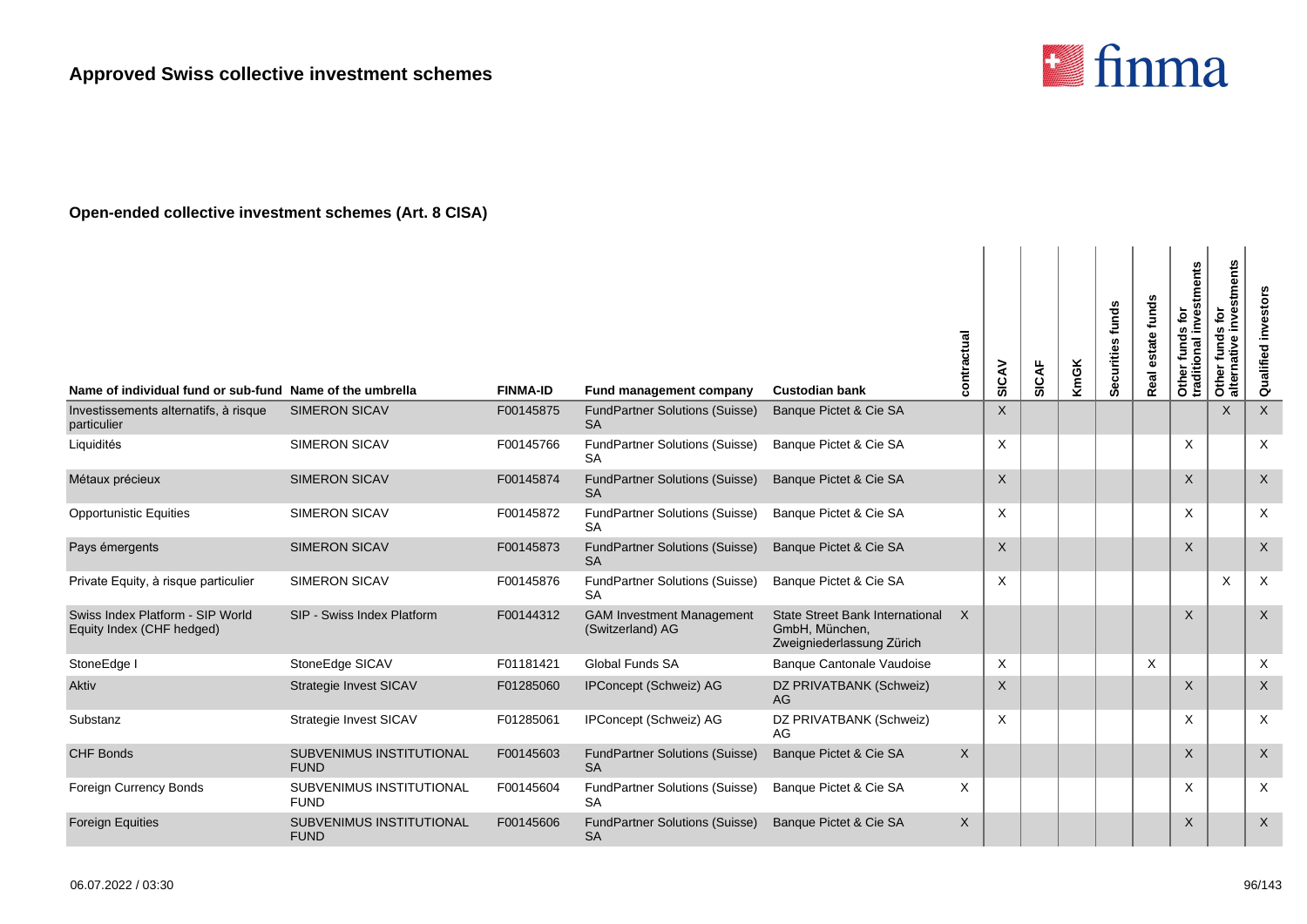# Approved Swiss collective investment schemes

## Open-ended collective investment schemes (Art. 8 CISA)

| Name of individual fund or sub-fund | Name of the umbrella | FINMA-ID | Fund management company | Custodian bank | contractual | SICAV | SICAF | KmGK | Securities funds | Real estate funds | Other funds for traditional investments | Other funds for alternative investments | Qualified investors |
|---|---|---|---|---|---|---|---|---|---|---|---|---|---|
| Investissements alternatifs, à risque particulier | SIMERON SICAV | F00145875 | FundPartner Solutions (Suisse) SA | Banque Pictet & Cie SA | | X | | | | | | X | X |
| Liquidités | SIMERON SICAV | F00145766 | FundPartner Solutions (Suisse) SA | Banque Pictet & Cie SA | | X | | | | | X | | X |
| Métaux précieux | SIMERON SICAV | F00145874 | FundPartner Solutions (Suisse) SA | Banque Pictet & Cie SA | | X | | | | | X | | X |
| Opportunistic Equities | SIMERON SICAV | F00145872 | FundPartner Solutions (Suisse) SA | Banque Pictet & Cie SA | | X | | | | | X | | X |
| Pays émergents | SIMERON SICAV | F00145873 | FundPartner Solutions (Suisse) SA | Banque Pictet & Cie SA | | X | | | | | X | | X |
| Private Equity, à risque particulier | SIMERON SICAV | F00145876 | FundPartner Solutions (Suisse) SA | Banque Pictet & Cie SA | | X | | | | | | X | X |
| Swiss Index Platform - SIP World Equity Index (CHF hedged) | SIP - Swiss Index Platform | F00144312 | GAM Investment Management (Switzerland) AG | State Street Bank International GmbH, München, Zweigniederlassung Zürich | X | | | | | | X | | X |
| StoneEdge I | StoneEdge SICAV | F01181421 | Global Funds SA | Banque Cantonale Vaudoise | | X | | | | X | | | X |
| Aktiv | Strategie Invest SICAV | F01285060 | IPConcept (Schweiz) AG | DZ PRIVATBANK (Schweiz) AG | | X | | | | | X | | X |
| Substanz | Strategie Invest SICAV | F01285061 | IPConcept (Schweiz) AG | DZ PRIVATBANK (Schweiz) AG | | X | | | | | X | | X |
| CHF Bonds | SUBVENIMUS INSTITUTIONAL FUND | F00145603 | FundPartner Solutions (Suisse) SA | Banque Pictet & Cie SA | X | | | | | | X | | X |
| Foreign Currency Bonds | SUBVENIMUS INSTITUTIONAL FUND | F00145604 | FundPartner Solutions (Suisse) SA | Banque Pictet & Cie SA | X | | | | | | X | | X |
| Foreign Equities | SUBVENIMUS INSTITUTIONAL FUND | F00145606 | FundPartner Solutions (Suisse) SA | Banque Pictet & Cie SA | X | | | | | | X | | X |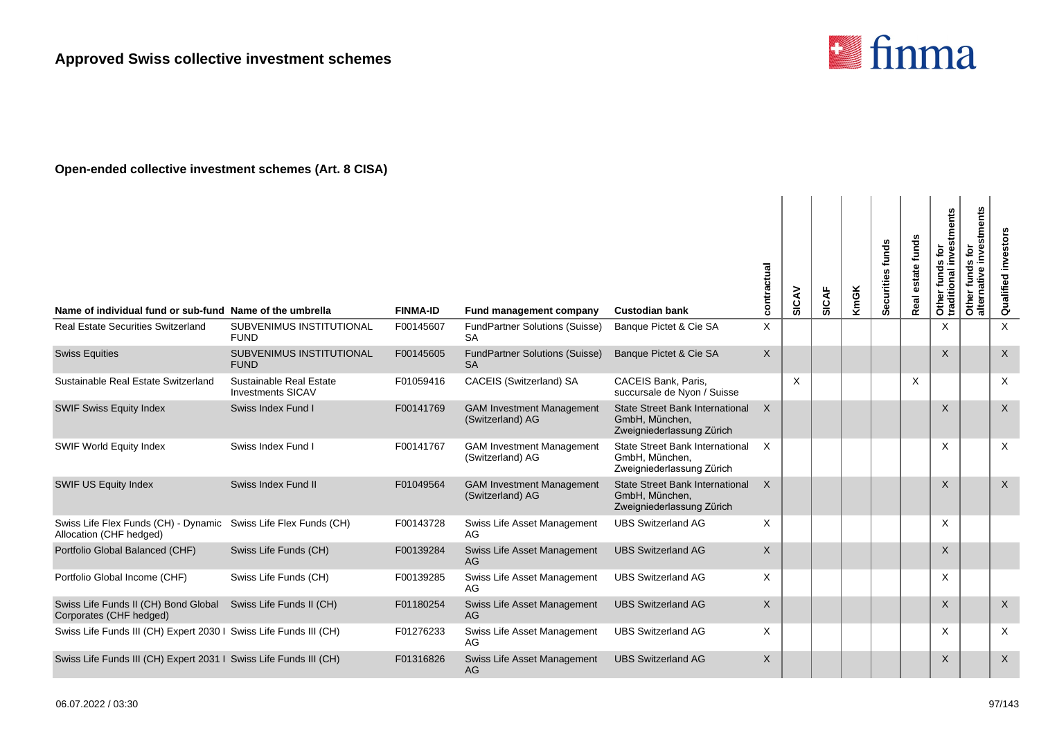# Approved Swiss collective investment schemes

## Open-ended collective investment schemes (Art. 8 CISA)

| Name of individual fund or sub-fund | Name of the umbrella | FINMA-ID | Fund management company | Custodian bank | contractual | SICAV | SICAF | KmGK | Securities funds | Real estate funds | Other funds for traditional investments | Other funds for alternative investments | Qualified investors |
|---|---|---|---|---|---|---|---|---|---|---|---|---|---|
| Real Estate Securities Switzerland | SUBVENIMUS INSTITUTIONAL FUND | F00145607 | FundPartner Solutions (Suisse) SA | Banque Pictet & Cie SA | X | | | | | | X | | X |
| Swiss Equities | SUBVENIMUS INSTITUTIONAL FUND | F00145605 | FundPartner Solutions (Suisse) SA | Banque Pictet & Cie SA | X | | | | | | X | | X |
| Sustainable Real Estate Switzerland | Sustainable Real Estate Investments SICAV | F01059416 | CACEIS (Switzerland) SA | CACEIS Bank, Paris, succursale de Nyon / Suisse | | X | | | | X | | | X |
| SWIF Swiss Equity Index | Swiss Index Fund I | F00141769 | GAM Investment Management (Switzerland) AG | State Street Bank International GmbH, München, Zweigniederlassung Zürich | X | | | | | | X | | X |
| SWIF World Equity Index | Swiss Index Fund I | F00141767 | GAM Investment Management (Switzerland) AG | State Street Bank International GmbH, München, Zweigniederlassung Zürich | X | | | | | | X | | X |
| SWIF US Equity Index | Swiss Index Fund II | F01049564 | GAM Investment Management (Switzerland) AG | State Street Bank International GmbH, München, Zweigniederlassung Zürich | X | | | | | | X | | X |
| Swiss Life Flex Funds (CH) - Dynamic Allocation (CHF hedged) | Swiss Life Flex Funds (CH) | F00143728 | Swiss Life Asset Management AG | UBS Switzerland AG | X | | | | | | X | | |
| Portfolio Global Balanced (CHF) | Swiss Life Funds (CH) | F00139284 | Swiss Life Asset Management AG | UBS Switzerland AG | X | | | | | | X | | |
| Portfolio Global Income (CHF) | Swiss Life Funds (CH) | F00139285 | Swiss Life Asset Management AG | UBS Switzerland AG | X | | | | | | X | | |
| Swiss Life Funds II (CH) Bond Global Corporates (CHF hedged) | Swiss Life Funds II (CH) | F01180254 | Swiss Life Asset Management AG | UBS Switzerland AG | X | | | | | | X | | X |
| Swiss Life Funds III (CH) Expert 2030 I | Swiss Life Funds III (CH) | F01276233 | Swiss Life Asset Management AG | UBS Switzerland AG | X | | | | | | X | | X |
| Swiss Life Funds III (CH) Expert 2031 I | Swiss Life Funds III (CH) | F01316826 | Swiss Life Asset Management AG | UBS Switzerland AG | X | | | | | | X | | X |

06.07.2022 / 03:30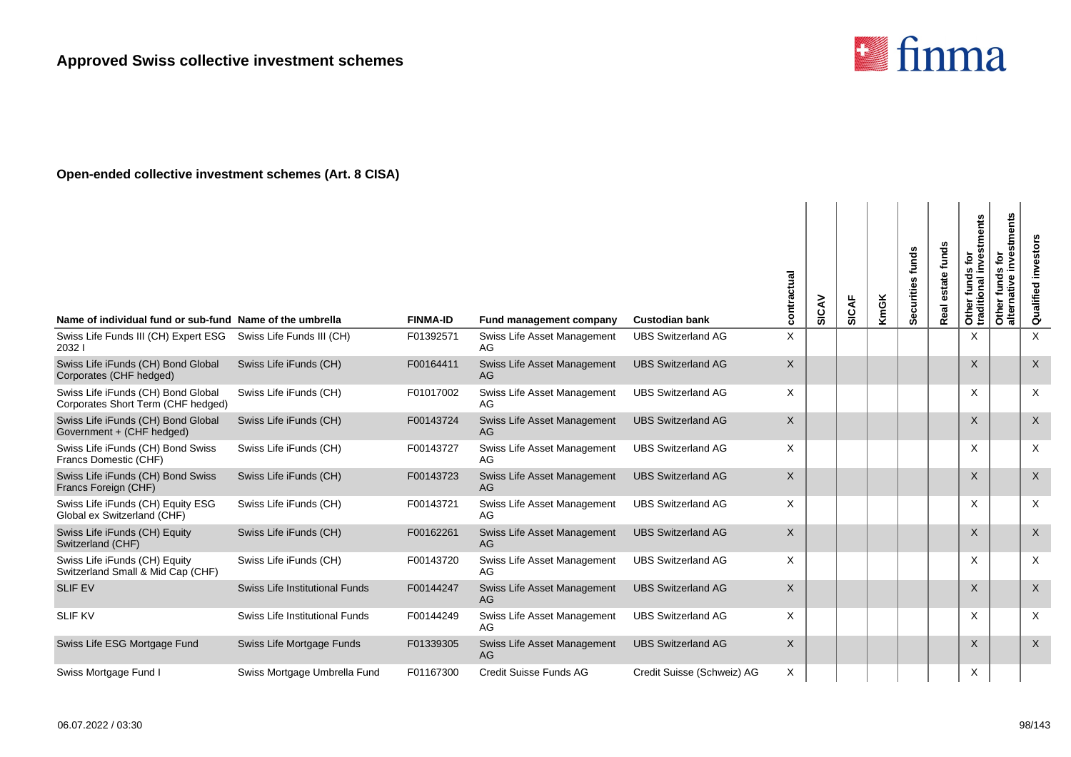# Approved Swiss collective investment schemes

## Open-ended collective investment schemes (Art. 8 CISA)

| Name of individual fund or sub-fund | Name of the umbrella | FINMA-ID | Fund management company | Custodian bank | contractual | SICAV | SICAF | KmGK | Securities funds | Real estate funds | Other funds for traditional investments | Other funds for alternative investments | Qualified investors |
|---|---|---|---|---|---|---|---|---|---|---|---|---|---|
| Swiss Life Funds III (CH) Expert ESG 2032 I | Swiss Life Funds III (CH) | F01392571 | Swiss Life Asset Management AG | UBS Switzerland AG | X | | | | | | X | | X |
| Swiss Life iFunds (CH) Bond Global Corporates (CHF hedged) | Swiss Life iFunds (CH) | F00164411 | Swiss Life Asset Management AG | UBS Switzerland AG | X | | | | | | X | | X |
| Swiss Life iFunds (CH) Bond Global Corporates Short Term (CHF hedged) | Swiss Life iFunds (CH) | F01017002 | Swiss Life Asset Management AG | UBS Switzerland AG | X | | | | | | X | | X |
| Swiss Life iFunds (CH) Bond Global Government + (CHF hedged) | Swiss Life iFunds (CH) | F00143724 | Swiss Life Asset Management AG | UBS Switzerland AG | X | | | | | | X | | X |
| Swiss Life iFunds (CH) Bond Swiss Francs Domestic (CHF) | Swiss Life iFunds (CH) | F00143727 | Swiss Life Asset Management AG | UBS Switzerland AG | X | | | | | | X | | X |
| Swiss Life iFunds (CH) Bond Swiss Francs Foreign (CHF) | Swiss Life iFunds (CH) | F00143723 | Swiss Life Asset Management AG | UBS Switzerland AG | X | | | | | | X | | X |
| Swiss Life iFunds (CH) Equity ESG Global ex Switzerland (CHF) | Swiss Life iFunds (CH) | F00143721 | Swiss Life Asset Management AG | UBS Switzerland AG | X | | | | | | X | | X |
| Swiss Life iFunds (CH) Equity Switzerland (CHF) | Swiss Life iFunds (CH) | F00162261 | Swiss Life Asset Management AG | UBS Switzerland AG | X | | | | | | X | | X |
| Swiss Life iFunds (CH) Equity Switzerland Small & Mid Cap (CHF) | Swiss Life iFunds (CH) | F00143720 | Swiss Life Asset Management AG | UBS Switzerland AG | X | | | | | | X | | X |
| SLIF EV | Swiss Life Institutional Funds | F00144247 | Swiss Life Asset Management AG | UBS Switzerland AG | X | | | | | | X | | X |
| SLIF KV | Swiss Life Institutional Funds | F00144249 | Swiss Life Asset Management AG | UBS Switzerland AG | X | | | | | | X | | X |
| Swiss Life ESG Mortgage Fund | Swiss Life Mortgage Funds | F01339305 | Swiss Life Asset Management AG | UBS Switzerland AG | X | | | | | | X | | X |
| Swiss Mortgage Fund I | Swiss Mortgage Umbrella Fund | F01167300 | Credit Suisse Funds AG | Credit Suisse (Schweiz) AG | X | | | | | | X | | |

06.07.2022 / 03:30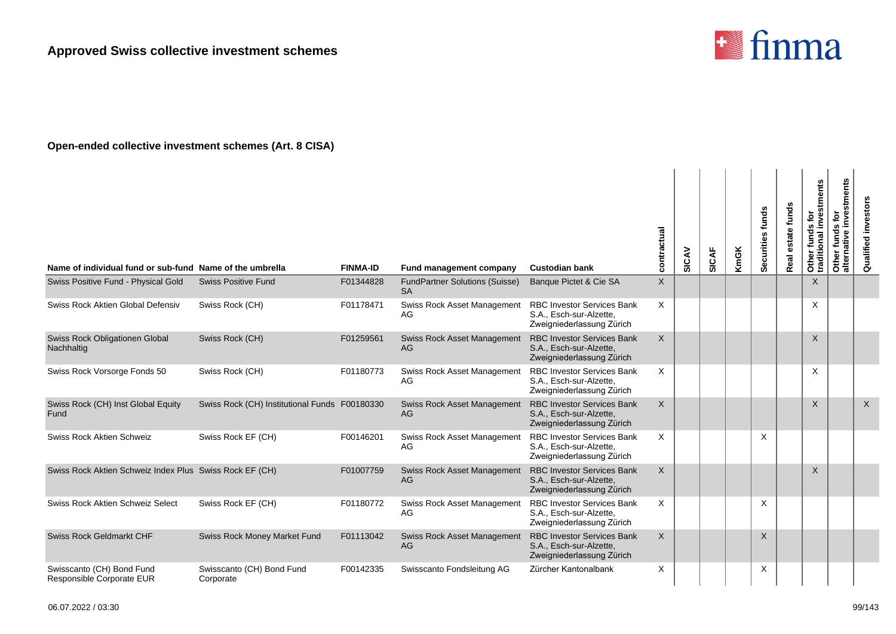# Approved Swiss collective investment schemes

## Open-ended collective investment schemes (Art. 8 CISA)

| Name of individual fund or sub-fund | Name of the umbrella | FINMA-ID | Fund management company | Custodian bank | contractual | SICAV | SICAF | KmGK | Securities funds | Real estate funds | Other funds for traditional investments | Other funds for alternative investments | Qualified investors |
|---|---|---|---|---|---|---|---|---|---|---|---|---|---|
| Swiss Positive Fund - Physical Gold | Swiss Positive Fund | F01344828 | FundPartner Solutions (Suisse) SA | Banque Pictet & Cie SA | X | | | | | | X | | |
| Swiss Rock Aktien Global Defensiv | Swiss Rock (CH) | F01178471 | Swiss Rock Asset Management AG | RBC Investor Services Bank S.A., Esch-sur-Alzette, Zweigniederlassung Zürich | X | | | | | | X | | |
| Swiss Rock Obligationen Global Nachhaltig | Swiss Rock (CH) | F01259561 | Swiss Rock Asset Management AG | RBC Investor Services Bank S.A., Esch-sur-Alzette, Zweigniederlassung Zürich | X | | | | | | X | | |
| Swiss Rock Vorsorge Fonds 50 | Swiss Rock (CH) | F01180773 | Swiss Rock Asset Management AG | RBC Investor Services Bank S.A., Esch-sur-Alzette, Zweigniederlassung Zürich | X | | | | | | X | | |
| Swiss Rock (CH) Inst Global Equity Fund | Swiss Rock (CH) Institutional Funds | F00180330 | Swiss Rock Asset Management AG | RBC Investor Services Bank S.A., Esch-sur-Alzette, Zweigniederlassung Zürich | X | | | | | | X | | X |
| Swiss Rock Aktien Schweiz | Swiss Rock EF (CH) | F00146201 | Swiss Rock Asset Management AG | RBC Investor Services Bank S.A., Esch-sur-Alzette, Zweigniederlassung Zürich | X | | | | X | | | | |
| Swiss Rock Aktien Schweiz Index Plus | Swiss Rock EF (CH) | F01007759 | Swiss Rock Asset Management AG | RBC Investor Services Bank S.A., Esch-sur-Alzette, Zweigniederlassung Zürich | X | | | | | | X | | |
| Swiss Rock Aktien Schweiz Select | Swiss Rock EF (CH) | F01180772 | Swiss Rock Asset Management AG | RBC Investor Services Bank S.A., Esch-sur-Alzette, Zweigniederlassung Zürich | X | | | | X | | | | |
| Swiss Rock Geldmarkt CHF | Swiss Rock Money Market Fund | F01113042 | Swiss Rock Asset Management AG | RBC Investor Services Bank S.A., Esch-sur-Alzette, Zweigniederlassung Zürich | X | | | | X | | | | |
| Swisscanto (CH) Bond Fund Responsible Corporate EUR | Swisscanto (CH) Bond Fund Corporate | F00142335 | Swisscanto Fondsleitung AG | Zürcher Kantonalbank | X | | | | X | | | | |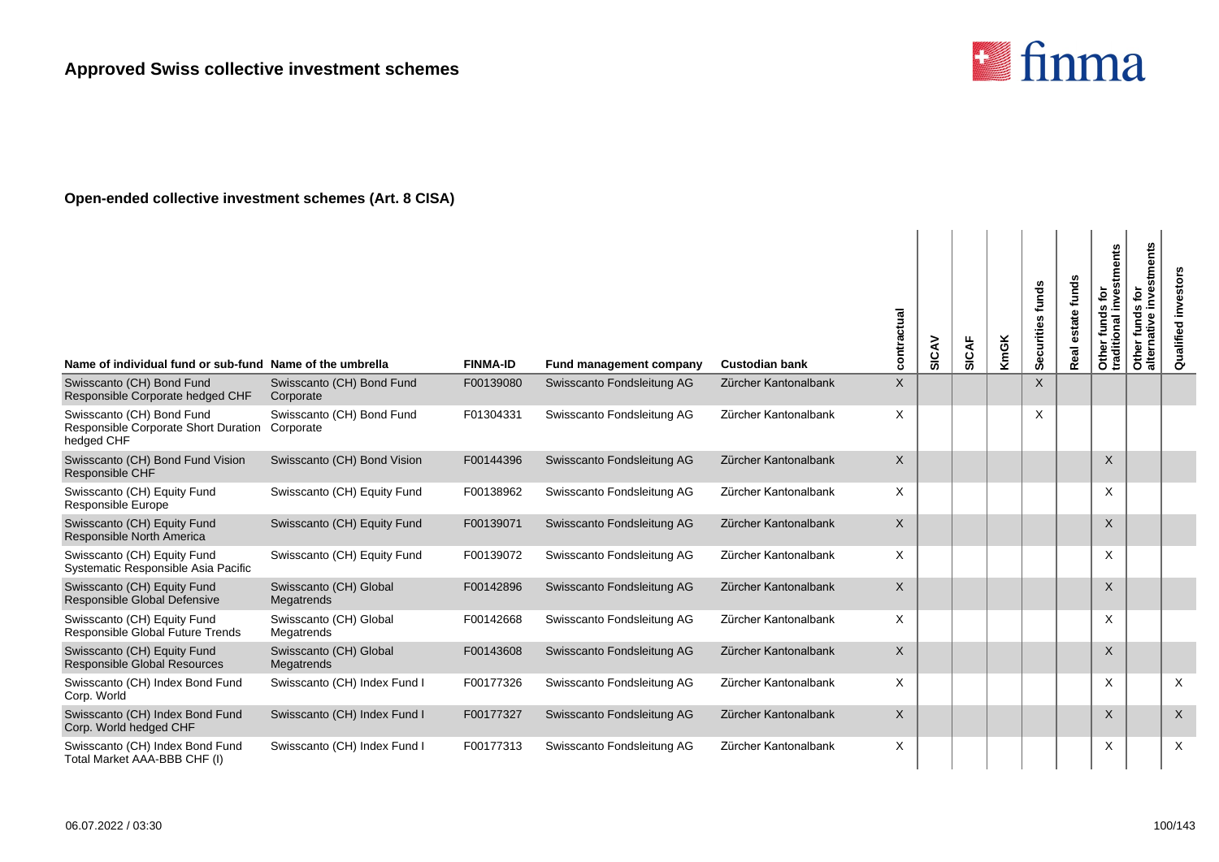# Approved Swiss collective investment schemes

## Open-ended collective investment schemes (Art. 8 CISA)

| Name of individual fund or sub-fund | Name of the umbrella | FINMA-ID | Fund management company | Custodian bank | contractual | SICAV | SICAF | KmGK | Securities funds | Real estate funds | Other funds for traditional investments | Other funds for alternative investments | Qualified investors |
|---|---|---|---|---|---|---|---|---|---|---|---|---|---|
| Swisscanto (CH) Bond Fund Responsible Corporate hedged CHF | Swisscanto (CH) Bond Fund Corporate | F00139080 | Swisscanto Fondsleitung AG | Zürcher Kantonalbank | X | | | | X | | | | |
| Swisscanto (CH) Bond Fund Responsible Corporate Short Duration hedged CHF | Swisscanto (CH) Bond Fund Corporate | F01304331 | Swisscanto Fondsleitung AG | Zürcher Kantonalbank | X | | | | X | | | | |
| Swisscanto (CH) Bond Fund Vision Responsible CHF | Swisscanto (CH) Bond Vision | F00144396 | Swisscanto Fondsleitung AG | Zürcher Kantonalbank | X | | | | | | X | | |
| Swisscanto (CH) Equity Fund Responsible Europe | Swisscanto (CH) Equity Fund | F00138962 | Swisscanto Fondsleitung AG | Zürcher Kantonalbank | X | | | | | | X | | |
| Swisscanto (CH) Equity Fund Responsible North America | Swisscanto (CH) Equity Fund | F00139071 | Swisscanto Fondsleitung AG | Zürcher Kantonalbank | X | | | | | | X | | |
| Swisscanto (CH) Equity Fund Systematic Responsible Asia Pacific | Swisscanto (CH) Equity Fund | F00139072 | Swisscanto Fondsleitung AG | Zürcher Kantonalbank | X | | | | | | X | | |
| Swisscanto (CH) Equity Fund Responsible Global Defensive | Swisscanto (CH) Global Megatrends | F00142896 | Swisscanto Fondsleitung AG | Zürcher Kantonalbank | X | | | | | | X | | |
| Swisscanto (CH) Equity Fund Responsible Global Future Trends | Swisscanto (CH) Global Megatrends | F00142668 | Swisscanto Fondsleitung AG | Zürcher Kantonalbank | X | | | | | | X | | |
| Swisscanto (CH) Equity Fund Responsible Global Resources | Swisscanto (CH) Global Megatrends | F00143608 | Swisscanto Fondsleitung AG | Zürcher Kantonalbank | X | | | | | | X | | |
| Swisscanto (CH) Index Bond Fund Corp. World | Swisscanto (CH) Index Fund I | F00177326 | Swisscanto Fondsleitung AG | Zürcher Kantonalbank | X | | | | | | X | | X |
| Swisscanto (CH) Index Bond Fund Corp. World hedged CHF | Swisscanto (CH) Index Fund I | F00177327 | Swisscanto Fondsleitung AG | Zürcher Kantonalbank | X | | | | | | X | | X |
| Swisscanto (CH) Index Bond Fund Total Market AAA-BBB CHF (I) | Swisscanto (CH) Index Fund I | F00177313 | Swisscanto Fondsleitung AG | Zürcher Kantonalbank | X | | | | | | X | | X |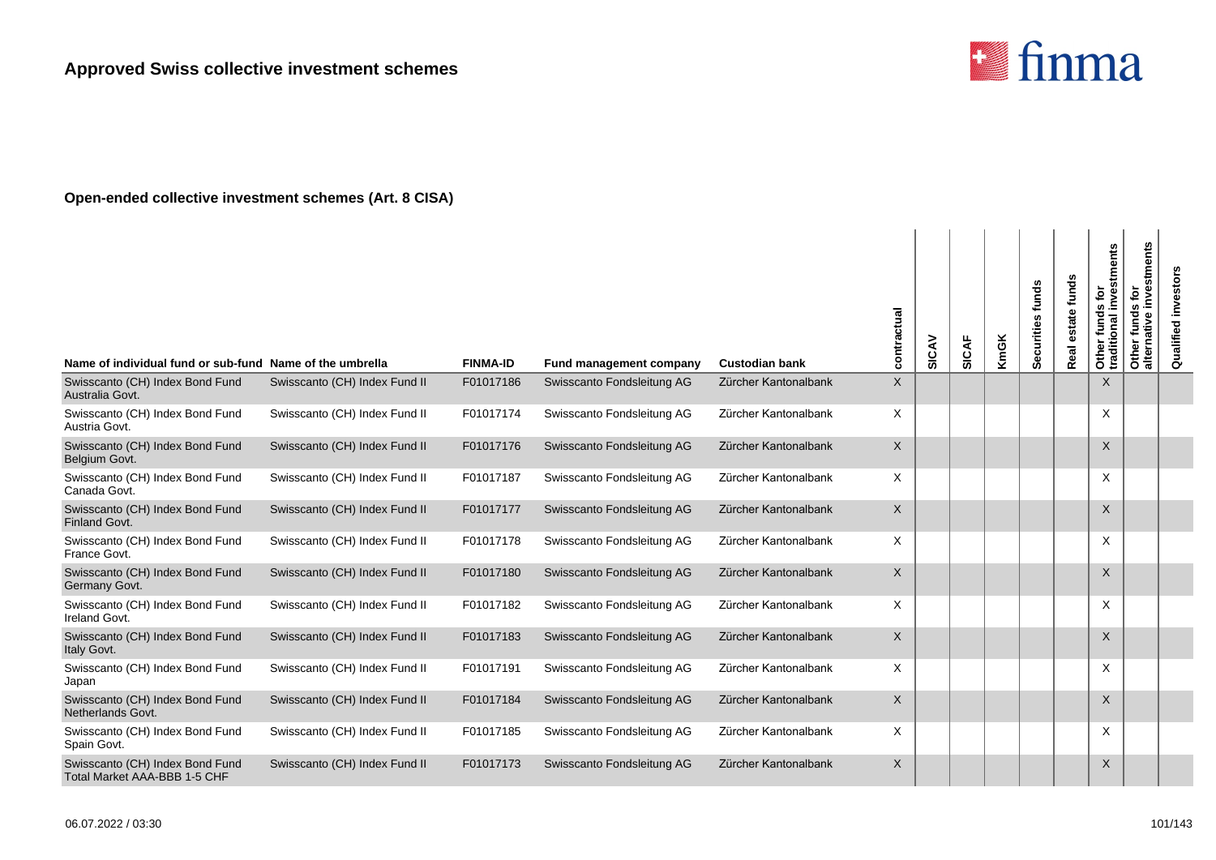## Approved Swiss collective investment schemes

### Open-ended collective investment schemes (Art. 8 CISA)

| Name of individual fund or sub-fund | Name of the umbrella | FINMA-ID | Fund management company | Custodian bank | contractual | SICAV | SICAF | KmGK | Securities funds | Real estate funds | Other funds for traditional investments | Other funds for alternative investments | Qualified investors |
|---|---|---|---|---|---|---|---|---|---|---|---|---|---|
| Swisscanto (CH) Index Bond Fund Australia Govt. | Swisscanto (CH) Index Fund II | F01017186 | Swisscanto Fondsleitung AG | Zürcher Kantonalbank | X | | | | | | X | | |
| Swisscanto (CH) Index Bond Fund Austria Govt. | Swisscanto (CH) Index Fund II | F01017174 | Swisscanto Fondsleitung AG | Zürcher Kantonalbank | X | | | | | | X | | |
| Swisscanto (CH) Index Bond Fund Belgium Govt. | Swisscanto (CH) Index Fund II | F01017176 | Swisscanto Fondsleitung AG | Zürcher Kantonalbank | X | | | | | | X | | |
| Swisscanto (CH) Index Bond Fund Canada Govt. | Swisscanto (CH) Index Fund II | F01017187 | Swisscanto Fondsleitung AG | Zürcher Kantonalbank | X | | | | | | X | | |
| Swisscanto (CH) Index Bond Fund Finland Govt. | Swisscanto (CH) Index Fund II | F01017177 | Swisscanto Fondsleitung AG | Zürcher Kantonalbank | X | | | | | | X | | |
| Swisscanto (CH) Index Bond Fund France Govt. | Swisscanto (CH) Index Fund II | F01017178 | Swisscanto Fondsleitung AG | Zürcher Kantonalbank | X | | | | | | X | | |
| Swisscanto (CH) Index Bond Fund Germany Govt. | Swisscanto (CH) Index Fund II | F01017180 | Swisscanto Fondsleitung AG | Zürcher Kantonalbank | X | | | | | | X | | |
| Swisscanto (CH) Index Bond Fund Ireland Govt. | Swisscanto (CH) Index Fund II | F01017182 | Swisscanto Fondsleitung AG | Zürcher Kantonalbank | X | | | | | | X | | |
| Swisscanto (CH) Index Bond Fund Italy Govt. | Swisscanto (CH) Index Fund II | F01017183 | Swisscanto Fondsleitung AG | Zürcher Kantonalbank | X | | | | | | X | | |
| Swisscanto (CH) Index Bond Fund Japan | Swisscanto (CH) Index Fund II | F01017191 | Swisscanto Fondsleitung AG | Zürcher Kantonalbank | X | | | | | | X | | |
| Swisscanto (CH) Index Bond Fund Netherlands Govt. | Swisscanto (CH) Index Fund II | F01017184 | Swisscanto Fondsleitung AG | Zürcher Kantonalbank | X | | | | | | X | | |
| Swisscanto (CH) Index Bond Fund Spain Govt. | Swisscanto (CH) Index Fund II | F01017185 | Swisscanto Fondsleitung AG | Zürcher Kantonalbank | X | | | | | | X | | |
| Swisscanto (CH) Index Bond Fund Total Market AAA-BBB 1-5 CHF | Swisscanto (CH) Index Fund II | F01017173 | Swisscanto Fondsleitung AG | Zürcher Kantonalbank | X | | | | | | X | | |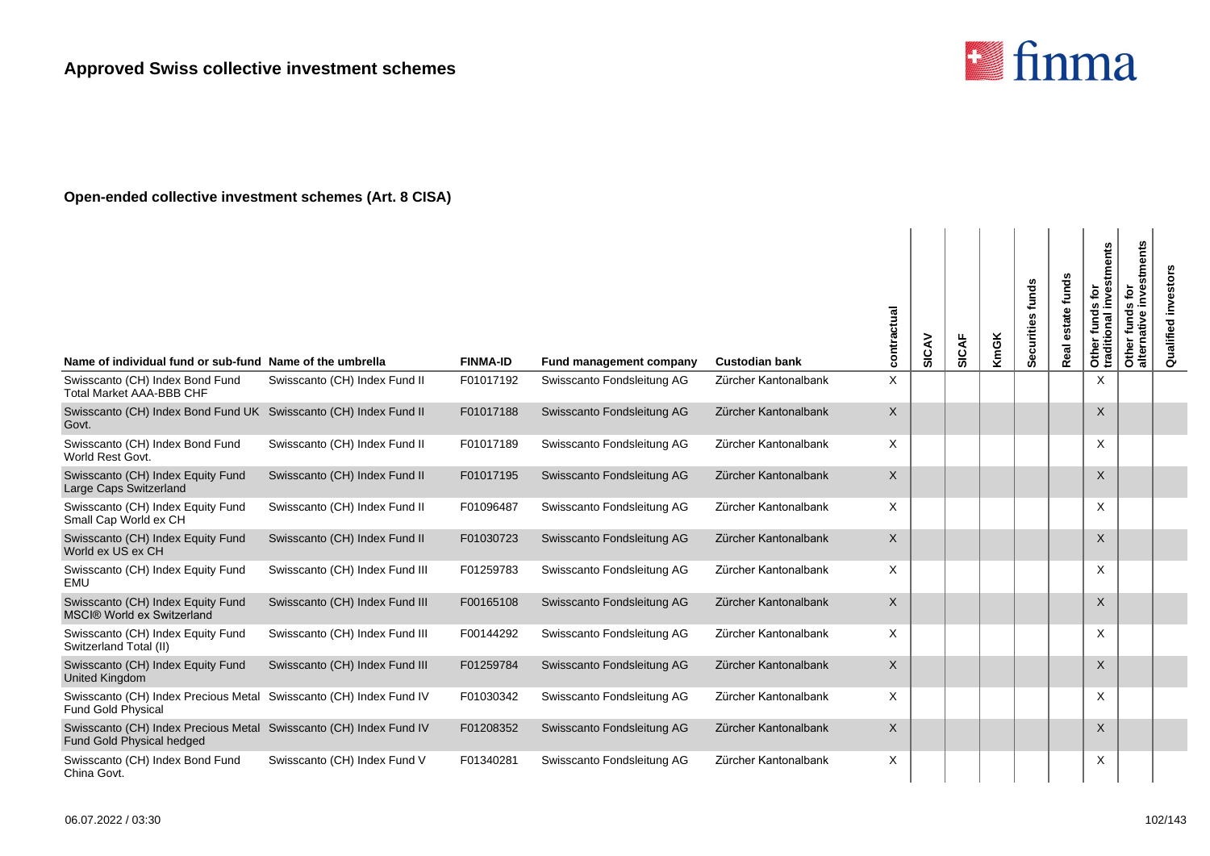## Approved Swiss collective investment schemes

### Open-ended collective investment schemes (Art. 8 CISA)

| Name of individual fund or sub-fund | Name of the umbrella | FINMA-ID | Fund management company | Custodian bank | contractual | SICAV | SICAF | KmGK | Securities funds | Real estate funds | Other funds for traditional investments | Other funds for alternative investments | Qualified investors |
|---|---|---|---|---|---|---|---|---|---|---|---|---|---|
| Swisscanto (CH) Index Bond Fund Total Market AAA-BBB CHF | Swisscanto (CH) Index Fund II | F01017192 | Swisscanto Fondsleitung AG | Zürcher Kantonalbank | X | | | | | | X | | |
| Swisscanto (CH) Index Bond Fund UK Govt. | Swisscanto (CH) Index Fund II | F01017188 | Swisscanto Fondsleitung AG | Zürcher Kantonalbank | X | | | | | | X | | |
| Swisscanto (CH) Index Bond Fund World Rest Govt. | Swisscanto (CH) Index Fund II | F01017189 | Swisscanto Fondsleitung AG | Zürcher Kantonalbank | X | | | | | | X | | |
| Swisscanto (CH) Index Equity Fund Large Caps Switzerland | Swisscanto (CH) Index Fund II | F01017195 | Swisscanto Fondsleitung AG | Zürcher Kantonalbank | X | | | | | | X | | |
| Swisscanto (CH) Index Equity Fund Small Cap World ex CH | Swisscanto (CH) Index Fund II | F01096487 | Swisscanto Fondsleitung AG | Zürcher Kantonalbank | X | | | | | | X | | |
| Swisscanto (CH) Index Equity Fund World ex US ex CH | Swisscanto (CH) Index Fund II | F01030723 | Swisscanto Fondsleitung AG | Zürcher Kantonalbank | X | | | | | | X | | |
| Swisscanto (CH) Index Equity Fund EMU | Swisscanto (CH) Index Fund III | F01259783 | Swisscanto Fondsleitung AG | Zürcher Kantonalbank | X | | | | | | X | | |
| Swisscanto (CH) Index Equity Fund MSCI® World ex Switzerland | Swisscanto (CH) Index Fund III | F00165108 | Swisscanto Fondsleitung AG | Zürcher Kantonalbank | X | | | | | | X | | |
| Swisscanto (CH) Index Equity Fund Switzerland Total (II) | Swisscanto (CH) Index Fund III | F00144292 | Swisscanto Fondsleitung AG | Zürcher Kantonalbank | X | | | | | | X | | |
| Swisscanto (CH) Index Equity Fund United Kingdom | Swisscanto (CH) Index Fund III | F01259784 | Swisscanto Fondsleitung AG | Zürcher Kantonalbank | X | | | | | | X | | |
| Swisscanto (CH) Index Precious Metal Fund Gold Physical | Swisscanto (CH) Index Fund IV | F01030342 | Swisscanto Fondsleitung AG | Zürcher Kantonalbank | X | | | | | | X | | |
| Swisscanto (CH) Index Precious Metal Fund Gold Physical hedged | Swisscanto (CH) Index Fund IV | F01208352 | Swisscanto Fondsleitung AG | Zürcher Kantonalbank | X | | | | | | X | | |
| Swisscanto (CH) Index Bond Fund China Govt. | Swisscanto (CH) Index Fund V | F01340281 | Swisscanto Fondsleitung AG | Zürcher Kantonalbank | X | | | | | | X | | |

06.07.2022 / 03:30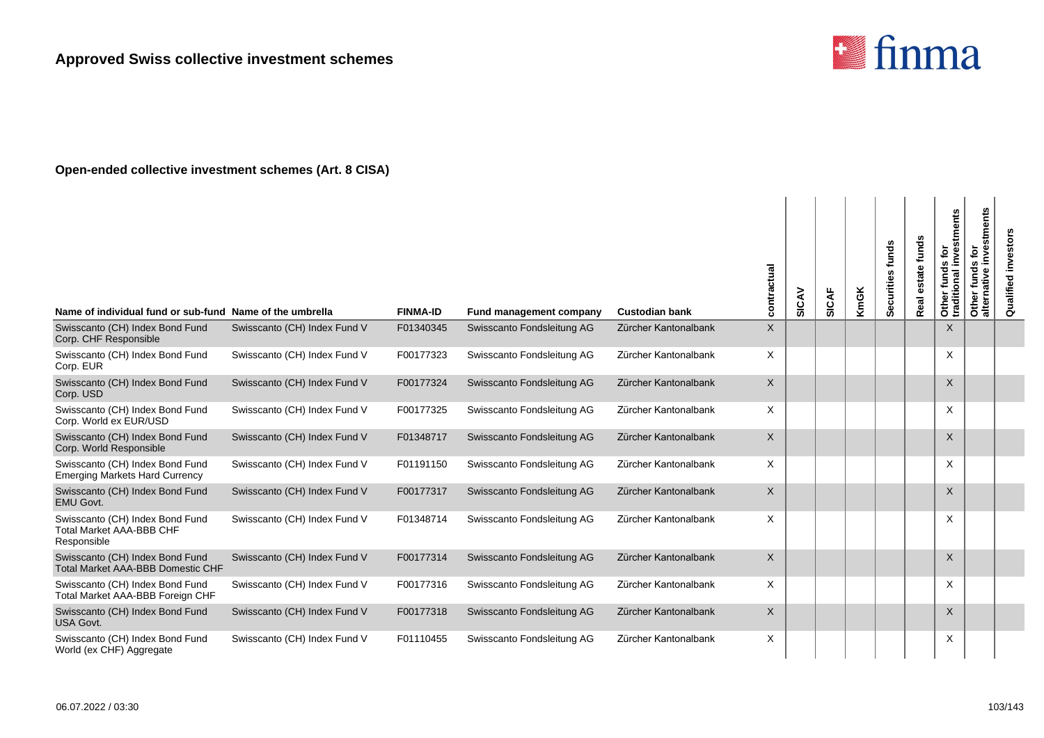## Approved Swiss collective investment schemes

### Open-ended collective investment schemes (Art. 8 CISA)

| Name of individual fund or sub-fund | Name of the umbrella | FINMA-ID | Fund management company | Custodian bank | contractual | SICAV | SICAF | KmGK | Securities funds | Real estate funds | Other funds for traditional investments | Other funds for alternative investments | Qualified investors |
|---|---|---|---|---|---|---|---|---|---|---|---|---|---|
| Swisscanto (CH) Index Bond Fund Corp. CHF Responsible | Swisscanto (CH) Index Fund V | F01340345 | Swisscanto Fondsleitung AG | Zürcher Kantonalbank | X | | | | | | X | | |
| Swisscanto (CH) Index Bond Fund Corp. EUR | Swisscanto (CH) Index Fund V | F00177323 | Swisscanto Fondsleitung AG | Zürcher Kantonalbank | X | | | | | | X | | |
| Swisscanto (CH) Index Bond Fund Corp. USD | Swisscanto (CH) Index Fund V | F00177324 | Swisscanto Fondsleitung AG | Zürcher Kantonalbank | X | | | | | | X | | |
| Swisscanto (CH) Index Bond Fund Corp. World ex EUR/USD | Swisscanto (CH) Index Fund V | F00177325 | Swisscanto Fondsleitung AG | Zürcher Kantonalbank | X | | | | | | X | | |
| Swisscanto (CH) Index Bond Fund Corp. World Responsible | Swisscanto (CH) Index Fund V | F01348717 | Swisscanto Fondsleitung AG | Zürcher Kantonalbank | X | | | | | | X | | |
| Swisscanto (CH) Index Bond Fund Emerging Markets Hard Currency | Swisscanto (CH) Index Fund V | F01191150 | Swisscanto Fondsleitung AG | Zürcher Kantonalbank | X | | | | | | X | | |
| Swisscanto (CH) Index Bond Fund EMU Govt. | Swisscanto (CH) Index Fund V | F00177317 | Swisscanto Fondsleitung AG | Zürcher Kantonalbank | X | | | | | | X | | |
| Swisscanto (CH) Index Bond Fund Total Market AAA-BBB CHF Responsible | Swisscanto (CH) Index Fund V | F01348714 | Swisscanto Fondsleitung AG | Zürcher Kantonalbank | X | | | | | | X | | |
| Swisscanto (CH) Index Bond Fund Total Market AAA-BBB Domestic CHF | Swisscanto (CH) Index Fund V | F00177314 | Swisscanto Fondsleitung AG | Zürcher Kantonalbank | X | | | | | | X | | |
| Swisscanto (CH) Index Bond Fund Total Market AAA-BBB Foreign CHF | Swisscanto (CH) Index Fund V | F00177316 | Swisscanto Fondsleitung AG | Zürcher Kantonalbank | X | | | | | | X | | |
| Swisscanto (CH) Index Bond Fund USA Govt. | Swisscanto (CH) Index Fund V | F00177318 | Swisscanto Fondsleitung AG | Zürcher Kantonalbank | X | | | | | | X | | |
| Swisscanto (CH) Index Bond Fund World (ex CHF) Aggregate | Swisscanto (CH) Index Fund V | F01110455 | Swisscanto Fondsleitung AG | Zürcher Kantonalbank | X | | | | | | X | | |

06.07.2022 / 03:30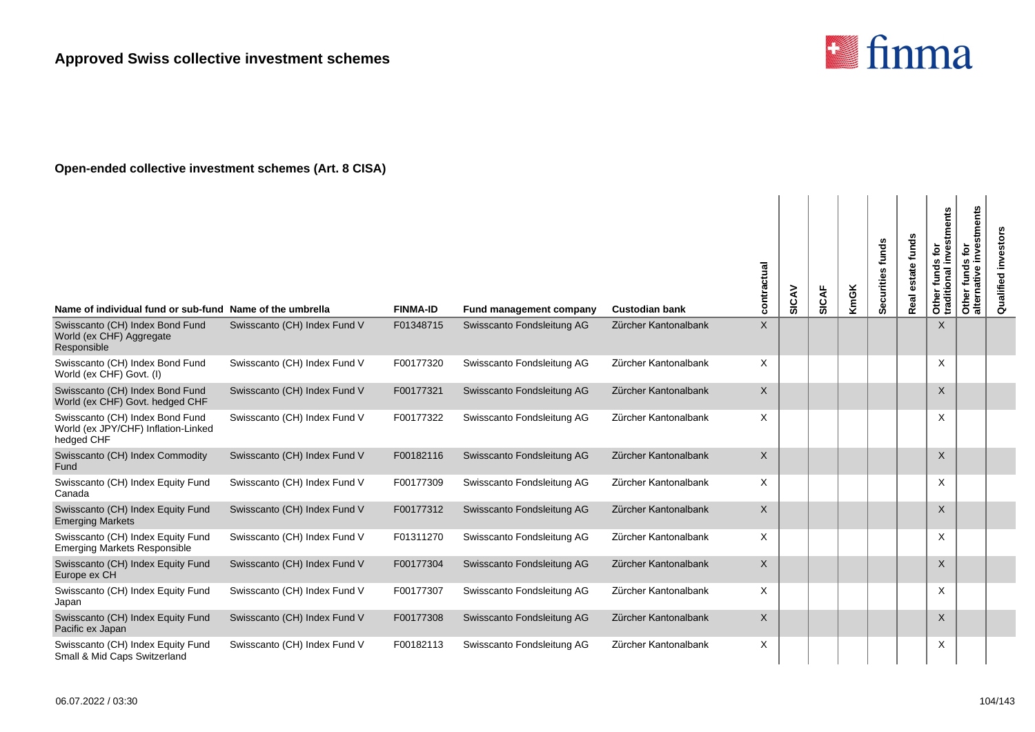# Approved Swiss collective investment schemes

## Open-ended collective investment schemes (Art. 8 CISA)

| Name of individual fund or sub-fund | Name of the umbrella | FINMA-ID | Fund management company | Custodian bank | contractual | SICAV | SICAF | KmGK | Securities funds | Real estate funds | Other funds for traditional investments | Other funds for alternative investments | Qualified investors |
|---|---|---|---|---|---|---|---|---|---|---|---|---|---|
| Swisscanto (CH) Index Bond Fund World (ex CHF) Aggregate Responsible | Swisscanto (CH) Index Fund V | F01348715 | Swisscanto Fondsleitung AG | Zürcher Kantonalbank | X | | | | | | X | | |
| Swisscanto (CH) Index Bond Fund World (ex CHF) Govt. (I) | Swisscanto (CH) Index Fund V | F00177320 | Swisscanto Fondsleitung AG | Zürcher Kantonalbank | X | | | | | | X | | |
| Swisscanto (CH) Index Bond Fund World (ex CHF) Govt. hedged CHF | Swisscanto (CH) Index Fund V | F00177321 | Swisscanto Fondsleitung AG | Zürcher Kantonalbank | X | | | | | | X | | |
| Swisscanto (CH) Index Bond Fund World (ex JPY/CHF) Inflation-Linked hedged CHF | Swisscanto (CH) Index Fund V | F00177322 | Swisscanto Fondsleitung AG | Zürcher Kantonalbank | X | | | | | | X | | |
| Swisscanto (CH) Index Commodity Fund | Swisscanto (CH) Index Fund V | F00182116 | Swisscanto Fondsleitung AG | Zürcher Kantonalbank | X | | | | | | X | | |
| Swisscanto (CH) Index Equity Fund Canada | Swisscanto (CH) Index Fund V | F00177309 | Swisscanto Fondsleitung AG | Zürcher Kantonalbank | X | | | | | | X | | |
| Swisscanto (CH) Index Equity Fund Emerging Markets | Swisscanto (CH) Index Fund V | F00177312 | Swisscanto Fondsleitung AG | Zürcher Kantonalbank | X | | | | | | X | | |
| Swisscanto (CH) Index Equity Fund Emerging Markets Responsible | Swisscanto (CH) Index Fund V | F01311270 | Swisscanto Fondsleitung AG | Zürcher Kantonalbank | X | | | | | | X | | |
| Swisscanto (CH) Index Equity Fund Europe ex CH | Swisscanto (CH) Index Fund V | F00177304 | Swisscanto Fondsleitung AG | Zürcher Kantonalbank | X | | | | | | X | | |
| Swisscanto (CH) Index Equity Fund Japan | Swisscanto (CH) Index Fund V | F00177307 | Swisscanto Fondsleitung AG | Zürcher Kantonalbank | X | | | | | | X | | |
| Swisscanto (CH) Index Equity Fund Pacific ex Japan | Swisscanto (CH) Index Fund V | F00177308 | Swisscanto Fondsleitung AG | Zürcher Kantonalbank | X | | | | | | X | | |
| Swisscanto (CH) Index Equity Fund Small & Mid Caps Switzerland | Swisscanto (CH) Index Fund V | F00182113 | Swisscanto Fondsleitung AG | Zürcher Kantonalbank | X | | | | | | X | | |

06.07.2022 / 03:30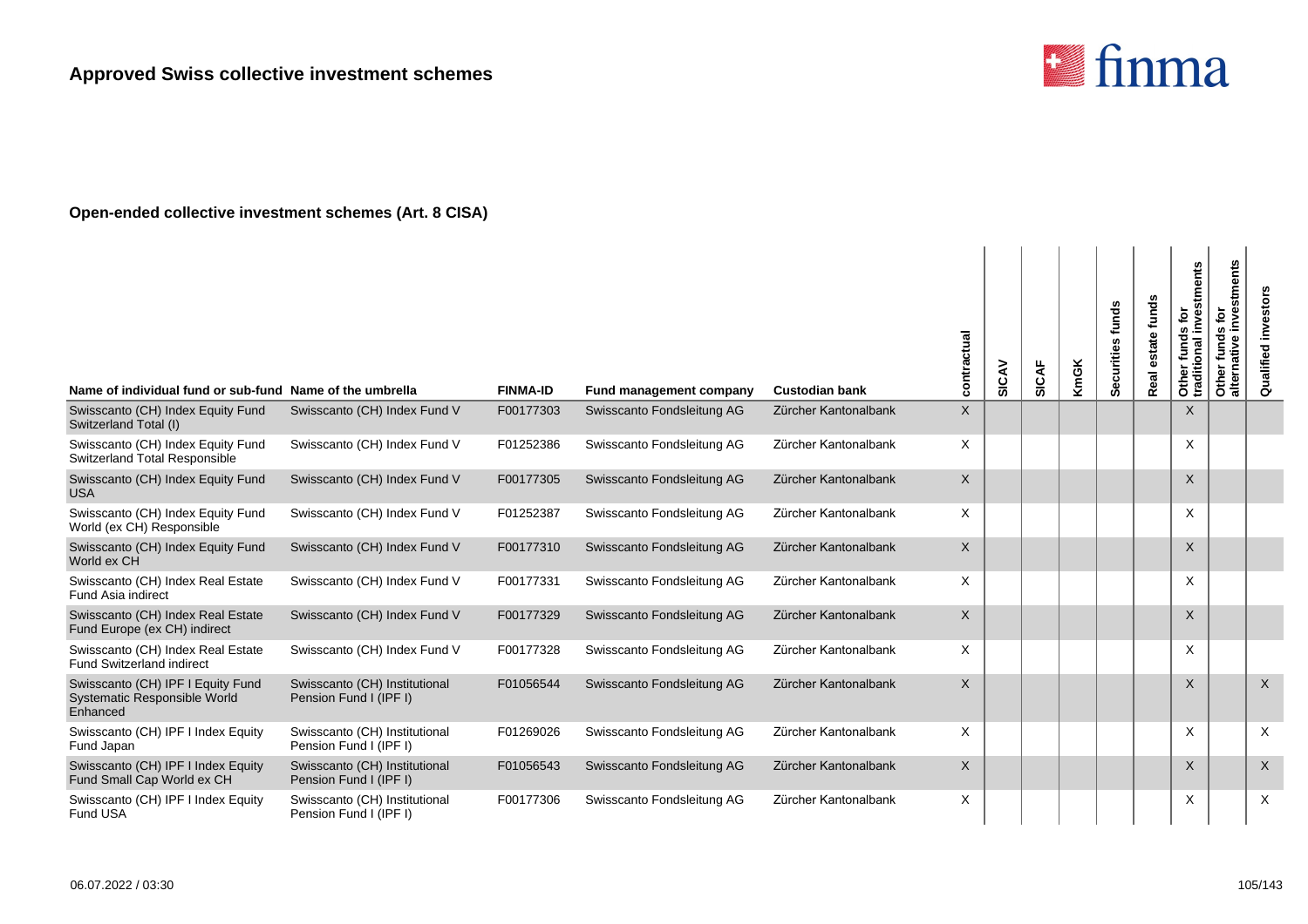# Approved Swiss collective investment schemes

## Open-ended collective investment schemes (Art. 8 CISA)

| Name of individual fund or sub-fund | Name of the umbrella | FINMA-ID | Fund management company | Custodian bank | contractual | SICAV | SICAF | KmGK | Securities funds | Real estate funds | Other funds for traditional investments | Other funds for alternative investments | Qualified investors |
|---|---|---|---|---|---|---|---|---|---|---|---|---|---|
| Swisscanto (CH) Index Equity Fund Switzerland Total (I) | Swisscanto (CH) Index Fund V | F00177303 | Swisscanto Fondsleitung AG | Zürcher Kantonalbank | X | | | | | | X | | |
| Swisscanto (CH) Index Equity Fund Switzerland Total Responsible | Swisscanto (CH) Index Fund V | F01252386 | Swisscanto Fondsleitung AG | Zürcher Kantonalbank | X | | | | | | X | | |
| Swisscanto (CH) Index Equity Fund USA | Swisscanto (CH) Index Fund V | F00177305 | Swisscanto Fondsleitung AG | Zürcher Kantonalbank | X | | | | | | X | | |
| Swisscanto (CH) Index Equity Fund World (ex CH) Responsible | Swisscanto (CH) Index Fund V | F01252387 | Swisscanto Fondsleitung AG | Zürcher Kantonalbank | X | | | | | | X | | |
| Swisscanto (CH) Index Equity Fund World ex CH | Swisscanto (CH) Index Fund V | F00177310 | Swisscanto Fondsleitung AG | Zürcher Kantonalbank | X | | | | | | X | | |
| Swisscanto (CH) Index Real Estate Fund Asia indirect | Swisscanto (CH) Index Fund V | F00177331 | Swisscanto Fondsleitung AG | Zürcher Kantonalbank | X | | | | | | X | | |
| Swisscanto (CH) Index Real Estate Fund Europe (ex CH) indirect | Swisscanto (CH) Index Fund V | F00177329 | Swisscanto Fondsleitung AG | Zürcher Kantonalbank | X | | | | | | X | | |
| Swisscanto (CH) Index Real Estate Fund Switzerland indirect | Swisscanto (CH) Index Fund V | F00177328 | Swisscanto Fondsleitung AG | Zürcher Kantonalbank | X | | | | | | X | | |
| Swisscanto (CH) IPF I Equity Fund Systematic Responsible World Enhanced | Swisscanto (CH) Institutional Pension Fund I (IPF I) | F01056544 | Swisscanto Fondsleitung AG | Zürcher Kantonalbank | X | | | | | | X | | X |
| Swisscanto (CH) IPF I Index Equity Fund Japan | Swisscanto (CH) Institutional Pension Fund I (IPF I) | F01269026 | Swisscanto Fondsleitung AG | Zürcher Kantonalbank | X | | | | | | X | | X |
| Swisscanto (CH) IPF I Index Equity Fund Small Cap World ex CH | Swisscanto (CH) Institutional Pension Fund I (IPF I) | F01056543 | Swisscanto Fondsleitung AG | Zürcher Kantonalbank | X | | | | | | X | | X |
| Swisscanto (CH) IPF I Index Equity Fund USA | Swisscanto (CH) Institutional Pension Fund I (IPF I) | F00177306 | Swisscanto Fondsleitung AG | Zürcher Kantonalbank | X | | | | | | X | | X |

06.07.2022 / 03:30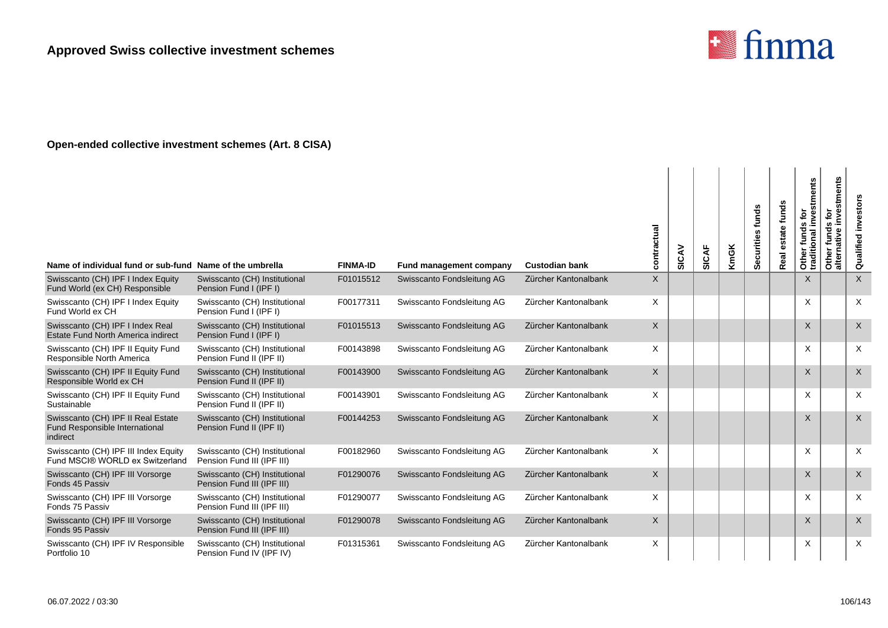## Approved Swiss collective investment schemes

### Open-ended collective investment schemes (Art. 8 CISA)

| Name of individual fund or sub-fund | Name of the umbrella | FINMA-ID | Fund management company | Custodian bank | contractual | SICAV | SICAF | KmGK | Securities funds | Real estate funds | Other funds for traditional investments | Other funds for alternative investments | Qualified investors |
|---|---|---|---|---|---|---|---|---|---|---|---|---|---|
| Swisscanto (CH) IPF I Index Equity Fund World (ex CH) Responsible | Swisscanto (CH) Institutional Pension Fund I (IPF I) | F01015512 | Swisscanto Fondsleitung AG | Zürcher Kantonalbank | X | | | | | | X | | X |
| Swisscanto (CH) IPF I Index Equity Fund World ex CH | Swisscanto (CH) Institutional Pension Fund I (IPF I) | F00177311 | Swisscanto Fondsleitung AG | Zürcher Kantonalbank | X | | | | | | X | | X |
| Swisscanto (CH) IPF I Index Real Estate Fund North America indirect | Swisscanto (CH) Institutional Pension Fund I (IPF I) | F01015513 | Swisscanto Fondsleitung AG | Zürcher Kantonalbank | X | | | | | | X | | X |
| Swisscanto (CH) IPF II Equity Fund Responsible North America | Swisscanto (CH) Institutional Pension Fund II (IPF II) | F00143898 | Swisscanto Fondsleitung AG | Zürcher Kantonalbank | X | | | | | | X | | X |
| Swisscanto (CH) IPF II Equity Fund Responsible World ex CH | Swisscanto (CH) Institutional Pension Fund II (IPF II) | F00143900 | Swisscanto Fondsleitung AG | Zürcher Kantonalbank | X | | | | | | X | | X |
| Swisscanto (CH) IPF II Equity Fund Sustainable | Swisscanto (CH) Institutional Pension Fund II (IPF II) | F00143901 | Swisscanto Fondsleitung AG | Zürcher Kantonalbank | X | | | | | | X | | X |
| Swisscanto (CH) IPF II Real Estate Fund Responsible International indirect | Swisscanto (CH) Institutional Pension Fund II (IPF II) | F00144253 | Swisscanto Fondsleitung AG | Zürcher Kantonalbank | X | | | | | | X | | X |
| Swisscanto (CH) IPF III Index Equity Fund MSCI® WORLD ex Switzerland | Swisscanto (CH) Institutional Pension Fund III (IPF III) | F00182960 | Swisscanto Fondsleitung AG | Zürcher Kantonalbank | X | | | | | | X | | X |
| Swisscanto (CH) IPF III Vorsorge Fonds 45 Passiv | Swisscanto (CH) Institutional Pension Fund III (IPF III) | F01290076 | Swisscanto Fondsleitung AG | Zürcher Kantonalbank | X | | | | | | X | | X |
| Swisscanto (CH) IPF III Vorsorge Fonds 75 Passiv | Swisscanto (CH) Institutional Pension Fund III (IPF III) | F01290077 | Swisscanto Fondsleitung AG | Zürcher Kantonalbank | X | | | | | | X | | X |
| Swisscanto (CH) IPF III Vorsorge Fonds 95 Passiv | Swisscanto (CH) Institutional Pension Fund III (IPF III) | F01290078 | Swisscanto Fondsleitung AG | Zürcher Kantonalbank | X | | | | | | X | | X |
| Swisscanto (CH) IPF IV Responsible Portfolio 10 | Swisscanto (CH) Institutional Pension Fund IV (IPF IV) | F01315361 | Swisscanto Fondsleitung AG | Zürcher Kantonalbank | X | | | | | | X | | X |

06.07.2022 / 03:30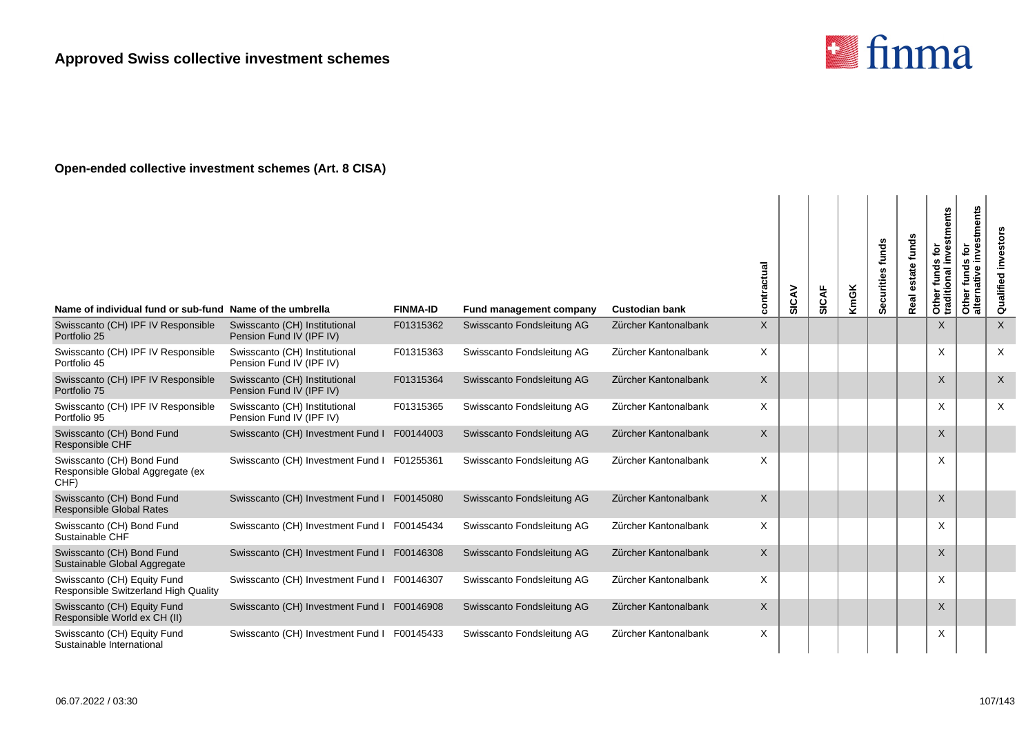# Approved Swiss collective investment schemes

## Open-ended collective investment schemes (Art. 8 CISA)

| Name of individual fund or sub-fund | Name of the umbrella | FINMA-ID | Fund management company | Custodian bank | contractual | SICAV | SICAF | KmGK | Securities funds | Real estate funds | Other funds for traditional investments | Other funds for alternative investments | Qualified investors |
|---|---|---|---|---|---|---|---|---|---|---|---|---|---|
| Swisscanto (CH) IPF IV Responsible Portfolio 25 | Swisscanto (CH) Institutional Pension Fund IV (IPF IV) | F01315362 | Swisscanto Fondsleitung AG | Zürcher Kantonalbank | X | | | | | | X | | X |
| Swisscanto (CH) IPF IV Responsible Portfolio 45 | Swisscanto (CH) Institutional Pension Fund IV (IPF IV) | F01315363 | Swisscanto Fondsleitung AG | Zürcher Kantonalbank | X | | | | | | X | | X |
| Swisscanto (CH) IPF IV Responsible Portfolio 75 | Swisscanto (CH) Institutional Pension Fund IV (IPF IV) | F01315364 | Swisscanto Fondsleitung AG | Zürcher Kantonalbank | X | | | | | | X | | X |
| Swisscanto (CH) IPF IV Responsible Portfolio 95 | Swisscanto (CH) Institutional Pension Fund IV (IPF IV) | F01315365 | Swisscanto Fondsleitung AG | Zürcher Kantonalbank | X | | | | | | X | | X |
| Swisscanto (CH) Bond Fund Responsible CHF | Swisscanto (CH) Investment Fund I | F00144003 | Swisscanto Fondsleitung AG | Zürcher Kantonalbank | X | | | | | | X | | |
| Swisscanto (CH) Bond Fund Responsible Global Aggregate (ex CHF) | Swisscanto (CH) Investment Fund I | F01255361 | Swisscanto Fondsleitung AG | Zürcher Kantonalbank | X | | | | | | X | | |
| Swisscanto (CH) Bond Fund Responsible Global Rates | Swisscanto (CH) Investment Fund I | F00145080 | Swisscanto Fondsleitung AG | Zürcher Kantonalbank | X | | | | | | X | | |
| Swisscanto (CH) Bond Fund Sustainable CHF | Swisscanto (CH) Investment Fund I | F00145434 | Swisscanto Fondsleitung AG | Zürcher Kantonalbank | X | | | | | | X | | |
| Swisscanto (CH) Bond Fund Sustainable Global Aggregate | Swisscanto (CH) Investment Fund I | F00146308 | Swisscanto Fondsleitung AG | Zürcher Kantonalbank | X | | | | | | X | | |
| Swisscanto (CH) Equity Fund Responsible Switzerland High Quality | Swisscanto (CH) Investment Fund I | F00146307 | Swisscanto Fondsleitung AG | Zürcher Kantonalbank | X | | | | | | X | | |
| Swisscanto (CH) Equity Fund Responsible World ex CH (II) | Swisscanto (CH) Investment Fund I | F00146908 | Swisscanto Fondsleitung AG | Zürcher Kantonalbank | X | | | | | | X | | |
| Swisscanto (CH) Equity Fund Sustainable International | Swisscanto (CH) Investment Fund I | F00145433 | Swisscanto Fondsleitung AG | Zürcher Kantonalbank | X | | | | | | X | | |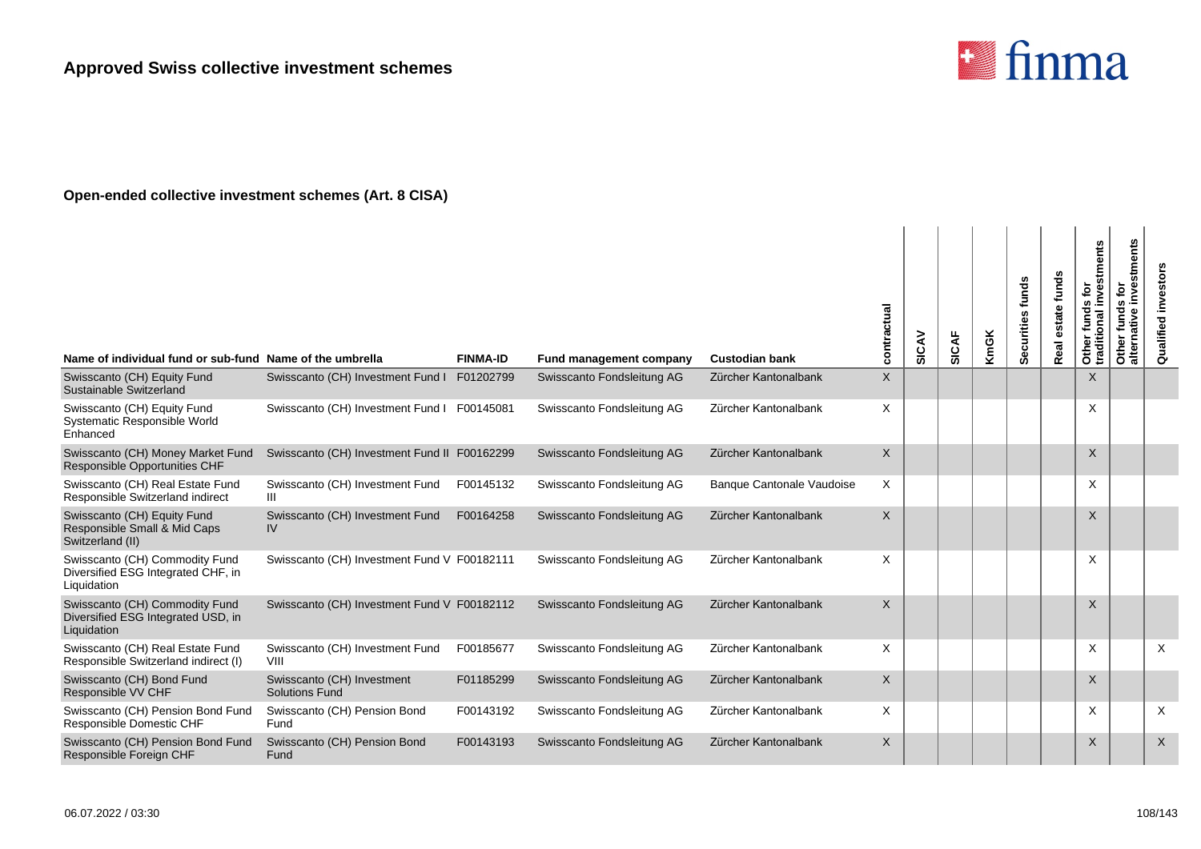## Approved Swiss collective investment schemes

### Open-ended collective investment schemes (Art. 8 CISA)

| Name of individual fund or sub-fund | Name of the umbrella | FINMA-ID | Fund management company | Custodian bank | contractual | SICAV | SICAF | KmGK | Securities funds | Real estate funds | Other funds for traditional investments | Other funds for alternative investments | Qualified investors |
|---|---|---|---|---|---|---|---|---|---|---|---|---|---|
| Swisscanto (CH) Equity Fund Sustainable Switzerland | Swisscanto (CH) Investment Fund I | F01202799 | Swisscanto Fondsleitung AG | Zürcher Kantonalbank | X | | | | | | X | | |
| Swisscanto (CH) Equity Fund Systematic Responsible World Enhanced | Swisscanto (CH) Investment Fund I | F00145081 | Swisscanto Fondsleitung AG | Zürcher Kantonalbank | X | | | | | | X | | |
| Swisscanto (CH) Money Market Fund Responsible Opportunities CHF | Swisscanto (CH) Investment Fund II | F00162299 | Swisscanto Fondsleitung AG | Zürcher Kantonalbank | X | | | | | | X | | |
| Swisscanto (CH) Real Estate Fund Responsible Switzerland indirect | Swisscanto (CH) Investment Fund III | F00145132 | Swisscanto Fondsleitung AG | Banque Cantonale Vaudoise | X | | | | | | X | | |
| Swisscanto (CH) Equity Fund Responsible Small & Mid Caps Switzerland (II) | Swisscanto (CH) Investment Fund IV | F00164258 | Swisscanto Fondsleitung AG | Zürcher Kantonalbank | X | | | | | | X | | |
| Swisscanto (CH) Commodity Fund Diversified ESG Integrated CHF, in Liquidation | Swisscanto (CH) Investment Fund V | F00182111 | Swisscanto Fondsleitung AG | Zürcher Kantonalbank | X | | | | | | X | | |
| Swisscanto (CH) Commodity Fund Diversified ESG Integrated USD, in Liquidation | Swisscanto (CH) Investment Fund V | F00182112 | Swisscanto Fondsleitung AG | Zürcher Kantonalbank | X | | | | | | X | | |
| Swisscanto (CH) Real Estate Fund Responsible Switzerland indirect (I) | Swisscanto (CH) Investment Fund VIII | F00185677 | Swisscanto Fondsleitung AG | Zürcher Kantonalbank | X | | | | | | X | | X |
| Swisscanto (CH) Bond Fund Responsible VV CHF | Swisscanto (CH) Investment Solutions Fund | F01185299 | Swisscanto Fondsleitung AG | Zürcher Kantonalbank | X | | | | | | X | | |
| Swisscanto (CH) Pension Bond Fund Responsible Domestic CHF | Swisscanto (CH) Pension Bond Fund | F00143192 | Swisscanto Fondsleitung AG | Zürcher Kantonalbank | X | | | | | | X | | X |
| Swisscanto (CH) Pension Bond Fund Responsible Foreign CHF | Swisscanto (CH) Pension Bond Fund | F00143193 | Swisscanto Fondsleitung AG | Zürcher Kantonalbank | X | | | | | | X | | X |

06.07.2022 / 03:30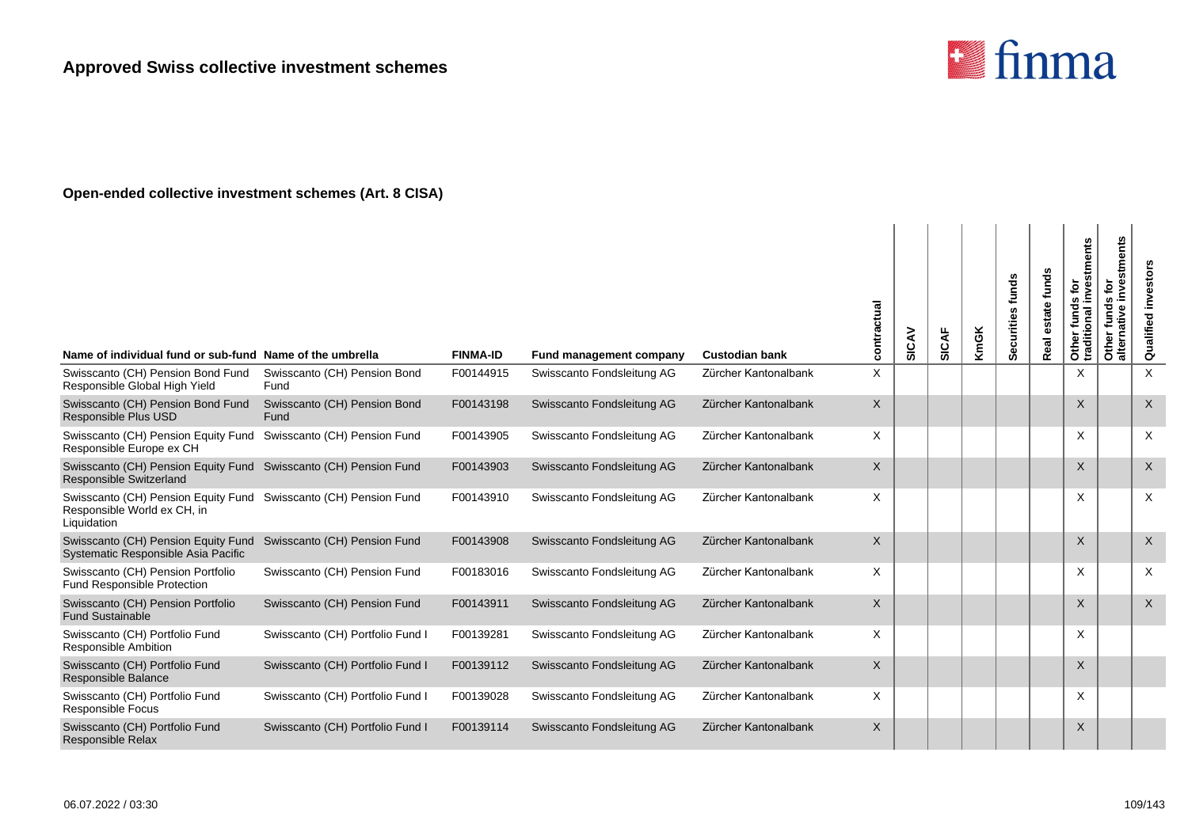# Approved Swiss collective investment schemes

## Open-ended collective investment schemes (Art. 8 CISA)

| Name of individual fund or sub-fund | Name of the umbrella | FINMA-ID | Fund management company | Custodian bank | contractual | SICAV | SICAF | KmGK | Securities funds | Real estate funds | Other funds for traditional investments | Other funds for alternative investments | Qualified investors |
|---|---|---|---|---|---|---|---|---|---|---|---|---|---|
| Swisscanto (CH) Pension Bond Fund Responsible Global High Yield | Swisscanto (CH) Pension Bond Fund | F00144915 | Swisscanto Fondsleitung AG | Zürcher Kantonalbank | X | | | | | | X | | X |
| Swisscanto (CH) Pension Bond Fund Responsible Plus USD | Swisscanto (CH) Pension Bond Fund | F00143198 | Swisscanto Fondsleitung AG | Zürcher Kantonalbank | X | | | | | | X | | X |
| Swisscanto (CH) Pension Equity Fund Responsible Europe ex CH | Swisscanto (CH) Pension Fund | F00143905 | Swisscanto Fondsleitung AG | Zürcher Kantonalbank | X | | | | | | X | | X |
| Swisscanto (CH) Pension Equity Fund Responsible Switzerland | Swisscanto (CH) Pension Fund | F00143903 | Swisscanto Fondsleitung AG | Zürcher Kantonalbank | X | | | | | | X | | X |
| Swisscanto (CH) Pension Equity Fund Responsible World ex CH, in Liquidation | Swisscanto (CH) Pension Fund | F00143910 | Swisscanto Fondsleitung AG | Zürcher Kantonalbank | X | | | | | | X | | X |
| Swisscanto (CH) Pension Equity Fund Systematic Responsible Asia Pacific | Swisscanto (CH) Pension Fund | F00143908 | Swisscanto Fondsleitung AG | Zürcher Kantonalbank | X | | | | | | X | | X |
| Swisscanto (CH) Pension Portfolio Fund Responsible Protection | Swisscanto (CH) Pension Fund | F00183016 | Swisscanto Fondsleitung AG | Zürcher Kantonalbank | X | | | | | | X | | X |
| Swisscanto (CH) Pension Portfolio Fund Sustainable | Swisscanto (CH) Pension Fund | F00143911 | Swisscanto Fondsleitung AG | Zürcher Kantonalbank | X | | | | | | X | | X |
| Swisscanto (CH) Portfolio Fund Responsible Ambition | Swisscanto (CH) Portfolio Fund I | F00139281 | Swisscanto Fondsleitung AG | Zürcher Kantonalbank | X | | | | | | X | | |
| Swisscanto (CH) Portfolio Fund Responsible Balance | Swisscanto (CH) Portfolio Fund I | F00139112 | Swisscanto Fondsleitung AG | Zürcher Kantonalbank | X | | | | | | X | | |
| Swisscanto (CH) Portfolio Fund Responsible Focus | Swisscanto (CH) Portfolio Fund I | F00139028 | Swisscanto Fondsleitung AG | Zürcher Kantonalbank | X | | | | | | X | | |
| Swisscanto (CH) Portfolio Fund Responsible Relax | Swisscanto (CH) Portfolio Fund I | F00139114 | Swisscanto Fondsleitung AG | Zürcher Kantonalbank | X | | | | | | X | | |

06.07.2022 / 03:30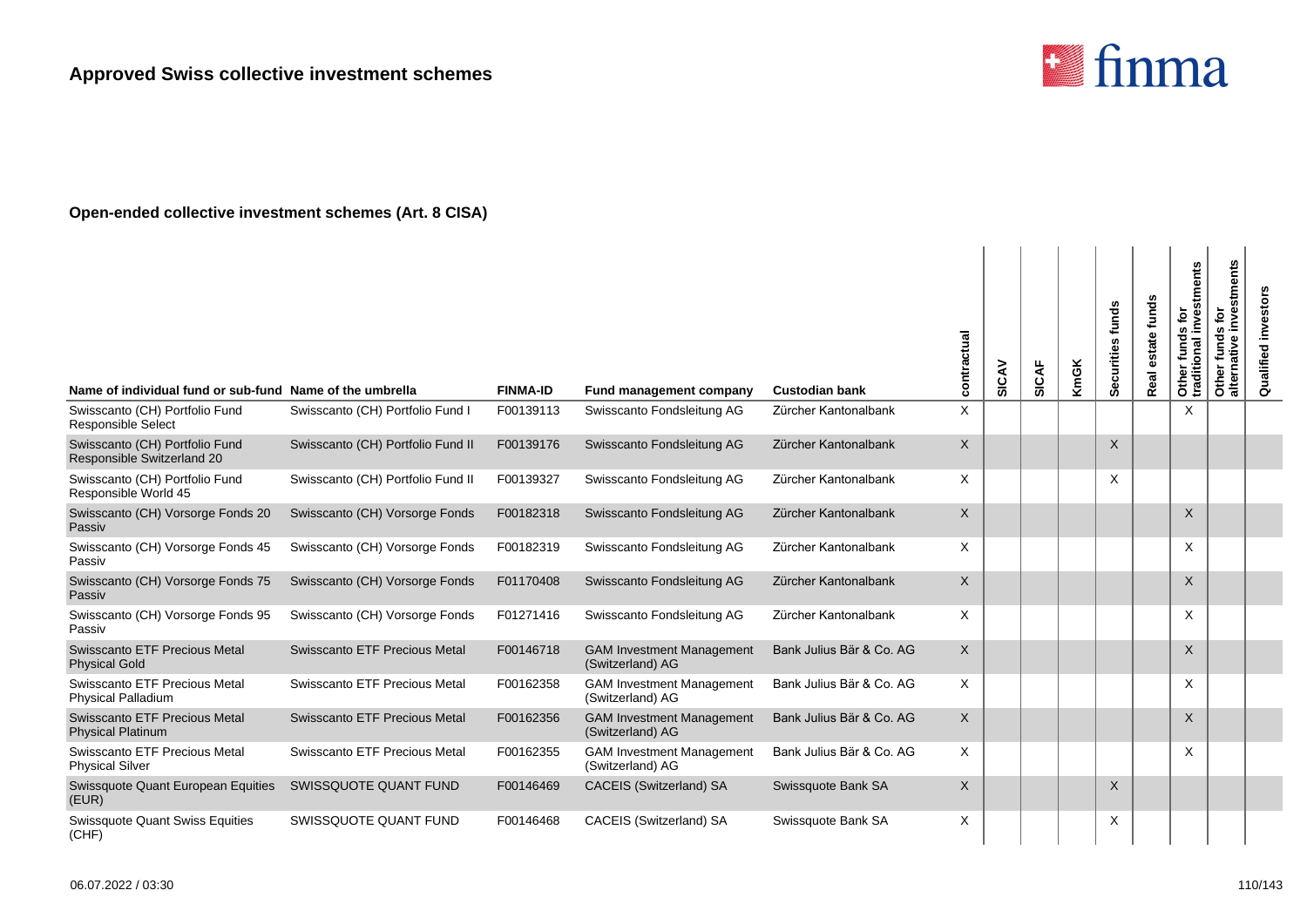# Approved Swiss collective investment schemes

## Open-ended collective investment schemes (Art. 8 CISA)

| Name of individual fund or sub-fund | Name of the umbrella | FINMA-ID | Fund management company | Custodian bank | contractual | SICAV | SICAF | KmGK | Securities funds | Real estate funds | Other funds for traditional investments | Other funds for alternative investments | Qualified investors |
|---|---|---|---|---|---|---|---|---|---|---|---|---|---|
| Swisscanto (CH) Portfolio Fund Responsible Select | Swisscanto (CH) Portfolio Fund I | F00139113 | Swisscanto Fondsleitung AG | Zürcher Kantonalbank | X | | | | | | X | | |
| Swisscanto (CH) Portfolio Fund Responsible Switzerland 20 | Swisscanto (CH) Portfolio Fund II | F00139176 | Swisscanto Fondsleitung AG | Zürcher Kantonalbank | X | | | | X | | | | |
| Swisscanto (CH) Portfolio Fund Responsible World 45 | Swisscanto (CH) Portfolio Fund II | F00139327 | Swisscanto Fondsleitung AG | Zürcher Kantonalbank | X | | | | X | | | | |
| Swisscanto (CH) Vorsorge Fonds 20 Passiv | Swisscanto (CH) Vorsorge Fonds | F00182318 | Swisscanto Fondsleitung AG | Zürcher Kantonalbank | X | | | | | | X | | |
| Swisscanto (CH) Vorsorge Fonds 45 Passiv | Swisscanto (CH) Vorsorge Fonds | F00182319 | Swisscanto Fondsleitung AG | Zürcher Kantonalbank | X | | | | | | X | | |
| Swisscanto (CH) Vorsorge Fonds 75 Passiv | Swisscanto (CH) Vorsorge Fonds | F01170408 | Swisscanto Fondsleitung AG | Zürcher Kantonalbank | X | | | | | | X | | |
| Swisscanto (CH) Vorsorge Fonds 95 Passiv | Swisscanto (CH) Vorsorge Fonds | F01271416 | Swisscanto Fondsleitung AG | Zürcher Kantonalbank | X | | | | | | X | | |
| Swisscanto ETF Precious Metal Physical Gold | Swisscanto ETF Precious Metal | F00146718 | GAM Investment Management (Switzerland) AG | Bank Julius Bär & Co. AG | X | | | | | | X | | |
| Swisscanto ETF Precious Metal Physical Palladium | Swisscanto ETF Precious Metal | F00162358 | GAM Investment Management (Switzerland) AG | Bank Julius Bär & Co. AG | X | | | | | | X | | |
| Swisscanto ETF Precious Metal Physical Platinum | Swisscanto ETF Precious Metal | F00162356 | GAM Investment Management (Switzerland) AG | Bank Julius Bär & Co. AG | X | | | | | | X | | |
| Swisscanto ETF Precious Metal Physical Silver | Swisscanto ETF Precious Metal | F00162355 | GAM Investment Management (Switzerland) AG | Bank Julius Bär & Co. AG | X | | | | | | X | | |
| Swissquote Quant European Equities (EUR) | SWISSQUOTE QUANT FUND | F00146469 | CACEIS (Switzerland) SA | Swissquote Bank SA | X | | | | X | | | | |
| Swissquote Quant Swiss Equities (CHF) | SWISSQUOTE QUANT FUND | F00146468 | CACEIS (Switzerland) SA | Swissquote Bank SA | X | | | | X | | | | |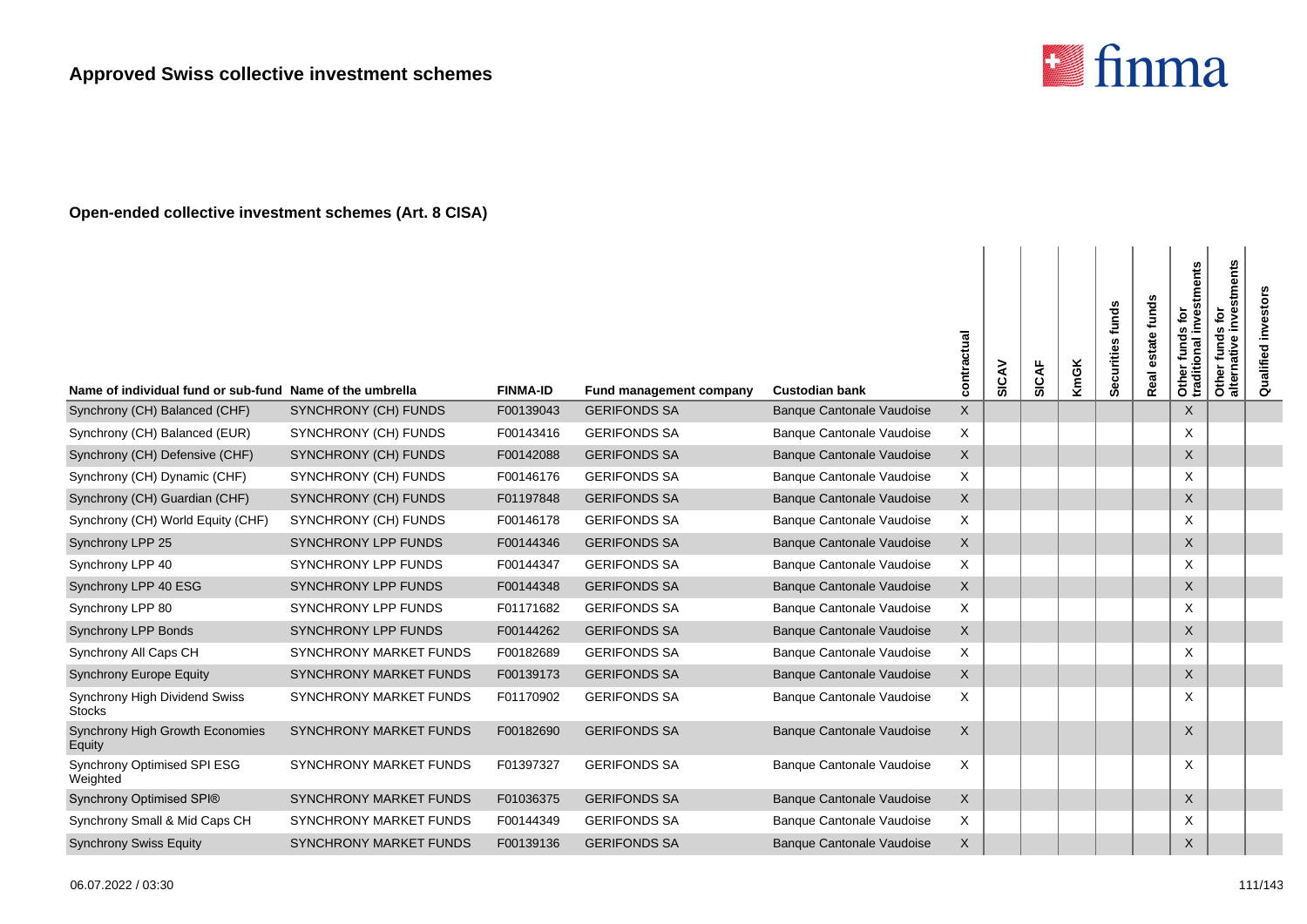# Approved Swiss collective investment schemes

## Open-ended collective investment schemes (Art. 8 CISA)

| Name of individual fund or sub-fund | Name of the umbrella | FINMA-ID | Fund management company | Custodian bank | contractual | SICAV | SICAF | KmGK | Securities funds | Real estate funds | Other funds for traditional investments | Other funds for alternative investments | Qualified investors |
|---|---|---|---|---|---|---|---|---|---|---|---|---|---|
| Synchrony (CH) Balanced (CHF) | SYNCHRONY (CH) FUNDS | F00139043 | GERIFONDS SA | Banque Cantonale Vaudoise | X | | | | | | X | | |
| Synchrony (CH) Balanced (EUR) | SYNCHRONY (CH) FUNDS | F00143416 | GERIFONDS SA | Banque Cantonale Vaudoise | X | | | | | | X | | |
| Synchrony (CH) Defensive (CHF) | SYNCHRONY (CH) FUNDS | F00142088 | GERIFONDS SA | Banque Cantonale Vaudoise | X | | | | | | X | | |
| Synchrony (CH) Dynamic (CHF) | SYNCHRONY (CH) FUNDS | F00146176 | GERIFONDS SA | Banque Cantonale Vaudoise | X | | | | | | X | | |
| Synchrony (CH) Guardian (CHF) | SYNCHRONY (CH) FUNDS | F01197848 | GERIFONDS SA | Banque Cantonale Vaudoise | X | | | | | | X | | |
| Synchrony (CH) World Equity (CHF) | SYNCHRONY (CH) FUNDS | F00146178 | GERIFONDS SA | Banque Cantonale Vaudoise | X | | | | | | X | | |
| Synchrony LPP 25 | SYNCHRONY LPP FUNDS | F00144346 | GERIFONDS SA | Banque Cantonale Vaudoise | X | | | | | | X | | |
| Synchrony LPP 40 | SYNCHRONY LPP FUNDS | F00144347 | GERIFONDS SA | Banque Cantonale Vaudoise | X | | | | | | X | | |
| Synchrony LPP 40 ESG | SYNCHRONY LPP FUNDS | F00144348 | GERIFONDS SA | Banque Cantonale Vaudoise | X | | | | | | X | | |
| Synchrony LPP 80 | SYNCHRONY LPP FUNDS | F01171682 | GERIFONDS SA | Banque Cantonale Vaudoise | X | | | | | | X | | |
| Synchrony LPP Bonds | SYNCHRONY LPP FUNDS | F00144262 | GERIFONDS SA | Banque Cantonale Vaudoise | X | | | | | | X | | |
| Synchrony All Caps CH | SYNCHRONY MARKET FUNDS | F00182689 | GERIFONDS SA | Banque Cantonale Vaudoise | X | | | | | | X | | |
| Synchrony Europe Equity | SYNCHRONY MARKET FUNDS | F00139173 | GERIFONDS SA | Banque Cantonale Vaudoise | X | | | | | | X | | |
| Synchrony High Dividend Swiss Stocks | SYNCHRONY MARKET FUNDS | F01170902 | GERIFONDS SA | Banque Cantonale Vaudoise | X | | | | | | X | | |
| Synchrony High Growth Economies Equity | SYNCHRONY MARKET FUNDS | F00182690 | GERIFONDS SA | Banque Cantonale Vaudoise | X | | | | | | X | | |
| Synchrony Optimised SPI ESG Weighted | SYNCHRONY MARKET FUNDS | F01397327 | GERIFONDS SA | Banque Cantonale Vaudoise | X | | | | | | X | | |
| Synchrony Optimised SPI® | SYNCHRONY MARKET FUNDS | F01036375 | GERIFONDS SA | Banque Cantonale Vaudoise | X | | | | | | X | | |
| Synchrony Small & Mid Caps CH | SYNCHRONY MARKET FUNDS | F00144349 | GERIFONDS SA | Banque Cantonale Vaudoise | X | | | | | | X | | |
| Synchrony Swiss Equity | SYNCHRONY MARKET FUNDS | F00139136 | GERIFONDS SA | Banque Cantonale Vaudoise | X | | | | | | X | | |

06.07.2022 / 03:30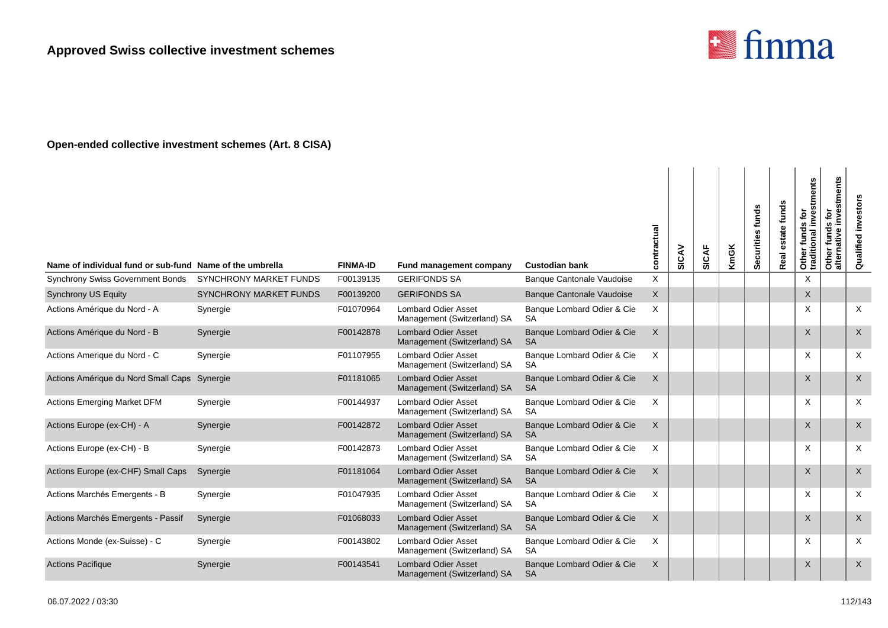# Approved Swiss collective investment schemes

## Open-ended collective investment schemes (Art. 8 CISA)

| Name of individual fund or sub-fund | Name of the umbrella | FINMA-ID | Fund management company | Custodian bank | contractual | SICAV | SICAF | KmGK | Securities funds | Real estate funds | Other funds for traditional investments | Other funds for alternative investments | Qualified investors |
|---|---|---|---|---|---|---|---|---|---|---|---|---|---|
| Synchrony Swiss Government Bonds | SYNCHRONY MARKET FUNDS | F00139135 | GERIFONDS SA | Banque Cantonale Vaudoise | X | | | | | | X | | |
| Synchrony US Equity | SYNCHRONY MARKET FUNDS | F00139200 | GERIFONDS SA | Banque Cantonale Vaudoise | X | | | | | | X | | |
| Actions Amérique du Nord - A | Synergie | F01070964 | Lombard Odier Asset Management (Switzerland) SA | Banque Lombard Odier & Cie SA | X | | | | | | X | | X |
| Actions Amérique du Nord - B | Synergie | F00142878 | Lombard Odier Asset Management (Switzerland) SA | Banque Lombard Odier & Cie SA | X | | | | | | X | | X |
| Actions Amerique du Nord - C | Synergie | F01107955 | Lombard Odier Asset Management (Switzerland) SA | Banque Lombard Odier & Cie SA | X | | | | | | X | | X |
| Actions Amérique du Nord Small Caps | Synergie | F01181065 | Lombard Odier Asset Management (Switzerland) SA | Banque Lombard Odier & Cie SA | X | | | | | | X | | X |
| Actions Emerging Market DFM | Synergie | F00144937 | Lombard Odier Asset Management (Switzerland) SA | Banque Lombard Odier & Cie SA | X | | | | | | X | | X |
| Actions Europe (ex-CH) - A | Synergie | F00142872 | Lombard Odier Asset Management (Switzerland) SA | Banque Lombard Odier & Cie SA | X | | | | | | X | | X |
| Actions Europe (ex-CH) - B | Synergie | F00142873 | Lombard Odier Asset Management (Switzerland) SA | Banque Lombard Odier & Cie SA | X | | | | | | X | | X |
| Actions Europe (ex-CHF) Small Caps | Synergie | F01181064 | Lombard Odier Asset Management (Switzerland) SA | Banque Lombard Odier & Cie SA | X | | | | | | X | | X |
| Actions Marchés Emergents - B | Synergie | F01047935 | Lombard Odier Asset Management (Switzerland) SA | Banque Lombard Odier & Cie SA | X | | | | | | X | | X |
| Actions Marchés Emergents - Passif | Synergie | F01068033 | Lombard Odier Asset Management (Switzerland) SA | Banque Lombard Odier & Cie SA | X | | | | | | X | | X |
| Actions Monde (ex-Suisse) - C | Synergie | F00143802 | Lombard Odier Asset Management (Switzerland) SA | Banque Lombard Odier & Cie SA | X | | | | | | X | | X |
| Actions Pacifique | Synergie | F00143541 | Lombard Odier Asset Management (Switzerland) SA | Banque Lombard Odier & Cie SA | X | | | | | | X | | X |

06.07.2022 / 03:30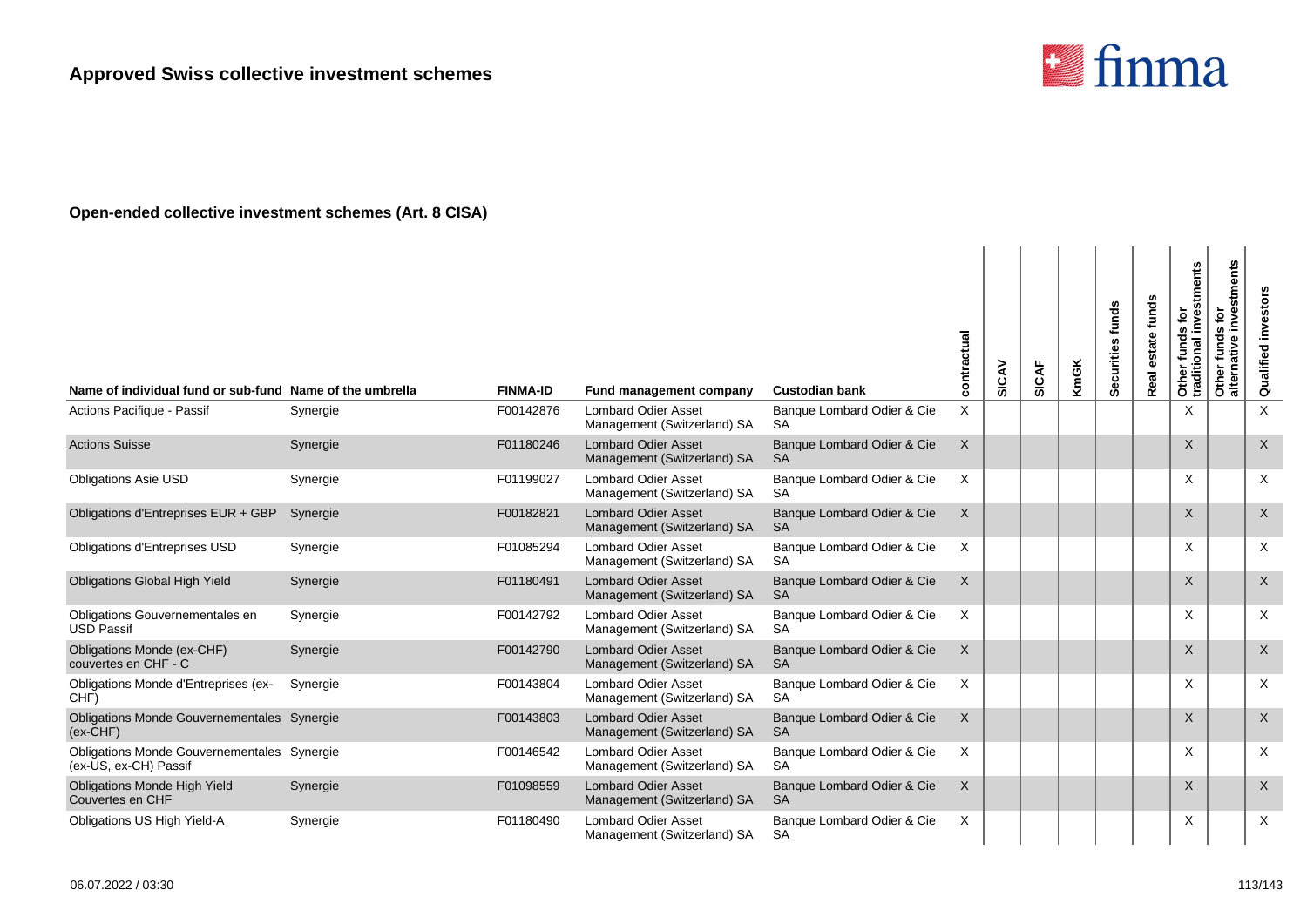# Approved Swiss collective investment schemes

## Open-ended collective investment schemes (Art. 8 CISA)

| Name of individual fund or sub-fund | Name of the umbrella | FINMA-ID | Fund management company | Custodian bank | contractual | SICAV | SICAF | KmGK | Securities funds | Real estate funds | Other funds for traditional investments | Other funds for alternative investments | Qualified investors |
|---|---|---|---|---|---|---|---|---|---|---|---|---|---|
| Actions Pacifique - Passif | Synergie | F00142876 | Lombard Odier Asset Management (Switzerland) SA | Banque Lombard Odier & Cie SA | X | | | | | | X | | X |
| Actions Suisse | Synergie | F01180246 | Lombard Odier Asset Management (Switzerland) SA | Banque Lombard Odier & Cie SA | X | | | | | | X | | X |
| Obligations Asie USD | Synergie | F01199027 | Lombard Odier Asset Management (Switzerland) SA | Banque Lombard Odier & Cie SA | X | | | | | | X | | X |
| Obligations d'Entreprises EUR + GBP | Synergie | F00182821 | Lombard Odier Asset Management (Switzerland) SA | Banque Lombard Odier & Cie SA | X | | | | | | X | | X |
| Obligations d'Entreprises USD | Synergie | F01085294 | Lombard Odier Asset Management (Switzerland) SA | Banque Lombard Odier & Cie SA | X | | | | | | X | | X |
| Obligations Global High Yield | Synergie | F01180491 | Lombard Odier Asset Management (Switzerland) SA | Banque Lombard Odier & Cie SA | X | | | | | | X | | X |
| Obligations Gouvernementales en USD Passif | Synergie | F00142792 | Lombard Odier Asset Management (Switzerland) SA | Banque Lombard Odier & Cie SA | X | | | | | | X | | X |
| Obligations Monde (ex-CHF) couvertes en CHF - C | Synergie | F00142790 | Lombard Odier Asset Management (Switzerland) SA | Banque Lombard Odier & Cie SA | X | | | | | | X | | X |
| Obligations Monde d'Entreprises (ex-CHF) | Synergie | F00143804 | Lombard Odier Asset Management (Switzerland) SA | Banque Lombard Odier & Cie SA | X | | | | | | X | | X |
| Obligations Monde Gouvernementales (ex-CHF) | Synergie | F00143803 | Lombard Odier Asset Management (Switzerland) SA | Banque Lombard Odier & Cie SA | X | | | | | | X | | X |
| Obligations Monde Gouvernementales (ex-US, ex-CH) Passif | Synergie | F00146542 | Lombard Odier Asset Management (Switzerland) SA | Banque Lombard Odier & Cie SA | X | | | | | | X | | X |
| Obligations Monde High Yield Couvertes en CHF | Synergie | F01098559 | Lombard Odier Asset Management (Switzerland) SA | Banque Lombard Odier & Cie SA | X | | | | | | X | | X |
| Obligations US High Yield-A | Synergie | F01180490 | Lombard Odier Asset Management (Switzerland) SA | Banque Lombard Odier & Cie SA | X | | | | | | X | | X |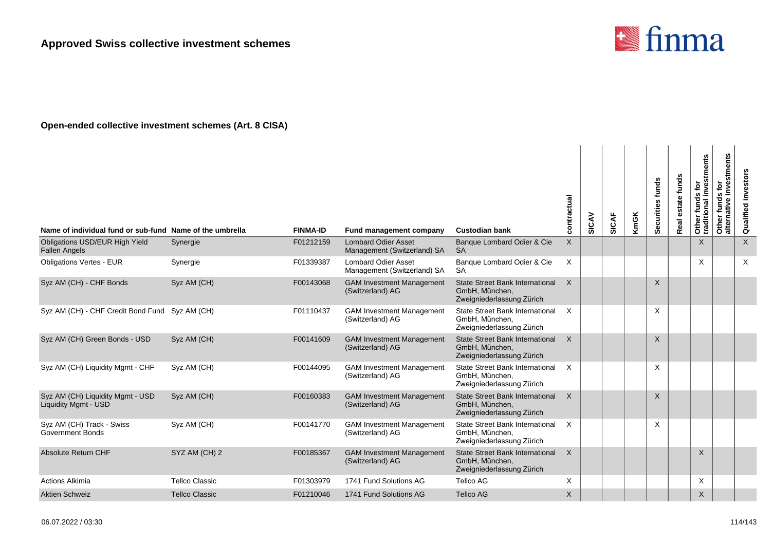# Approved Swiss collective investment schemes

## Open-ended collective investment schemes (Art. 8 CISA)

| Name of individual fund or sub-fund | Name of the umbrella | FINMA-ID | Fund management company | Custodian bank | contractual | SICAV | SICAF | KmGK | Securities funds | Real estate funds | Other funds for traditional investments | Other funds for alternative investments | Qualified investors |
|---|---|---|---|---|---|---|---|---|---|---|---|---|---|
| Obligations USD/EUR High Yield Fallen Angels | Synergie | F01212159 | Lombard Odier Asset Management (Switzerland) SA | Banque Lombard Odier & Cie SA | X | | | | | | X | | X |
| Obligations Vertes - EUR | Synergie | F01339387 | Lombard Odier Asset Management (Switzerland) SA | Banque Lombard Odier & Cie SA | X | | | | | | X | | X |
| Syz AM (CH) - CHF Bonds | Syz AM (CH) | F00143068 | GAM Investment Management (Switzerland) AG | State Street Bank International GmbH, München, Zweigniederlassung Zürich | X | | | | X | | | | |
| Syz AM (CH) - CHF Credit Bond Fund | Syz AM (CH) | F01110437 | GAM Investment Management (Switzerland) AG | State Street Bank International GmbH, München, Zweigniederlassung Zürich | X | | | | X | | | | |
| Syz AM (CH) Green Bonds - USD | Syz AM (CH) | F00141609 | GAM Investment Management (Switzerland) AG | State Street Bank International GmbH, München, Zweigniederlassung Zürich | X | | | | X | | | | |
| Syz AM (CH) Liquidity Mgmt - CHF | Syz AM (CH) | F00144095 | GAM Investment Management (Switzerland) AG | State Street Bank International GmbH, München, Zweigniederlassung Zürich | X | | | | X | | | | |
| Syz AM (CH) Liquidity Mgmt - USD Liquidity Mgmt - USD | Syz AM (CH) | F00160383 | GAM Investment Management (Switzerland) AG | State Street Bank International GmbH, München, Zweigniederlassung Zürich | X | | | | X | | | | |
| Syz AM (CH) Track - Swiss Government Bonds | Syz AM (CH) | F00141770 | GAM Investment Management (Switzerland) AG | State Street Bank International GmbH, München, Zweigniederlassung Zürich | X | | | | X | | | | |
| Absolute Return CHF | SYZ AM (CH) 2 | F00185367 | GAM Investment Management (Switzerland) AG | State Street Bank International GmbH, München, Zweigniederlassung Zürich | X | | | | | | X | | |
| Actions Alkimia | Tellco Classic | F01303979 | 1741 Fund Solutions AG | Tellco AG | X | | | | | | X | | |
| Aktien Schweiz | Tellco Classic | F01210046 | 1741 Fund Solutions AG | Tellco AG | X | | | | | | X | | |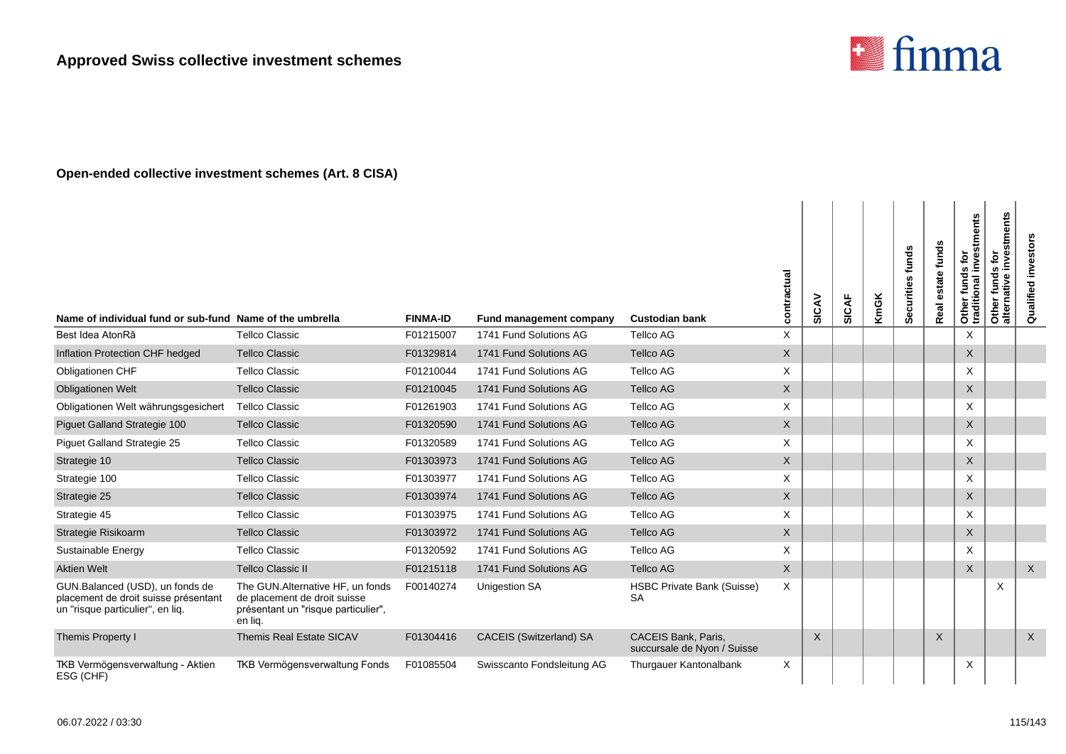## Approved Swiss collective investment schemes

### Open-ended collective investment schemes (Art. 8 CISA)

| Name of individual fund or sub-fund | Name of the umbrella | FINMA-ID | Fund management company | Custodian bank | contractual | SICAV | SICAF | KmGK | Securities funds | Real estate funds | Other funds for traditional investments | Other funds for alternative investments | Qualified investors |
|---|---|---|---|---|---|---|---|---|---|---|---|---|---|
| Best Idea AtonRâ | Tellco Classic | F01215007 | 1741 Fund Solutions AG | Tellco AG | X | | | | | | X | | |
| Inflation Protection CHF hedged | Tellco Classic | F01329814 | 1741 Fund Solutions AG | Tellco AG | X | | | | | | X | | |
| Obligationen CHF | Tellco Classic | F01210044 | 1741 Fund Solutions AG | Tellco AG | X | | | | | | X | | |
| Obligationen Welt | Tellco Classic | F01210045 | 1741 Fund Solutions AG | Tellco AG | X | | | | | | X | | |
| Obligationen Welt währungsgesichert | Tellco Classic | F01261903 | 1741 Fund Solutions AG | Tellco AG | X | | | | | | X | | |
| Piguet Galland Strategie 100 | Tellco Classic | F01320590 | 1741 Fund Solutions AG | Tellco AG | X | | | | | | X | | |
| Piguet Galland Strategie 25 | Tellco Classic | F01320589 | 1741 Fund Solutions AG | Tellco AG | X | | | | | | X | | |
| Strategie 10 | Tellco Classic | F01303973 | 1741 Fund Solutions AG | Tellco AG | X | | | | | | X | | |
| Strategie 100 | Tellco Classic | F01303977 | 1741 Fund Solutions AG | Tellco AG | X | | | | | | X | | |
| Strategie 25 | Tellco Classic | F01303974 | 1741 Fund Solutions AG | Tellco AG | X | | | | | | X | | |
| Strategie 45 | Tellco Classic | F01303975 | 1741 Fund Solutions AG | Tellco AG | X | | | | | | X | | |
| Strategie Risikoarm | Tellco Classic | F01303972 | 1741 Fund Solutions AG | Tellco AG | X | | | | | | X | | |
| Sustainable Energy | Tellco Classic | F01320592 | 1741 Fund Solutions AG | Tellco AG | X | | | | | | X | | |
| Aktien Welt | Tellco Classic II | F01215118 | 1741 Fund Solutions AG | Tellco AG | X | | | | | | X | | X |
| GUN.Balanced (USD), un fonds de placement de droit suisse présentant un "risque particulier", en liq. | The GUN.Alternative HF, un fonds de placement de droit suisse présentant un "risque particulier", en liq. | F00140274 | Unigestion SA | HSBC Private Bank (Suisse) SA | X | | | | | | | X | |
| Themis Property I | Themis Real Estate SICAV | F01304416 | CACEIS (Switzerland) SA | CACEIS Bank, Paris, succursale de Nyon / Suisse | | X | | | | X | | | X |
| TKB Vermögensverwaltung - Aktien ESG (CHF) | TKB Vermögensverwaltung Fonds | F01085504 | Swisscanto Fondsleitung AG | Thurgauer Kantonalbank | X | | | | | | X | | |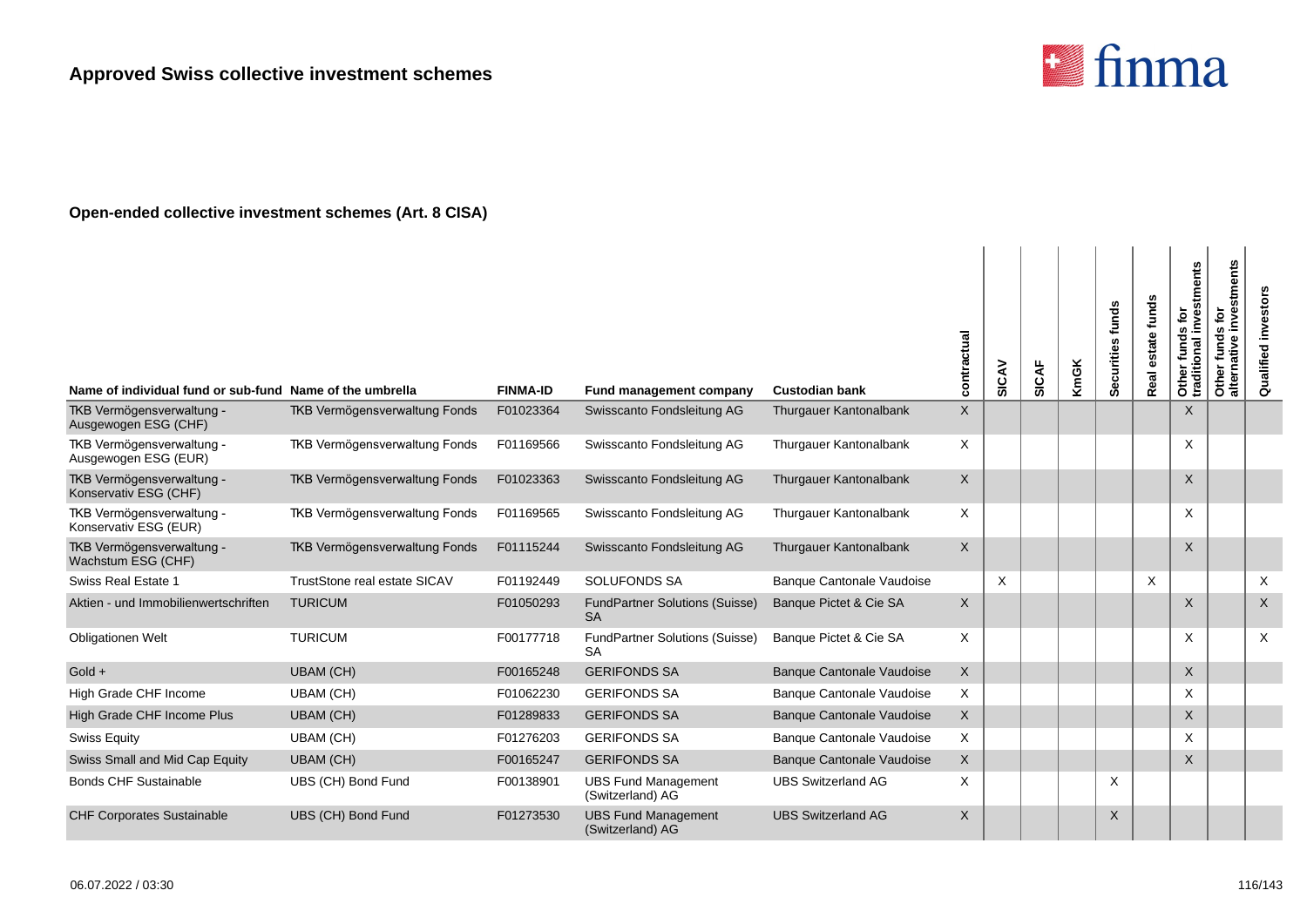# Approved Swiss collective investment schemes

## Open-ended collective investment schemes (Art. 8 CISA)

| Name of individual fund or sub-fund | Name of the umbrella | FINMA-ID | Fund management company | Custodian bank | contractual | SICAV | SICAF | KmGK | Securities funds | Real estate funds | Other funds for traditional investments | Other funds for alternative investments | Qualified investors |
|---|---|---|---|---|---|---|---|---|---|---|---|---|---|
| TKB Vermögensverwaltung - Ausgewogen ESG (CHF) | TKB Vermögensverwaltung Fonds | F01023364 | Swisscanto Fondsleitung AG | Thurgauer Kantonalbank | X | | | | | | X | | |
| TKB Vermögensverwaltung - Ausgewogen ESG (EUR) | TKB Vermögensverwaltung Fonds | F01169566 | Swisscanto Fondsleitung AG | Thurgauer Kantonalbank | X | | | | | | X | | |
| TKB Vermögensverwaltung - Konservativ ESG (CHF) | TKB Vermögensverwaltung Fonds | F01023363 | Swisscanto Fondsleitung AG | Thurgauer Kantonalbank | X | | | | | | X | | |
| TKB Vermögensverwaltung - Konservativ ESG (EUR) | TKB Vermögensverwaltung Fonds | F01169565 | Swisscanto Fondsleitung AG | Thurgauer Kantonalbank | X | | | | | | X | | |
| TKB Vermögensverwaltung - Wachstum ESG (CHF) | TKB Vermögensverwaltung Fonds | F01115244 | Swisscanto Fondsleitung AG | Thurgauer Kantonalbank | X | | | | | | X | | |
| Swiss Real Estate 1 | TrustStone real estate SICAV | F01192449 | SOLUFONDS SA | Banque Cantonale Vaudoise | | X | | | | X | | | X |
| Aktien - und Immobilienwertschriften | TURICUM | F01050293 | FundPartner Solutions (Suisse) SA | Banque Pictet & Cie SA | X | | | | | | X | | X |
| Obligationen Welt | TURICUM | F00177718 | FundPartner Solutions (Suisse) SA | Banque Pictet & Cie SA | X | | | | | | X | | X |
| Gold + | UBAM (CH) | F00165248 | GERIFONDS SA | Banque Cantonale Vaudoise | X | | | | | | X | | |
| High Grade CHF Income | UBAM (CH) | F01062230 | GERIFONDS SA | Banque Cantonale Vaudoise | X | | | | | | X | | |
| High Grade CHF Income Plus | UBAM (CH) | F01289833 | GERIFONDS SA | Banque Cantonale Vaudoise | X | | | | | | X | | |
| Swiss Equity | UBAM (CH) | F01276203 | GERIFONDS SA | Banque Cantonale Vaudoise | X | | | | | | X | | |
| Swiss Small and Mid Cap Equity | UBAM (CH) | F00165247 | GERIFONDS SA | Banque Cantonale Vaudoise | X | | | | | | X | | |
| Bonds CHF Sustainable | UBS (CH) Bond Fund | F00138901 | UBS Fund Management (Switzerland) AG | UBS Switzerland AG | X | | | | X | | | | |
| CHF Corporates Sustainable | UBS (CH) Bond Fund | F01273530 | UBS Fund Management (Switzerland) AG | UBS Switzerland AG | X | | | | X | | | | |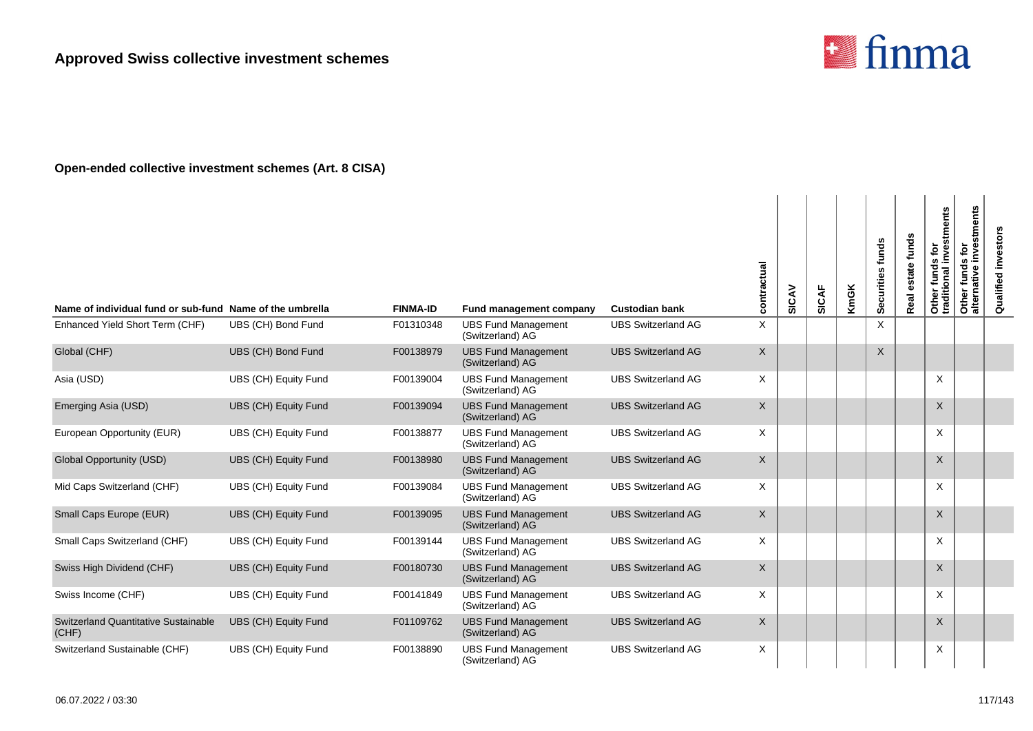# Approved Swiss collective investment schemes

## Open-ended collective investment schemes (Art. 8 CISA)

| Name of individual fund or sub-fund | Name of the umbrella | FINMA-ID | Fund management company | Custodian bank | contractual | SICAV | SICAF | KmGK | Securities funds | Real estate funds | Other funds for traditional investments | Other funds for alternative investments | Qualified investors |
|---|---|---|---|---|---|---|---|---|---|---|---|---|---|
| Enhanced Yield Short Term (CHF) | UBS (CH) Bond Fund | F01310348 | UBS Fund Management (Switzerland) AG | UBS Switzerland AG | X | | | | X | | | | |
| Global (CHF) | UBS (CH) Bond Fund | F00138979 | UBS Fund Management (Switzerland) AG | UBS Switzerland AG | X | | | | X | | | | |
| Asia (USD) | UBS (CH) Equity Fund | F00139004 | UBS Fund Management (Switzerland) AG | UBS Switzerland AG | X | | | | | | X | | |
| Emerging Asia (USD) | UBS (CH) Equity Fund | F00139094 | UBS Fund Management (Switzerland) AG | UBS Switzerland AG | X | | | | | | X | | |
| European Opportunity (EUR) | UBS (CH) Equity Fund | F00138877 | UBS Fund Management (Switzerland) AG | UBS Switzerland AG | X | | | | | | X | | |
| Global Opportunity (USD) | UBS (CH) Equity Fund | F00138980 | UBS Fund Management (Switzerland) AG | UBS Switzerland AG | X | | | | | | X | | |
| Mid Caps Switzerland (CHF) | UBS (CH) Equity Fund | F00139084 | UBS Fund Management (Switzerland) AG | UBS Switzerland AG | X | | | | | | X | | |
| Small Caps Europe (EUR) | UBS (CH) Equity Fund | F00139095 | UBS Fund Management (Switzerland) AG | UBS Switzerland AG | X | | | | | | X | | |
| Small Caps Switzerland (CHF) | UBS (CH) Equity Fund | F00139144 | UBS Fund Management (Switzerland) AG | UBS Switzerland AG | X | | | | | | X | | |
| Swiss High Dividend (CHF) | UBS (CH) Equity Fund | F00180730 | UBS Fund Management (Switzerland) AG | UBS Switzerland AG | X | | | | | | X | | |
| Swiss Income (CHF) | UBS (CH) Equity Fund | F00141849 | UBS Fund Management (Switzerland) AG | UBS Switzerland AG | X | | | | | | X | | |
| Switzerland Quantitative Sustainable (CHF) | UBS (CH) Equity Fund | F01109762 | UBS Fund Management (Switzerland) AG | UBS Switzerland AG | X | | | | | | X | | |
| Switzerland Sustainable (CHF) | UBS (CH) Equity Fund | F00138890 | UBS Fund Management (Switzerland) AG | UBS Switzerland AG | X | | | | | | X | | |

06.07.2022 / 03:30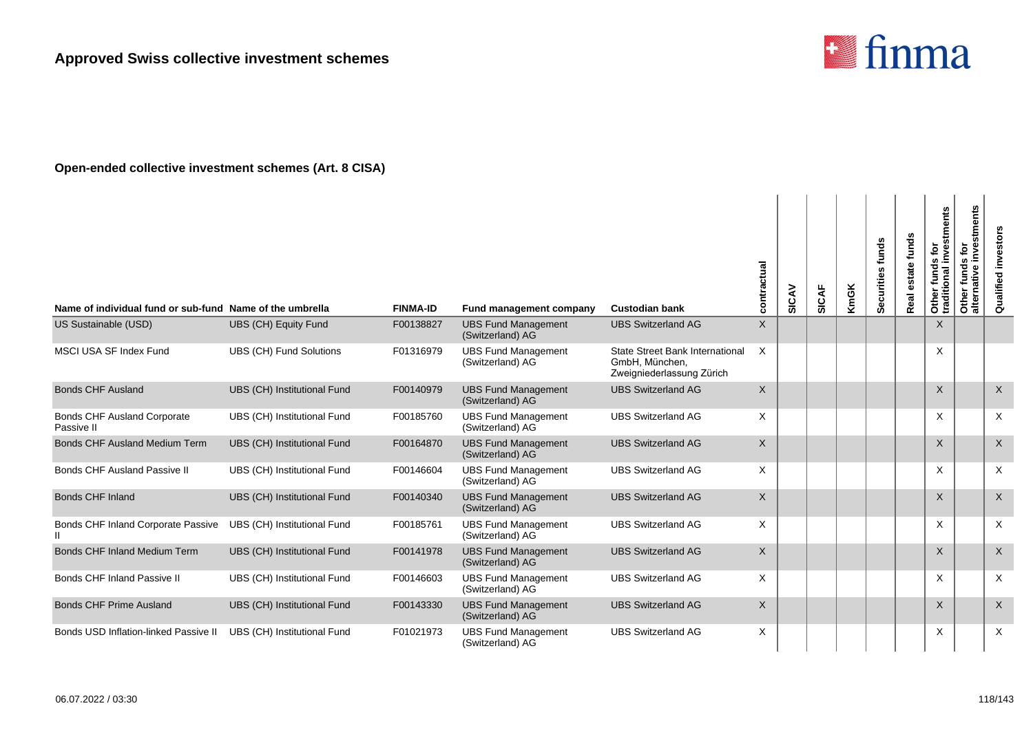# Approved Swiss collective investment schemes

## Open-ended collective investment schemes (Art. 8 CISA)

| Name of individual fund or sub-fund | Name of the umbrella | FINMA-ID | Fund management company | Custodian bank | contractual | SICAV | SICAF | KmGK | Securities funds | Real estate funds | Other funds for traditional investments | Other funds for alternative investments | Qualified investors |
|---|---|---|---|---|---|---|---|---|---|---|---|---|---|
| US Sustainable (USD) | UBS (CH) Equity Fund | F00138827 | UBS Fund Management (Switzerland) AG | UBS Switzerland AG | X | | | | | | X | | |
| MSCI USA SF Index Fund | UBS (CH) Fund Solutions | F01316979 | UBS Fund Management (Switzerland) AG | State Street Bank International GmbH, München, Zweigniederlassung Zürich | X | | | | | | X | | |
| Bonds CHF Ausland | UBS (CH) Institutional Fund | F00140979 | UBS Fund Management (Switzerland) AG | UBS Switzerland AG | X | | | | | | X | | X |
| Bonds CHF Ausland Corporate Passive II | UBS (CH) Institutional Fund | F00185760 | UBS Fund Management (Switzerland) AG | UBS Switzerland AG | X | | | | | | X | | X |
| Bonds CHF Ausland Medium Term | UBS (CH) Institutional Fund | F00164870 | UBS Fund Management (Switzerland) AG | UBS Switzerland AG | X | | | | | | X | | X |
| Bonds CHF Ausland Passive II | UBS (CH) Institutional Fund | F00146604 | UBS Fund Management (Switzerland) AG | UBS Switzerland AG | X | | | | | | X | | X |
| Bonds CHF Inland | UBS (CH) Institutional Fund | F00140340 | UBS Fund Management (Switzerland) AG | UBS Switzerland AG | X | | | | | | X | | X |
| Bonds CHF Inland Corporate Passive II | UBS (CH) Institutional Fund | F00185761 | UBS Fund Management (Switzerland) AG | UBS Switzerland AG | X | | | | | | X | | X |
| Bonds CHF Inland Medium Term | UBS (CH) Institutional Fund | F00141978 | UBS Fund Management (Switzerland) AG | UBS Switzerland AG | X | | | | | | X | | X |
| Bonds CHF Inland Passive II | UBS (CH) Institutional Fund | F00146603 | UBS Fund Management (Switzerland) AG | UBS Switzerland AG | X | | | | | | X | | X |
| Bonds CHF Prime Ausland | UBS (CH) Institutional Fund | F00143330 | UBS Fund Management (Switzerland) AG | UBS Switzerland AG | X | | | | | | X | | X |
| Bonds USD Inflation-linked Passive II | UBS (CH) Institutional Fund | F01021973 | UBS Fund Management (Switzerland) AG | UBS Switzerland AG | X | | | | | | X | | X |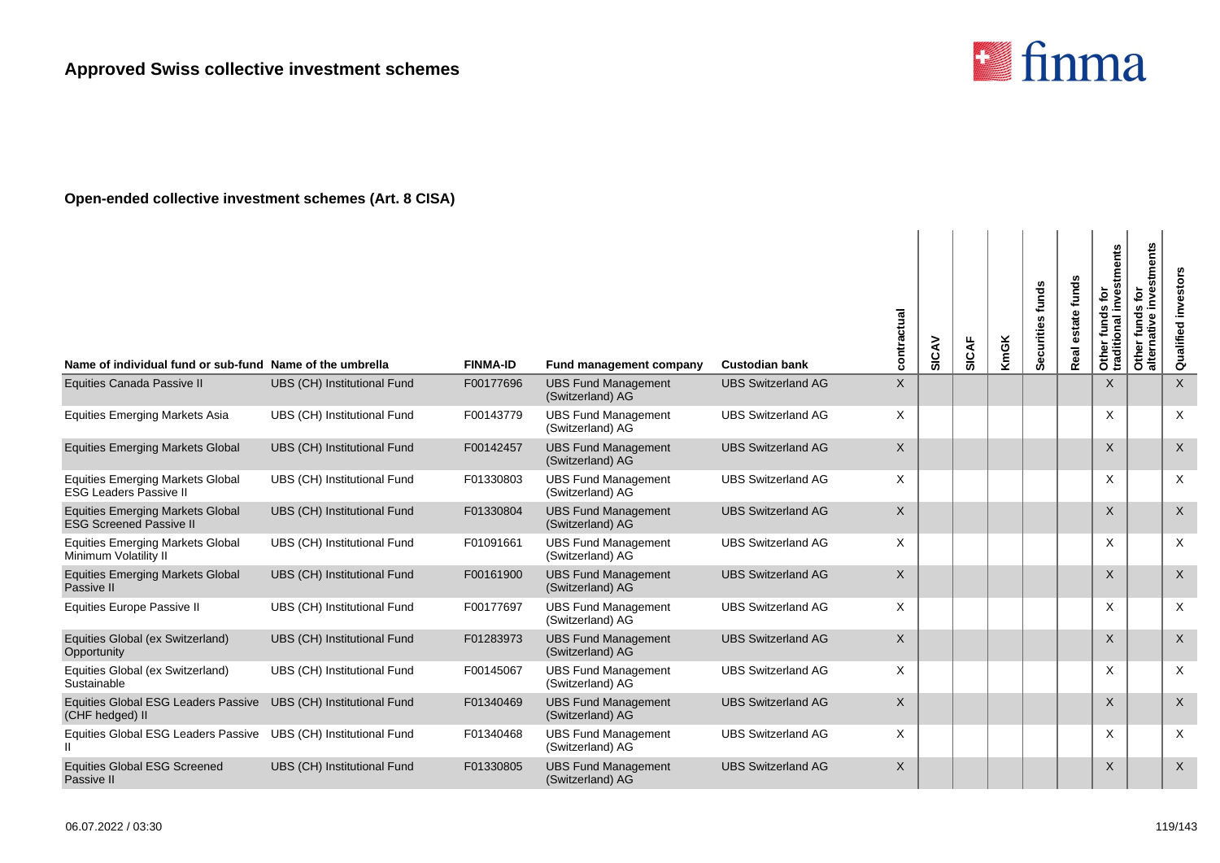## Approved Swiss collective investment schemes

### Open-ended collective investment schemes (Art. 8 CISA)

| Name of individual fund or sub-fund | Name of the umbrella | FINMA-ID | Fund management company | Custodian bank | contractual | SICAV | SICAF | KmGK | Securities funds | Real estate funds | Other funds for traditional investments | Other funds for alternative investments | Qualified investors |
|---|---|---|---|---|---|---|---|---|---|---|---|---|---|
| Equities Canada Passive II | UBS (CH) Institutional Fund | F00177696 | UBS Fund Management (Switzerland) AG | UBS Switzerland AG | X | | | | | | X | | X |
| Equities Emerging Markets Asia | UBS (CH) Institutional Fund | F00143779 | UBS Fund Management (Switzerland) AG | UBS Switzerland AG | X | | | | | | X | | X |
| Equities Emerging Markets Global | UBS (CH) Institutional Fund | F00142457 | UBS Fund Management (Switzerland) AG | UBS Switzerland AG | X | | | | | | X | | X |
| Equities Emerging Markets Global ESG Leaders Passive II | UBS (CH) Institutional Fund | F01330803 | UBS Fund Management (Switzerland) AG | UBS Switzerland AG | X | | | | | | X | | X |
| Equities Emerging Markets Global ESG Screened Passive II | UBS (CH) Institutional Fund | F01330804 | UBS Fund Management (Switzerland) AG | UBS Switzerland AG | X | | | | | | X | | X |
| Equities Emerging Markets Global Minimum Volatility II | UBS (CH) Institutional Fund | F01091661 | UBS Fund Management (Switzerland) AG | UBS Switzerland AG | X | | | | | | X | | X |
| Equities Emerging Markets Global Passive II | UBS (CH) Institutional Fund | F00161900 | UBS Fund Management (Switzerland) AG | UBS Switzerland AG | X | | | | | | X | | X |
| Equities Europe Passive II | UBS (CH) Institutional Fund | F00177697 | UBS Fund Management (Switzerland) AG | UBS Switzerland AG | X | | | | | | X | | X |
| Equities Global (ex Switzerland) Opportunity | UBS (CH) Institutional Fund | F01283973 | UBS Fund Management (Switzerland) AG | UBS Switzerland AG | X | | | | | | X | | X |
| Equities Global (ex Switzerland) Sustainable | UBS (CH) Institutional Fund | F00145067 | UBS Fund Management (Switzerland) AG | UBS Switzerland AG | X | | | | | | X | | X |
| Equities Global ESG Leaders Passive (CHF hedged) II | UBS (CH) Institutional Fund | F01340469 | UBS Fund Management (Switzerland) AG | UBS Switzerland AG | X | | | | | | X | | X |
| Equities Global ESG Leaders Passive II | UBS (CH) Institutional Fund | F01340468 | UBS Fund Management (Switzerland) AG | UBS Switzerland AG | X | | | | | | X | | X |
| Equities Global ESG Screened Passive II | UBS (CH) Institutional Fund | F01330805 | UBS Fund Management (Switzerland) AG | UBS Switzerland AG | X | | | | | | X | | X |

06.07.2022 / 03:30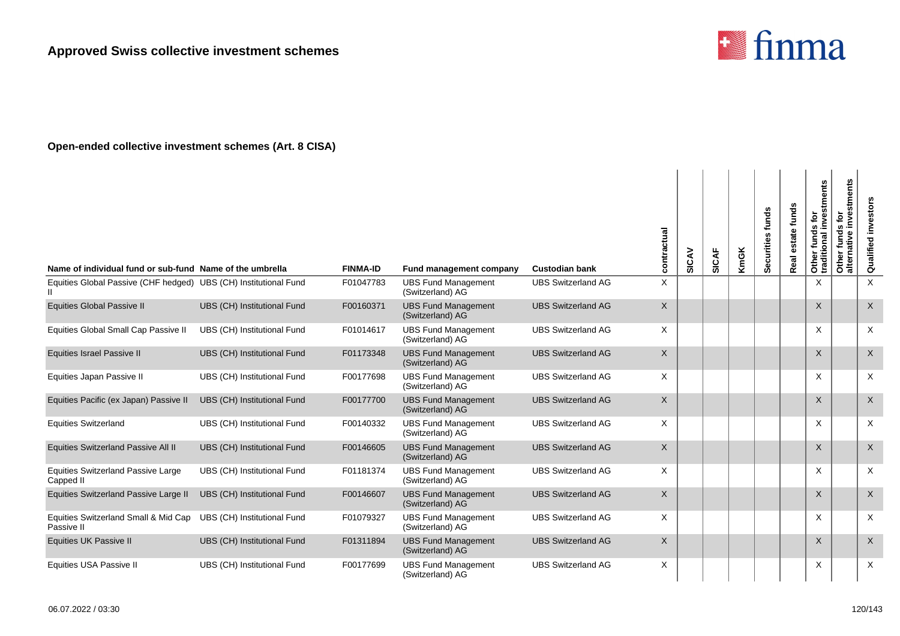# Approved Swiss collective investment schemes

## Open-ended collective investment schemes (Art. 8 CISA)

| Name of individual fund or sub-fund | Name of the umbrella | FINMA-ID | Fund management company | Custodian bank | contractual | SICAV | SICAF | KmGK | Securities funds | Real estate funds | Other funds for traditional investments | Other funds for alternative investments | Qualified investors |
|---|---|---|---|---|---|---|---|---|---|---|---|---|---|
| Equities Global Passive (CHF hedged) II | UBS (CH) Institutional Fund | F01047783 | UBS Fund Management (Switzerland) AG | UBS Switzerland AG | X | | | | | | X | | X |
| Equities Global Passive II | UBS (CH) Institutional Fund | F00160371 | UBS Fund Management (Switzerland) AG | UBS Switzerland AG | X | | | | | | X | | X |
| Equities Global Small Cap Passive II | UBS (CH) Institutional Fund | F01014617 | UBS Fund Management (Switzerland) AG | UBS Switzerland AG | X | | | | | | X | | X |
| Equities Israel Passive II | UBS (CH) Institutional Fund | F01173348 | UBS Fund Management (Switzerland) AG | UBS Switzerland AG | X | | | | | | X | | X |
| Equities Japan Passive II | UBS (CH) Institutional Fund | F00177698 | UBS Fund Management (Switzerland) AG | UBS Switzerland AG | X | | | | | | X | | X |
| Equities Pacific (ex Japan) Passive II | UBS (CH) Institutional Fund | F00177700 | UBS Fund Management (Switzerland) AG | UBS Switzerland AG | X | | | | | | X | | X |
| Equities Switzerland | UBS (CH) Institutional Fund | F00140332 | UBS Fund Management (Switzerland) AG | UBS Switzerland AG | X | | | | | | X | | X |
| Equities Switzerland Passive All II | UBS (CH) Institutional Fund | F00146605 | UBS Fund Management (Switzerland) AG | UBS Switzerland AG | X | | | | | | X | | X |
| Equities Switzerland Passive Large Capped II | UBS (CH) Institutional Fund | F01181374 | UBS Fund Management (Switzerland) AG | UBS Switzerland AG | X | | | | | | X | | X |
| Equities Switzerland Passive Large II | UBS (CH) Institutional Fund | F00146607 | UBS Fund Management (Switzerland) AG | UBS Switzerland AG | X | | | | | | X | | X |
| Equities Switzerland Small & Mid Cap Passive II | UBS (CH) Institutional Fund | F01079327 | UBS Fund Management (Switzerland) AG | UBS Switzerland AG | X | | | | | | X | | X |
| Equities UK Passive II | UBS (CH) Institutional Fund | F01311894 | UBS Fund Management (Switzerland) AG | UBS Switzerland AG | X | | | | | | X | | X |
| Equities USA Passive II | UBS (CH) Institutional Fund | F00177699 | UBS Fund Management (Switzerland) AG | UBS Switzerland AG | X | | | | | | X | | X |

06.07.2022 / 03:30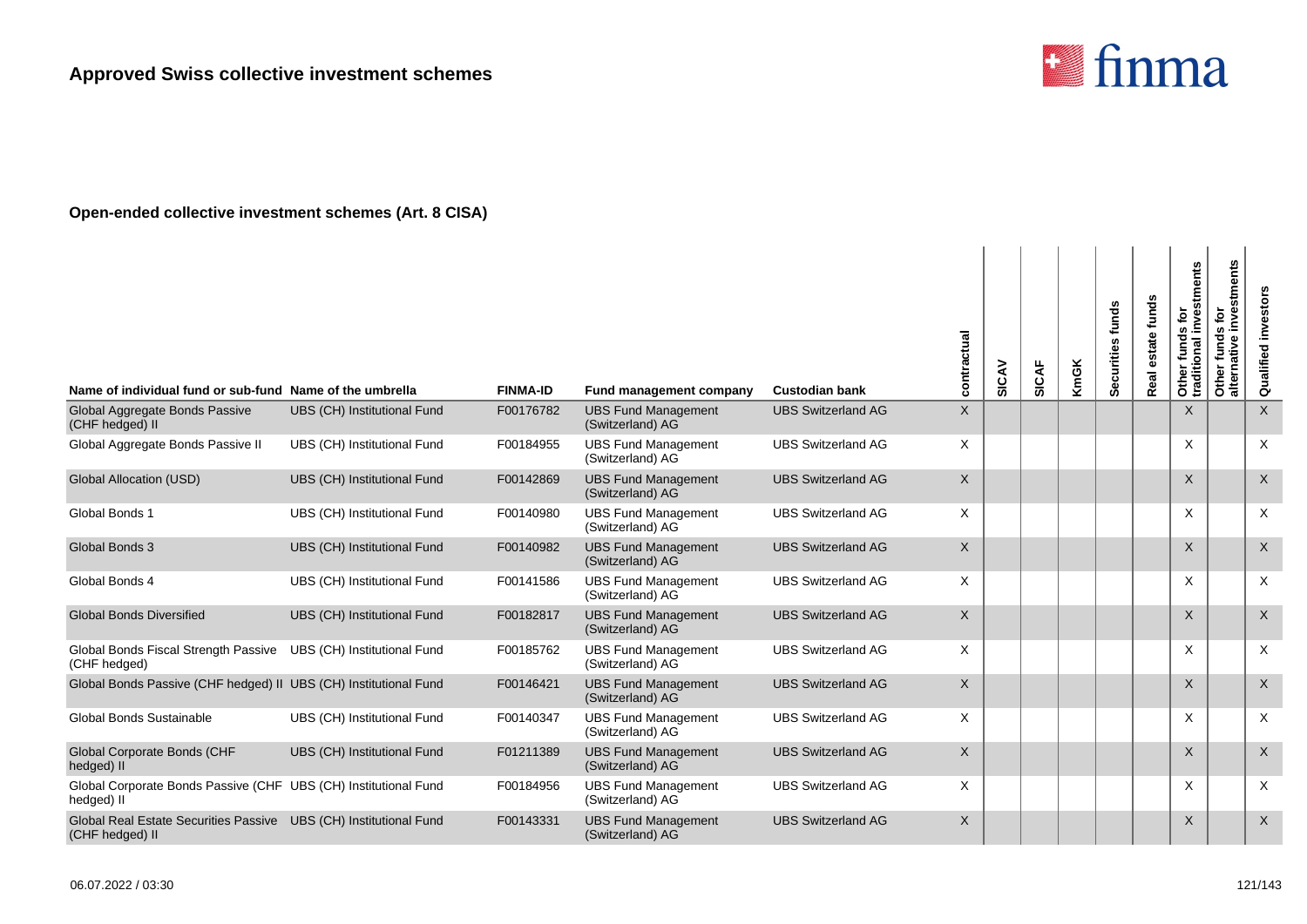# Approved Swiss collective investment schemes

## Open-ended collective investment schemes (Art. 8 CISA)

| Name of individual fund or sub-fund | Name of the umbrella | FINMA-ID | Fund management company | Custodian bank | contractual | SICAV | SICAF | KmGK | Securities funds | Real estate funds | Other funds for traditional investments | Other funds for alternative investments | Qualified investors |
|---|---|---|---|---|---|---|---|---|---|---|---|---|---|
| Global Aggregate Bonds Passive (CHF hedged) II | UBS (CH) Institutional Fund | F00176782 | UBS Fund Management (Switzerland) AG | UBS Switzerland AG | X | | | | | | X | | X |
| Global Aggregate Bonds Passive II | UBS (CH) Institutional Fund | F00184955 | UBS Fund Management (Switzerland) AG | UBS Switzerland AG | X | | | | | | X | | X |
| Global Allocation (USD) | UBS (CH) Institutional Fund | F00142869 | UBS Fund Management (Switzerland) AG | UBS Switzerland AG | X | | | | | | X | | X |
| Global Bonds 1 | UBS (CH) Institutional Fund | F00140980 | UBS Fund Management (Switzerland) AG | UBS Switzerland AG | X | | | | | | X | | X |
| Global Bonds 3 | UBS (CH) Institutional Fund | F00140982 | UBS Fund Management (Switzerland) AG | UBS Switzerland AG | X | | | | | | X | | X |
| Global Bonds 4 | UBS (CH) Institutional Fund | F00141586 | UBS Fund Management (Switzerland) AG | UBS Switzerland AG | X | | | | | | X | | X |
| Global Bonds Diversified | UBS (CH) Institutional Fund | F00182817 | UBS Fund Management (Switzerland) AG | UBS Switzerland AG | X | | | | | | X | | X |
| Global Bonds Fiscal Strength Passive (CHF hedged) | UBS (CH) Institutional Fund | F00185762 | UBS Fund Management (Switzerland) AG | UBS Switzerland AG | X | | | | | | X | | X |
| Global Bonds Passive (CHF hedged) II | UBS (CH) Institutional Fund | F00146421 | UBS Fund Management (Switzerland) AG | UBS Switzerland AG | X | | | | | | X | | X |
| Global Bonds Sustainable | UBS (CH) Institutional Fund | F00140347 | UBS Fund Management (Switzerland) AG | UBS Switzerland AG | X | | | | | | X | | X |
| Global Corporate Bonds (CHF hedged) II | UBS (CH) Institutional Fund | F01211389 | UBS Fund Management (Switzerland) AG | UBS Switzerland AG | X | | | | | | X | | X |
| Global Corporate Bonds Passive (CHF hedged) II | UBS (CH) Institutional Fund | F00184956 | UBS Fund Management (Switzerland) AG | UBS Switzerland AG | X | | | | | | X | | X |
| Global Real Estate Securities Passive (CHF hedged) II | UBS (CH) Institutional Fund | F00143331 | UBS Fund Management (Switzerland) AG | UBS Switzerland AG | X | | | | | | X | | X |

06.07.2022 / 03:30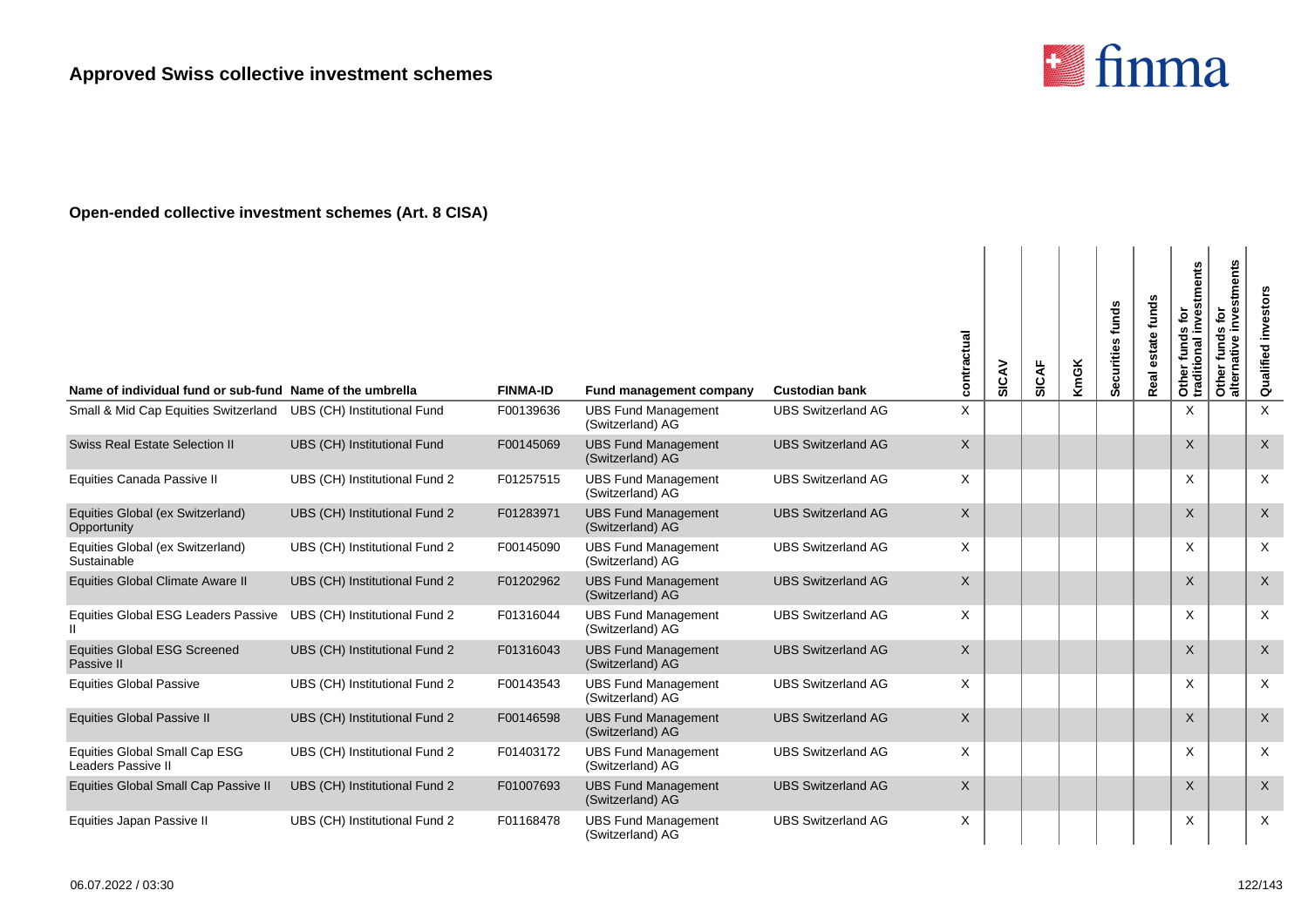## Approved Swiss collective investment schemes

### Open-ended collective investment schemes (Art. 8 CISA)

| Name of individual fund or sub-fund | Name of the umbrella | FINMA-ID | Fund management company | Custodian bank | contractual | SICAV | SICAF | KmGK | Securities funds | Real estate funds | Other funds for traditional investments | Other funds for alternative investments | Qualified investors |
|---|---|---|---|---|---|---|---|---|---|---|---|---|---|
| Small & Mid Cap Equities Switzerland | UBS (CH) Institutional Fund | F00139636 | UBS Fund Management (Switzerland) AG | UBS Switzerland AG | X | | | | | | X | | X |
| Swiss Real Estate Selection II | UBS (CH) Institutional Fund | F00145069 | UBS Fund Management (Switzerland) AG | UBS Switzerland AG | X | | | | | | X | | X |
| Equities Canada Passive II | UBS (CH) Institutional Fund 2 | F01257515 | UBS Fund Management (Switzerland) AG | UBS Switzerland AG | X | | | | | | X | | X |
| Equities Global (ex Switzerland) Opportunity | UBS (CH) Institutional Fund 2 | F01283971 | UBS Fund Management (Switzerland) AG | UBS Switzerland AG | X | | | | | | X | | X |
| Equities Global (ex Switzerland) Sustainable | UBS (CH) Institutional Fund 2 | F00145090 | UBS Fund Management (Switzerland) AG | UBS Switzerland AG | X | | | | | | X | | X |
| Equities Global Climate Aware II | UBS (CH) Institutional Fund 2 | F01202962 | UBS Fund Management (Switzerland) AG | UBS Switzerland AG | X | | | | | | X | | X |
| Equities Global ESG Leaders Passive II | UBS (CH) Institutional Fund 2 | F01316044 | UBS Fund Management (Switzerland) AG | UBS Switzerland AG | X | | | | | | X | | X |
| Equities Global ESG Screened Passive II | UBS (CH) Institutional Fund 2 | F01316043 | UBS Fund Management (Switzerland) AG | UBS Switzerland AG | X | | | | | | X | | X |
| Equities Global Passive | UBS (CH) Institutional Fund 2 | F00143543 | UBS Fund Management (Switzerland) AG | UBS Switzerland AG | X | | | | | | X | | X |
| Equities Global Passive II | UBS (CH) Institutional Fund 2 | F00146598 | UBS Fund Management (Switzerland) AG | UBS Switzerland AG | X | | | | | | X | | X |
| Equities Global Small Cap ESG Leaders Passive II | UBS (CH) Institutional Fund 2 | F01403172 | UBS Fund Management (Switzerland) AG | UBS Switzerland AG | X | | | | | | X | | X |
| Equities Global Small Cap Passive II | UBS (CH) Institutional Fund 2 | F01007693 | UBS Fund Management (Switzerland) AG | UBS Switzerland AG | X | | | | | | X | | X |
| Equities Japan Passive II | UBS (CH) Institutional Fund 2 | F01168478 | UBS Fund Management (Switzerland) AG | UBS Switzerland AG | X | | | | | | X | | X |

06.07.2022 / 03:30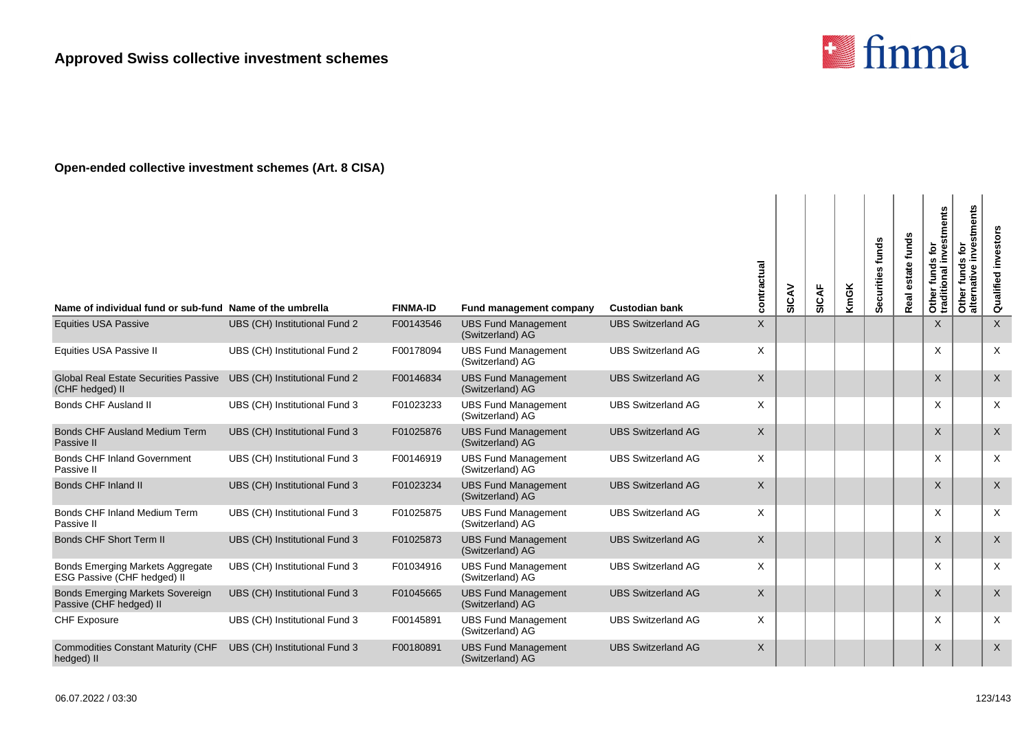# Approved Swiss collective investment schemes

## Open-ended collective investment schemes (Art. 8 CISA)

| Name of individual fund or sub-fund | Name of the umbrella | FINMA-ID | Fund management company | Custodian bank | contractual | SICAV | SICAF | KmGK | Securities funds | Real estate funds | Other funds for traditional investments | Other funds for alternative investments | Qualified investors |
|---|---|---|---|---|---|---|---|---|---|---|---|---|---|
| Equities USA Passive | UBS (CH) Institutional Fund 2 | F00143546 | UBS Fund Management (Switzerland) AG | UBS Switzerland AG | X | | | | | | X | | X |
| Equities USA Passive II | UBS (CH) Institutional Fund 2 | F00178094 | UBS Fund Management (Switzerland) AG | UBS Switzerland AG | X | | | | | | X | | X |
| Global Real Estate Securities Passive (CHF hedged) II | UBS (CH) Institutional Fund 2 | F00146834 | UBS Fund Management (Switzerland) AG | UBS Switzerland AG | X | | | | | | X | | X |
| Bonds CHF Ausland II | UBS (CH) Institutional Fund 3 | F01023233 | UBS Fund Management (Switzerland) AG | UBS Switzerland AG | X | | | | | | X | | X |
| Bonds CHF Ausland Medium Term Passive II | UBS (CH) Institutional Fund 3 | F01025876 | UBS Fund Management (Switzerland) AG | UBS Switzerland AG | X | | | | | | X | | X |
| Bonds CHF Inland Government Passive II | UBS (CH) Institutional Fund 3 | F00146919 | UBS Fund Management (Switzerland) AG | UBS Switzerland AG | X | | | | | | X | | X |
| Bonds CHF Inland II | UBS (CH) Institutional Fund 3 | F01023234 | UBS Fund Management (Switzerland) AG | UBS Switzerland AG | X | | | | | | X | | X |
| Bonds CHF Inland Medium Term Passive II | UBS (CH) Institutional Fund 3 | F01025875 | UBS Fund Management (Switzerland) AG | UBS Switzerland AG | X | | | | | | X | | X |
| Bonds CHF Short Term II | UBS (CH) Institutional Fund 3 | F01025873 | UBS Fund Management (Switzerland) AG | UBS Switzerland AG | X | | | | | | X | | X |
| Bonds Emerging Markets Aggregate ESG Passive (CHF hedged) II | UBS (CH) Institutional Fund 3 | F01034916 | UBS Fund Management (Switzerland) AG | UBS Switzerland AG | X | | | | | | X | | X |
| Bonds Emerging Markets Sovereign Passive (CHF hedged) II | UBS (CH) Institutional Fund 3 | F01045665 | UBS Fund Management (Switzerland) AG | UBS Switzerland AG | X | | | | | | X | | X |
| CHF Exposure | UBS (CH) Institutional Fund 3 | F00145891 | UBS Fund Management (Switzerland) AG | UBS Switzerland AG | X | | | | | | X | | X |
| Commodities Constant Maturity (CHF hedged) II | UBS (CH) Institutional Fund 3 | F00180891 | UBS Fund Management (Switzerland) AG | UBS Switzerland AG | X | | | | | | X | | X |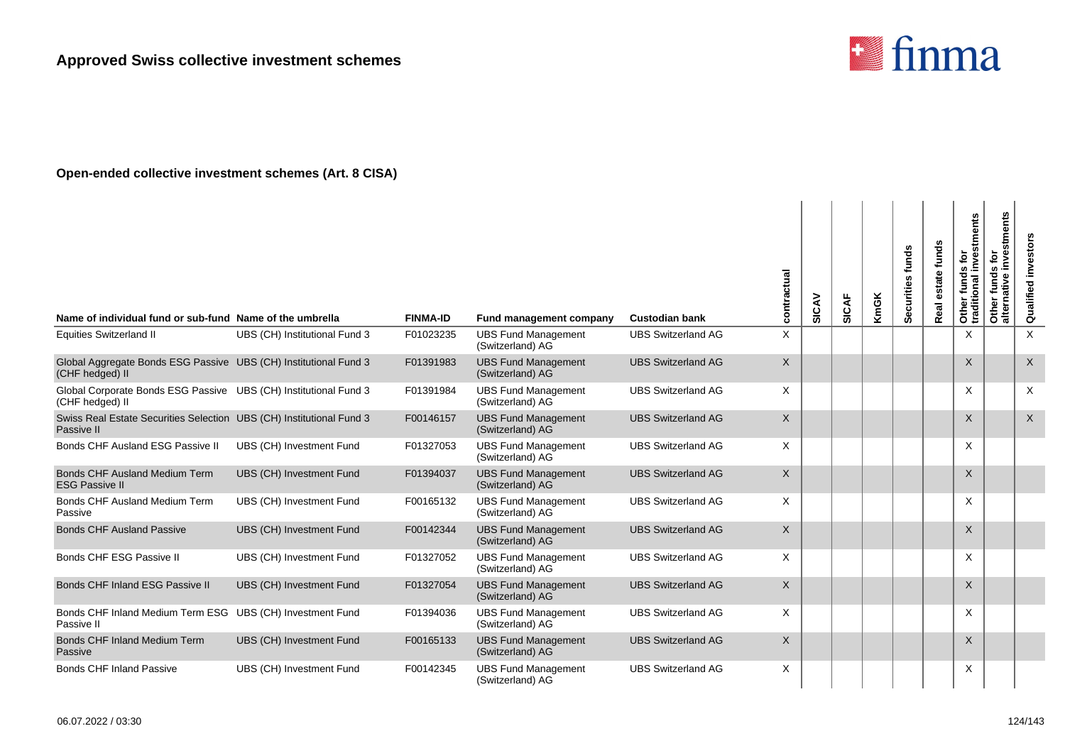## Approved Swiss collective investment schemes

### Open-ended collective investment schemes (Art. 8 CISA)

| Name of individual fund or sub-fund | Name of the umbrella | FINMA-ID | Fund management company | Custodian bank | contractual | SICAV | SICAF | KmGK | Securities funds | Real estate funds | Other funds for traditional investments | Other funds for alternative investments | Qualified investors |
|---|---|---|---|---|---|---|---|---|---|---|---|---|---|
| Equities Switzerland II | UBS (CH) Institutional Fund 3 | F01023235 | UBS Fund Management (Switzerland) AG | UBS Switzerland AG | X | | | | | | X | | X |
| Global Aggregate Bonds ESG Passive (CHF hedged) II | UBS (CH) Institutional Fund 3 | F01391983 | UBS Fund Management (Switzerland) AG | UBS Switzerland AG | X | | | | | | X | | X |
| Global Corporate Bonds ESG Passive (CHF hedged) II | UBS (CH) Institutional Fund 3 | F01391984 | UBS Fund Management (Switzerland) AG | UBS Switzerland AG | X | | | | | | X | | X |
| Swiss Real Estate Securities Selection Passive II | UBS (CH) Institutional Fund 3 | F00146157 | UBS Fund Management (Switzerland) AG | UBS Switzerland AG | X | | | | | | X | | X |
| Bonds CHF Ausland ESG Passive II | UBS (CH) Investment Fund | F01327053 | UBS Fund Management (Switzerland) AG | UBS Switzerland AG | X | | | | | | X | | |
| Bonds CHF Ausland Medium Term ESG Passive II | UBS (CH) Investment Fund | F01394037 | UBS Fund Management (Switzerland) AG | UBS Switzerland AG | X | | | | | | X | | |
| Bonds CHF Ausland Medium Term Passive | UBS (CH) Investment Fund | F00165132 | UBS Fund Management (Switzerland) AG | UBS Switzerland AG | X | | | | | | X | | |
| Bonds CHF Ausland Passive | UBS (CH) Investment Fund | F00142344 | UBS Fund Management (Switzerland) AG | UBS Switzerland AG | X | | | | | | X | | |
| Bonds CHF ESG Passive II | UBS (CH) Investment Fund | F01327052 | UBS Fund Management (Switzerland) AG | UBS Switzerland AG | X | | | | | | X | | |
| Bonds CHF Inland ESG Passive II | UBS (CH) Investment Fund | F01327054 | UBS Fund Management (Switzerland) AG | UBS Switzerland AG | X | | | | | | X | | |
| Bonds CHF Inland Medium Term ESG Passive II | UBS (CH) Investment Fund | F01394036 | UBS Fund Management (Switzerland) AG | UBS Switzerland AG | X | | | | | | X | | |
| Bonds CHF Inland Medium Term Passive | UBS (CH) Investment Fund | F00165133 | UBS Fund Management (Switzerland) AG | UBS Switzerland AG | X | | | | | | X | | |
| Bonds CHF Inland Passive | UBS (CH) Investment Fund | F00142345 | UBS Fund Management (Switzerland) AG | UBS Switzerland AG | X | | | | | | X | | |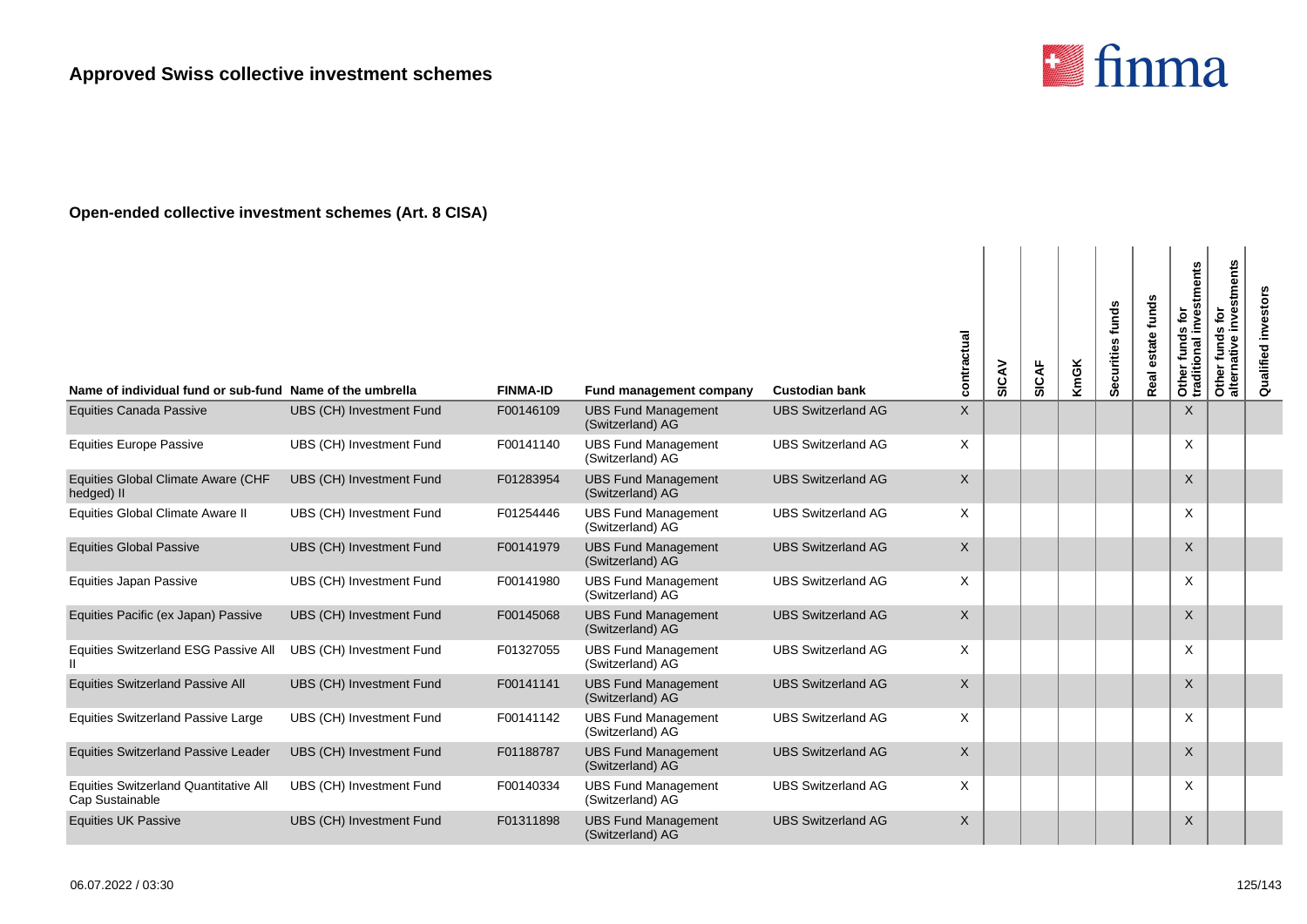## Approved Swiss collective investment schemes

### Open-ended collective investment schemes (Art. 8 CISA)

| Name of individual fund or sub-fund | Name of the umbrella | FINMA-ID | Fund management company | Custodian bank | contractual | SICAV | SICAF | KmGK | Securities funds | Real estate funds | Other funds for traditional investments | Other funds for alternative investments | Qualified investors |
|---|---|---|---|---|---|---|---|---|---|---|---|---|---|
| Equities Canada Passive | UBS (CH) Investment Fund | F00146109 | UBS Fund Management (Switzerland) AG | UBS Switzerland AG | X | | | | | | X | | |
| Equities Europe Passive | UBS (CH) Investment Fund | F00141140 | UBS Fund Management (Switzerland) AG | UBS Switzerland AG | X | | | | | | X | | |
| Equities Global Climate Aware (CHF hedged) II | UBS (CH) Investment Fund | F01283954 | UBS Fund Management (Switzerland) AG | UBS Switzerland AG | X | | | | | | X | | |
| Equities Global Climate Aware II | UBS (CH) Investment Fund | F01254446 | UBS Fund Management (Switzerland) AG | UBS Switzerland AG | X | | | | | | X | | |
| Equities Global Passive | UBS (CH) Investment Fund | F00141979 | UBS Fund Management (Switzerland) AG | UBS Switzerland AG | X | | | | | | X | | |
| Equities Japan Passive | UBS (CH) Investment Fund | F00141980 | UBS Fund Management (Switzerland) AG | UBS Switzerland AG | X | | | | | | X | | |
| Equities Pacific (ex Japan) Passive | UBS (CH) Investment Fund | F00145068 | UBS Fund Management (Switzerland) AG | UBS Switzerland AG | X | | | | | | X | | |
| Equities Switzerland ESG Passive All II | UBS (CH) Investment Fund | F01327055 | UBS Fund Management (Switzerland) AG | UBS Switzerland AG | X | | | | | | X | | |
| Equities Switzerland Passive All | UBS (CH) Investment Fund | F00141141 | UBS Fund Management (Switzerland) AG | UBS Switzerland AG | X | | | | | | X | | |
| Equities Switzerland Passive Large | UBS (CH) Investment Fund | F00141142 | UBS Fund Management (Switzerland) AG | UBS Switzerland AG | X | | | | | | X | | |
| Equities Switzerland Passive Leader | UBS (CH) Investment Fund | F01188787 | UBS Fund Management (Switzerland) AG | UBS Switzerland AG | X | | | | | | X | | |
| Equities Switzerland Quantitative All Cap Sustainable | UBS (CH) Investment Fund | F00140334 | UBS Fund Management (Switzerland) AG | UBS Switzerland AG | X | | | | | | X | | |
| Equities UK Passive | UBS (CH) Investment Fund | F01311898 | UBS Fund Management (Switzerland) AG | UBS Switzerland AG | X | | | | | | X | | |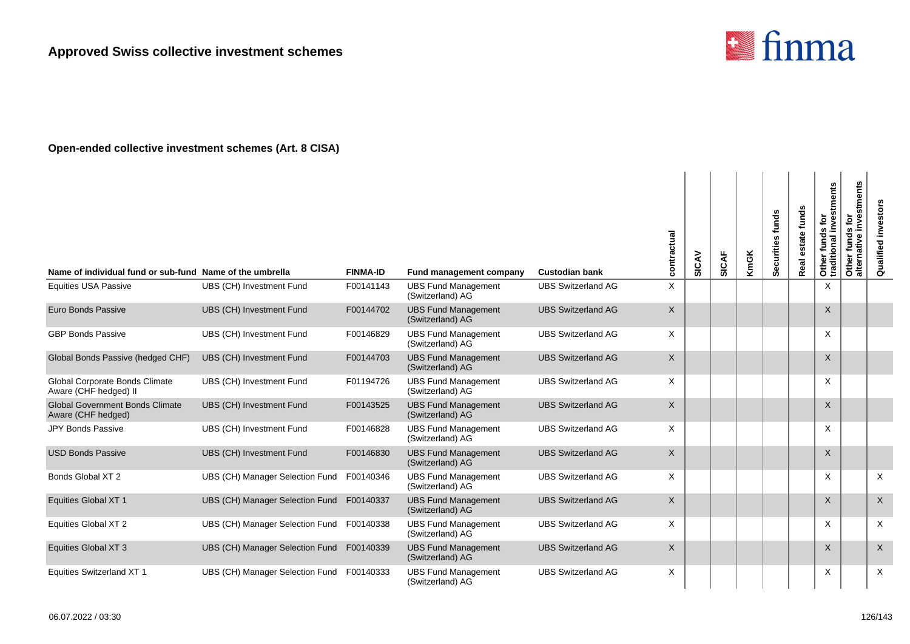## Approved Swiss collective investment schemes

### Open-ended collective investment schemes (Art. 8 CISA)

| Name of individual fund or sub-fund | Name of the umbrella | FINMA-ID | Fund management company | Custodian bank | contractual | SICAV | SICAF | KmGK | Securities funds | Real estate funds | Other funds for traditional investments | Other funds for alternative investments | Qualified investors |
|---|---|---|---|---|---|---|---|---|---|---|---|---|---|
| Equities USA Passive | UBS (CH) Investment Fund | F00141143 | UBS Fund Management (Switzerland) AG | UBS Switzerland AG | X | | | | | | X | | |
| Euro Bonds Passive | UBS (CH) Investment Fund | F00144702 | UBS Fund Management (Switzerland) AG | UBS Switzerland AG | X | | | | | | X | | |
| GBP Bonds Passive | UBS (CH) Investment Fund | F00146829 | UBS Fund Management (Switzerland) AG | UBS Switzerland AG | X | | | | | | X | | |
| Global Bonds Passive (hedged CHF) | UBS (CH) Investment Fund | F00144703 | UBS Fund Management (Switzerland) AG | UBS Switzerland AG | X | | | | | | X | | |
| Global Corporate Bonds Climate Aware (CHF hedged) II | UBS (CH) Investment Fund | F01194726 | UBS Fund Management (Switzerland) AG | UBS Switzerland AG | X | | | | | | X | | |
| Global Government Bonds Climate Aware (CHF hedged) | UBS (CH) Investment Fund | F00143525 | UBS Fund Management (Switzerland) AG | UBS Switzerland AG | X | | | | | | X | | |
| JPY Bonds Passive | UBS (CH) Investment Fund | F00146828 | UBS Fund Management (Switzerland) AG | UBS Switzerland AG | X | | | | | | X | | |
| USD Bonds Passive | UBS (CH) Investment Fund | F00146830 | UBS Fund Management (Switzerland) AG | UBS Switzerland AG | X | | | | | | X | | |
| Bonds Global XT 2 | UBS (CH) Manager Selection Fund | F00140346 | UBS Fund Management (Switzerland) AG | UBS Switzerland AG | X | | | | | | X | | X |
| Equities Global XT 1 | UBS (CH) Manager Selection Fund | F00140337 | UBS Fund Management (Switzerland) AG | UBS Switzerland AG | X | | | | | | X | | X |
| Equities Global XT 2 | UBS (CH) Manager Selection Fund | F00140338 | UBS Fund Management (Switzerland) AG | UBS Switzerland AG | X | | | | | | X | | X |
| Equities Global XT 3 | UBS (CH) Manager Selection Fund | F00140339 | UBS Fund Management (Switzerland) AG | UBS Switzerland AG | X | | | | | | X | | X |
| Equities Switzerland XT 1 | UBS (CH) Manager Selection Fund | F00140333 | UBS Fund Management (Switzerland) AG | UBS Switzerland AG | X | | | | | | X | | X |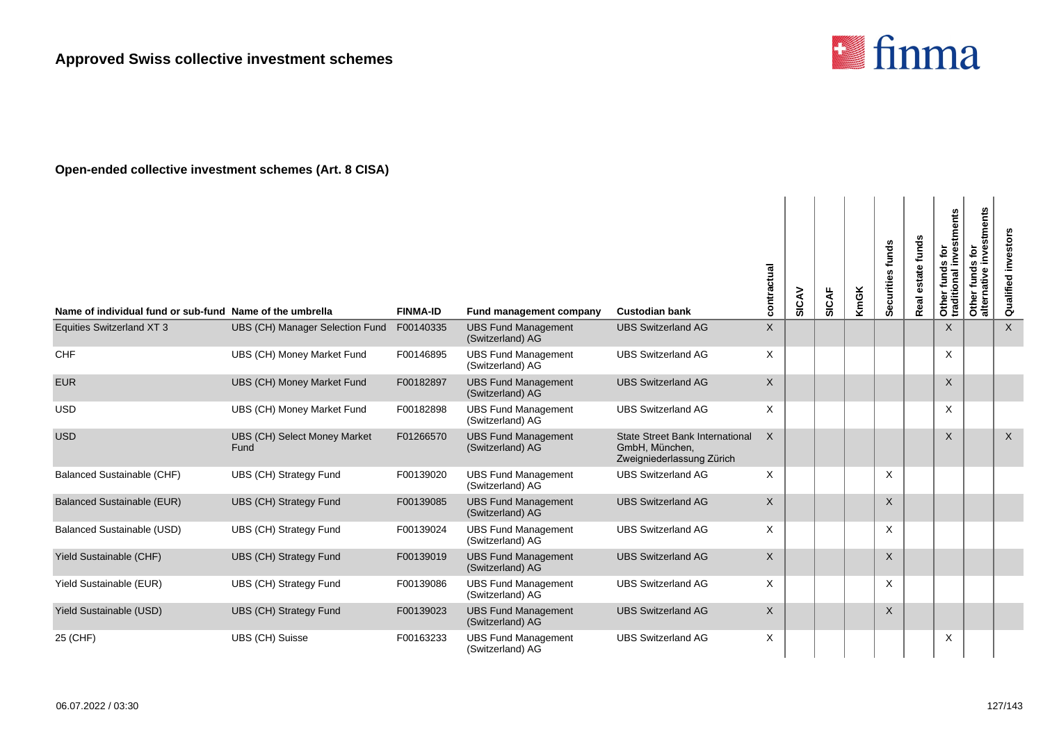## Approved Swiss collective investment schemes

### Open-ended collective investment schemes (Art. 8 CISA)

| Name of individual fund or sub-fund | Name of the umbrella | FINMA-ID | Fund management company | Custodian bank | contractual | SICAV | SICAF | KmGK | Securities funds | Real estate funds | Other funds for traditional investments | Other funds for alternative investments | Qualified investors |
|---|---|---|---|---|---|---|---|---|---|---|---|---|---|
| Equities Switzerland XT 3 | UBS (CH) Manager Selection Fund | F00140335 | UBS Fund Management (Switzerland) AG | UBS Switzerland AG | X | | | | | | X | | X |
| CHF | UBS (CH) Money Market Fund | F00146895 | UBS Fund Management (Switzerland) AG | UBS Switzerland AG | X | | | | | | X | | |
| EUR | UBS (CH) Money Market Fund | F00182897 | UBS Fund Management (Switzerland) AG | UBS Switzerland AG | X | | | | | | X | | |
| USD | UBS (CH) Money Market Fund | F00182898 | UBS Fund Management (Switzerland) AG | UBS Switzerland AG | X | | | | | | X | | |
| USD | UBS (CH) Select Money Market Fund | F01266570 | UBS Fund Management (Switzerland) AG | State Street Bank International GmbH, München, Zweigniederlassung Zürich | X | | | | | | X | | X |
| Balanced Sustainable (CHF) | UBS (CH) Strategy Fund | F00139020 | UBS Fund Management (Switzerland) AG | UBS Switzerland AG | X | | | | X | | | | |
| Balanced Sustainable (EUR) | UBS (CH) Strategy Fund | F00139085 | UBS Fund Management (Switzerland) AG | UBS Switzerland AG | X | | | | X | | | | |
| Balanced Sustainable (USD) | UBS (CH) Strategy Fund | F00139024 | UBS Fund Management (Switzerland) AG | UBS Switzerland AG | X | | | | X | | | | |
| Yield Sustainable (CHF) | UBS (CH) Strategy Fund | F00139019 | UBS Fund Management (Switzerland) AG | UBS Switzerland AG | X | | | | X | | | | |
| Yield Sustainable (EUR) | UBS (CH) Strategy Fund | F00139086 | UBS Fund Management (Switzerland) AG | UBS Switzerland AG | X | | | | X | | | | |
| Yield Sustainable (USD) | UBS (CH) Strategy Fund | F00139023 | UBS Fund Management (Switzerland) AG | UBS Switzerland AG | X | | | | X | | | | |
| 25 (CHF) | UBS (CH) Suisse | F00163233 | UBS Fund Management (Switzerland) AG | UBS Switzerland AG | X | | | | | | X | | |

06.07.2022 / 03:30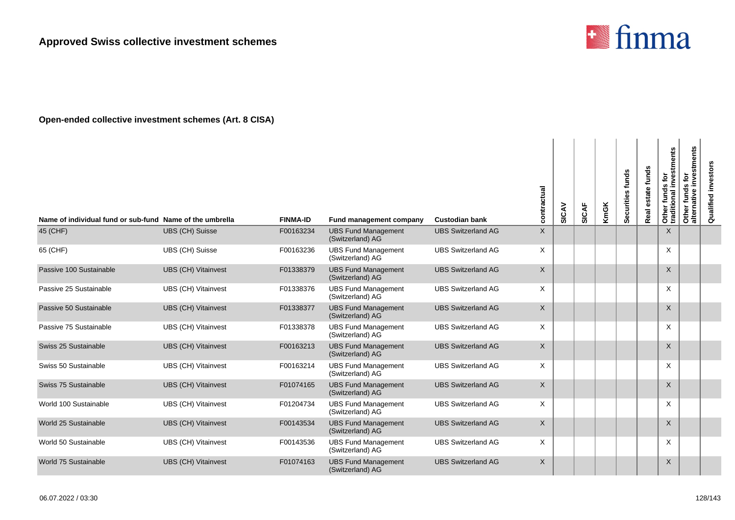# Approved Swiss collective investment schemes

## Open-ended collective investment schemes (Art. 8 CISA)

| Name of individual fund or sub-fund | Name of the umbrella | FINMA-ID | Fund management company | Custodian bank | contractual | SICAV | SICAF | KmGK | Securities funds | Real estate funds | Other funds for traditional investments | Other funds for alternative investments | Qualified investors |
|---|---|---|---|---|---|---|---|---|---|---|---|---|---|
| 45 (CHF) | UBS (CH) Suisse | F00163234 | UBS Fund Management (Switzerland) AG | UBS Switzerland AG | X | | | | | | X | | |
| 65 (CHF) | UBS (CH) Suisse | F00163236 | UBS Fund Management (Switzerland) AG | UBS Switzerland AG | X | | | | | | X | | |
| Passive 100 Sustainable | UBS (CH) Vitainvest | F01338379 | UBS Fund Management (Switzerland) AG | UBS Switzerland AG | X | | | | | | X | | |
| Passive 25 Sustainable | UBS (CH) Vitainvest | F01338376 | UBS Fund Management (Switzerland) AG | UBS Switzerland AG | X | | | | | | X | | |
| Passive 50 Sustainable | UBS (CH) Vitainvest | F01338377 | UBS Fund Management (Switzerland) AG | UBS Switzerland AG | X | | | | | | X | | |
| Passive 75 Sustainable | UBS (CH) Vitainvest | F01338378 | UBS Fund Management (Switzerland) AG | UBS Switzerland AG | X | | | | | | X | | |
| Swiss 25 Sustainable | UBS (CH) Vitainvest | F00163213 | UBS Fund Management (Switzerland) AG | UBS Switzerland AG | X | | | | | | X | | |
| Swiss 50 Sustainable | UBS (CH) Vitainvest | F00163214 | UBS Fund Management (Switzerland) AG | UBS Switzerland AG | X | | | | | | X | | |
| Swiss 75 Sustainable | UBS (CH) Vitainvest | F01074165 | UBS Fund Management (Switzerland) AG | UBS Switzerland AG | X | | | | | | X | | |
| World 100 Sustainable | UBS (CH) Vitainvest | F01204734 | UBS Fund Management (Switzerland) AG | UBS Switzerland AG | X | | | | | | X | | |
| World 25 Sustainable | UBS (CH) Vitainvest | F00143534 | UBS Fund Management (Switzerland) AG | UBS Switzerland AG | X | | | | | | X | | |
| World 50 Sustainable | UBS (CH) Vitainvest | F00143536 | UBS Fund Management (Switzerland) AG | UBS Switzerland AG | X | | | | | | X | | |
| World 75 Sustainable | UBS (CH) Vitainvest | F01074163 | UBS Fund Management (Switzerland) AG | UBS Switzerland AG | X | | | | | | X | | |

06.07.2022 / 03:30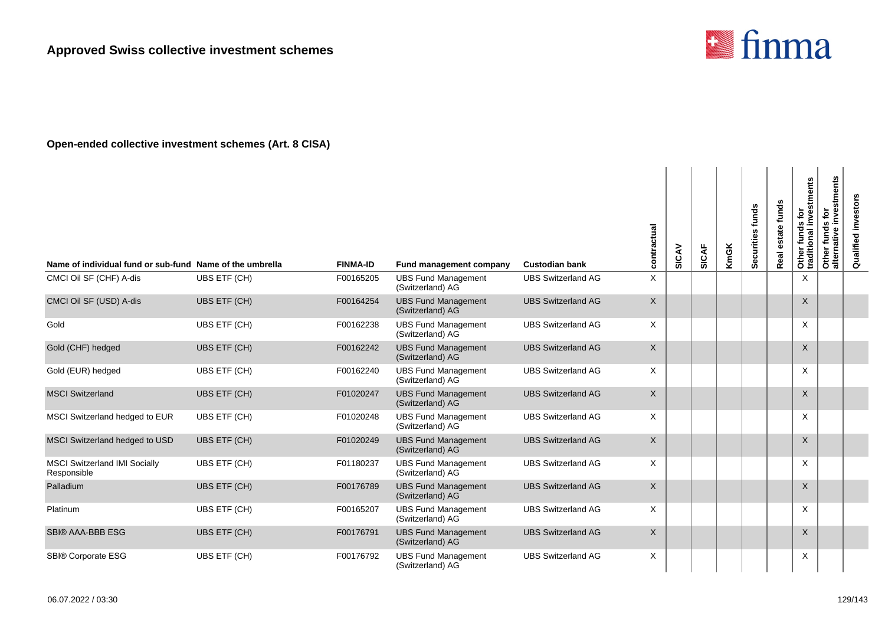# Approved Swiss collective investment schemes

## Open-ended collective investment schemes (Art. 8 CISA)

| Name of individual fund or sub-fund | Name of the umbrella | FINMA-ID | Fund management company | Custodian bank | contractual | SICAV | SICAF | KmGK | Securities funds | Real estate funds | Other funds for traditional investments | Other funds for alternative investments | Qualified investors |
|---|---|---|---|---|---|---|---|---|---|---|---|---|---|
| CMCI Oil SF (CHF) A-dis | UBS ETF (CH) | F00165205 | UBS Fund Management (Switzerland) AG | UBS Switzerland AG | X | | | | | | X | | |
| CMCI Oil SF (USD) A-dis | UBS ETF (CH) | F00164254 | UBS Fund Management (Switzerland) AG | UBS Switzerland AG | X | | | | | | X | | |
| Gold | UBS ETF (CH) | F00162238 | UBS Fund Management (Switzerland) AG | UBS Switzerland AG | X | | | | | | X | | |
| Gold (CHF) hedged | UBS ETF (CH) | F00162242 | UBS Fund Management (Switzerland) AG | UBS Switzerland AG | X | | | | | | X | | |
| Gold (EUR) hedged | UBS ETF (CH) | F00162240 | UBS Fund Management (Switzerland) AG | UBS Switzerland AG | X | | | | | | X | | |
| MSCI Switzerland | UBS ETF (CH) | F01020247 | UBS Fund Management (Switzerland) AG | UBS Switzerland AG | X | | | | | | X | | |
| MSCI Switzerland hedged to EUR | UBS ETF (CH) | F01020248 | UBS Fund Management (Switzerland) AG | UBS Switzerland AG | X | | | | | | X | | |
| MSCI Switzerland hedged to USD | UBS ETF (CH) | F01020249 | UBS Fund Management (Switzerland) AG | UBS Switzerland AG | X | | | | | | X | | |
| MSCI Switzerland IMI Socially Responsible | UBS ETF (CH) | F01180237 | UBS Fund Management (Switzerland) AG | UBS Switzerland AG | X | | | | | | X | | |
| Palladium | UBS ETF (CH) | F00176789 | UBS Fund Management (Switzerland) AG | UBS Switzerland AG | X | | | | | | X | | |
| Platinum | UBS ETF (CH) | F00165207 | UBS Fund Management (Switzerland) AG | UBS Switzerland AG | X | | | | | | X | | |
| SBI® AAA-BBB ESG | UBS ETF (CH) | F00176791 | UBS Fund Management (Switzerland) AG | UBS Switzerland AG | X | | | | | | X | | |
| SBI® Corporate ESG | UBS ETF (CH) | F00176792 | UBS Fund Management (Switzerland) AG | UBS Switzerland AG | X | | | | | | X | | |

06.07.2022 / 03:30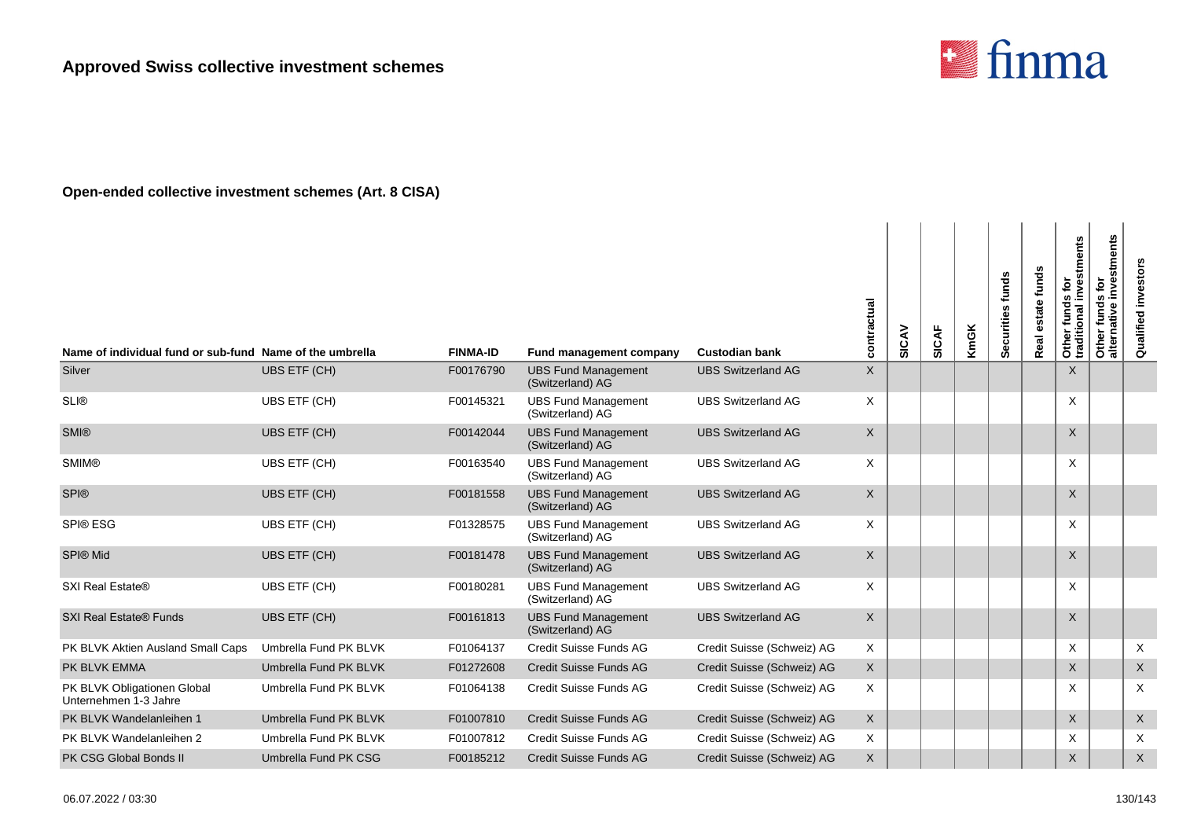## Approved Swiss collective investment schemes

### Open-ended collective investment schemes (Art. 8 CISA)

| Name of individual fund or sub-fund | Name of the umbrella | FINMA-ID | Fund management company | Custodian bank | contractual | SICAV | SICAF | KmGK | Securities funds | Real estate funds | Other funds for traditional investments | Other funds for alternative investments | Qualified investors |
|---|---|---|---|---|---|---|---|---|---|---|---|---|---|
| Silver | UBS ETF (CH) | F00176790 | UBS Fund Management (Switzerland) AG | UBS Switzerland AG | X | | | | | | X | | |
| SLI® | UBS ETF (CH) | F00145321 | UBS Fund Management (Switzerland) AG | UBS Switzerland AG | X | | | | | | X | | |
| SMI® | UBS ETF (CH) | F00142044 | UBS Fund Management (Switzerland) AG | UBS Switzerland AG | X | | | | | | X | | |
| SMIM® | UBS ETF (CH) | F00163540 | UBS Fund Management (Switzerland) AG | UBS Switzerland AG | X | | | | | | X | | |
| SPI® | UBS ETF (CH) | F00181558 | UBS Fund Management (Switzerland) AG | UBS Switzerland AG | X | | | | | | X | | |
| SPI® ESG | UBS ETF (CH) | F01328575 | UBS Fund Management (Switzerland) AG | UBS Switzerland AG | X | | | | | | X | | |
| SPI® Mid | UBS ETF (CH) | F00181478 | UBS Fund Management (Switzerland) AG | UBS Switzerland AG | X | | | | | | X | | |
| SXI Real Estate® | UBS ETF (CH) | F00180281 | UBS Fund Management (Switzerland) AG | UBS Switzerland AG | X | | | | | | X | | |
| SXI Real Estate® Funds | UBS ETF (CH) | F00161813 | UBS Fund Management (Switzerland) AG | UBS Switzerland AG | X | | | | | | X | | |
| PK BLVK Aktien Ausland Small Caps | Umbrella Fund PK BLVK | F01064137 | Credit Suisse Funds AG | Credit Suisse (Schweiz) AG | X | | | | | | X | | X |
| PK BLVK EMMA | Umbrella Fund PK BLVK | F01272608 | Credit Suisse Funds AG | Credit Suisse (Schweiz) AG | X | | | | | | X | | X |
| PK BLVK Obligationen Global Unternehmen 1-3 Jahre | Umbrella Fund PK BLVK | F01064138 | Credit Suisse Funds AG | Credit Suisse (Schweiz) AG | X | | | | | | X | | X |
| PK BLVK Wandelanleihen 1 | Umbrella Fund PK BLVK | F01007810 | Credit Suisse Funds AG | Credit Suisse (Schweiz) AG | X | | | | | | X | | X |
| PK BLVK Wandelanleihen 2 | Umbrella Fund PK BLVK | F01007812 | Credit Suisse Funds AG | Credit Suisse (Schweiz) AG | X | | | | | | X | | X |
| PK CSG Global Bonds II | Umbrella Fund PK CSG | F00185212 | Credit Suisse Funds AG | Credit Suisse (Schweiz) AG | X | | | | | | X | | X |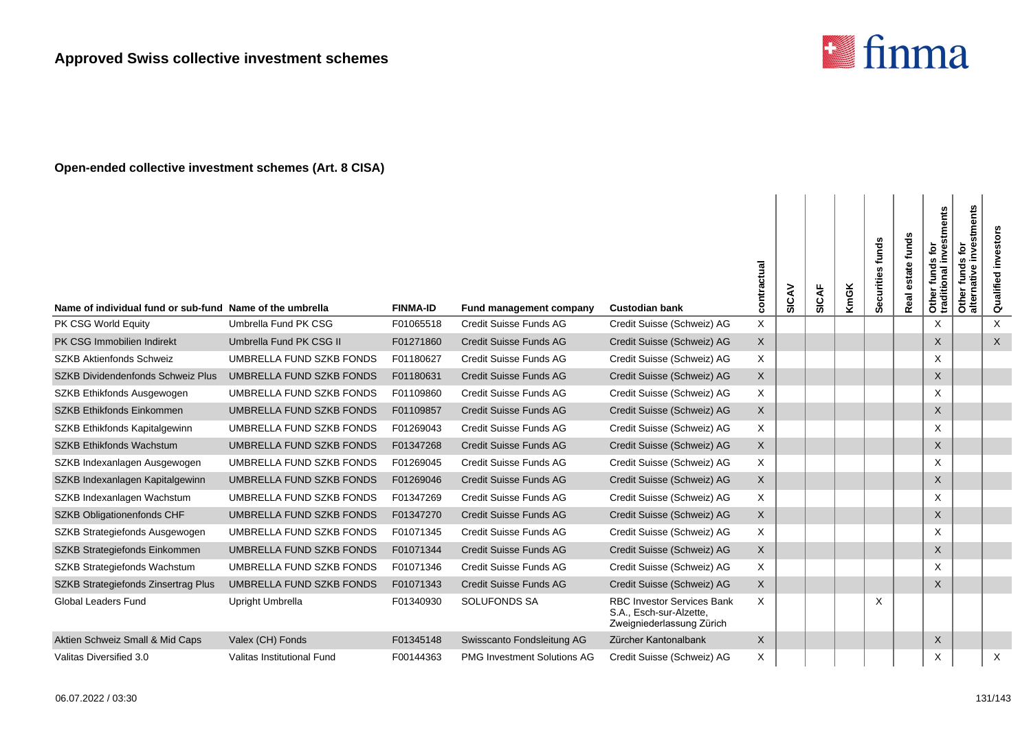# Approved Swiss collective investment schemes

## Open-ended collective investment schemes (Art. 8 CISA)

| Name of individual fund or sub-fund | Name of the umbrella | FINMA-ID | Fund management company | Custodian bank | contractual | SICAV | SICAF | KmGK | Securities funds | Real estate funds | Other funds for traditional investments | Other funds for alternative investments | Qualified investors |
|---|---|---|---|---|---|---|---|---|---|---|---|---|---|
| PK CSG World Equity | Umbrella Fund PK CSG | F01065518 | Credit Suisse Funds AG | Credit Suisse (Schweiz) AG | X | | | | | | X | | X |
| PK CSG Immobilien Indirekt | Umbrella Fund PK CSG II | F01271860 | Credit Suisse Funds AG | Credit Suisse (Schweiz) AG | X | | | | | | X | | X |
| SZKB Aktienfonds Schweiz | UMBRELLA FUND SZKB FONDS | F01180627 | Credit Suisse Funds AG | Credit Suisse (Schweiz) AG | X | | | | | | X | | |
| SZKB Dividendenfonds Schweiz Plus | UMBRELLA FUND SZKB FONDS | F01180631 | Credit Suisse Funds AG | Credit Suisse (Schweiz) AG | X | | | | | | X | | |
| SZKB Ethikfonds Ausgewogen | UMBRELLA FUND SZKB FONDS | F01109860 | Credit Suisse Funds AG | Credit Suisse (Schweiz) AG | X | | | | | | X | | |
| SZKB Ethikfonds Einkommen | UMBRELLA FUND SZKB FONDS | F01109857 | Credit Suisse Funds AG | Credit Suisse (Schweiz) AG | X | | | | | | X | | |
| SZKB Ethikfonds Kapitalgewinn | UMBRELLA FUND SZKB FONDS | F01269043 | Credit Suisse Funds AG | Credit Suisse (Schweiz) AG | X | | | | | | X | | |
| SZKB Ethikfonds Wachstum | UMBRELLA FUND SZKB FONDS | F01347268 | Credit Suisse Funds AG | Credit Suisse (Schweiz) AG | X | | | | | | X | | |
| SZKB Indexanlagen Ausgewogen | UMBRELLA FUND SZKB FONDS | F01269045 | Credit Suisse Funds AG | Credit Suisse (Schweiz) AG | X | | | | | | X | | |
| SZKB Indexanlagen Kapitalgewinn | UMBRELLA FUND SZKB FONDS | F01269046 | Credit Suisse Funds AG | Credit Suisse (Schweiz) AG | X | | | | | | X | | |
| SZKB Indexanlagen Wachstum | UMBRELLA FUND SZKB FONDS | F01347269 | Credit Suisse Funds AG | Credit Suisse (Schweiz) AG | X | | | | | | X | | |
| SZKB Obligationenfonds CHF | UMBRELLA FUND SZKB FONDS | F01347270 | Credit Suisse Funds AG | Credit Suisse (Schweiz) AG | X | | | | | | X | | |
| SZKB Strategiefonds Ausgewogen | UMBRELLA FUND SZKB FONDS | F01071345 | Credit Suisse Funds AG | Credit Suisse (Schweiz) AG | X | | | | | | X | | |
| SZKB Strategiefonds Einkommen | UMBRELLA FUND SZKB FONDS | F01071344 | Credit Suisse Funds AG | Credit Suisse (Schweiz) AG | X | | | | | | X | | |
| SZKB Strategiefonds Wachstum | UMBRELLA FUND SZKB FONDS | F01071346 | Credit Suisse Funds AG | Credit Suisse (Schweiz) AG | X | | | | | | X | | |
| SZKB Strategiefonds Zinsertrag Plus | UMBRELLA FUND SZKB FONDS | F01071343 | Credit Suisse Funds AG | Credit Suisse (Schweiz) AG | X | | | | | | X | | |
| Global Leaders Fund | Upright Umbrella | F01340930 | SOLUFONDS SA | RBC Investor Services Bank S.A., Esch-sur-Alzette, Zweigniederlassung Zürich | X | | | | X | | | | |
| Aktien Schweiz Small & Mid Caps | Valex (CH) Fonds | F01345148 | Swisscanto Fondsleitung AG | Zürcher Kantonalbank | X | | | | | | X | | |
| Valitas Diversified 3.0 | Valitas Institutional Fund | F00144363 | PMG Investment Solutions AG | Credit Suisse (Schweiz) AG | X | | | | | | X | | X |

06.07.2022 / 03:30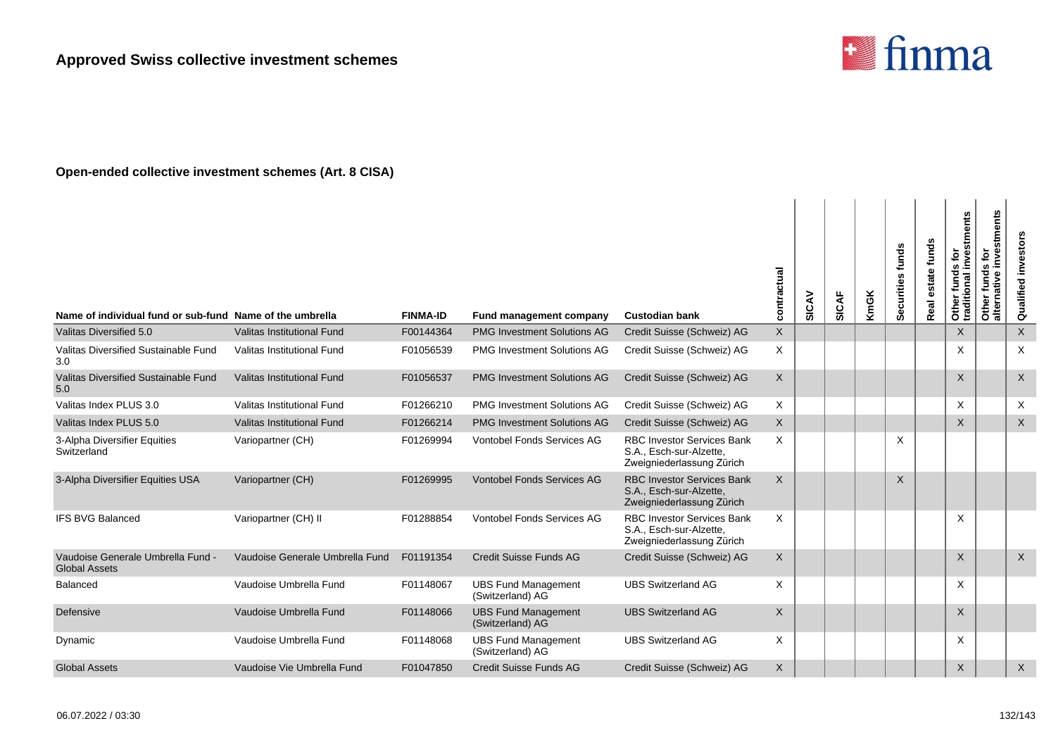## Approved Swiss collective investment schemes

### Open-ended collective investment schemes (Art. 8 CISA)

| Name of individual fund or sub-fund | Name of the umbrella | FINMA-ID | Fund management company | Custodian bank | contractual | SICAV | SICAF | KmGK | Securities funds | Real estate funds | Other funds for traditional investments | Other funds for alternative investments | Qualified investors |
|---|---|---|---|---|---|---|---|---|---|---|---|---|---|
| Valitas Diversified 5.0 | Valitas Institutional Fund | F00144364 | PMG Investment Solutions AG | Credit Suisse (Schweiz) AG | X | | | | | | X | | X |
| Valitas Diversified Sustainable Fund 3.0 | Valitas Institutional Fund | F01056539 | PMG Investment Solutions AG | Credit Suisse (Schweiz) AG | X | | | | | | X | | X |
| Valitas Diversified Sustainable Fund 5.0 | Valitas Institutional Fund | F01056537 | PMG Investment Solutions AG | Credit Suisse (Schweiz) AG | X | | | | | | X | | X |
| Valitas Index PLUS 3.0 | Valitas Institutional Fund | F01266210 | PMG Investment Solutions AG | Credit Suisse (Schweiz) AG | X | | | | | | X | | X |
| Valitas Index PLUS 5.0 | Valitas Institutional Fund | F01266214 | PMG Investment Solutions AG | Credit Suisse (Schweiz) AG | X | | | | | | X | | X |
| 3-Alpha Diversifier Equities Switzerland | Variopartner (CH) | F01269994 | Vontobel Fonds Services AG | RBC Investor Services Bank S.A., Esch-sur-Alzette, Zweigniederlassung Zürich | X | | | | X | | | | |
| 3-Alpha Diversifier Equities USA | Variopartner (CH) | F01269995 | Vontobel Fonds Services AG | RBC Investor Services Bank S.A., Esch-sur-Alzette, Zweigniederlassung Zürich | X | | | | X | | | | |
| IFS BVG Balanced | Variopartner (CH) II | F01288854 | Vontobel Fonds Services AG | RBC Investor Services Bank S.A., Esch-sur-Alzette, Zweigniederlassung Zürich | X | | | | | | X | | |
| Vaudoise Generale Umbrella Fund - Global Assets | Vaudoise Generale Umbrella Fund | F01191354 | Credit Suisse Funds AG | Credit Suisse (Schweiz) AG | X | | | | | | X | | X |
| Balanced | Vaudoise Umbrella Fund | F01148067 | UBS Fund Management (Switzerland) AG | UBS Switzerland AG | X | | | | | | X | | |
| Defensive | Vaudoise Umbrella Fund | F01148066 | UBS Fund Management (Switzerland) AG | UBS Switzerland AG | X | | | | | | X | | |
| Dynamic | Vaudoise Umbrella Fund | F01148068 | UBS Fund Management (Switzerland) AG | UBS Switzerland AG | X | | | | | | X | | |
| Global Assets | Vaudoise Vie Umbrella Fund | F01047850 | Credit Suisse Funds AG | Credit Suisse (Schweiz) AG | X | | | | | | X | | X |

06.07.2022 / 03:30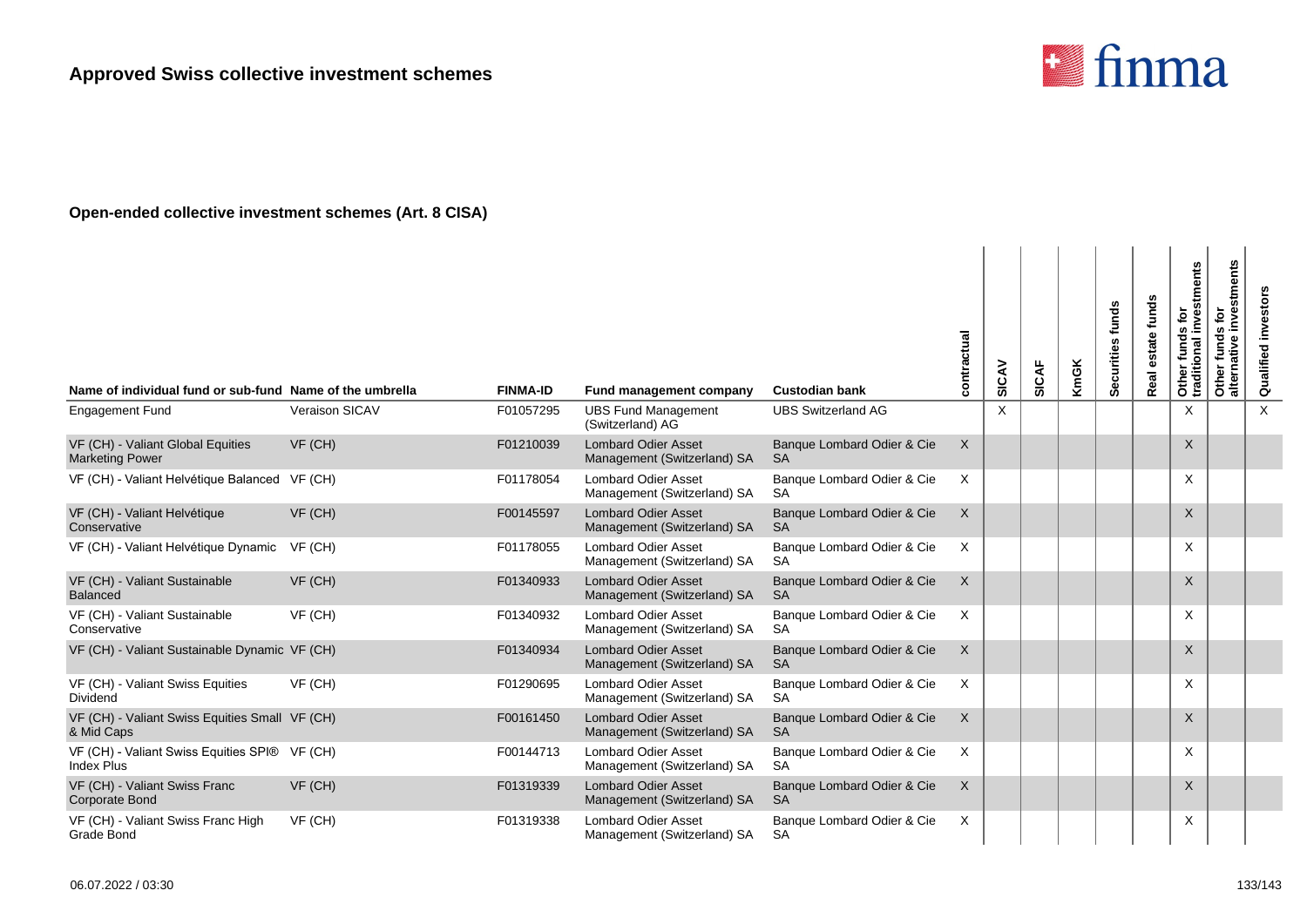## Open-ended collective investment schemes (Art. 8 CISA)

| Name of individual fund or sub-fund | Name of the umbrella | FINMA-ID | Fund management company | Custodian bank | contractual | SICAV | SICAF | KmGK | Securities funds | Real estate funds | Other funds for traditional investments | Other funds for alternative investments | Qualified investors |
|---|---|---|---|---|---|---|---|---|---|---|---|---|---|
| Engagement Fund | Veraison SICAV | F01057295 | UBS Fund Management (Switzerland) AG | UBS Switzerland AG | | X | | | | | X | | X |
| VF (CH) - Valiant Global Equities Marketing Power | VF (CH) | F01210039 | Lombard Odier Asset Management (Switzerland) SA | Banque Lombard Odier & Cie SA | X | | | | | | X | | |
| VF (CH) - Valiant Helvétique Balanced | VF (CH) | F01178054 | Lombard Odier Asset Management (Switzerland) SA | Banque Lombard Odier & Cie SA | X | | | | | | X | | |
| VF (CH) - Valiant Helvétique Conservative | VF (CH) | F00145597 | Lombard Odier Asset Management (Switzerland) SA | Banque Lombard Odier & Cie SA | X | | | | | | X | | |
| VF (CH) - Valiant Helvétique Dynamic | VF (CH) | F01178055 | Lombard Odier Asset Management (Switzerland) SA | Banque Lombard Odier & Cie SA | X | | | | | | X | | |
| VF (CH) - Valiant Sustainable Balanced | VF (CH) | F01340933 | Lombard Odier Asset Management (Switzerland) SA | Banque Lombard Odier & Cie SA | X | | | | | | X | | |
| VF (CH) - Valiant Sustainable Conservative | VF (CH) | F01340932 | Lombard Odier Asset Management (Switzerland) SA | Banque Lombard Odier & Cie SA | X | | | | | | X | | |
| VF (CH) - Valiant Sustainable Dynamic | VF (CH) | F01340934 | Lombard Odier Asset Management (Switzerland) SA | Banque Lombard Odier & Cie SA | X | | | | | | X | | |
| VF (CH) - Valiant Swiss Equities Dividend | VF (CH) | F01290695 | Lombard Odier Asset Management (Switzerland) SA | Banque Lombard Odier & Cie SA | X | | | | | | X | | |
| VF (CH) - Valiant Swiss Equities Small & Mid Caps | VF (CH) | F00161450 | Lombard Odier Asset Management (Switzerland) SA | Banque Lombard Odier & Cie SA | X | | | | | | X | | |
| VF (CH) - Valiant Swiss Equities SPI® Index Plus | VF (CH) | F00144713 | Lombard Odier Asset Management (Switzerland) SA | Banque Lombard Odier & Cie SA | X | | | | | | X | | |
| VF (CH) - Valiant Swiss Franc Corporate Bond | VF (CH) | F01319339 | Lombard Odier Asset Management (Switzerland) SA | Banque Lombard Odier & Cie SA | X | | | | | | X | | |
| VF (CH) - Valiant Swiss Franc High Grade Bond | VF (CH) | F01319338 | Lombard Odier Asset Management (Switzerland) SA | Banque Lombard Odier & Cie SA | X | | | | | | X | | |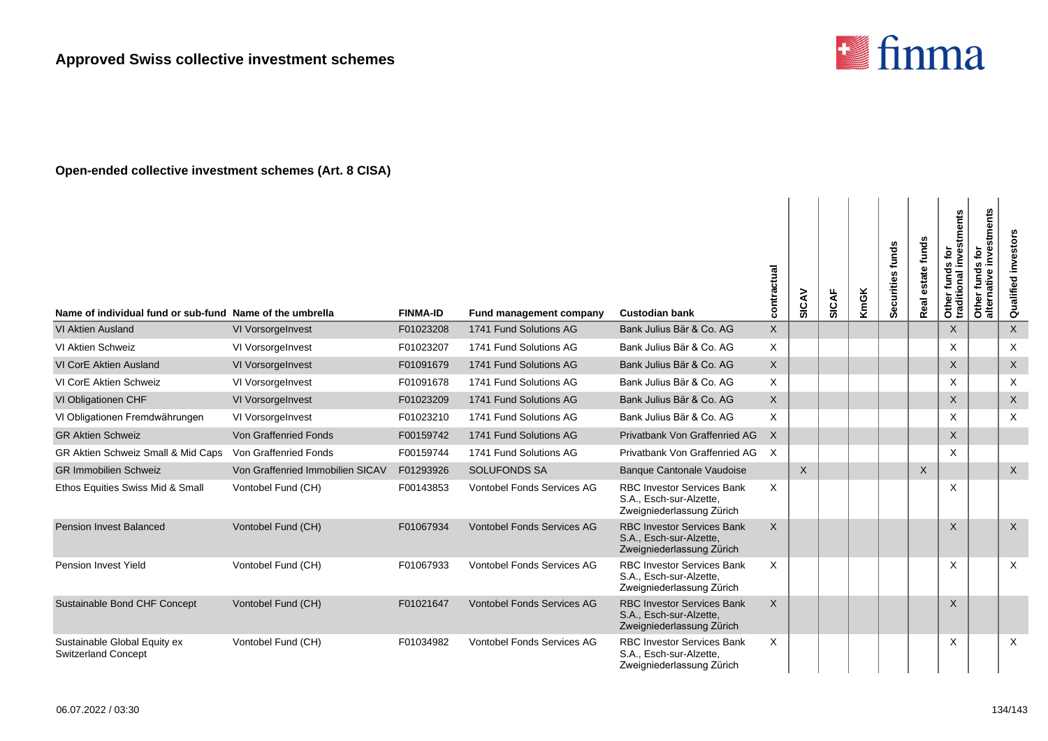## Approved Swiss collective investment schemes

### Open-ended collective investment schemes (Art. 8 CISA)

| Name of individual fund or sub-fund | Name of the umbrella | FINMA-ID | Fund management company | Custodian bank | contractual | SICAV | SICAF | KmGK | Securities funds | Real estate funds | Other funds for traditional investments | Other funds for alternative investments | Qualified investors |
|---|---|---|---|---|---|---|---|---|---|---|---|---|---|
| VI Aktien Ausland | VI VorsorgeInvest | F01023208 | 1741 Fund Solutions AG | Bank Julius Bär & Co. AG | X | | | | | | X | | X |
| VI Aktien Schweiz | VI VorsorgeInvest | F01023207 | 1741 Fund Solutions AG | Bank Julius Bär & Co. AG | X | | | | | | X | | X |
| VI CorE Aktien Ausland | VI VorsorgeInvest | F01091679 | 1741 Fund Solutions AG | Bank Julius Bär & Co. AG | X | | | | | | X | | X |
| VI CorE Aktien Schweiz | VI VorsorgeInvest | F01091678 | 1741 Fund Solutions AG | Bank Julius Bär & Co. AG | X | | | | | | X | | X |
| VI Obligationen CHF | VI VorsorgeInvest | F01023209 | 1741 Fund Solutions AG | Bank Julius Bär & Co. AG | X | | | | | | X | | X |
| VI Obligationen Fremdwährungen | VI VorsorgeInvest | F01023210 | 1741 Fund Solutions AG | Bank Julius Bär & Co. AG | X | | | | | | X | | X |
| GR Aktien Schweiz | Von Graffenried Fonds | F00159742 | 1741 Fund Solutions AG | Privatbank Von Graffenried AG | X | | | | | | X | | |
| GR Aktien Schweiz Small & Mid Caps | Von Graffenried Fonds | F00159744 | 1741 Fund Solutions AG | Privatbank Von Graffenried AG | X | | | | | | X | | |
| GR Immobilien Schweiz | Von Graffenried Immobilien SICAV | F01293926 | SOLUFONDS SA | Banque Cantonale Vaudoise | | X | | | | X | | | X |
| Ethos Equities Swiss Mid & Small | Vontobel Fund (CH) | F00143853 | Vontobel Fonds Services AG | RBC Investor Services Bank S.A., Esch-sur-Alzette, Zweigniederlassung Zürich | X | | | | | | X | | |
| Pension Invest Balanced | Vontobel Fund (CH) | F01067934 | Vontobel Fonds Services AG | RBC Investor Services Bank S.A., Esch-sur-Alzette, Zweigniederlassung Zürich | X | | | | | | X | | X |
| Pension Invest Yield | Vontobel Fund (CH) | F01067933 | Vontobel Fonds Services AG | RBC Investor Services Bank S.A., Esch-sur-Alzette, Zweigniederlassung Zürich | X | | | | | | X | | X |
| Sustainable Bond CHF Concept | Vontobel Fund (CH) | F01021647 | Vontobel Fonds Services AG | RBC Investor Services Bank S.A., Esch-sur-Alzette, Zweigniederlassung Zürich | X | | | | | | X | | |
| Sustainable Global Equity ex Switzerland Concept | Vontobel Fund (CH) | F01034982 | Vontobel Fonds Services AG | RBC Investor Services Bank S.A., Esch-sur-Alzette, Zweigniederlassung Zürich | X | | | | | | X | | X |

06.07.2022 / 03:30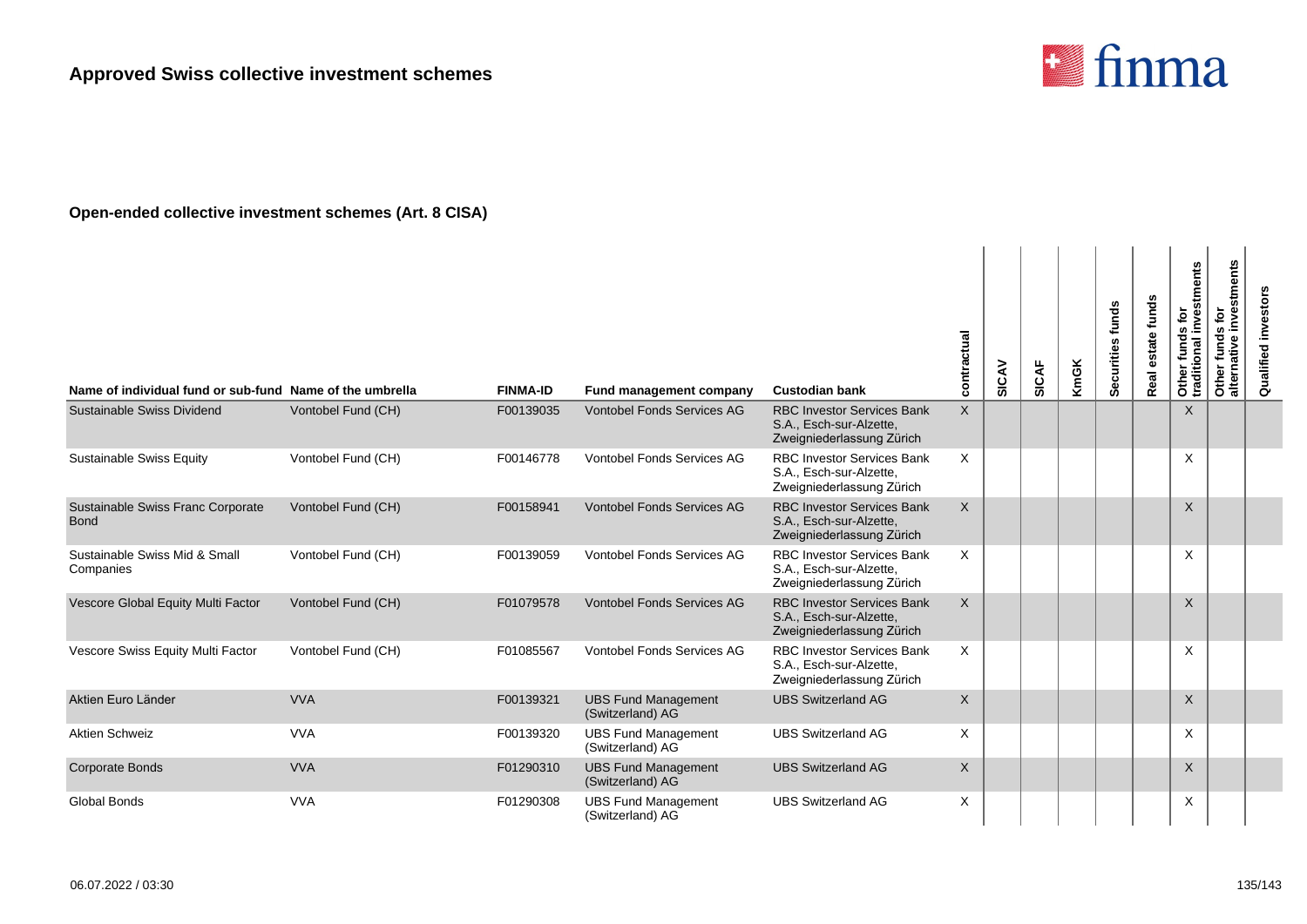## Approved Swiss collective investment schemes

### Open-ended collective investment schemes (Art. 8 CISA)

| Name of individual fund or sub-fund | Name of the umbrella | FINMA-ID | Fund management company | Custodian bank | contractual | SICAV | SICAF | KmGK | Securities funds | Real estate funds | Other funds for traditional investments | Other funds for alternative investments | Qualified investors |
|---|---|---|---|---|---|---|---|---|---|---|---|---|---|
| Sustainable Swiss Dividend | Vontobel Fund (CH) | F00139035 | Vontobel Fonds Services AG | RBC Investor Services Bank S.A., Esch-sur-Alzette, Zweigniederlassung Zürich | X | | | | | | X | | |
| Sustainable Swiss Equity | Vontobel Fund (CH) | F00146778 | Vontobel Fonds Services AG | RBC Investor Services Bank S.A., Esch-sur-Alzette, Zweigniederlassung Zürich | X | | | | | | X | | |
| Sustainable Swiss Franc Corporate Bond | Vontobel Fund (CH) | F00158941 | Vontobel Fonds Services AG | RBC Investor Services Bank S.A., Esch-sur-Alzette, Zweigniederlassung Zürich | X | | | | | | X | | |
| Sustainable Swiss Mid & Small Companies | Vontobel Fund (CH) | F00139059 | Vontobel Fonds Services AG | RBC Investor Services Bank S.A., Esch-sur-Alzette, Zweigniederlassung Zürich | X | | | | | | X | | |
| Vescore Global Equity Multi Factor | Vontobel Fund (CH) | F01079578 | Vontobel Fonds Services AG | RBC Investor Services Bank S.A., Esch-sur-Alzette, Zweigniederlassung Zürich | X | | | | | | X | | |
| Vescore Swiss Equity Multi Factor | Vontobel Fund (CH) | F01085567 | Vontobel Fonds Services AG | RBC Investor Services Bank S.A., Esch-sur-Alzette, Zweigniederlassung Zürich | X | | | | | | X | | |
| Aktien Euro Länder | VVA | F00139321 | UBS Fund Management (Switzerland) AG | UBS Switzerland AG | X | | | | | | X | | |
| Aktien Schweiz | VVA | F00139320 | UBS Fund Management (Switzerland) AG | UBS Switzerland AG | X | | | | | | X | | |
| Corporate Bonds | VVA | F01290310 | UBS Fund Management (Switzerland) AG | UBS Switzerland AG | X | | | | | | X | | |
| Global Bonds | VVA | F01290308 | UBS Fund Management (Switzerland) AG | UBS Switzerland AG | X | | | | | | X | | |

06.07.2022 / 03:30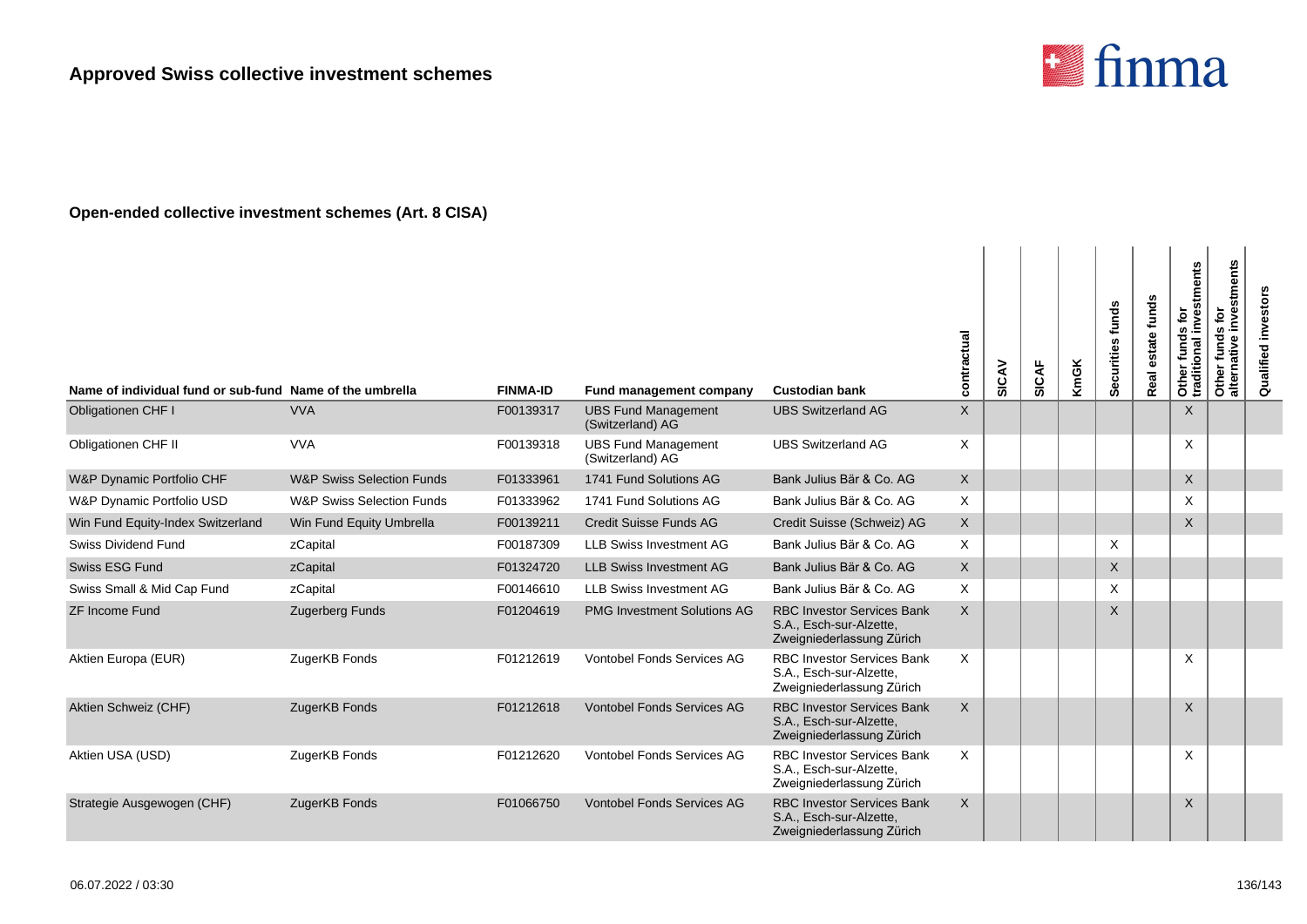## Approved Swiss collective investment schemes

### Open-ended collective investment schemes (Art. 8 CISA)

| Name of individual fund or sub-fund | Name of the umbrella | FINMA-ID | Fund management company | Custodian bank | contractual | SICAV | SICAF | KmGK | Securities funds | Real estate funds | Other funds for traditional investments | Other funds for alternative investments | Qualified investors |
|---|---|---|---|---|---|---|---|---|---|---|---|---|---|
| Obligationen CHF I | VVA | F00139317 | UBS Fund Management (Switzerland) AG | UBS Switzerland AG | X | | | | | | X | | |
| Obligationen CHF II | VVA | F00139318 | UBS Fund Management (Switzerland) AG | UBS Switzerland AG | X | | | | | | X | | |
| W&P Dynamic Portfolio CHF | W&P Swiss Selection Funds | F01333961 | 1741 Fund Solutions AG | Bank Julius Bär & Co. AG | X | | | | | | X | | |
| W&P Dynamic Portfolio USD | W&P Swiss Selection Funds | F01333962 | 1741 Fund Solutions AG | Bank Julius Bär & Co. AG | X | | | | | | X | | |
| Win Fund Equity-Index Switzerland | Win Fund Equity Umbrella | F00139211 | Credit Suisse Funds AG | Credit Suisse (Schweiz) AG | X | | | | | | X | | |
| Swiss Dividend Fund | zCapital | F00187309 | LLB Swiss Investment AG | Bank Julius Bär & Co. AG | X | | | | X | | | | |
| Swiss ESG Fund | zCapital | F01324720 | LLB Swiss Investment AG | Bank Julius Bär & Co. AG | X | | | | X | | | | |
| Swiss Small & Mid Cap Fund | zCapital | F00146610 | LLB Swiss Investment AG | Bank Julius Bär & Co. AG | X | | | | X | | | | |
| ZF Income Fund | Zugerberg Funds | F01204619 | PMG Investment Solutions AG | RBC Investor Services Bank S.A., Esch-sur-Alzette, Zweigniederlassung Zürich | X | | | | X | | | | |
| Aktien Europa (EUR) | ZugerKB Fonds | F01212619 | Vontobel Fonds Services AG | RBC Investor Services Bank S.A., Esch-sur-Alzette, Zweigniederlassung Zürich | X | | | | | | X | | |
| Aktien Schweiz (CHF) | ZugerKB Fonds | F01212618 | Vontobel Fonds Services AG | RBC Investor Services Bank S.A., Esch-sur-Alzette, Zweigniederlassung Zürich | X | | | | | | X | | |
| Aktien USA (USD) | ZugerKB Fonds | F01212620 | Vontobel Fonds Services AG | RBC Investor Services Bank S.A., Esch-sur-Alzette, Zweigniederlassung Zürich | X | | | | | | X | | |
| Strategie Ausgewogen (CHF) | ZugerKB Fonds | F01066750 | Vontobel Fonds Services AG | RBC Investor Services Bank S.A., Esch-sur-Alzette, Zweigniederlassung Zürich | X | | | | | | X | | |

06.07.2022 / 03:30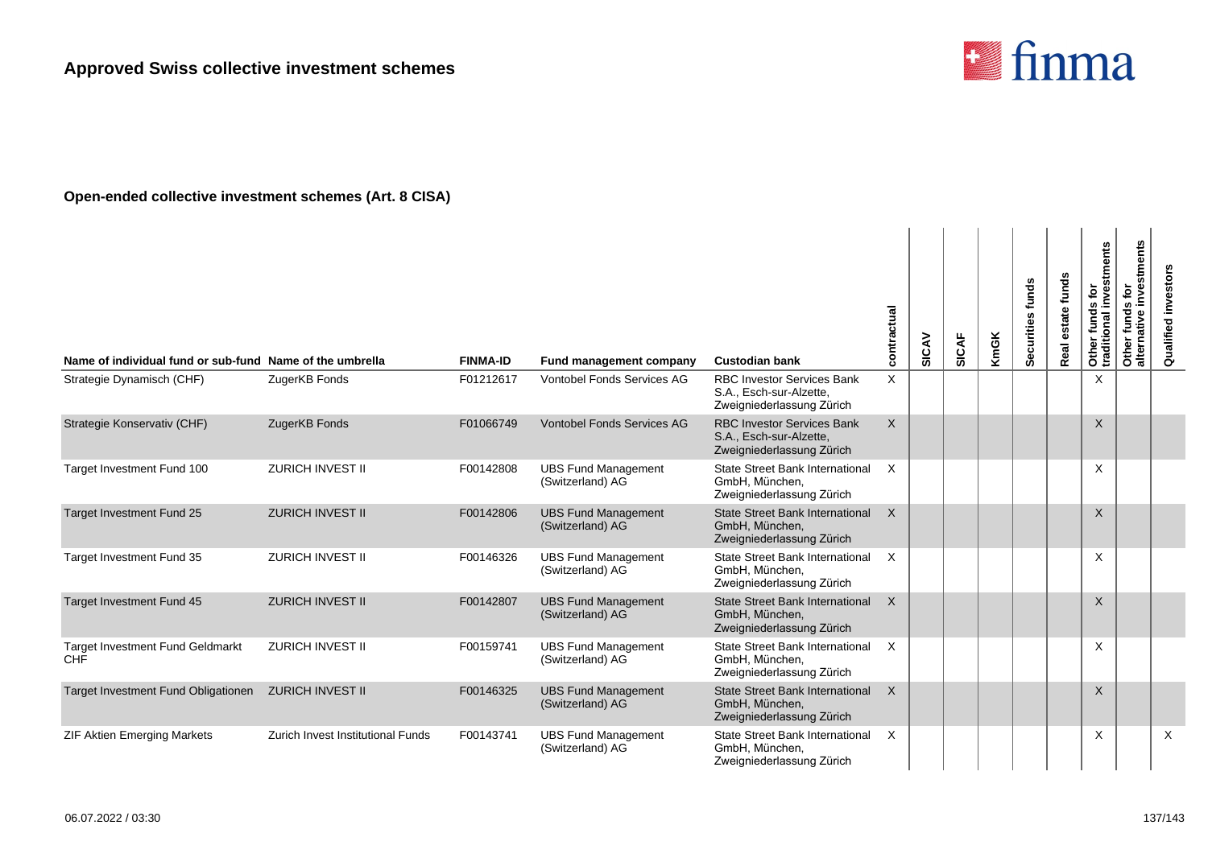# Approved Swiss collective investment schemes

## Open-ended collective investment schemes (Art. 8 CISA)

| Name of individual fund or sub-fund | Name of the umbrella | FINMA-ID | Fund management company | Custodian bank | contractual | SICAV | SICAF | KmGK | Securities funds | Real estate funds | Other funds for traditional investments | Other funds for alternative investments | Qualified investors |
|---|---|---|---|---|---|---|---|---|---|---|---|---|---|
| Strategie Dynamisch (CHF) | ZugerKB Fonds | F01212617 | Vontobel Fonds Services AG | RBC Investor Services Bank S.A., Esch-sur-Alzette, Zweigniederlassung Zürich | X | | | | | | X | | |
| Strategie Konservativ (CHF) | ZugerKB Fonds | F01066749 | Vontobel Fonds Services AG | RBC Investor Services Bank S.A., Esch-sur-Alzette, Zweigniederlassung Zürich | X | | | | | | X | | |
| Target Investment Fund 100 | ZURICH INVEST II | F00142808 | UBS Fund Management (Switzerland) AG | State Street Bank International GmbH, München, Zweigniederlassung Zürich | X | | | | | | X | | |
| Target Investment Fund 25 | ZURICH INVEST II | F00142806 | UBS Fund Management (Switzerland) AG | State Street Bank International GmbH, München, Zweigniederlassung Zürich | X | | | | | | X | | |
| Target Investment Fund 35 | ZURICH INVEST II | F00146326 | UBS Fund Management (Switzerland) AG | State Street Bank International GmbH, München, Zweigniederlassung Zürich | X | | | | | | X | | |
| Target Investment Fund 45 | ZURICH INVEST II | F00142807 | UBS Fund Management (Switzerland) AG | State Street Bank International GmbH, München, Zweigniederlassung Zürich | X | | | | | | X | | |
| Target Investment Fund Geldmarkt CHF | ZURICH INVEST II | F00159741 | UBS Fund Management (Switzerland) AG | State Street Bank International GmbH, München, Zweigniederlassung Zürich | X | | | | | | X | | |
| Target Investment Fund Obligationen | ZURICH INVEST II | F00146325 | UBS Fund Management (Switzerland) AG | State Street Bank International GmbH, München, Zweigniederlassung Zürich | X | | | | | | X | | |
| ZIF Aktien Emerging Markets | Zurich Invest Institutional Funds | F00143741 | UBS Fund Management (Switzerland) AG | State Street Bank International GmbH, München, Zweigniederlassung Zürich | X | | | | | | X | | X |

06.07.2022 / 03:30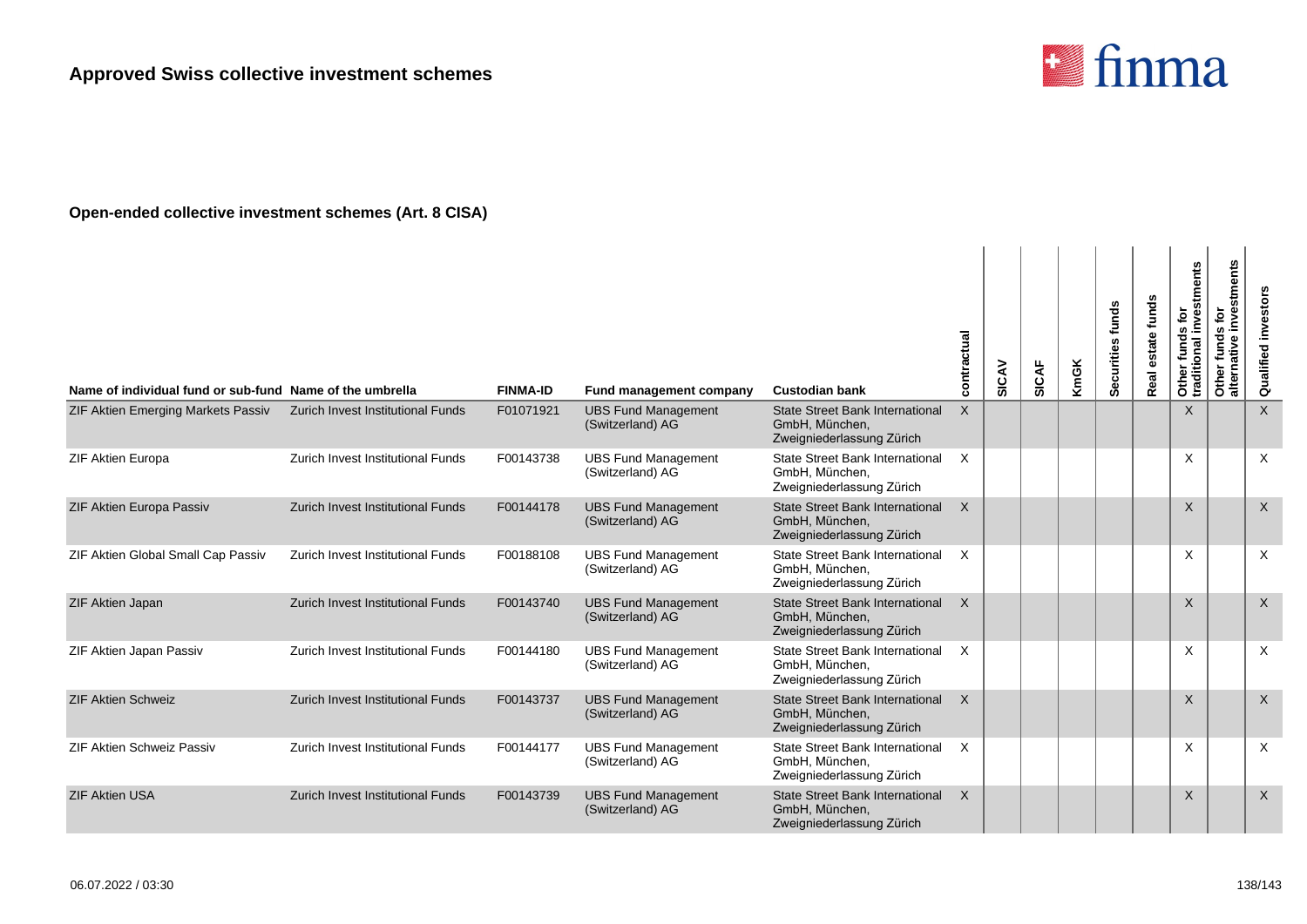## Approved Swiss collective investment schemes

### Open-ended collective investment schemes (Art. 8 CISA)

| Name of individual fund or sub-fund | Name of the umbrella | FINMA-ID | Fund management company | Custodian bank | contractual | SICAV | SICAF | KmGK | Securities funds | Real estate funds | Other funds for traditional investments | Other funds for alternative investments | Qualified investors |
|---|---|---|---|---|---|---|---|---|---|---|---|---|---|
| ZIF Aktien Emerging Markets Passiv | Zurich Invest Institutional Funds | F01071921 | UBS Fund Management (Switzerland) AG | State Street Bank International GmbH, München, Zweigniederlassung Zürich | X | | | | | | X | | X |
| ZIF Aktien Europa | Zurich Invest Institutional Funds | F00143738 | UBS Fund Management (Switzerland) AG | State Street Bank International GmbH, München, Zweigniederlassung Zürich | X | | | | | | X | | X |
| ZIF Aktien Europa Passiv | Zurich Invest Institutional Funds | F00144178 | UBS Fund Management (Switzerland) AG | State Street Bank International GmbH, München, Zweigniederlassung Zürich | X | | | | | | X | | X |
| ZIF Aktien Global Small Cap Passiv | Zurich Invest Institutional Funds | F00188108 | UBS Fund Management (Switzerland) AG | State Street Bank International GmbH, München, Zweigniederlassung Zürich | X | | | | | | X | | X |
| ZIF Aktien Japan | Zurich Invest Institutional Funds | F00143740 | UBS Fund Management (Switzerland) AG | State Street Bank International GmbH, München, Zweigniederlassung Zürich | X | | | | | | X | | X |
| ZIF Aktien Japan Passiv | Zurich Invest Institutional Funds | F00144180 | UBS Fund Management (Switzerland) AG | State Street Bank International GmbH, München, Zweigniederlassung Zürich | X | | | | | | X | | X |
| ZIF Aktien Schweiz | Zurich Invest Institutional Funds | F00143737 | UBS Fund Management (Switzerland) AG | State Street Bank International GmbH, München, Zweigniederlassung Zürich | X | | | | | | X | | X |
| ZIF Aktien Schweiz Passiv | Zurich Invest Institutional Funds | F00144177 | UBS Fund Management (Switzerland) AG | State Street Bank International GmbH, München, Zweigniederlassung Zürich | X | | | | | | X | | X |
| ZIF Aktien USA | Zurich Invest Institutional Funds | F00143739 | UBS Fund Management (Switzerland) AG | State Street Bank International GmbH, München, Zweigniederlassung Zürich | X | | | | | | X | | X |

06.07.2022 / 03:30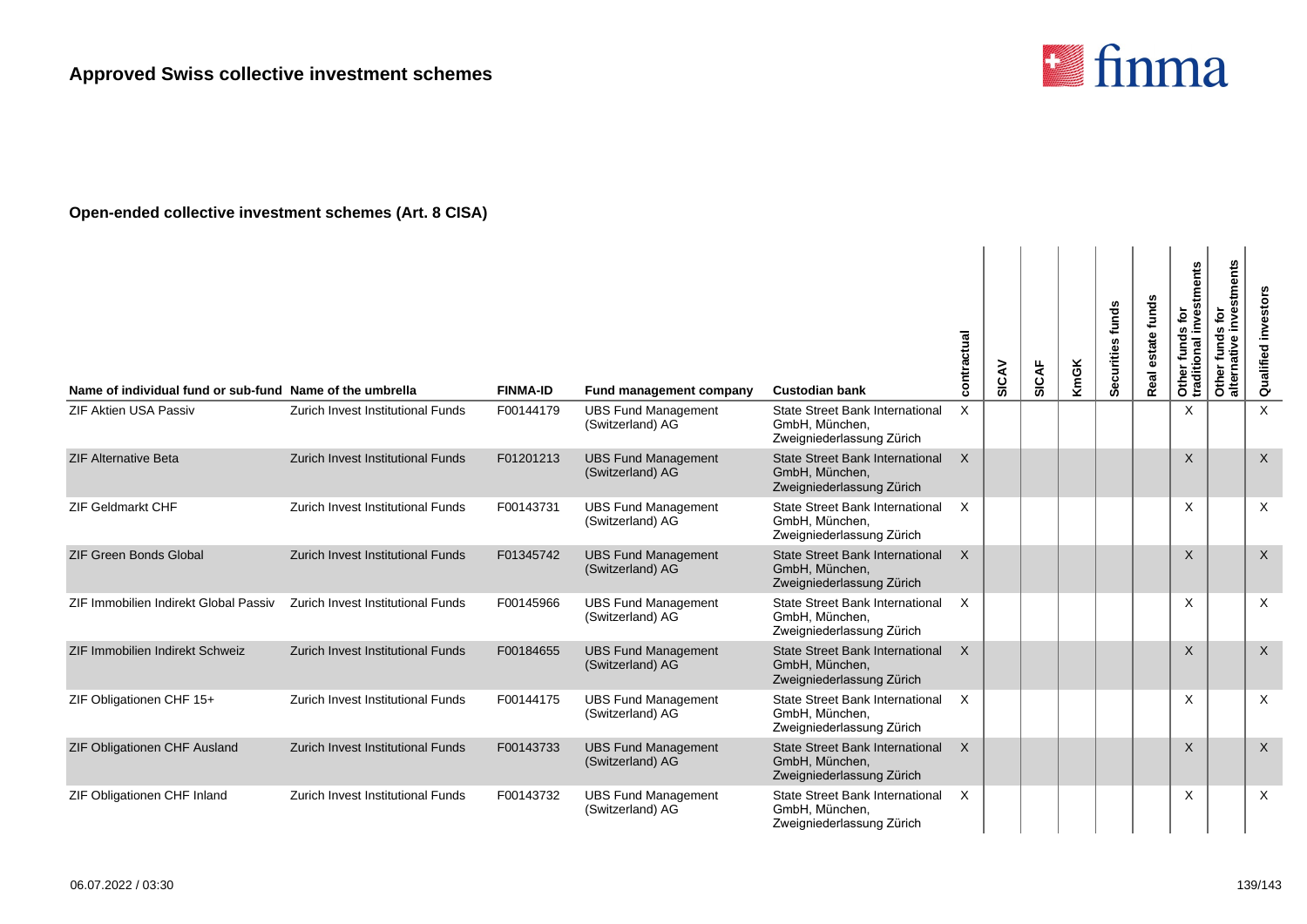## Approved Swiss collective investment schemes

### Open-ended collective investment schemes (Art. 8 CISA)

| Name of individual fund or sub-fund | Name of the umbrella | FINMA-ID | Fund management company | Custodian bank | contractual | SICAV | SICAF | KmGK | Securities funds | Real estate funds | Other funds for traditional investments | Other funds for alternative investments | Qualified investors |
|---|---|---|---|---|---|---|---|---|---|---|---|---|---|
| ZIF Aktien USA Passiv | Zurich Invest Institutional Funds | F00144179 | UBS Fund Management (Switzerland) AG | State Street Bank International GmbH, München, Zweigniederlassung Zürich | X | | | | | | X | | X |
| ZIF Alternative Beta | Zurich Invest Institutional Funds | F01201213 | UBS Fund Management (Switzerland) AG | State Street Bank International GmbH, München, Zweigniederlassung Zürich | X | | | | | | X | | X |
| ZIF Geldmarkt CHF | Zurich Invest Institutional Funds | F00143731 | UBS Fund Management (Switzerland) AG | State Street Bank International GmbH, München, Zweigniederlassung Zürich | X | | | | | | X | | X |
| ZIF Green Bonds Global | Zurich Invest Institutional Funds | F01345742 | UBS Fund Management (Switzerland) AG | State Street Bank International GmbH, München, Zweigniederlassung Zürich | X | | | | | | X | | X |
| ZIF Immobilien Indirekt Global Passiv | Zurich Invest Institutional Funds | F00145966 | UBS Fund Management (Switzerland) AG | State Street Bank International GmbH, München, Zweigniederlassung Zürich | X | | | | | | X | | X |
| ZIF Immobilien Indirekt Schweiz | Zurich Invest Institutional Funds | F00184655 | UBS Fund Management (Switzerland) AG | State Street Bank International GmbH, München, Zweigniederlassung Zürich | X | | | | | | X | | X |
| ZIF Obligationen CHF 15+ | Zurich Invest Institutional Funds | F00144175 | UBS Fund Management (Switzerland) AG | State Street Bank International GmbH, München, Zweigniederlassung Zürich | X | | | | | | X | | X |
| ZIF Obligationen CHF Ausland | Zurich Invest Institutional Funds | F00143733 | UBS Fund Management (Switzerland) AG | State Street Bank International GmbH, München, Zweigniederlassung Zürich | X | | | | | | X | | X |
| ZIF Obligationen CHF Inland | Zurich Invest Institutional Funds | F00143732 | UBS Fund Management (Switzerland) AG | State Street Bank International GmbH, München, Zweigniederlassung Zürich | X | | | | | | X | | X |

06.07.2022 / 03:30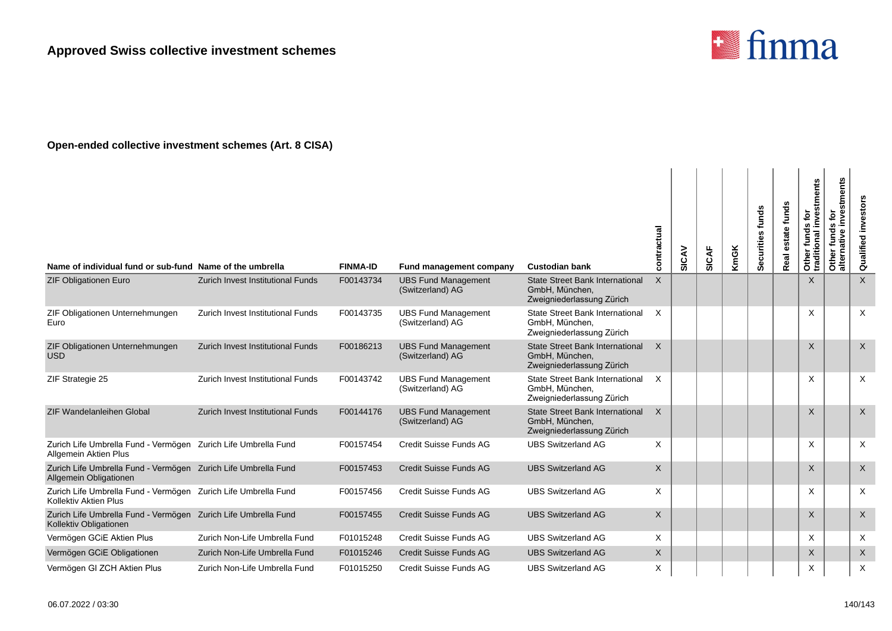## Approved Swiss collective investment schemes

### Open-ended collective investment schemes (Art. 8 CISA)

| Name of individual fund or sub-fund | Name of the umbrella | FINMA-ID | Fund management company | Custodian bank | contractual | SICAV | SICAF | KmGK | Securities funds | Real estate funds | Other funds for traditional investments | Other funds for alternative investments | Qualified investors |
|---|---|---|---|---|---|---|---|---|---|---|---|---|---|
| ZIF Obligationen Euro | Zurich Invest Institutional Funds | F00143734 | UBS Fund Management (Switzerland) AG | State Street Bank International GmbH, München, Zweigniederlassung Zürich | X | | | | | | X | | X |
| ZIF Obligationen Unternehmungen Euro | Zurich Invest Institutional Funds | F00143735 | UBS Fund Management (Switzerland) AG | State Street Bank International GmbH, München, Zweigniederlassung Zürich | X | | | | | | X | | X |
| ZIF Obligationen Unternehmungen USD | Zurich Invest Institutional Funds | F00186213 | UBS Fund Management (Switzerland) AG | State Street Bank International GmbH, München, Zweigniederlassung Zürich | X | | | | | | X | | X |
| ZIF Strategie 25 | Zurich Invest Institutional Funds | F00143742 | UBS Fund Management (Switzerland) AG | State Street Bank International GmbH, München, Zweigniederlassung Zürich | X | | | | | | X | | X |
| ZIF Wandelanleihen Global | Zurich Invest Institutional Funds | F00144176 | UBS Fund Management (Switzerland) AG | State Street Bank International GmbH, München, Zweigniederlassung Zürich | X | | | | | | X | | X |
| Zurich Life Umbrella Fund - Vermögen Allgemein Aktien Plus | Zurich Life Umbrella Fund | F00157454 | Credit Suisse Funds AG | UBS Switzerland AG | X | | | | | | X | | X |
| Zurich Life Umbrella Fund - Vermögen Allgemein Obligationen | Zurich Life Umbrella Fund | F00157453 | Credit Suisse Funds AG | UBS Switzerland AG | X | | | | | | X | | X |
| Zurich Life Umbrella Fund - Vermögen Kollektiv Aktien Plus | Zurich Life Umbrella Fund | F00157456 | Credit Suisse Funds AG | UBS Switzerland AG | X | | | | | | X | | X |
| Zurich Life Umbrella Fund - Vermögen Kollektiv Obligationen | Zurich Life Umbrella Fund | F00157455 | Credit Suisse Funds AG | UBS Switzerland AG | X | | | | | | X | | X |
| Vermögen GCiE Aktien Plus | Zurich Non-Life Umbrella Fund | F01015248 | Credit Suisse Funds AG | UBS Switzerland AG | X | | | | | | X | | X |
| Vermögen GCiE Obligationen | Zurich Non-Life Umbrella Fund | F01015246 | Credit Suisse Funds AG | UBS Switzerland AG | X | | | | | | X | | X |
| Vermögen GI ZCH Aktien Plus | Zurich Non-Life Umbrella Fund | F01015250 | Credit Suisse Funds AG | UBS Switzerland AG | X | | | | | | X | | X |

06.07.2022 / 03:30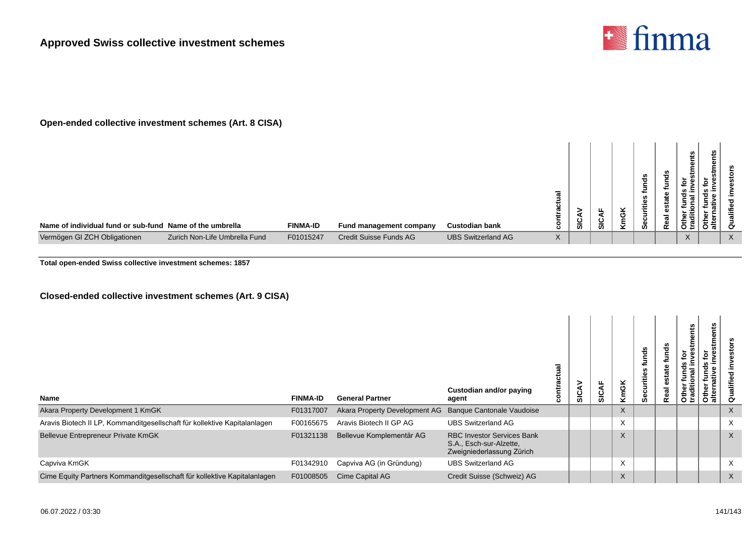## Approved Swiss collective investment schemes

### Open-ended collective investment schemes (Art. 8 CISA)

| Name of individual fund or sub-fund | Name of the umbrella | FINMA-ID | Fund management company | Custodian bank | contractual | SICAV | SICAF | KmGK | Securities funds | Real estate funds | Other funds for traditional investments | Other funds for alternative investments | Qualified investors |
|---|---|---|---|---|---|---|---|---|---|---|---|---|---|
| Vermögen GI ZCH Obligationen | Zurich Non-Life Umbrella Fund | F01015247 | Credit Suisse Funds AG | UBS Switzerland AG | X | | | | | | X | | X |

**Total open-ended Swiss collective investment schemes: 1857**

### Closed-ended collective investment schemes (Art. 9 CISA)

| Name | FINMA-ID | General Partner | Custodian and/or paying agent | contractual | SICAV | SICAF | KmGK | Securities funds | Real estate funds | Other funds for traditional investments | Other funds for alternative investments | Qualified investors |
|---|---|---|---|---|---|---|---|---|---|---|---|---|
| Akara Property Development 1 KmGK | F01317007 | Akara Property Development AG | Banque Cantonale Vaudoise | | | | X | | | | | X |
| Aravis Biotech II LP, Kommanditgesellschaft für kollektive Kapitalanlagen | F00165675 | Aravis Biotech II GP AG | UBS Switzerland AG | | | | X | | | | | X |
| Bellevue Entrepreneur Private KmGK | F01321138 | Bellevue Komplementär AG | RBC Investor Services Bank S.A., Esch-sur-Alzette, Zweigniederlassung Zürich | | | | X | | | | | X |
| Capviva KmGK | F01342910 | Capviva AG (in Gründung) | UBS Switzerland AG | | | | X | | | | | X |
| Cime Equity Partners Kommanditgesellschaft für kollektive Kapitalanlagen | F01008505 | Cime Capital AG | Credit Suisse (Schweiz) AG | | | | X | | | | | X |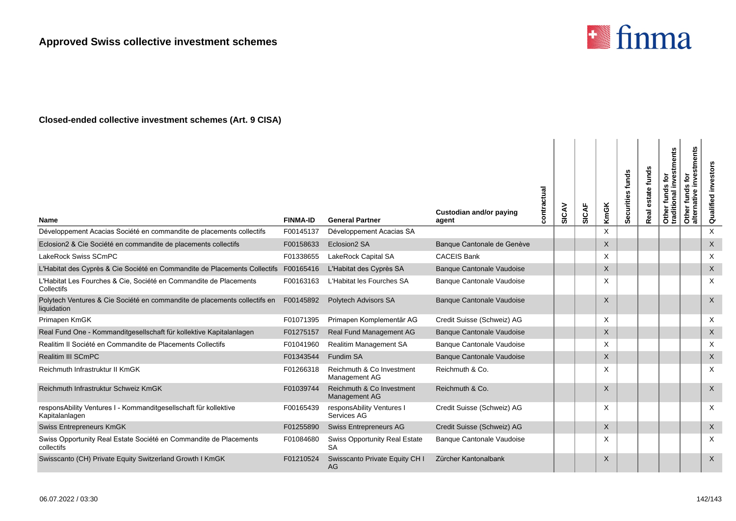## Approved Swiss collective investment schemes

### Closed-ended collective investment schemes (Art. 9 CISA)

| Name | FINMA-ID | General Partner | Custodian and/or paying agent | contractual | SICAV | SICAF | KmGK | Securities funds | Real estate funds | Other funds for traditional investments | Other funds for alternative investments | Qualified investors |
|---|---|---|---|---|---|---|---|---|---|---|---|---|
| Développement Acacias Société en commandite de placements collectifs | F00145137 | Développement Acacias SA | | | | | X | | | | | X |
| Eclosion2 & Cie Société en commandite de placements collectifs | F00158633 | Eclosion2 SA | Banque Cantonale de Genève | | | | X | | | | | X |
| LakeRock Swiss SCmPC | F01338655 | LakeRock Capital SA | CACEIS Bank | | | | X | | | | | X |
| L'Habitat des Cyprès & Cie Société en Commandite de Placements Collectifs | F00165416 | L'Habitat des Cyprès SA | Banque Cantonale Vaudoise | | | | X | | | | | X |
| L'Habitat Les Fourches & Cie, Société en Commandite de Placements Collectifs | F00163163 | L'Habitat les Fourches SA | Banque Cantonale Vaudoise | | | | X | | | | | X |
| Polytech Ventures & Cie Société en commandite de placements collectifs en liquidation | F00145892 | Polytech Advisors SA | Banque Cantonale Vaudoise | | | | X | | | | | X |
| Primapen KmGK | F01071395 | Primapen Komplementär AG | Credit Suisse (Schweiz) AG | | | | X | | | | | X |
| Real Fund One - Kommanditgesellschaft für kollektive Kapitalanlagen | F01275157 | Real Fund Management AG | Banque Cantonale Vaudoise | | | | X | | | | | X |
| Realitim II Société en Commandite de Placements Collectifs | F01041960 | Realitim Management SA | Banque Cantonale Vaudoise | | | | X | | | | | X |
| Realitim III SCmPC | F01343544 | Fundim SA | Banque Cantonale Vaudoise | | | | X | | | | | X |
| Reichmuth Infrastruktur II KmGK | F01266318 | Reichmuth & Co Investment Management AG | Reichmuth & Co. | | | | X | | | | | X |
| Reichmuth Infrastruktur Schweiz KmGK | F01039744 | Reichmuth & Co Investment Management AG | Reichmuth & Co. | | | | X | | | | | X |
| responsAbility Ventures I - Kommanditgesellschaft für kollektive Kapitalanlagen | F00165439 | responsAbility Ventures I Services AG | Credit Suisse (Schweiz) AG | | | | X | | | | | X |
| Swiss Entrepreneurs KmGK | F01255890 | Swiss Entrepreneurs AG | Credit Suisse (Schweiz) AG | | | | X | | | | | X |
| Swiss Opportunity Real Estate Société en Commandite de Placements collectifs | F01084680 | Swiss Opportunity Real Estate SA | Banque Cantonale Vaudoise | | | | X | | | | | X |
| Swisscanto (CH) Private Equity Switzerland Growth I KmGK | F01210524 | Swisscanto Private Equity CH I AG | Zürcher Kantonalbank | | | | X | | | | | X |

06.07.2022 / 03:30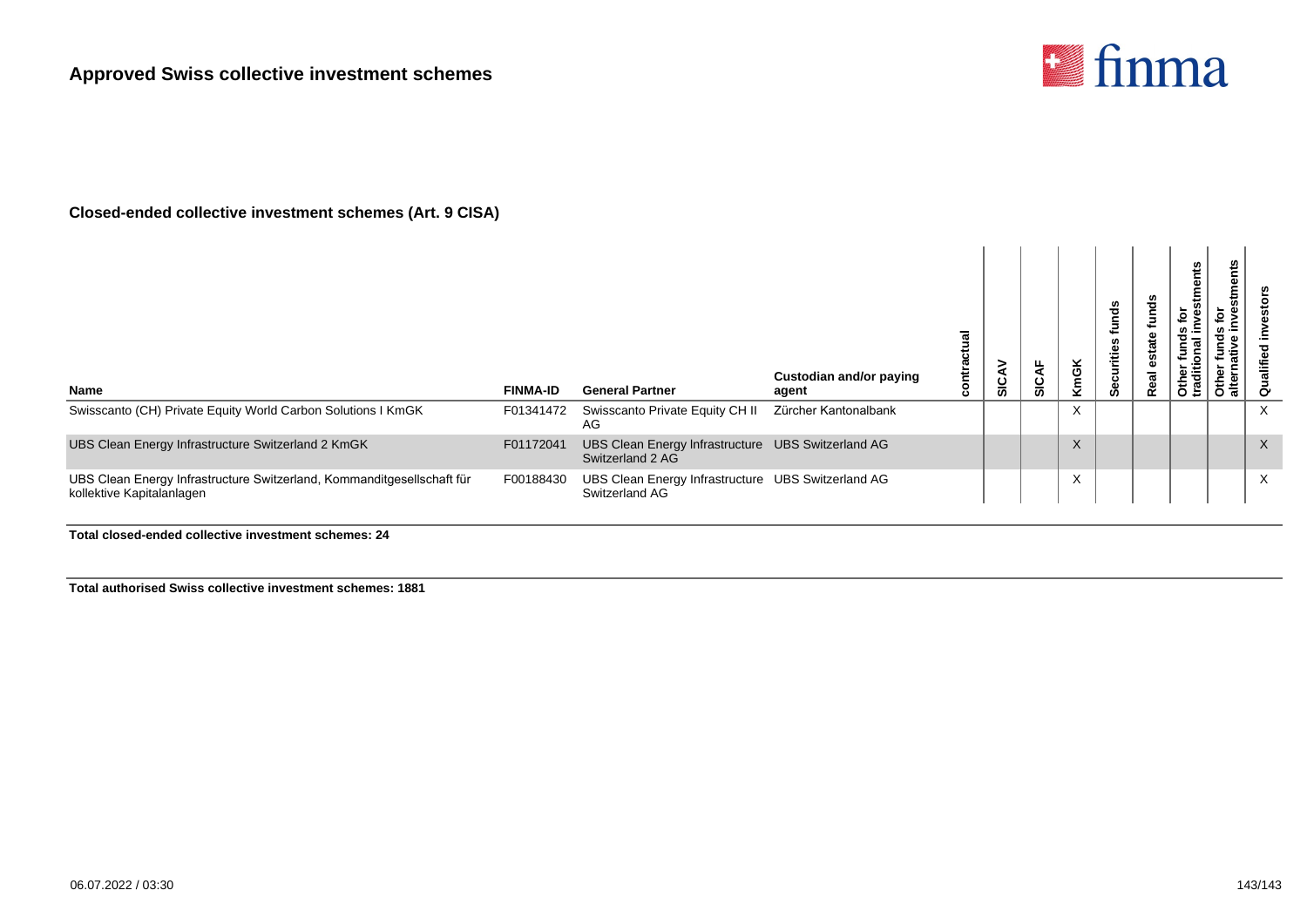## Closed-ended collective investment schemes (Art. 9 CISA)

| Name | FINMA-ID | General Partner | Custodian and/or paying agent | contractual | SICAV | SICAF | KmGK | Securities funds | Real estate funds | Other funds for traditional investments | Other funds for alternative investments | Qualified investors |
|---|---|---|---|---|---|---|---|---|---|---|---|---|
| Swisscanto (CH) Private Equity World Carbon Solutions I KmGK | F01341472 | Swisscanto Private Equity CH II AG | Zürcher Kantonalbank | | | | X | | | | | X |
| UBS Clean Energy Infrastructure Switzerland 2 KmGK | F01172041 | UBS Clean Energy Infrastructure Switzerland 2 AG | UBS Switzerland AG | | | | X | | | | | X |
| UBS Clean Energy Infrastructure Switzerland, Kommanditgesellschaft für kollektive Kapitalanlagen | F00188430 | UBS Clean Energy Infrastructure Switzerland AG | UBS Switzerland AG | | | | X | | | | | X |

**Total closed-ended collective investment schemes: 24**

**Total authorised Swiss collective investment schemes: 1881**